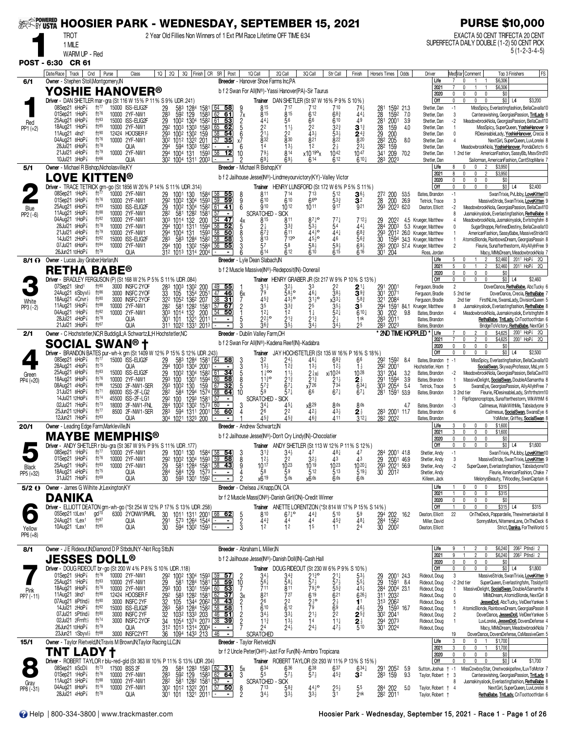# HOOSIER PARK - WEDNESDAY, SEPTEMBER 15, 2021

**PURSE $10,000**

**1** TROT — 1 MILE — WARM UP - Red

2 Year Old Fillies Non Winners of 1 Ext PM Race Lifetime OFF TIME 6:34

EXACTA 50 CENT TRIFECTA 20 CENT SUPERFECTA DAILY DOUBLE (1-2) 50 CENT PICK 5 (1-2-3-4-5)

**POST - 6:30 CR 61**

---

## 1 — YOSHIE HANOVER® (6/1) — Red, PP1 (+2)

Owner - Stephen Stoll,Montgomery,IN
Breeder - Hanover Shoe Farms Inc,PA
b f 2 Swan For All(IN®) - Yassi Hanover(PA) - Sir Taurus
Driver - DAN SHETLER mar-gra (St 116 W 15% P 11% S 9% UDR .241)
Trainer DAN SHETLER (St 97 W 16% P 9% S 10%)

| | Starts | W | P | S | Earnings |
|---|---|---|---|---|---|
| Life | 7 | 0 | 1 | 1 | $6,306 |
| 2021 | 7 | 0 | 1 | 1 | $6,306 |
| 2020 | 0 | 0 | 0 | 0 | $0 |
| Off | 0 | 0 | 0 | 0 | $0 L4 $3,200 |

| Date/Race | Track | Cnd | Purse | Class | 1Q | 2Q | 3Q | Finish | CR | SR | Post | 1Q Call | 2Q Call | 3Q Call | Str Call | Finish | Horse's Times | Odds | Driver | Med/Var | Comment | Top 3 Finishers |
|---|---|---|---|---|---|---|---|---|---|---|---|---|---|---|---|---|---|---|---|---|---|---|
| 08Sep21 6HoP⅞ | ft77 | | 15000 | ISS-ELIG2F | 29 | 58³ | 128⁴ | 158¹ | 64 | 58 | 9 | 8¹⁵ | 7¹⁷ | 7¹² | 7¹⁰ | 7⁶¼ | 28¹ 159² | 21.3 | Shetler, Dan | -1 | | MissSpicy, Everlastingfashion, BellaCavalla10 |
| 01Sep21 1HoP⅞ | ft76 | | 10000 | 2YF-NW1 | 28³ | 59² | 129 | 158³ | 62 | 61 | 7x | 8¹⁵ | 8¹⁵ | 6¹² | 6⁸¾ | 4⁴¼ | 28 159² | 7.0 | Shetler, Dan | 3 | | Canterawishing, GeorgiasPassion, TntLady 8 |
| 25Aug21 6HoP⅞ | ft83 | | 15000 | ISS-ELIG2F | 29 | 100² | 130⁴ | 158² | 61 | 53 | 2 | 4⁴¼ | 5⁶ | 6⁶ | 6¹⁰ | 4⁹ | 28¹ 200¹ | 3.9 | Shetler, Dan | -2 | | MeadowbrookNola, GeorgiasPassion, BellaCavll10 |
| 18Aug21 1HoP⅞ | ft85 | | 10000 | 2YF-NW1 | 29² | 100³ | 130³ | 158³ | 65 | 62 | 5 | 2² | 1½ | 2² | 3²¾ | 3¹¾ | 28 159 | 4.0 | Shetler, Dan | 1 | | MissSpicy, SuperQueen, YoshieHanover 9 |
| 11Aug21 4Ind¹ | ft90 | | 12424 | HOOSIER F | 29³ | 100² | 130² | 159 | 58 | 54 | 6 | 2¹½ | 2² | 4³½ | 5³¼ | 2⁴¾ | 29 200 | | Shetler, Dan | 0 | | RDesireableLady, YoshieHanover, Crecia 8 |
| 04Aug21 8HoP⅞ | ft76 | | 10000 | 2YF-NW1 | 30² | 101² | 132² | 201 | 57 | 35 | x7 | 8³² | 8³⁰ | 8²¹ | 8²² | 8²⁰ | 28² 205 | 8.0 | Shetler, Dan | 4 | | NextGirl, SuperQueen, LuvLorelei 8 |
| 28Jul21 6HoP⅞ | ft78 | | | QUA | 29⁴ | 59⁴ | 130³ | 158² | - | - | 6 | 1⁴ | 1³½ | 1² | 2½ | 2³¼ | 28² 159 | | Shetler, Dan | | | MeadowbrookNola, YoshieHanover, PondaDetctv 6 |
| 21Jul21 4HoP⅞ | ft79 | | 10000 | 2YF-NW1 | 29⁴ | 100⁴ | 131 | 159³ | 58 | 12 | 10 | 7⁹½ | 8¹⁴ | x10¹⁹°x | 10⁴² | 10⁴⁷ | 34¹ 209 | 70.2 | Shetler, Dan | 1 | 2nd tier | AmericanFashion, SassyBb, MssvStrd10 |
| 10Jul21 3HoP⅞ | ft66 | | | QUA | 30² | 100⁴ | 131¹ | 200³ | - | - | 2 | 6⁹¼ | 6⁹½ | 6¹⁴ | 6¹² | 6¹⁰½ | 28³ 202³ | | Shetler, Dan | | | Sailorman, AmericanFashion, CantStopMarie 7 |

## 2 — LOVE KITTEN® (5/1) — Blue, PP2 (-6)

Owner - Michael R Bishop,KY
Breeder - Michael R Bishop,KY
b f 2 Jailhouse Jesse(IN®) - Lindmeyourvictory(KY) - Valley Victor
Driver - TRACE TETRICK grn-go (St 1856 W 20% P 14% S 11% UDR .314)
Trainer HENRY LUNSFORD (St 172 W 6% P 5% S 11%)

| | Starts | W | P | S | Earnings |
|---|---|---|---|---|---|
| Life | 8 | 0 | 0 | 2 | $3,950 |
| 2021 | 8 | 0 | 0 | 2 | $3,950 |
| 2020 | 0 | 0 | 0 | 0 | $0 |
| Off | 0 | 0 | 0 | 0 | $0 L4 $2,400 |

| Date/Race | Track | Cnd | Purse | Class | 1Q | 2Q | 3Q | Finish | CR | SR | Post | 1Q Call | 2Q Call | 3Q Call | Str Call | Finish | Horse's Times | Odds | Driver | Med/Var | Comment | Top 3 Finishers |
|---|---|---|---|---|---|---|---|---|---|---|---|---|---|---|---|---|---|---|---|---|---|---|
| 08Sep21 1HoP⅞ | ft77 | | 10000 | 2YF-NW1 | 29 | 100¹ | 130 | 158⁴ | 58 | 55 | 8 | 8¹¹ | 7¹⁴ | 7¹³ | 5¹² | 3⁶½ | 27² 200 | 53.5 | Bates, Brandon | -1 | | SwanTrixie, PvLibby, LoveKitten10 |
| 01Sep21 5HoP⅞ | ft76 | | 10000 | 2YF-NW1 | 29² | 100² | 130⁴ | 159³ | 59 | 59 | 9 | 6¹⁰ | 6¹⁰ | 6⁶° | 5³¾ | 3² | 28 200 | 26.9 | Tetrick, Trace | 3 | | MassiveStride, SwanTrixie, LoveKitten 9 |
| 25Aug21 6HoP⅞ | ft83 | | 15000 | ISS-ELIG2F | 29 | 100² | 130⁴ | 158² | 61 | 41 | 6 | 9¹⁰ | 10¹² | 10¹¹ | 9¹⁷ | 9²¹ | 29³ 202³ | 62.0 | Deaton, Elliott | -2 | | MeadowbrookNola, GeorgiasPassion, BellaCavll10 |
| 11Aug21 5HoP⅞ | ft88 | | 10000 | 2YF-NW1 | 28² | 58¹ | 128² | 158¹ | 57 | - | | SCRATCHED - SICK | | | | | | | | 8 | | Jusmakinyalook, Everlastingfashion, RethaBabe 8 |
| 04Aug21 1HoP⅞ | ft82 | | 10000 | 2YF-NW1 | 30³ | 101⁴ | 132 | 200 | 54 | 47 | 4x | 8¹⁵ | 8¹¹ | 8⁷¼° | 7⁷¼ | 7¹²½ | 29 202² | 4.5 | Krueger, Matthew | 4 | | MeadowbrookNola, Jusmakinyalook, Evrlstngfshn 8 |
| 28Jul21 9HoP⅞ | ft78 | | 10000 | 2YF-NW1 | 29⁴ | 100¹ | 131¹ | 159⁴ | 58 | 52 | 5 | 2½ | 3³¾ | 5³½ | 5⁴ | 4⁴¼ | 28⁴ 200³ | 5.3 | Krueger, Matthew | 0 | | SugarShoppe, RefinedDestiny, BellaCavalla10 |
| 21Jul21 4HoP⅞ | ft79 | | 10000 | 2YF-NW1 | 29⁴ | 100⁴ | 131 | 159³ | 58 | 50 | 8 | 6⁷¾ | 6¹¹ | 4⁴½° | 4⁴¼ | 6⁸¾ | 29³ 201² | 26.0 | Krueger, Matthew | 1 | | AmericanFashion, SassyBabe, MassiveStride10 |
| 14Jul21 2HoP⅞ | ft82 | | 15000 | ISS-ELIG2F | 28³ | 58³ | 128⁴ | 158² | 58 | 58 | 3 | 8¹³ | 7¹³° | 4⁵½° | 4⁶ | 5⁶¾ | 30 159⁴ | 34.3 | Krueger, Matthew | 1 | | AtomicBlonde, RainbowsDream, GeorgiasPassin 8 |
| 07Jul21 6HoP⅞ | ft84 | | 10000 | 2YF-NW1 | 29⁴ | 100 | 130² | 158⁴ | 56 | 55 | 3 | 5⁷ | 5⁸ | 5⁸¾ | 5⁹½ | 6⁹½ | 28³ 200³ | 57.4 | Krueger, Matthew | 2 | | Fleurie, Sunafterthestorm, AllyAllyInFree 9 |
| 26Jun21 10HoP⅞ | ft79 | | | QUA | 31² | 101³ | 131⁴ | 200⁴ | - | - | 6 | 6¹⁴ | 6¹² | 6¹⁰ | 6¹⁵ | 6¹⁶ | 30¹ 204 | | Ross, Jordan | | | Macy, MMsDream, MeadowbrookNola 7 |

## 3 — RETHA BABE® (8/1) — White, PP3 (-2)

Owner - Lucas Jay Graber,Harlan,IN
Breeder - Lyle Dean Slabach,IN
b f 2 Muscle Massive(IN®) - Redeposit(IN) - Donerail
Driver - BRADLEY FERGUSON (P) (St 168 W 2% P 5% S 11% UDR .084)
Trainer HENRY GRABER JR (St 217 W 9% P 10% S 13%)

| | Starts | W | P | S | Earnings | |
|---|---|---|---|---|---|---|
| Life | 5 | 0 | 1 | 2 | $2,460 | 2011 HoP⅞ 2Q |
| 2021 | 5 | 0 | 1 | 2 | $2,460 | 2011 HoP⅞ 2Q |
| 2020 | 0 | 0 | 0 | 0 | $0 | |
| Off | 0 | 0 | 0 | 0 | $0 L4 $2,460 | |

| Date/Race | Track | Cnd | Purse | Class | 1Q | 2Q | 3Q | Finish | CR | SR | Post | 1Q Call | 2Q Call | 3Q Call | Str Call | Finish | Horse's Times | Odds | Driver | Med/Var | Comment | Top 3 Finishers |
|---|---|---|---|---|---|---|---|---|---|---|---|---|---|---|---|---|---|---|---|---|---|---|
| 07Sep21 5Ind¹ | ft80 | | 3000 | INSFC 2YOF | 28³ | 100³ | 130² | 200 | 49 | 55 | 1 | 3¹½ | 3²½ | 3³ | 2² | 2¹½ | 29¹ 200¹ | | Ferguson, Bradle | 2 | | DoverDance, RethaBabe, AbcTucky 6 |
| 24Aug21 6Sbyvl⅞ | ft86 | | 3000 | INSFC 2YOF | 33 | 105 | 135⁴ | 205¹ | 47 | 46 | 6x | 7⁹ | 5⁸½° | 4⁶½ | 3⁸½ | 3⁹¾ | 30¹ 207¹ | | Ferguson, Bradle | 5 | 2nd tier | DoverDance, Crecia, RethaBabe 7 |
| 18Aug21 4Cnvr⅞ | ft80 | | 3000 | INSFC 2YOF | 32² | 105² | 136² | 207 | 38 | 31 | 7 | 4⁵¾ | 4X | 3¹²½° | x3³½ | 5⁸¾ | 32¹ 208⁴ | | Ferguson, Bradle | | 2nd tier | FirstNLine, SwansLady, DivisionQueen 5 |
| 11Aug21 5HoP⅞ | ft88 | | 10000 | 2YF-NW1 | 28² | 58¹ | 128² | 158¹ | 57 | 67 | 2 | 3⁵ | 3³¾ | 2⁵ | 3⁵½ | 3⁵ | 29⁴ 159¹ | 84.1 | Krueger, Matthew | 8 | | Jusmakinyalook, Everlastingfashion, RethaBabe 8 |
| 04Aug21 1HoP⅞ | ft82 | | 10000 | 2YF-NW1 | 30³ | 101⁴ | 132 | 200 | 54 | 50 | 1 | 1²½ | 1² | 1½ | 5²½ | 6¹⁰½ | 30 202 | 9.8 | Bates, Brandon | 4 | | MeadowbrookNola, Jusmakinyalook, Evrlstngfshn 8 |
| 28Jul21 4HoP⅞ | ft78 | | | QUA | 30¹ | 101 | 132¹ | 201¹ | - | - | 5 | 2²½° | 2¹¾ | 2¹¾ | 2½ | 1nk | 28³ 201¹ | | Bates, Brandon | | | RethaBabe, TntLady, CnToottootfrdan 6 |
| 21Jul21 3HoP⅞ | ft67 | | | QUA | 31¹ | 102² | 133¹ | 201³ | - | - | 3 | 3⁶¾ | 3⁵½ | 3⁴½ | 3⁴½ | 2⁵ | 28³ 202³ | | Bates, Brandon | | | BridgeToVictory, RethaBabe, NextGirl 5 |

## 4 — SOCIAL SWAN® † (2/1) — Green, PP4 (+20)

\* 2ND TIME HOPPLED \*

Owner - C Hochstetler,NC;R Budd,IL;A Schwartz,IL;H Hochstetler,NC
Breeder - Dublin Valley Farm,OH
b f 2 Swan For All(IN®) - Kadena Reef(IN) - Kadabra
Driver - BRANDON BATES pur-wh-k grn (St 1409 W 12% P 15% S 12% UDR .243)
Trainer JAY HOCHSTETLER (St 135 W 16% P 16% S 18%)

| | Starts | W | P | S | Earnings | |
|---|---|---|---|---|---|---|
| Life | 7 | 0 | 2 | 0 | $4,625 | 2001 HoP⅞ 2Q |
| 2021 | 7 | 0 | 2 | 0 | $4,625 | 2001 HoP⅞ 2Q |
| 2020 | 0 | 0 | 0 | 0 | $0 | |
| Off | 0 | 0 | 0 | 0 | $0 L4 $2,500 | |

| Date/Race | Track | Cnd | Purse | Class | 1Q | 2Q | 3Q | Finish | CR | SR | Post | 1Q Call | 2Q Call | 3Q Call | Str Call | Finish | Horse's Times | Odds | Driver | Med/Var | Comment | Top 3 Finishers |
|---|---|---|---|---|---|---|---|---|---|---|---|---|---|---|---|---|---|---|---|---|---|---|
| 08Sep21 6HoP⅞ | ft77 | | 15000 | ISS-ELIG2F | 29 | 58³ | 128⁴ | 158¹ | 64 | 58 | 3 | 3² | 2⁴½ | 4⁶½ | 6⁸¾ | 6⁶ | 29² 159² | 8.4 | Bates, Brandon † | -1 | | MissSpicy, Everlastingfashion, BellaCavalla10 |
| 28Aug21 4HoP⅞ | ft75 | | | QUA | 29⁴ | 100³ | 130⁴ | 200¹ | - | - | 3 | 1³½ | 1²¾ | 1³½ | 1²½ | 1½ | 29² 200¹ | | Hochstetler, Hom † | | | SocialSwan, SkywayProfessor, MsLynn 5 |
| 25Aug21 6HoP⅞ | ft83 | | 15000 | ISS-ELIG2F | 29 | 100² | 130⁴ | 158² | 61 | 34 | 5 | 1¹⁄₂° | 1½ | 2¹⁄₂xi | xi10²⁴ | 10²⁸ | 33¹ 204 | 3.2 | Bates, Brandon | -2 | | MeadowbrookNola, GeorgiasPassion, BellaCavll10 |
| 18Aug21 9HoP⅞ | ft76 | | 10000 | 2YF-NW1 | 29³ | 100 | 130¹ | 159⁴ | 60 | 58 | 8 | 1¹³° | 2¹¾ | 2¹¾ | 2¹½ | 2½ | 29¹ 159⁴ | 3.9 | Bates, Brandon | 1 | | MassiveDelight, SocialSwan, DoubleASamantha 8 |
| 08Aug21 4HoP⅞ | ft86 | | 12500 | 2F-NW1-SER | 29³ | 100² | 130 | 159 | 67 | 32 | 5 | 5⁷¾ | 6⁷½ | x7²⁶ | 7³⁴ | 6³⁴½ | 30³ 205⁴ | 5.4 | Tetrick, Trace | 5 | | SwansEye, GeorgiasPassion, AllyAllyInFree 7 |
| 31Jul21 8HoP⅞ | ft71 | | 66000 | ISS-2F-LG2 | 28² | 58⁴ | 129⁴ | 157⁴ | 68 | 64 | 10 | 5⁹ | 5⁷½ | 6⁶ | 6⁷¼ | 6⁷¼ | 28¹ 159¹ | 53.9 | Bates, Brandon | 3 | 2nd tier | Fleurie, RDesireableLady, Snftrthstrm10 |
| 14Jul21 12HoP⅞ | ft74 | | 45500 | ISS-2F-LG1 | 29² | 100 | 129³ | 158¹ | 57 | - | | SCRATCHED - SICK | | | | | | | | 1 | | Flipflopsncroptops, Sunafterthestorm, WlkWthM 6 |
| 02Jul21 7HoP⅞ | ft73 | | 18000 | 2F-NW1-FNL | 28⁴ | 100² | 130² | 157³ | 60 | - | 3 | 3⁴½ | 4⁵½ | x8²⁹ | 8ds | 8ds | | 4.7 | Bates, Brandon | -3 | | Callmesue, WalkWithMe, Tabsladyone 9 |
| 25Jun21 12HoP⅞ | ft77 | | 8500 | 2F-NW1-SER | 28³ | 59⁴ | 131¹ | 200¹ | 56 | 60 | 4 | 2⁶ | 2² | 4²½ | 4³½ | 2½ | 28³ 200¹ | 11.7 | Bates, Brandon | 6 | | Callmesue, SocialSwan, SwansEye 6 |
| 12Jun21 7HoP⅞ | ft63 | | | QUA | 30⁴ | 102¹ | 132³ | 200 | - | - | 2 | 4⁵¾ | 4⁵¾ | 4⁶¾ | 4¹¹ | 3¹²½ | 28² 202² | | Bates, Brandon | | | YoMister, Griffey, SocialSwan 8 |

## 5 — MAYBE MEMPHIS® (20/1) — Black, PP5 (+32)

Owner - Leading Edge Farm,Markleville,IN
Breeder - Andrew Schwartz,IN
b f 2 Jailhouse Jesse(IN®) - Don't Cry Lindy(IN) - Chocolatier
Driver - ANDY SHETLER r blu-gra (St 367 W 9% P 9% S 11% UDR .177)
Trainer ANDY SHETLER (St 113 W 12% P 11% S 12%)

| | Starts | W | P | S | Earnings |
|---|---|---|---|---|---|
| Life | 3 | 0 | 0 | 0 | $1,600 |
| 2021 | 3 | 0 | 0 | 0 | $1,600 |
| 2020 | 0 | 0 | 0 | 0 | $0 |
| Off | 0 | 0 | 0 | 0 | $0 L4 $1,600 |

| Date/Race | Track | Cnd | Purse | Class | 1Q | 2Q | 3Q | Finish | CR | SR | Post | 1Q Call | 2Q Call | 3Q Call | Str Call | Finish | Horse's Times | Odds | Driver | Med/Var | Comment | Top 3 Finishers |
|---|---|---|---|---|---|---|---|---|---|---|---|---|---|---|---|---|---|---|---|---|---|---|
| 08Sep21 1HoP⅞ | ft77 | | 10000 | 2YF-NW1 | 29 | 100¹ | 130 | 158⁴ | 58 | 54 | 3 | 3¹¾ | 3⁴½ | 4⁷ | 4⁸¼ | 4⁷ | 28⁴ 200¹ | 41.8 | Shetler, Andy | -1 | | SwanTrixie, PvLibby, LoveKitten10 |
| 01Sep21 5HoP⅞ | ft76 | | 10000 | 2YF-NW1 | 29² | 100² | 130⁴ | 159³ | 59 | 58 | 8 | 1²½ | 2² | 3²½ | 4³ | 4³ | 29 200¹ | 46.9 | Shetler, Andy | 3 | | MassiveStride, SwanTrixie, LoveKitten 9 |
| 25Aug21 1HoP⅞ | ft83 | | 10000 | 2YF-NW1 | 29 | 58¹ | 128⁴ | 158¹ | 58 | 43 | 9 | 10¹⁷ | 10²³ | 10¹⁹ | 10²³ | 10²⁰½ | 29³ 202¹ | 56.9 | Shetler, Andy | -2 | | SuperQueen, Everlastingfashion, Tabsladyone10 |
| 18Aug21 4HoP⅞ | ft75 | | | QUA | 28⁴ | 58⁴ | 129 | 157³ | - | - | 4 | 5⁸ | 5⁹ | 5¹² | 5¹³ | 5¹⁹½ | 30 201² | | Shetler, Andy | | | Fleurie, AmericanFashion, Chake 7 |
| 31Jul21 6HoP⅞ | ft69 | | | QUA | 30 | 59³ | 130¹ | 159² | - | - | 2 | x6¹⁹ | 5ds | x6ds | 6ds | 6ds | | | Killeen, Jack | | | MelonysBeauty, TWoodley, SwanCaptain 6 |

## 6 — DANIKA (5/2) — Yellow, PP6 (+8)

Owner - James G Wilhite Jr,Lexington,KY
Breeder - Chelsea J Knapp,ON, CA
br f 2 Muscle Mass(ON®) - Danish Girl(ON) - Credit Winner
Driver - ELLIOTT DEATON grn-wh-go (*St 254 W 12% P 17% S 13% UDR .258)
Trainer ANETTE LORENTZON (*St 814 W 17% P 15% S 14%)

| | Starts | W | P | S | Earnings |
|---|---|---|---|---|---|
| Life | 1 | 0 | 0 | 0 | $315 |
| 2021 | 1 | 0 | 0 | 0 | $315 |
| 2020 | 0 | 0 | 0 | 0 | $0 |
| Off | 1 | 0 | 0 | 0 | $315 L4 $315 |

| Date/Race | Track | Cnd | Purse | Class | 1Q | 2Q | 3Q | Finish | CR | SR | Post | 1Q Call | 2Q Call | 3Q Call | Str Call | Finish | Horse's Times | Odds | Driver | Med/Var | Comment | Top 3 Finishers |
|---|---|---|---|---|---|---|---|---|---|---|---|---|---|---|---|---|---|---|---|---|---|---|
| 05Sep21 13Lex¹ | gd70 | | 6300 | 2YONW1PMRL | 30 | 101¹ | 131¹ | 200¹ | 68 | 62 | 5 | 8¹⁰ | 6⁷½° | 4⁴¾ | 5¹⁰ | 5⁹ | 29⁴ 202 | 16.2 | Deaton, Elliott | 22 | | OnTheDeck, Pappardelle, Thewinnertakeitall 8 |
| 24Aug21 1Lex¹ | ft87 | | | QUA | 29¹ | 57³ | 126⁴ | 154⁴ | - | - | 2 | 4⁴¾ | 4⁴ | 4⁴ | 4⁵¾ | 4⁸¼ | 28⁴ 156² | | Miller, David | | | SonnysMoni, NitemereLane, OnTheDeck 6 |
| 10Aug21 1Lex¹ | ft85 | | | QUA | 30 | 59⁴ | 130² | 159³ | - | - | 3 | 1² | 1² | 1⁵ | 1¹ | 2⁴ | 30 200² | | Deaton, Elliott | | | Strict, Danika, ForTheWorld 5 |

## 7 — JESSES DOLL® (8/1) — Pink, PP7 (-11)

Owner - J E Rideout,IN;Diamond D P Stbds,IN;Y -Not Rcg Stb,IN
Breeder - Abraham L Miller,IN
b f 2 Jailhouse Jesse(IN®) - Danish Doll(IN) - Cash Hall
Driver - DOUG RIDEOUT br-go (St 200 W 4% P 8% S 10% UDR .118)
Trainer DOUG RIDEOUT (St 230 W 6% P 9% S 10%)

| | Starts | W | P | S | Earnings | |
|---|---|---|---|---|---|---|
| Life | 9 | 1 | 2 | 0 | $6,240 | 206² PtInd⅞ 2 |
| 2021 | 9 | 1 | 2 | 0 | $6,240 | 206² PtInd⅞ 2 |
| 2020 | 0 | 0 | 0 | 0 | $0 | |
| Off | 0 | 0 | 0 | 0 | $0 L4 $1,800 | |

| Date/Race | Track | Cnd | Purse | Class | 1Q | 2Q | 3Q | Finish | CR | SR | Post | 1Q Call | 2Q Call | 3Q Call | Str Call | Finish | Horse's Times | Odds | Driver | Med/Var | Comment | Top 3 Finishers |
|---|---|---|---|---|---|---|---|---|---|---|---|---|---|---|---|---|---|---|---|---|---|---|
| 01Sep21 5HoP⅞ | ft76 | | 10000 | 2YF-NW1 | 29² | 100² | 130⁴ | 159³ | 59 | 57 | 2 | 3⁴½ | 3⁴¾ | 2¹³° | 2¹¼ | 5³½ | 29 200¹ | 24.3 | Rideout, Doug | 3 | | MassiveStride, SwanTrixie, LoveKitten 9 |
| 25Aug21 1HoP⅞ | ft83 | | 10000 | 2YF-NW1 | 29 | 58¹ | 128⁴ | 158¹ | 58 | 59 | 10 | 5⁶¼ | 5⁸½ | 5⁷½ | 5⁷½ | 5⁵¼ | 29 159¹ | 8.4 | Rideout, Doug | -2 | 2nd tier | SuperQueen, Everlastingfashion, Tbsldyn10 |
| 18Aug21 9HoP⅞ | ft76 | | 10000 | 2YF-NW1 | 29³ | 100 | 130¹ | 159⁴ | 60 | 53 | 7 | 7¹¹ | 8¹¹ | 7⁹½° | 5⁵³ | 4⁵½ | 28⁴ 200⁴ | 23.1 | Rideout, Doug | 1 | | MassiveDelight, SocialSwan, DoubleASamantha 8 |
| 11Aug21 3Ind¹ | ft90 | | 12424 | HOOSIER F | 29² | 58³ | 128² | 158¹ | 62 | 37 | 3x | 8²¹ | 7²⁷ | 6¹⁹ | 6²¹ | 6²⁶½ | 31¹ 203² | | Rideout, Doug | 0 | | MMsDream, AtomicBlonde, NextGirl 8 |
| 07Aug21 8PtInd⅞ | ft80 | | 3000 | INSFC 2YF | 32 | 105 | 134⁴ | 206² | 58 | 43 | 2 | 2⁶ | 2² | 2¹⁄₂° | 2¹ | 1¹ | 31³ 206² | | Rideout, Doug | 5 | | JessesDoll, AbcTucky, VelDeYankee 5 |
| 14Jul21 2HoP⅞ | ft82 | | 15000 | ISS-ELIG2F | 28³ | 58³ | 128⁴ | 158² | 58 | 58 | 1 | 6¹⁰ | 6¹² | 7⁹ | 6⁹ | 4⁶½ | 29 159³ | 16.7 | Rideout, Doug | 1 | | AtomicBlonde, RainbowsDream, GeorgiasPassin 8 |
| 07Jul21 5PtInd⅞ | ft80 | | 3000 | INSFC 2YF | 32 | 103² | 133³ | 203 | 46 | 51 | 2 | 3⁴½ | 3³½ | 2¹½ | 2² | 2⁵¾ | 30² 204¹ | | Rideout, Doug | 2 | | DoverDance, JessesDoll, VelDeYankee 5 |
| 02Jul21 2Frnft⅞ | ft74 | | 3000 | INSFC 2YOF | 34 | 105⁴ | 137⁴ | 207³ | 38 | 39 | 2 | 1¹¾ | 1³½ | 1⁴ | 1¹½ | 2½ | 29⁴ 207³ | | Rideout, Doug | 1 | | LuvLorelei, JessesDoll, DoversDefense 4 |
| 26Jun21 10HoP⅞ | ft79 | | | QUA | 31² | 101³ | 131⁴ | 200⁴ | - | - | 7 | 2⁴ | 2⁴½ | 2⁴½ | 4⁷½ | 5¹⁰ | 30¹ 202⁴ | | Rideout, Doug | | | Macy, MMsDream, MeadowbrookNola 7 |
| 23Jun21 1Sbyvl⅞ | ft68 | | 3000 | INSFC2YFT | 36 | 109⁴ | 143³ | 213 | 46 | - | | SCRATCHED | | | | | | | | 19 | | DoverDance, DoversDefense, CsMassiveGem 5 |

## 8 — TNT LADY † (15/1) — Gray, PP8 (-31)

Owner - Taylor Rietveld,IN;Travis M Brown,IN;Taylor Racing LLC,IN
Breeder - Taylor Rietveld,IN
br f 2 Uncle Peter(OH®) - Just For Fun(IN) - Armbro Tropicana
Driver - ROBERT TAYLOR r blu-red-gld (St 363 W 10% P 11% S 13% UDR .204)
Trainer ROBERT TAYLOR (St 293 W 11% P 13% S 12%)

| | Starts | W | P | S | Earnings |
|---|---|---|---|---|---|
| Life | 3 | 0 | 0 | 1 | $1,700 |
| 2021 | 3 | 0 | 0 | 1 | $1,700 |
| 2020 | 0 | 0 | 0 | 0 | $0 |
| Off | 0 | 0 | 0 | 0 | $0 L4 $1,700 |

| Date/Race | Track | Cnd | Purse | Class | 1Q | 2Q | 3Q | Finish | CR | SR | Post | 1Q Call | 2Q Call | 3Q Call | Str Call | Finish | Horse's Times | Odds | Driver | Med/Var | Comment | Top 3 Finishers |
|---|---|---|---|---|---|---|---|---|---|---|---|---|---|---|---|---|---|---|---|---|---|---|
| 08Sep21 8ScD⅞ | ft73 | | 17500 | BSS 2F | 29 | 58⁴ | 128³ | 158³ | 62 | 31 | 5x | 6³⁴ | 6³⁶ | 6³⁸ | 6³⁷ | 6³⁴¼ | 29¹ 205² | 5.9 | Sutton, Joshua † | -1 | | MissCowboyStar, Onetwoskipafew, ILuvToMotor 7 |
| 01Sep21 1HoP⅞ | ft76 | | 10000 | 2YF-NW1 | 28³ | 59² | 129 | 158³ | 62 | 64 | 3 | 5⁵ | 5⁷½ | 5⁷½ | 4⁵¾ | 3² | 28³ 159 | 9.3 | Taylor, Robert † | 3 | | Canterawishing, GeorgiasPassion, TntLady 8 |
| 11Aug21 5HoP⅞ | ft88 | | 10000 | 2YF-NW1 | 28² | 58¹ | 128² | 158¹ | 57 | - | | SCRATCHED - SICK | | | | | | | | 8 | | Jusmakinyalook, Everlastingfashion, RethaBabe 8 |
| 04Aug21 8HoP⅞ | ft76 | | 10000 | 2YF-NW1 | 30² | 101² | 132² | 201 | 57 | 50 | 8 | 7¹³ | 5⁸¾ | 4⁴½° | 2⁵½ | 5⁵ | 28⁴ 202 | 5.0 | Taylor, Robert † | 4 | | NextGirl, SuperQueen, LuvLorelei 8 |
| 28Jul21 4HoP⅞ | ft78 | | | QUA | 30¹ | 101 | 132¹ | 201¹ | - | - | 2 | 3⁴½ | 3³½ | 3³½ | 3¹ | 2nk | 28² 201¹ | | Taylor, Robert † | | | RethaBabe, TntLady, CnToottootfrdan 6 |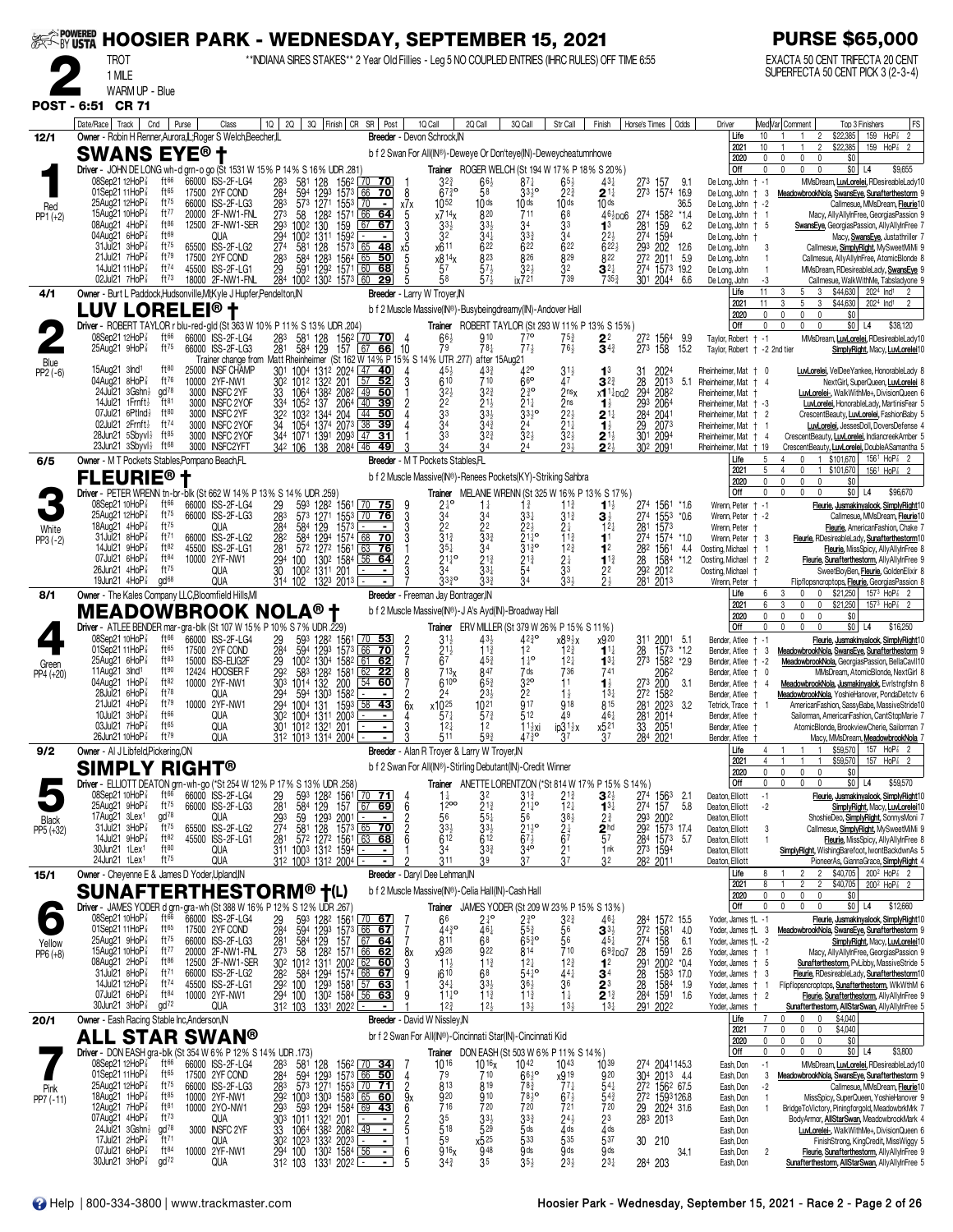# HOOSIER PARK - WEDNESDAY, SEPTEMBER 15, 2021

**PURSE $65,000**

**2** TROT 1 MILE WARM UP - Blue

**POST - 6:51 CR 71**

**INDIANA SIRES STAKES** 2 Year Old Fillies - Leg 5 NO COUPLED ENTRIES (IHRC RULES) OFF TIME 6:55

EXACTA 50 CENT TRIFECTA 20 CENT SUPERFECTA 50 CENT PICK 3 (2-3-4)

---

## 1 — SWANS EYE® † (12/1) Red PP1 (+2)

Owner - Robin H Renner,Aurora,IL;Roger S Welch,Beecher,IL
Breeder - Devon Schrock,IN
b f 2 Swan For All(IN®)-Deweye Or Don'teye(IN)-Deweycheatumnhowe
Driver - JOHN DE LONG wh-d grn-o go (St 1531 W 15% P 14% S 16% UDR .281)
Trainer ROGER WELCH (St 194 W 17% P 18% S 20%)

| | Starts | W | P | S | Earnings | Best |
|---|---|---|---|---|---|---|
| Life | 10 | 1 | 1 | 2 | $22,385 | 159 HoP⅞ 2 |
| 2021 | 10 | 1 | 1 | 2 | $22,385 | 159 HoP⅞ 2 |
| 2020 | 0 | 0 | 0 | 0 | $0 | |
| Off | 0 | 0 | 0 | 0 | $0 | L4 $9,655 |

| Date/Race | Track | Cnd | Purse | Class | 1Q | 2Q | 3Q | Finish | CR | SR | Post | 1Q Call | 2Q Call | 3Q Call | Str Call | Finish | Horse's Times | Odds | Driver | Comment / Top 3 Finishers | FS |
|---|---|---|---|---|---|---|---|---|---|---|---|---|---|---|---|---|---|---|---|---|---|
| 08Sep21 10HoP⅞ | ft66 | | 66000 | ISS-2F-LG4 | 28³ | 58¹ | 128 | 156² | 70 | 70 | 1 | 3²½ | 6⁶½ | 8⁷¼ | 6⁵½ | 4³¼ | 27³ 157 | 9.1 | De Long, John † -1 | MMsDream, LuvLorelei, RDesireableLady | 10 |
| 01Sep21 11HoP⅞ | ft65 | | 17500 | 2YF COND | 28⁴ | 59⁴ | 129³ | 157³ | 66 | 70 | 8 | 6⁷½° | 5⁸ | 3³½° | 2²½ | 2¹¼ | 27³ 157⁴ | 16.9 | De Long, John † 3 | MeadowbrookNola, SwansEye, Sunafterthestorm | 9 |
| 25Aug21 12HoP⅞ | ft75 | | 66000 | ISS-2F-LG3 | 28³ | 57³ | 127¹ | 155³ | 70 | - | x7x | 10⁵² | 10ds | 10ds | 10ds | 10ds | | 36.5 | De Long, John † -2 | Callmeisue, MMsDream, Fleurie | 10 |
| 15Aug21 10HoP⅞ | ft77 | | 20000 | 2F-NW1-FNL | 27³ | 58 | 128² | 157¹ | 66 | 64 | 5 | x7¹⁴x | 8²⁰ | 7¹¹ | 6⁸ | 4⁶½DQ6 | 27⁴ 158² | *1.4 | De Long, John † 1 | Macy, AllyAllyInFree, GeorgiasPassion | 9 |
| 08Aug21 4HoP⅞ | ft86 | | 12500 | 2F-NW1-SER | 29³ | 100² | 130 | 159 | 67 | 67 | 3 | 3³½ | 3³½ | 3⁴ | 3³ | 1³ | 28¹ 159 | 6.2 | De Long, John † 5 | SwansEye, GeorgiasPassion, AllyAllyInFree | 7 |
| 04Aug21 6HoP⅞ | ft69 | | | QUA | 29⁴ | 100² | 131¹ | 159² | - | - | 3 | 3² | 3⁴¼ | 3³¾ | 3⁴ | 2²½ | 27⁴ 159⁴ | | De Long, John † | Macy, SwansEye, Justatrotthriller | 7 |
| 31Jul21 3HoP⅞ | ft75 | | 65500 | ISS-2F-LG2 | 27⁴ | 58¹ | 128 | 157³ | 65 | 48 | x5 | x6¹¹ | 6²² | 6²² | 6²² | 6²²½ | 29³ 202 | 12.6 | De Long, John 3 | Callmeisue, SimplyRight, MySweetMiMi | 9 |
| 21Jul21 7HoP⅞ | ft79 | | 17500 | 2YF COND | 28³ | 58⁴ | 128³ | 156⁴ | 65 | 50 | 5 | x8¹⁴x | 8²³ | 8²⁶ | 8²⁹ | 8²² | 27² 201¹ | 5.9 | De Long, John 1 | Callmeisue, AllyAllyInFree, AtomicBlonde | 8 |
| 14Jul21 11HoP⅞ | ft74 | | 45500 | ISS-2F-LG1 | 29 | 59¹ | 129² | 157¹ | 60 | 68 | 5 | 5⁷ | 5⁷½ | 3²½ | 3² | 3²¼ | 27⁴ 157³ | 19.2 | De Long, John 1 | MMsDream, RDesireableLady, SwansEye | 9 |
| 02Jul21 7HoP⅞ | ft73 | | 18000 | 2F-NW1-FNL | 28⁴ | 100² | 130² | 157⁵ | 60 | 29 | 5 | 5⁸ | 5⁷½ | ix7²¹ | 7³⁹ | 7³⁵¾ | 30¹ 204⁴ | 6.6 | De Long, John -3 | Callmeisue, WalkWithMe, Tabsladyone | 9 |

## 2 — LUV LORELEI® † (4/1) Blue PP2 (-6)

Owner - Burt L Paddock,Hudsonville,MI;Kyle J Hupfer,Pendelton,IN
Breeder - Larry W Troyer,IN
b f 2 Muscle Massive(IN®)-Busybeingdreamy(IN)-Andover Hall
Driver - ROBERT TAYLOR r blu-red-gld (St 363 W 10% P 11% S 13% UDR .204)
Trainer ROBERT TAYLOR (St 293 W 11% P 13% S 15%)

| | Starts | W | P | S | Earnings | Best |
|---|---|---|---|---|---|---|
| Life | 11 | 3 | 5 | 3 | $44,630 | 2024 Ind¹ 2 |
| 2021 | 11 | 3 | 5 | 3 | $44,630 | 2024 Ind¹ 2 |
| 2020 | 0 | 0 | 0 | 0 | $0 | |
| Off | 0 | 0 | 0 | 0 | $0 | L4 $38,120 |

| Date/Race | Track | Cnd | Purse | Class | 1Q | 2Q | 3Q | Finish | CR | SR | Post | 1Q Call | 2Q Call | 3Q Call | Str Call | Finish | Horse's Times | Odds | Driver | Comment / Top 3 Finishers | FS |
|---|---|---|---|---|---|---|---|---|---|---|---|---|---|---|---|---|---|---|---|---|---|
| 08Sep21 10HoP⅞ | ft66 | | 66000 | ISS-2F-LG4 | 28³ | 58¹ | 128 | 156² | 70 | 70 | 4 | 6⁶½ | 9¹⁰ | 7⁷° | 7⁵¾ | 2² | 27² 156⁴ | 9.9 | Taylor, Robert † -1 | MMsDream, LuvLorelei, RDesireableLady | 10 |
| 25Aug21 9HoP⅞ | ft75 | | 66000 | ISS-2F-LG3 | 28¹ | 58⁴ | 129 | 157 | 67 | 66 | 10 | 7⁹ | 7⁸¼ | 7⁷½ | 7⁶½ | 3⁴¾ | 27³ 158 | 15.2 | Taylor, Robert † -2 2nd tier | SimplyRight, Macy, LuvLorelei | 10 |

Trainer change from Matt Rheinheimer (St 162 W 14% P 15% S 14% UTR .277) after 15Aug21

| Date/Race | Track | Cnd | Purse | Class | 1Q | 2Q | 3Q | Finish | CR | SR | Post | 1Q Call | 2Q Call | 3Q Call | Str Call | Finish | Horse's Times | Odds | Driver | Comment / Top 3 Finishers | FS |
|---|---|---|---|---|---|---|---|---|---|---|---|---|---|---|---|---|---|---|---|---|---|
| 15Aug21 3Ind¹ | ft80 | | 25000 | INSF CHAMP | 30¹ | 100⁴ | 131² | 202⁴ | 47 | 40 | 4 | 4⁵½ | 4³¾ | 4²° | 3¹½ | 1³ | 31 202⁴ | | Rheinheimer, Mat † 0 | LuvLorelei, VelDeeYankee, HonorableLady | 8 |
| 04Aug21 8HoP⅞ | ft76 | | 10000 | 2YF-NW1 | 30² | 101² | 132² | 201 | 57 | 52 | 3 | 6¹⁰ | 7¹⁰ | 6⁶° | 4⁷ | 3²¾ | 28 201³ | 5.1 | Rheinheimer, Mat † 4 | NextGirl, SuperQueen, LuvLorelei | 8 |
| 24Jul21 3Gshn½ | gd78 | | 3000 | INSFC 2YF | 33 | 106⁴ | 138² | 208² | 49 | 50 | 1 | 3²½ | 3²¾ | 2³° | 2nsx | x1¹½DQ2 | 29⁴ 208² | | Rheinheimer, Mat † | LuvLorelei, WalkWithMe+, DivisionQueen | 6 |
| 14Jul21 1Frnft½ | ft81 | | 3000 | INSFC 2YOF | 33⁴ | 105² | 137 | 206⁴ | 40 | 39 | 2 | 2² | 2¹½ | 2¹¼ | 2ns | 1½ | 29³ 206⁴ | | Rheinheimer, Mat † -3 | LuvLorelei, HonorableLady, MartinisFear | 5 |
| 07Jul21 6Ptlnd½ | ft80 | | 3000 | INSFC 2YF | 32² | 103² | 134⁴ | 206 | 44 | 50 | 4 | 3³ | 3³½ | 3³½° | 2²½ | 2¹¼ | 28⁴ 204¹ | | Rheinheimer, Mat † 2 | CrescentBeauty, LuvLorelei, FashionBaby | 5 |
| 02Jul21 2Frnft½ | ft74 | | 3000 | INSFC 2YOF | 34 | 105⁴ | 137⁴ | 207³ | 38 | 39 | 4 | 3³ | 3⁴¾ | 2⁴ | 2¹¼ | 1½ | 29 207³ | | Rheinheimer, Mat † | LuvLorelei, JessesDoll, DoversDefense | 4 |
| 28Jun21 5Sbyvl½ | ft85 | | 3000 | INSFC 2YOF | 34⁴ | 107¹ | 139¹ | 209³ | 47 | 31 | 1 | 3³ | 3²¾ | 3²½ | 2¹½ | 2¹½ | 30¹ 209⁴ | | Rheinheimer, Mat † 4 | CrescentBeauty, LuvLorelei, IndiancreekAmber | 5 |
| 23Jun21 3Sbyvl½ | ft68 | | 3000 | INSFC2YFT | 34² | 106 | 138 | 208⁴ | 46 | 49 | 3 | 3⁴ | 3⁴ | 2⁴ | 2³½ | 2²½ | 30² 209¹ | | Rheinheimer, Mat † 19 | CrescentBeauty, LuvLorelei, DoubleASamantha | 5 |

## 3 — FLEURIE® † (6/5) White PP3 (-2)

Owner - M T Pockets Stables,Pompano Beach,FL
Breeder - M T Pockets Stables,FL
b f 2 Muscle Massive(IN®)-Renees Pockets(KY)-Striking Sahbra
Driver - PETER WRENN tn-br-blk (St 662 W 14% P 13% S 14% UDR .259)
Trainer MELANIE WRENN (St 325 W 16% P 13% S 17%)

| | Starts | W | P | S | Earnings | Best |
|---|---|---|---|---|---|---|
| Life | 5 | 4 | 0 | 1 | $101,670 | 156¹ HoP⅞ 2 |
| 2021 | 5 | 4 | 0 | 1 | $101,670 | 156¹ HoP⅞ 2 |
| 2020 | 0 | 0 | 0 | 0 | $0 | |
| Off | 0 | 0 | 0 | 0 | $0 | L4 $96,670 |

| Date/Race | Track | Cnd | Purse | Class | 1Q | 2Q | 3Q | Finish | CR | SR | Post | 1Q Call | 2Q Call | 3Q Call | Str Call | Finish | Horse's Times | Odds | Driver | Comment / Top 3 Finishers | FS |
|---|---|---|---|---|---|---|---|---|---|---|---|---|---|---|---|---|---|---|---|---|---|
| 08Sep21 10HoP⅞ | ft66 | | 66000 | ISS-2F-LG4 | 29 | 59³ | 128² | 156¹ | 70 | 75 | 9 | 2¹° | 1½ | 1¾ | 1¹¾ | 1¹½ | 27⁴ 156¹ | *1.6 | Wrenn, Peter † -1 | Fleurie, Jusmakinyalook, SimplyRight | 10 |
| 25Aug21 12HoP⅞ | ft75 | | 66000 | ISS-2F-LG3 | 28³ | 57³ | 127¹ | 155³ | 70 | 76 | 3 | 3⁴ | 3⁴ | 3³¼ | 3¹¾ | 3½ | 27⁴ 155³ | *0.6 | Wrenn, Peter † -2 | Callmeisue, MMsDream, Fleurie | 10 |
| 18Aug21 4HoP⅞ | ft75 | | | QUA | 28⁴ | 58⁴ | 129 | 157³ | - | - | 3 | 2² | 2² | 2²½ | 2½ | 1²½ | 28¹ 157³ | | Wrenn, Peter † | Fleurie, AmericanFashion, Chake | 7 |
| 31Jul21 8HoP⅞ | ft71 | | 66000 | ISS-2F-LG2 | 28² | 58⁴ | 129⁴ | 157⁴ | 68 | 70 | 3 | 3¹¾ | 3³¾ | 2¹½° | 1¹¾ | 1¹ | 27⁴ 157⁴ | *1.0 | Wrenn, Peter † 3 | Fleurie, RDesireableLady, Sunafterthestorm | 10 |
| 14Jul21 9HoP⅞ | ft82 | | 45500 | ISS-2F-LG1 | 28¹ | 57² | 127² | 156¹ | 63 | 76 | 1 | 3⁵½ | 3⁴ | 3¹½° | 1²¾ | 1² | 28² 156¹ | 4.4 | Oosting, Michael † 1 | Fleurie, MissSpicy, AllyAllyInFree | 8 |
| 07Jul21 6HoP⅞ | ft84 | | 10000 | 2YF-NW1 | 29⁴ | 100 | 130² | 158⁴ | 56 | 64 | 2 | 2¹½° | 2¹¾ | 2¹¾ | 2½ | 1¹¾ | 28 158⁴ | *1.2 | Oosting, Michael † 2 | Fleurie, Sunafterthestorm, AllyAllyInFree | 9 |
| 26Jun21 4HoP⅞ | ft75 | | | QUA | 30 | 100² | 131¹ | 201 | - | - | 3 | 3⁴ | 3³½ | 5⁴ | 3³ | 2² | 29² 201² | | Oosting, Michael † | SweetBoyBen, Fleurie, GoldenElixir | 8 |
| 19Jun21 4HoP⅞ | gd68 | | | QUA | 31⁴ | 102 | 132³ | 201³ | - | - | 7 | 3³½° | 3³½ | 3⁴ | 3³½ | 2½ | 28¹ 201³ | | Wrenn, Peter † | Flipflopsncroptops, Fleurie, GeorgiasPassion | 8 |

## 4 — MEADOWBROOK NOLA® † (8/1) Green PP4 (+20)

Owner - The Kales Company LLC,Bloomfield Hills,MI
Breeder - Freeman Jay Bontrager,IN
b f 2 Muscle Massive(IN®)-J A's Ayd(IN)-Broadway Hall
Driver - ATLEE BENDER mar-gra-blk (St 107 W 15% P 10% S 7% UDR .229)
Trainer ERV MILLER (St 379 W 26% P 15% S 11%)

| | Starts | W | P | S | Earnings | Best |
|---|---|---|---|---|---|---|
| Life | 6 | 3 | 0 | 0 | $21,250 | 157³ HoP⅞ 2 |
| 2021 | 6 | 3 | 0 | 0 | $21,250 | 157³ HoP⅞ 2 |
| 2020 | 0 | 0 | 0 | 0 | $0 | |
| Off | 0 | 0 | 0 | 0 | $0 | L4 $16,250 |

| Date/Race | Track | Cnd | Purse | Class | 1Q | 2Q | 3Q | Finish | CR | SR | Post | 1Q Call | 2Q Call | 3Q Call | Str Call | Finish | Horse's Times | Odds | Driver | Comment / Top 3 Finishers | FS |
|---|---|---|---|---|---|---|---|---|---|---|---|---|---|---|---|---|---|---|---|---|---|
| 08Sep21 10HoP⅞ | ft66 | | 66000 | ISS-2F-LG4 | 29 | 59³ | 128² | 156¹ | 70 | 53 | 2 | 3¹½ | 4³½ | 4²³° | x8⁹¹x | x9²⁰ | 31¹ 200¹ | 5.1 | Bender, Atlee † -1 | Fleurie, Jusmakinyalook, SimplyRight | 10 |
| 01Sep21 11HoP⅞ | ft65 | | 17500 | 2YF COND | 28⁴ | 59⁴ | 129³ | 157³ | 66 | 70 | 2 | 2¹½ | 1¹¾ | 1² | 1²¾ | 1¹¼ | 28 157³ | *1.2 | Bender, Atlee † 3 | MeadowbrookNola, SwansEye, Sunafterthestorm | 9 |
| 25Aug21 6HoP⅞ | ft83 | | 15000 | ISS-ELIG2F | 29 | 100² | 130⁴ | 158² | 61 | 62 | 7 | 6⁷ | 4⁵¾ | 1¹° | 1²¼ | 1³¼ | 27³ 158² | *2.9 | Bender, Atlee † -2 | MeadowbrookNola, GeorgiasPassion, BellaCavi | 10 |
| 11Aug21 3Ind¹ | ft90 | | 12424 | HOOSIER F | 29² | 58³ | 128² | 158¹ | 62 | 22 | 8 | 7¹³x | 8⁴⁷ | 7ds | 7³⁶ | 7⁴¹ | 206² | | Bender, Atlee † 0 | MMsDream, AtomicBlonde, NextGirl | 8 |
| 04Aug21 1HoP⅞ | ft82 | | 10000 | 2YF-NW1 | 30³ | 101⁴ | 132 | 200 | 54 | 60 | 7 | 6¹⁰° | 6⁵¾ | 3²° | 1¹ | 1½ | 27³ 200 | 3.1 | Bender, Atlee † 4 | MeadowbrookNola, Jusmakinyalook, Evrlstngfshn | 8 |
| 28Jul21 6HoP⅞ | ft78 | | | QUA | 29⁴ | 59⁴ | 130³ | 158² | - | - | 2 | 2⁴ | 2³½ | 2² | 1½ | 1³¼ | 27² 158² | | Bender, Atlee † | MeadowbrookNola, YoshieHanover, PondaDetctv | 6 |
| 21Jul21 4HoP⅞ | ft79 | | 10000 | 2YF-NW1 | 29⁴ | 100⁴ | 131 | 159³ | 58 | 43 | 6x | x10²⁵ | 10²¹ | 9¹⁷ | 9¹⁸ | 8¹⁵ | 28¹ 202³ | 3.2 | Tetrick, Trace † 1 | AmericanFashion, SassyBabe, MassiveStride | 10 |
| 10Jul21 3HoP⅞ | ft66 | | | QUA | 30² | 100⁴ | 131¹ | 200³ | - | - | 4 | 5⁷½ | 5⁷¾ | 5¹² | 4⁹ | 4⁶½ | 28¹ 201⁴ | | Bender, Atlee † | Sailorman, AmericanFashion, CantStopMarie | 7 |
| 03Jul21 7HoP⅞ | ft65 | | | QUA | 30¹ | 101² | 132¹ | 201 | - | - | 3 | 1²½ | 1² | 1¹½x | ip3¹½x | x5²¹ | 33 205¹ | | Bender, Atlee † | AtomicBlonde, BrookviewCherie, Sailorman | 7 |
| 26Jun21 10HoP⅞ | ft79 | | | QUA | 31² | 101³ | 131⁴ | 200⁴ | - | - | 3 | 5¹¹ | 5⁹½ | 4⁷½° | 3⁷ | 3⁷ | 28⁴ 202¹ | | Bender, Atlee † | Macy, MMsDream, MeadowbrookNola | 7 |

## 5 — SIMPLY RIGHT® (9/2) Black PP5 (+32)

Owner - Al J Libfeld,Pickering,ON
Breeder - Alan R Troyer & Larry W Troyer,IN
b f 2 Swan For All(IN®)-Stirling Debutant(IN)-Credit Winner
Driver - ELLIOTT DEATON grn-wh-go (*St 254 W 12% P 17% S 13% UDR .258)
Trainer ANETTE LORENTZON (*St 814 W 17% P 15% S 14%)

| | Starts | W | P | S | Earnings | Best |
|---|---|---|---|---|---|---|
| Life | 4 | 1 | 1 | 1 | $59,570 | 157 HoP⅞ 2 |
| 2021 | 4 | 1 | 1 | 1 | $59,570 | 157 HoP⅞ 2 |
| 2020 | 0 | 0 | 0 | 0 | $0 | |
| Off | 0 | 0 | 0 | 0 | $0 | L4 $59,570 |

| Date/Race | Track | Cnd | Purse | Class | 1Q | 2Q | 3Q | Finish | CR | SR | Post | 1Q Call | 2Q Call | 3Q Call | Str Call | Finish | Horse's Times | Odds | Driver | Comment / Top 3 Finishers | FS |
|---|---|---|---|---|---|---|---|---|---|---|---|---|---|---|---|---|---|---|---|---|---|
| 08Sep21 10HoP⅞ | ft66 | | 66000 | ISS-2F-LG4 | 29 | 59³ | 128² | 156¹ | 70 | 71 | 4 | 1½ | 3² | 3¹½ | 2¹½ | 3²½ | 27⁴ 156³ | 2.1 | Deaton, Elliott -1 | Fleurie, Jusmakinyalook, SimplyRight | 10 |
| 25Aug21 9HoP⅞ | ft75 | | 66000 | ISS-2F-LG3 | 28¹ | 58⁴ | 129 | 157 | 67 | 69 | 6 | 1²⁰° | 2¹½ | 2¹½° | 1²¼ | 1³¼ | 27⁴ 157 | 5.8 | Deaton, Elliott -2 | SimplyRight, Macy, LuvLorelei | 10 |
| 17Aug21 3Lex¹ | gd78 | | | QUA | 29³ | 59 | 129³ | 200¹ | - | - | 2 | 5⁶ | 5⁵½ | 5⁶ | 3⁸½ | 2¾ | 29³ 200² | | Deaton, Elliott | ShoshieDeo, SimplyRight, SonnysMoni | 7 |
| 31Jul21 3HoP⅞ | ft75 | | 65500 | ISS-2F-LG2 | 27⁴ | 58¹ | 128 | 157³ | 65 | 70 | 2 | 3³½ | 3³½ | 2¹½° | 2½ | 2hd | 29² 157³ | 17.4 | Deaton, Elliott 3 | Callmeisue, SimplyRight, MySweetMiMi | 9 |
| 14Jul21 9HoP⅞ | ft82 | | 45500 | ISS-2F-LG1 | 28¹ | 57² | 127² | 156¹ | 63 | 68 | 6 | 6¹² | 6¹² | 6⁷½ | 6⁷ | 5⁷ | 28⁴ 157³ | 5.7 | Deaton, Elliott 1 | Fleurie, MissSpicy, AllyAllyInFree | 8 |
| 30Jun21 1Lex¹ | ft80 | | | QUA | 31¹ | 100³ | 131² | 159⁴ | - | - | 3 | 3⁴ | 3³½ | 3⁴° | 2¹ | 1nk | 27³ 159⁴ | | Deaton, Elliott | SimplyRight, WishingBarefoot, IwontBackdwnAs | 5 |
| 24Jun21 1Lex¹ | ft75 | | | QUA | 31² | 100³ | 131² | 200⁴ | - | - | 3 | 3¹¹ | 3⁹ | 3⁷ | 3⁷ | 3² | 28² 201¹ | | Deaton, Elliott | PioneerAs, GiannaGrace, SimplyRight | 4 |

## 6 — SUNAFTERTHESTORM® †(L) (15/1) Yellow PP6 (+8)

Owner - Cheyenne E & James D Yoder,Upland,IN
Breeder - Daryl Dee Lehman,IN
b f 2 Muscle Massive(IN®)-Celia Hall(IN)-Cash Hall
Driver - JAMES YODER d grn-gra-wh (St 388 W 16% P 12% S 12% UDR .267)
Trainer JAMES YODER (St 209 W 23% P 15% S 13%)

| | Starts | W | P | S | Earnings | Best |
|---|---|---|---|---|---|---|
| Life | 8 | 1 | 2 | 2 | $40,705 | 200² HoP⅞ 2 |
| 2021 | 8 | 1 | 2 | 2 | $40,705 | 200² HoP⅞ 2 |
| 2020 | 0 | 0 | 0 | 0 | $0 | |
| Off | 0 | 0 | 0 | 0 | $0 | L4 $12,660 |

| Date/Race | Track | Cnd | Purse | Class | 1Q | 2Q | 3Q | Finish | CR | SR | Post | 1Q Call | 2Q Call | 3Q Call | Str Call | Finish | Horse's Times | Odds | Driver | Comment / Top 3 Finishers | FS |
|---|---|---|---|---|---|---|---|---|---|---|---|---|---|---|---|---|---|---|---|---|---|
| 08Sep21 10HoP⅞ | ft66 | | 66000 | ISS-2F-LG4 | 29 | 59³ | 128² | 156¹ | 70 | 67 | 7 | 6⁶ | 2¹½° | 2¾° | 3²¾ | 4⁶½ | 28⁴ 157² | 15.5 | Yoder, James †L -1 | Fleurie, Jusmakinyalook, SimplyRight | 10 |
| 01Sep21 11HoP⅞ | ft65 | | 17500 | 2YF COND | 28⁴ | 59⁴ | 129³ | 157³ | 66 | 67 | 7 | 4⁴¾° | 4⁶½ | 5⁵¾ | 5⁶ | 3³½ | 27² 158¹ | 4.0 | Yoder, James †L 3 | MeadowbrookNola, SwansEye, Sunafterthestorm | 9 |
| 25Aug21 9HoP⅞ | ft75 | | 66000 | ISS-2F-LG3 | 28¹ | 58⁴ | 129 | 157 | 67 | 64 | 8 | 8¹¹ | 6⁸ | 6⁵½° | 5⁶ | 4⁵½ | 27⁴ 158 | 6.1 | Yoder, James †L -2 | SimplyRight, Macy, LuvLorelei | 10 |
| 15Aug21 10HoP⅞ | ft77 | | 20000 | 2F-NW1-FNL | 27³ | 58 | 128² | 157¹ | 66 | 62 | 8x | x9²⁶ | 9²² | 8¹⁴ | 7¹⁰ | 6⁹½DQ7 | 28 159¹ | 2.6 | Yoder, James † 1 | Macy, AllyAllyInFree, GeorgiasPassion | 9 |
| 08Aug21 2HoP⅞ | ft86 | | 12500 | 2F-NW1-SER | 30² | 101² | 131¹ | 200² | 62 | 60 | 3 | 1¹½ | 1¹¾ | 1²¼ | 1²¾ | 1² | 29¹ 200² | *0.4 | Yoder, James † 5 | Sunafterthestorm, PvLibby, MassiveStride | 5 |
| 31Jul21 8HoP⅞ | ft71 | | 66000 | ISS-2F-LG2 | 28² | 58⁴ | 129⁴ | 157⁴ | 68 | 67 | 9 | i6¹⁰ | 6⁸ | 5⁴½° | 4⁴¼ | 3⁴ | 28 158³ | 17.0 | Yoder, James † 3 | Fleurie, RDesireableLady, Sunafterthestorm | 10 |
| 14Jul21 12HoP⅞ | ft74 | | 45500 | ISS-2F-LG1 | 29² | 100 | 129³ | 158¹ | 57 | 63 | 3 | 3⁴½ | 3³½ | 3⁶½ | 3⁶ | 2³ | 28 158⁴ | 1.9 | Yoder, James † 1 | Flipflopsncroptops, Sunafterthestorm, WlkWthM | 6 |
| 07Jul21 6HoP⅞ | ft84 | | 10000 | 2YF-NW1 | 29⁴ | 100 | 130² | 158⁴ | 56 | 63 | 9 | 1¹½° | 1¹¾ | 1¹¾ | 1½ | 2¹¾ | 28⁴ 159¹ | 1.6 | Yoder, James † 2 | Fleurie, Sunafterthestorm, AllyAllyInFree | 9 |
| 30Jun21 3HoP⅞ | gd72 | | | QUA | 31² | 103 | 133¹ | 202² | - | - | 1 | 1²½ | 1²½ | 1³½ | 1³½ | 1³½ | 29¹ 202² | | Yoder, James † | Sunafterthestorm, AllStarSwan, AllyAllyInFree | 5 |

## 7 — ALL STAR SWAN® (20/1) Pink PP7 (-11)

Owner - Eash Racing Stable Inc,Anderson,IN
Breeder - David W Nissley,IN
br f 2 Swan For All(IN®)-Cincinnati Star(IN)-Cincinnati Kid
Driver - DON EASH gra-blk (St 354 W 6% P 12% S 14% UDR .173)
Trainer DON EASH (St 503 W 6% P 11% S 14%)

| | Starts | W | P | S | Earnings | Best |
|---|---|---|---|---|---|---|
| Life | 7 | 0 | 0 | 0 | $4,040 | |
| 2021 | 7 | 0 | 0 | 0 | $4,040 | |
| 2020 | 0 | 0 | 0 | 0 | $0 | |
| Off | 0 | 0 | 0 | 0 | $0 | L4 $3,800 |

| Date/Race | Track | Cnd | Purse | Class | 1Q | 2Q | 3Q | Finish | CR | SR | Post | 1Q Call | 2Q Call | 3Q Call | Str Call | Finish | Horse's Times | Odds | Driver | Comment / Top 3 Finishers | FS |
|---|---|---|---|---|---|---|---|---|---|---|---|---|---|---|---|---|---|---|---|---|---|
| 08Sep21 12HoP⅞ | ft66 | | 66000 | ISS-2F-LG4 | 28³ | 58¹ | 128 | 156² | 70 | 34 | 7 | 10¹⁶ | 10¹⁶x | 10⁴² | 10⁴³ | 10³⁹ | 27⁴ 204¹ | 145.3 | Eash, Don -1 | MMsDream, LuvLorelei, RDesireableLady | 10 |
| 01Sep21 11HoP⅞ | ft65 | | 17500 | 2YF COND | 28⁴ | 59⁴ | 129³ | 157³ | 66 | 50 | 4 | 7⁹ | 7¹⁰ | 6⁶½° | x9¹⁹ | 9²⁰ | 30⁴ 201³ | 4.4 | Eash, Don 3 | MeadowbrookNola, SwansEye, Sunafterthestorm | 9 |
| 25Aug21 12HoP⅞ | ft75 | | 66000 | ISS-2F-LG3 | 28³ | 57³ | 127¹ | 155³ | 70 | 71 | 2 | 8¹³ | 8¹⁹ | 7⁸¾ | 7⁷¼ | 5⁴¼ | 27² 156² | 67.5 | Eash, Don -2 | Callmeisue, MMsDream, Fleurie | 10 |
| 18Aug21 1HoP⅞ | ft65 | | 10000 | 2YF-NW1 | 29² | 100³ | 130³ | 158³ | 65 | 60 | 9x | 9²⁰ | 9¹⁰ | 7⁸½° | 6⁷½ | 5⁴¾ | 28¹ 159³ | 126.8 | Eash, Don 1 | MissSpicy, SuperQueen, YoshieHanover | 9 |
| 12Aug21 7HoP⅞ | ft81 | | 10000 | 2YO-NW1 | 29³ | 59³ | 129⁴ | 158⁴ | 69 | 43 | 6 | 7¹⁶ | 7²⁰ | 7²⁰ | 7²¹ | 7²⁰ | 29 202⁴ | 31.6 | Eash, Don 1 | BridgeToVictory, Piningforgold, MeadowbrkMrk | 7 |
| 07Aug21 4HoP⅞ | ft73 | | | QUA | 30³ | 101¹ | 132¹ | 201 | - | - | 2 | 3⁵ | 3³½ | 3³¾ | 2⁴½ | 2³ | 28³ 201³ | | Eash, Don | BodyArmor, AllStarSwan, MeadowbrookMark | 4 |
| 24Jul21 3Gshn½ | gd78 | | 3000 | INSFC 2YF | 33 | 106⁴ | 138² | 208² | 49 | - | 5 | 5¹⁸ | 5²⁹ | 4ds | 4ds | 4ds | | | Eash, Don | LuvLorelei-, WalkWithMe+, DivisionQueen | 6 |
| 17Jul21 2HoP⅞ | ft71 | | | QUA | 30² | 102³ | 133² | 203² | - | - | 5 | 5⁹ | x5²⁵ | 5³³ | 5³⁵ | 5³⁷ | 30 210 | | Eash, Don | FinishStrong, KingCredit, MissWiggy | 5 |
| 07Jul21 6HoP⅞ | ft84 | | 10000 | 2YF-NW1 | 29⁴ | 100 | 130² | 158⁴ | 56 | - | 6 | 9¹⁶x | 9⁴⁸ | 9ds | 9ds | 9ds | | 34.1 | Eash, Don 2 | Fleurie, Sunafterthestorm, AllyAllyInFree | 9 |
| 30Jun21 3HoP⅞ | gd72 | | | QUA | 31² | 103 | 133¹ | 202² | - | - | 5 | 3⁴½ | 3⁵ | 3⁵½ | 2³½ | 2³½ | 28⁴ 203 | | Eash, Don | Sunafterthestorm, AllStarSwan, AllyAllyInFree | 5 |

Help | 800-334-3800 | www.trackmaster.com — Hoosier Park - Wednesday, September 15, 2021 - Race 2 - Page 2 of 26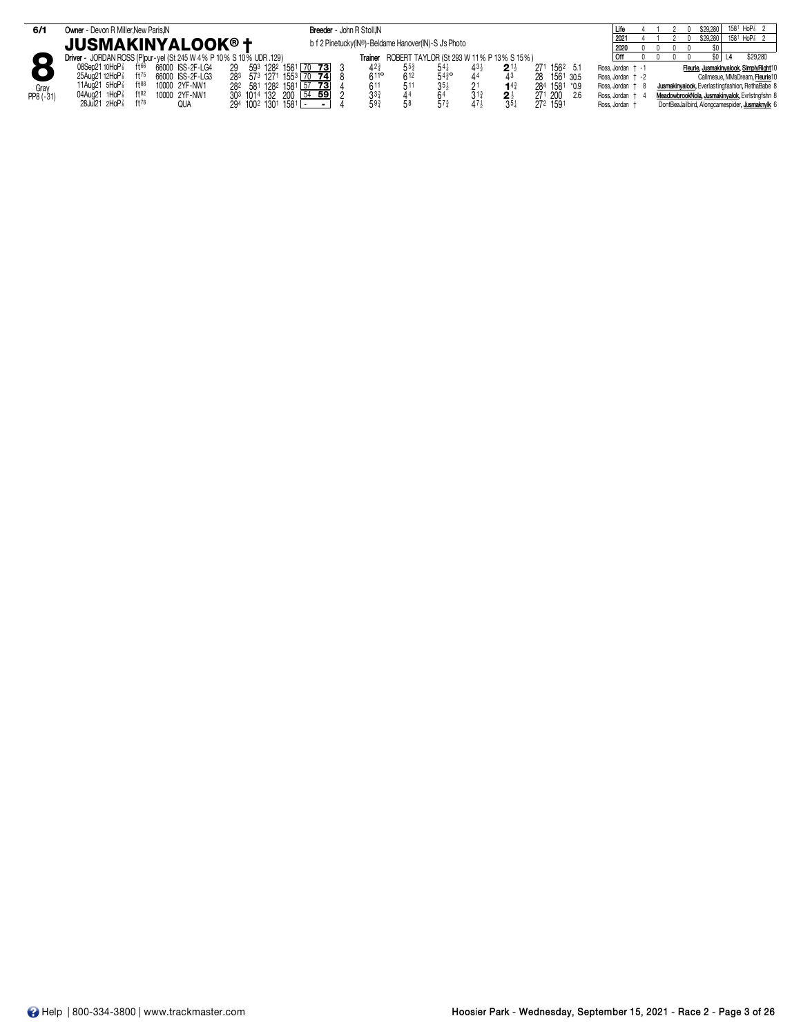**6/1** Owner - Devon R Miller,New Paris,IN — Breeder - John R Stoll,IN

# 8 JUSMAKINYALOOK® †

b f 2 Pinetucky(IN®)-Beldame Hanover(IN)-S J's Photo

Gray PP8 (-31)

Driver - JORDAN ROSS (P)pur-yel (St 245 W 4% P 10% S 10% UDR .129)

Trainer ROBERT TAYLOR (St 293 W 11% P 13% S 15%)

| | Starts | W | P | S | Earnings | Best |
|---|---|---|---|---|---|---|
| Life | 4 | 1 | 2 | 0 | $29,280 | 1581 HoP⅞ 2 |
| 2021 | 4 | 1 | 2 | 0 | $29,280 | 1581 HoP⅞ 2 |
| 2020 | 0 | 0 | 0 | 0 | $0 | |
| Off | 0 | 0 | 0 | 0 | $0 | L4 $29,280 |

| Date | Track | Cond | Purse | Class | 1/4 | 1/2 | 3/4 | Fin | Rtg | PP | 1/4 | 1/2 | 3/4 | Str | Fin | Last Q | Time | Odds | Driver | Top Finishers |
|---|---|---|---|---|---|---|---|---|---|---|---|---|---|---|---|---|---|---|---|---|
| 08Sep21 10HoP⅞ | | ft66 | 66000 | ISS-2F-LG4 | 29 | 593 | 1282 | 1561 | 70 73 | 3 | 4 2¾ | 5 5¾ | 5 4½ | 4 3½ | 2 1½ | 271 | 1562 | 5.1 | Ross, Jordan † -1 | Fleurie, Jusmakinyalook, SimplyRight10 |
| 25Aug21 12HoP⅞ | | ft75 | 66000 | ISS-2F-LG3 | 283 | 573 | 1271 | 1553 | 70 74 | 8 | 6 11o | 6 12 | 5 4¾o | 4 4 | 4 3 | 28 | 1561 | 30.5 | Ross, Jordan † -2 | Callmesue, MMsDream, Fleurie10 |
| 11Aug21 5HoP⅞ | | ft88 | 10000 | 2YF-NW1 | 282 | 581 | 1282 | 1581 | 57 73 | 4 | 6 11 | 5 11 | 3 5½ | 2 1 | 1 4¾ | 284 | 1581 | *0.9 | Ross, Jordan † 8 | Jusmakinyalook, Everlastingfashion, RethaBabe 8 |
| 04Aug21 1HoP⅞ | | ft82 | 10000 | 2YF-NW1 | 303 | 1014 | 132 | 200 | 54 59 | 2 | 3 3¾ | 4 4 | 6 4 | 3 1¾ | 2 ¾ | 271 | 200 | 2.6 | Ross, Jordan † 4 | MeadowbrookNola, Jusmakinyalok, Evrlstngfshn 8 |
| 28Jul21 2HoP⅞ | | ft78 | | QUA | 294 | 1002 | 1301 | 1581 | - - | 4 | 5 9¾ | 5 8 | 5 7¾ | 4 7½ | 3 5¼ | 272 | 1591 | | Ross, Jordan † | DontBeaJailbird, Alongcamespider, Jusmaknylk 6 |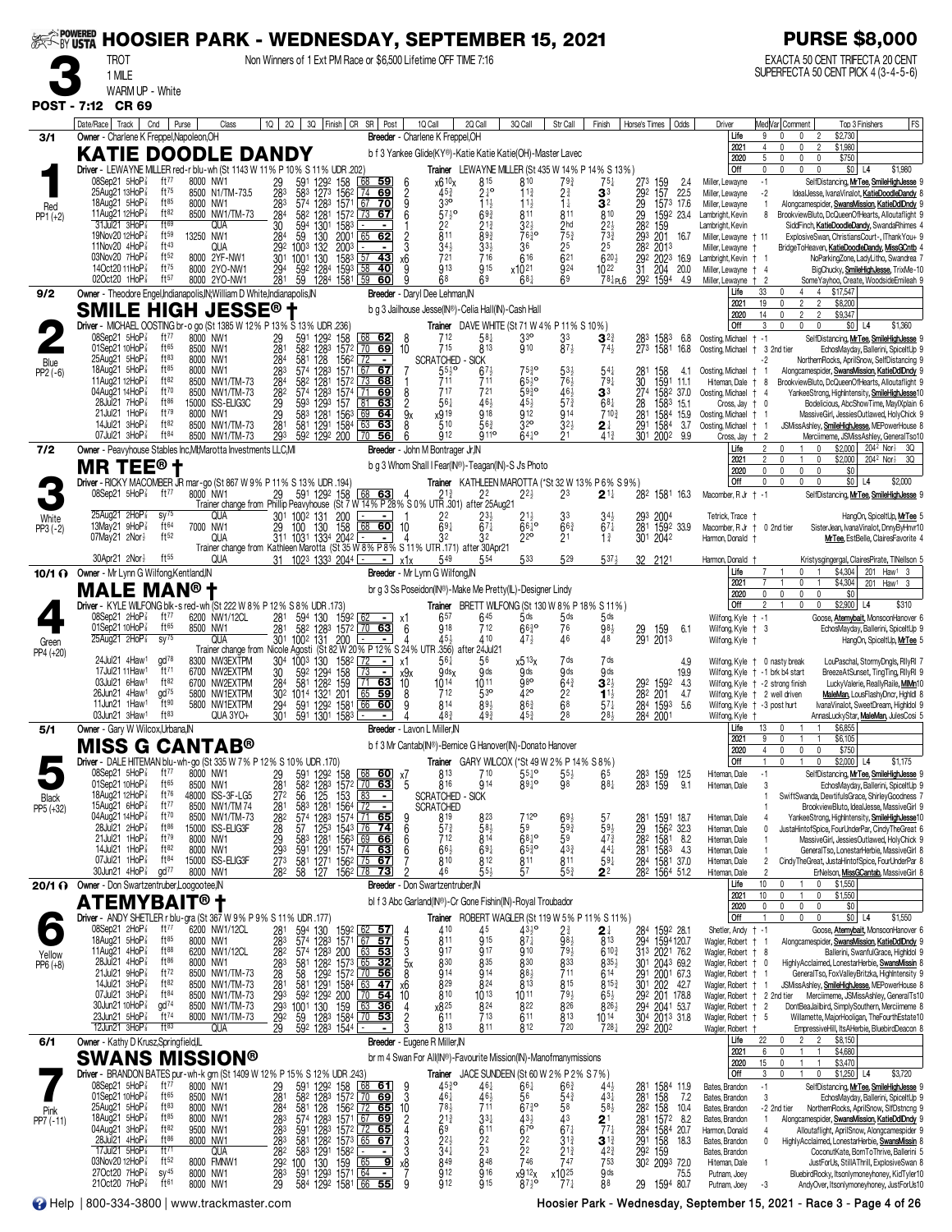# HOOSIER PARK - WEDNESDAY, SEPTEMBER 15, 2021

**PURSE $8,000**

**3** TROT — 1 MILE — WARM UP - White

Non Winners of 1 Ext PM Race or $6,500 Lifetime OFF TIME 7:16

EXACTA 50 CENT TRIFECTA 20 CENT SUPERFECTA 50 CENT PICK 4 (3-4-5-6)

POST - 7:12 CR 69

---

## 1 — KATIE DOODLE DANDY (3/1) — Red, PP1 (+2)

Owner - Charlene K Freppel,Napoleon,OH
Breeder - Charlene K Freppel,OH
b f 3 Yankee Glide(KY®)-Katie Katie(OH)-Master Lavec
Driver - LEWAYNE MILLER red-r blu-wh (St 1143 W 11% P 10% S 11% UDR .202)
Trainer LEWAYNE MILLER (St 435 W 14% P 14% S 13%)

| | Starts | 1st | 2nd | 3rd | Earnings |
|---|---|---|---|---|---|
| Life | 9 | 0 | 0 | 2 | $2,730 |
| 2021 | 4 | 0 | 0 | 2 | $1,980 |
| 2020 | 5 | 0 | 0 | 0 | $750 |
| Off | 0 | 0 | 0 | 0 | $0 L4 $1,980 |

| Date/Race | Track | Class | Fractions | Finish | CR SR | Post | 1Q | 2Q | 3Q | Str | Finish | Time | Odds | Driver | Top 3 Finishers |
|---|---|---|---|---|---|---|---|---|---|---|---|---|---|---|---|
| 08Sep21 5HoP | ft77 | 8000 NW1 | 29 59¹ 129² | 158 | 68 59 | 6 | x6¹⁰x | 8¹⁵ | 8¹⁰ | 7⁹¾ | 7⁵¼ | 27³ 159 | 2.4 | Miller, Lewayne | SelfDistancing, MrTee, SmileHighJesse 9 |
| 25Aug21 13HoP | ft75 | 8500 N1/TM-73.5 | 28³ 58³ 127³ | 156² | 74 69 | 2 | 4⁵¾ | 2¹½° | 1¹¾ | 2¾ | 3³ | 29² 157 | 22.5 | Miller, Lewayne | IdealJesse, IvanaVinalot, KatieDoodleDandy 8 |
| 18Aug21 5HoP | ft85 | 8000 NW1 | 28³ 57⁴ 128³ | 157¹ | 67 70 | 9 | 3³° | 1¹½ | 1¹½ | 1¾ | 3² | 29 157³ | 17.6 | Miller, Lewayne | Alongcamespider, SwansMission, KatieDdlDndy 9 |
| 11Aug21 12HoP | ft82 | 8500 NW1/TM-73 | 28⁴ 58² 128¹ | 157² | 73 67 | 6 | 5⁷½° | 6⁹¾ | 8¹¹ | 8¹¹ | 8¹⁰ | 29 159² | 23.4 | Lambright, Kevin | BrookviewBluto, DcQueenOfHearts, Alloutaflight 9 |
| 31Jul21 3HoP | ft69 | QUA | 30 59⁴ 130¹ | 158³ | - - | 2 | 2² | 2¹¾ | 3²½ | 2hd | 2²½ | 28² 159 | | Lambright, Kevin | SiddFinch, KatieDoodleDandy, SwandaRhimes 4 |
| 19Nov20 12HoP | ft59 | 13250 NW1 | 28⁴ 59 130 | 200¹ | 65 62 | 2 | 8¹¹ | 8⁹¾ | 7⁶¾° | 7⁵¾ | 7³¾ | 29³ 201 | 16.7 | Miller, Lewayne | ExplosiveSwan, ChristiansCourt-, IThankYou+ 9 |
| 11Nov20 4HoP | ft43 | QUA | 29² 100³ 132 | 200³ | - - | 3 | 3⁴½ | 3³½ | 3⁶ | 2⁵ | 2⁵ | 28² 201³ | | Miller, Lewayne | BridgeToHeaven, KatieDoodleDandy, MissGCntb 4 |
| 03Nov20 7HoP | ft52 | 8000 2YF-NW1 | 30¹ 100¹ 130 | 158³ | 57 43 | x6 | 7²¹ | 7¹⁶ | 6¹⁶ | 6²¹ | 6²⁰½ | 29² 202³ | 16.9 | Lambright, Kevin | NoParkingZone, LadyLitho, Swandrea 7 |
| 14Oct20 11HoP | ft75 | 8000 2YO-NW1 | 29⁴ 59² 128⁴ | 159³ | 58 40 | 9 | 9¹³ | 9¹⁵ | x10²¹ | 9²⁴ | 10²² | 31 204 | 20.0 | Miller, Lewayne | BigChucky, SmileHighJesse, TrixMe-10 |
| 02Oct20 1HoP | ft57 | 8000 2YO-NW1 | 28¹ 59 128⁴ | 158¹ | 59 60 | 9 | 6⁸ | 6⁹ | 6⁸¼ | 6⁹ | 7⁸¼ PL6 | 29² 159⁴ | 4.9 | Miller, Lewayne | SomeYayhoo, Create, WoodsideEmileah 9 |

## 2 — SMILE HIGH JESSE® † (9/2) — Blue, PP2 (-6)

Owner - Theodore Engel,Indianapolis,IN;William D White,Indianapolis,IN
Breeder - Daryl Dee Lehman,IN
b g 3 Jailhouse Jesse(IN®)-Celia Hall(IN)-Cash Hall
Driver - MICHAEL OOSTING br-o go (St 1385 W 12% P 13% S 13% UDR .236)
Trainer DAVE WHITE (St 71 W 4% P 11% S 10%)

| | Starts | 1st | 2nd | 3rd | Earnings |
|---|---|---|---|---|---|
| Life | 33 | 0 | 4 | 4 | $17,547 |
| 2021 | 19 | 0 | 2 | 2 | $8,200 |
| 2020 | 14 | 0 | 2 | 2 | $9,347 |
| Off | 3 | 0 | 0 | 0 | $0 L4 $1,360 |

| Date/Race | Track | Class | Fractions | Finish | CR SR | Post | 1Q | 2Q | 3Q | Str | Finish | Time | Odds | Driver | Top 3 Finishers |
|---|---|---|---|---|---|---|---|---|---|---|---|---|---|---|---|
| 08Sep21 5HoP | ft77 | 8000 NW1 | 29 59¹ 129² | 158 | 68 62 | 8 | 7¹² | 5⁸½ | 3³° | 3³ | 3²¾ | 28³ 158³ | 6.8 | Oosting, Michael | SelfDistancing, MrTee, SmileHighJesse 9 |
| 01Sep21 10HoP | ft65 | 8500 NW1 | 28¹ 58² 128³ | 157² | 70 69 | 10 | 7¹⁵ | 8¹³ | 9¹⁰ | 8⁷½ | 7⁴½ | 27³ 158¹ | 16.8 | Oosting, Michael 3 2nd tier | EchosMayday, Ballerini, SpiceItUp 9 |
| 25Aug21 5HoP | ft63 | 8000 NW1 | 28⁴ 58¹ 128 | 156² | 72 - | | SCRATCHED - SICK | | | | | | | | NorthernRocks, AprilSnow, SelfDistancing 9 |
| 18Aug21 5HoP | ft85 | 8000 NW1 | 28³ 57⁴ 128³ | 157¹ | 67 67 | 7 | 5⁵½° | 6⁷½ | 7⁵¾° | 5³½ | 5⁴¼ | 28¹ 158 | 4.1 | Oosting, Michael | Alongcamespider, SwansMission, KatieDdlDndy 9 |
| 11Aug21 12HoP | ft82 | 8500 NW1/TM-73 | 28⁴ 58² 128¹ | 157² | 73 68 | | 7¹¹ | 7¹¹ | 6⁵½° | 7⁶½ | 7⁹¼ | 30 159¹ | 11.1 | Hiteman, Dale 8 | BrookviewBluto, DcQueenOfHearts, Alloutaflight 9 |
| 04Aug21 14HoP | ft70 | 8500 NW1/TM-73 | 28² 57⁴ 128³ | 157⁴ | 71 69 | 8 | 7¹⁷ | 7²¹ | 5⁹¾° | 4⁶½ | 3³ | 27⁴ 158² | 37.0 | Oosting, Michael 4 | YankeeStrong, HighIntensity, SmileHighJesse10 |
| 28Jul21 7HoP | ft86 | 15000 ISS-ELIG3C | 29 59³ 129³ | 157 | 81 63 | 2 | 5⁶½ | 4⁶½ | 4⁵½ | 5⁷¾ | 6⁸¼ | 28 158³ | 15.1 | Cross, Jay | Bodelicious, AbcShowTime, MaylXplain 6 |
| 21Jul21 1HoP | ft79 | 8000 NW1 | 29 58³ 128¹ | 156³ | 69 64 | 9x | x9¹⁹ | 9¹⁸ | 9¹² | 9¹⁴ | 7¹⁰¾ | 28¹ 158⁴ | 15.9 | Oosting, Michael | MassiveGirl, JessiesOutlawed, HolyChick 9 |
| 14Jul21 3HoP | ft82 | 8500 NW1/TM-73 | 28¹ 58¹ 129¹ | 158⁴ | 63 63 | 8 | 5¹⁰ | 5⁶¾ | 3²° | 3²½ | 2½ | 29¹ 158⁴ | 3.7 | Oosting, Michael | JSMissAshley, SmileHighJesse, MEPowerHouse 8 |
| 07Jul21 3HoP | ft84 | 8500 NW1/TM-73 | 29³ 59² 129² | 200 | 70 56 | 6 | 9¹² | 9¹¹° | 6⁴½° | 2¹ | 4¹¾ | 30¹ 200² | 9.9 | Cross, Jay 2 | Merciimeme, JSMissAshley, GeneralTso10 |

## 3 — MR TEE® † (7/2) — White, PP3 (-2)

Owner - Peavyhouse Stables Inc,MI;Marotta Investments LLC,MI
Breeder - John M Bontrager Jr,IN
b g 3 Whom Shall I Fear(IN®)-Teagan(IN)-S Js Photo
Driver - RICKY MACOMBER JR mar-go (St 867 W 9% P 11% S 13% UDR .194)
Trainer KATHLEEN MAROTTA (*St 32 W 13% P 6% S 9%)

| | Starts | 1st | 2nd | 3rd | Earnings |
|---|---|---|---|---|---|
| Life | 2 | 0 | 1 | 0 | $2,000 204² Nor½ 3Q |
| 2021 | 2 | 0 | 1 | 0 | $2,000 204² Nor½ 3Q |
| 2020 | 0 | 0 | 0 | 0 | $0 |
| Off | 0 | 0 | 0 | 0 | $0 L4 $2,000 |

| Date/Race | Track | Class | Fractions | Finish | CR SR | Post | 1Q | 2Q | 3Q | Str | Finish | Time | Odds | Driver | Top 3 Finishers |
|---|---|---|---|---|---|---|---|---|---|---|---|---|---|---|---|
| 08Sep21 5HoP | ft77 | 8000 NW1 | 29 59¹ 129² | 158 | 68 63 | 4 | 2¹¾ | 2² | 2²½ | 2³ | 2¹¼ | 28² 158¹ | 16.3 | Macomber, R Jr | SelfDistancing, MrTee, SmileHighJesse 9 |

Trainer change from Phillip Peavyhouse (St 7 W 14% P 28% S 0% UTR .301) after 25Aug21

| Date/Race | Track | Class | Fractions | Finish | CR SR | Post | 1Q | 2Q | 3Q | Str | Finish | Time | Odds | Driver | Top 3 Finishers |
|---|---|---|---|---|---|---|---|---|---|---|---|---|---|---|---|
| 25Aug21 2HoP | sy75 | QUA | 30¹ 100² 131 | 200 | - - | 1 | 3³ | 2³½ | 2¹½ | 3³ | 3⁴½ | 29³ 200⁴ | | Tetrick, Trace | HangOn, SpiceItUp, MrTee 5 |
| 13May21 9HoP | ft64 | 7000 NW1 | 29 100 130 | 158 | 68 60 | 10 | 6⁹¼ | 6⁷½ | 6⁶½° | 6⁶¾ | 6⁷½ | 28¹ 159² | 33.9 | Macomber, R Jr 0 2nd tier | SisterJean, IvanaVinalot, DnnyByHnvr10 |
| 07May21 2Nor½ | ft52 | QUA | 31¹ 103¹ 133⁴ | 204² | - - | 4 | 3² | 3² | 2²° | 2¹ | 1¾ | 30¹ 204² | | Harmon, Donald | MrTee, EstBelle, ClairesFavorite 4 |

Trainer change from Kathleen Marotta (St 35 W 8% P 8% S 11% UTR .171) after 30Apr21

| Date/Race | Track | Class | Fractions | Finish | CR SR | Post | 1Q | 2Q | 3Q | Str | Finish | Time | Odds | Driver | Top 3 Finishers |
|---|---|---|---|---|---|---|---|---|---|---|---|---|---|---|---|
| 30Apr21 2Nor½ | ft55 | QUA | 31 102³ 133³ | 204⁴ | - - | x1x | 5⁴⁹ | 5⁵⁴ | 5³³ | 5²⁹ | 5³⁷½ | 32 212¹ | | Harmon, Donald | Kristysgingergal, ClairesPirate, TlNelson 5 |

## 4 — MALE MAN® † (10/1) — Green, PP4 (+20)

Owner - Mr Lynn G Wilfong,Kentland,IN
Breeder - Mr Lynn G Wilfong,IN
br g 3 Ss Poseidon(IN®)-Make Me Pretty(IL)-Designer Lindy
Driver - KYLE WILFONG blk-s red-wh (St 222 W 8% P 12% S 8% UDR .173)
Trainer BRETT WILFONG (St 130 W 8% P 18% S 11%)

| | Starts | 1st | 2nd | 3rd | Earnings |
|---|---|---|---|---|---|
| Life | 7 | 1 | 0 | 1 | $4,304 201 Haw¹ 3 |
| 2021 | 7 | 1 | 0 | 1 | $4,304 201 Haw¹ 3 |
| 2020 | 0 | 0 | 0 | 0 | $0 |
| Off | 2 | 1 | 0 | 0 | $2,900 L4 $310 |

| Date/Race | Track | Class | Fractions | Finish | CR SR | Post | 1Q | 2Q | 3Q | Str | Finish | Time | Odds | Driver | Top 3 Finishers |
|---|---|---|---|---|---|---|---|---|---|---|---|---|---|---|---|
| 08Sep21 2HoP | ft77 | 6200 NW1/12CL | 28¹ 59⁴ 130 | 159² | 62 - | x1 | 6⁵⁷ | 6⁴⁵ | 5ds | 5ds | 5ds | | | Wilfong, Kyle | Goose, Atemybait, MonsoonHanover 6 |
| 01Sep21 10HoP | ft65 | 8500 NW1 | 28¹ 58² 128³ | 157² | 70 63 | 6 | 9¹⁸ | 7¹² | 6⁶¾° | 7⁶ | 9⁸½ | 29 159 | 6.1 | Wilfong, Kyle 3 | EchosMayday, Ballerini, SpiceItUp 9 |
| 25Aug21 2HoP | sy75 | QUA | 30¹ 100² 131 | 200 | - - | | 4⁵½ | 4¹⁰ | 4⁷½ | 4⁶ | 4⁸ | 29¹ 201³ | | Wilfong, Kyle | HangOn, SpiceItUp, MrTee 5 |

Trainer change from Nicole Agosti (St 82 W 20% P 12% S 24% UTR .356) after 24Jul21

| Date/Race | Track | Class | Fractions | Finish | CR SR | Post | 1Q | 2Q | 3Q | Str | Finish | Time | Odds | Driver | Top 3 Finishers |
|---|---|---|---|---|---|---|---|---|---|---|---|---|---|---|---|
| 24Jul21 4Haw¹ | gd78 | 8300 NW3EXTPM | 30⁴ 100³ 130 | 158² | 72 - | x1 | 5⁶¼ | 5⁶ | x5¹³x | 7ds | 7ds | | 4.9 | Wilfong, Kyle 0 nasty break | LouPaschal, StormyDngls, RllyRl 7 |
| 17Jul21 11Haw¹ | ft71 | 6700 NW2EXTPM | 30 59² 129⁴ | 158 | 73 - | x9x | 9ds x | 9ds | 9ds | 9ds | 9ds | | 19.9 | Wilfong, Kyle 1 brk b4 start | BreezeAtSunset, TingTing, RllyRl 9 |
| 03Jul21 6Haw¹ | ft82 | 6700 NW2EXTPM | 28⁴ 58¹ 128² | 159 | 71 63 | 10 | 10¹⁴ | 10¹¹ | 9⁸° | 6⁴¾ | 3²½ | 29² 159² | 4.3 | Wilfong, Kyle -2 strong finish | LuckyValerie, ReallyRaile, MIMn10 |
| 26Jun21 4Haw¹ | gd75 | 5800 NW1EXTPM | 30² 101⁴ 132¹ | 201 | 65 59 | 8 | 7¹² | 5³° | 4²° | 2² | 1¹½ | 28² 201 | 4.7 | Wilfong, Kyle 2 well driven | MaleMan, LousFlashyDncr, Hghldl 8 |
| 11Jun21 1Haw¹ | ft90 | 5800 NW1EXTPM | 29⁴ 59¹ 129² | 158¹ | 66 60 | 9 | 8¹⁴ | 8⁹½ | 8⁶¾ | 6⁸ | 5⁷¼ | 28⁴ 159³ | 5.6 | Wilfong, Kyle -3 post hurt | IvanaVinalot, SweetDream, Highldol 9 |
| 03Jun21 3Haw¹ | ft63 | QUA 3YO+ | 30¹ 59¹ 130¹ | 158³ | - - | | 4⁸¾ | 4⁹¾ | 4⁵¾ | 2⁸ | 2⁸½ | 28⁴ 200¹ | | Wilfong, Kyle | AnnasLuckyStar, MaleMan, JulesCosi 5 |

## 5 — MISS G CANTAB® (5/1) — Black, PP5 (+32)

Owner - Gary W Wilcox,Urbana,IN
Breeder - Lavon L Miller,IN
b f 3 Mr Cantab(IN®)-Bernice G Hanover(IN)-Donato Hanover
Driver - DALE HITEMAN blu-wh-go (St 335 W 7% P 12% S 10% UDR .170)
Trainer GARY WILCOX (*St 49 W 2% P 14% S 8%)

| | Starts | 1st | 2nd | 3rd | Earnings |
|---|---|---|---|---|---|
| Life | 13 | 0 | 1 | 1 | $6,855 |
| 2021 | 9 | 0 | 1 | 1 | $6,105 |
| 2020 | 4 | 0 | 0 | 0 | $750 |
| Off | 1 | 0 | 1 | 0 | $2,000 L4 $1,175 |

| Date/Race | Track | Class | Fractions | Finish | CR SR | Post | 1Q | 2Q | 3Q | Str | Finish | Time | Odds | Driver | Top 3 Finishers |
|---|---|---|---|---|---|---|---|---|---|---|---|---|---|---|---|
| 08Sep21 5HoP | ft77 | 8000 NW1 | 29 59¹ 129² | 158 | 68 60 | x7 | 8¹³ | 7¹⁰ | 5⁵½° | 5⁵½ | 6⁵ | 28³ 159 | 12.5 | Hiteman, Dale -1 | SelfDistancing, MrTee, SmileHighJesse 9 |
| 01Sep21 10HoP | ft65 | 8500 NW1 | 28¹ 58² 128³ | 157² | 70 63 | 5 | 8¹⁶ | 9¹⁴ | 8⁹½° | 9⁸ | 8⁸¼ | 28³ 159 | 9.1 | Hiteman, Dale 3 | EchosMayday, Ballerini, SpiceItUp 9 |
| 18Aug21 12HoP | ft76 | 48000 ISS-3F-LG5 | 27² 56 125 | 153 | 83 - | | SCRATCHED - SICK | | | | | | | 1 | SwiftSwanda, DewtifulsGrace, ShirleyGoodness 7 |
| 15Aug21 6HoP | ft77 | 8500 NW1/TM 74 | 28¹ 58³ 128¹ | 156⁴ | 72 - | | SCRATCHED | | | | | | | 1 | BrookviewBluto, IdealJesse, MassiveGirl 9 |
| 04Aug21 14HoP | ft70 | 8500 NW1/TM-73 | 28² 57⁴ 128³ | 157⁴ | 71 65 | 9 | 8¹⁹ | 8²³ | 7¹²° | 6⁹½ | 5⁷ | 28¹ 159¹ | 18.7 | Hiteman, Dale 4 | YankeeStrong, HighIntensity, SmileHighJesse10 |
| 28Jul21 2HoP | ft86 | 15000 ISS-ELIG3F | 28 57 125³ | 154³ | 76 74 | 6 | 5⁷½ | 5⁸½ | 5⁹ | 5⁹¾ | 5⁹¼ | 29 156² | 32.3 | Hiteman, Dale 6 | JustaHintofSpice, FourUnderPar, CindyTheGreat 6 |
| 21Jul21 1HoP | ft79 | 8000 NW1 | 29 58³ 128¹ | 156³ | 69 66 | 7 | 7¹² | 8¹⁴ | 6⁸½° | 5⁹ | 4⁷¾ | 28² 158¹ | 8.2 | Hiteman, Dale 1 | MassiveGirl, JessiesOutlawed, HolyChick 9 |
| 14Jul21 1HoP | ft82 | 8000 NW1 | 29¹ 59¹ 129¹ | 157⁴ | 74 63 | 6 | 6⁶½ | 6⁹½ | 6⁵¾° | 4³¾ | 4⁴½ | 28¹ 158³ | 4.3 | Hiteman, Dale 1 | GeneralTso, LonestarHerbie, MassiveGirl 8 |
| 07Jul21 1HoP | ft84 | 15000 ISS-ELIG3F | 27³ 58¹ 127¹ | 156² | 75 67 | 7 | 8¹⁰ | 8¹² | 8¹¹ | 8¹¹ | 5⁹¼ | 28⁴ 158¹ | 37.0 | Hiteman, Dale 2 | CindyTheGreat, JustaHintofSpice, FourUnderPar 8 |
| 30Jun21 4HoP | gd77 | 8000 NW1 | 28² 58 127 | 156² | 78 73 | 2 | 4⁶ | 5⁵½ | 5⁷ | 5⁵¾ | 2² | 28² 156⁴ | 51.2 | Hiteman, Dale 2 | ErNelson, MissGCantab, MassiveGirl 8 |

## 6 — ATEMYBAIT® † (20/1) — Yellow, PP6 (+8)

Owner - Don Swartzentruber,Loogootee,IN
Breeder - Don Swartzentruber,IN
bl f 3 Abc Garland(IN®)-Cr Gone Fishin(IN)-Royal Troubador
Driver - ANDY SHETLER r blu-gra (St 367 W 9% P 9% S 11% UDR .177)
Trainer ROBERT WAGLER (St 119 W 5% P 11% S 11%)

| | Starts | 1st | 2nd | 3rd | Earnings |
|---|---|---|---|---|---|
| Life | 10 | 0 | 1 | 0 | $1,550 |
| 2021 | 10 | 0 | 1 | 0 | $1,550 |
| 2020 | 0 | 0 | 0 | 0 | $0 |
| Off | 1 | 0 | 1 | 0 | $0 L4 $1,550 |

| Date/Race | Track | Class | Fractions | Finish | CR SR | Post | 1Q | 2Q | 3Q | Str | Finish | Time | Odds | Driver | Top 3 Finishers |
|---|---|---|---|---|---|---|---|---|---|---|---|---|---|---|---|
| 08Sep21 2HoP | ft77 | 6200 NW1/12CL | 28¹ 59⁴ 130 | 159² | 62 57 | 4 | 4¹⁰ | 4⁵ | 4³½° | 2¾ | 2½ | 28⁴ 159² | 28.1 | Shetler, Andy | Goose, Atemybait, MonsoonHanover 6 |
| 18Aug21 5HoP | ft85 | 8000 NW1 | 28³ 57⁴ 128³ | 157¹ | 67 57 | 5 | 8¹¹ | 9¹⁵ | 8⁷¼ | 9⁸½ | 8¹³ | 29⁴ 159⁴ | 120.7 | Wagler, Robert | Alongcamespider, SwansMission, KatieDdlDndy 9 |
| 11Aug21 4HoP | ft88 | 6200 NW1/12CL | 28² 57⁴ 128³ | 200 | 63 53 | 3 | 9¹⁷ | 9¹⁷ | 9¹⁰ | 7⁹ | 6¹⁰¾ | 31³ 202¹ | 76.2 | Wagler, Robert 8 | Ballerini, SwanfulGrace, Highldol 9 |
| 28Jul21 4HoP | ft86 | 8000 NW1 | 28³ 58¹ 128² | 157³ | 65 32 | 5x | 8³⁰ | 8³⁵ | 8³⁰ | 8³³ | 8³⁵¾ | 30¹ 204³ | 69.2 | Wagler, Robert 0 | HighlyAcclaimed, LonestarHerbie, SwansMissin 8 |
| 21Jul21 9HoP | ft72 | 8500 NW1/TM-73 | 28 58 129² | 157² | 70 56 | 8 | 9¹⁴ | 9¹⁴ | 8⁸¼ | 7¹¹ | 6¹⁴ | 29¹ 200¹ | 67.3 | Wagler, Robert 1 | GeneralTso, FoxValleyBritzka, HighIntensity 9 |
| 14Jul21 3HoP | ft82 | 8500 NW1/TM-73 | 28¹ 58¹ 129¹ | 158⁴ | 63 47 | x6 | 8²⁹ | 8²⁴ | 8¹³ | 8¹⁵ | 8¹⁵¾ | 30¹ 202 | 42.7 | Wagler, Robert 1 | JSMissAshley, SmileHighJesse, MEPowerHouse 8 |
| 07Jul21 3HoP | ft84 | 8500 NW1/TM-73 | 29³ 59² 129² | 200 | 70 54 | 10 | 8¹⁰ | 10¹³ | 10¹¹ | 7⁹½ | 6⁵½ | 29² 201 | 178.8 | Wagler, Robert 2 2nd tier | Merciimeme, JSMissAshley, GeneralTso10 |
| 30Jun21 10HoP | gd74 | 8500 NW1/TM-73 | 29³ 100¹ 130 | 159 | 63 36 | 4 | x8²⁵ | 8²⁴ | 8²² | 8²⁶ | 8²⁶½ | 29⁴ 204¹ | 53.7 | Wagler, Robert 2 | DontBeaJailbird, SimplySouthern, Merciimeme 8 |
| 23Jun21 5HoP | ft74 | 8000 NW1/TM-73 | 29² 59 128³ | 158⁴ | 70 53 | 2 | 6¹¹ | 7¹³ | 6¹¹ | 8¹³ | 10¹⁴ | 30⁴ 201³ | 31.8 | Wagler, Robert 5 | Willamette, MajorHooligan, TheFourthEstate10 |
| 12Jun21 3HoP | ft83 | QUA | 29 59² 128³ | 154⁴ | - - | 3 | 8¹³ | 8¹¹ | 8¹² | 7²⁰ | 7²⁸¼ | 29² 200² | | Wagler, Robert | EmpressiveHill, ItsAHerbie, BluebirdDeacon 8 |

## 7 — SWANS MISSION® (6/1) — Pink, PP7 (-11)

Owner - Kathy D Krusz,Springfield,IL
Breeder - Eugene R Miller,IN
br m 4 Swan For All(IN®)-Favourite Mission(IN)-Manofmanymissions
Driver - BRANDON BATES pur-wh-k grn (St 1409 W 12% P 15% S 12% UDR .243)
Trainer JACE SUNDEEN (St 60 W 2% P 2% S 7%)

| | Starts | 1st | 2nd | 3rd | Earnings |
|---|---|---|---|---|---|
| Life | 22 | 0 | 2 | 2 | $8,150 |
| 2021 | 6 | 0 | 1 | 1 | $4,680 |
| 2020 | 15 | 0 | 1 | 1 | $3,470 |
| Off | 3 | 0 | 1 | 0 | $1,250 L4 $3,720 |

| Date/Race | Track | Class | Fractions | Finish | CR SR | Post | 1Q | 2Q | 3Q | Str | Finish | Time | Odds | Driver | Top 3 Finishers |
|---|---|---|---|---|---|---|---|---|---|---|---|---|---|---|---|
| 08Sep21 5HoP | ft77 | 8000 NW1 | 29 59¹ 129² | 158 | 68 61 | 9 | 4⁵¾° | 4⁶½ | 6⁶¼ | 6⁶¾ | 4⁴½ | 28¹ 158⁴ | 11.9 | Bates, Brandon -1 | SelfDistancing, MrTee, SmileHighJesse 9 |
| 01Sep21 10HoP | ft65 | 8500 NW1 | 28¹ 58² 128³ | 157² | 70 69 | 3 | 4⁶¼ | 4⁶½ | 5⁶ | 5⁴¾ | 4³¼ | 28¹ 158 | 7.2 | Bates, Brandon 3 | EchosMayday, Ballerini, SpiceItUp 9 |
| 25Aug21 5HoP | ft63 | 8000 NW1 | 28⁴ 58¹ 128 | 156² | 72 65 | 10 | 7⁸½ | 7¹¹ | 6⁷¾° | 5⁸ | 5⁸½ | 28² 158 | 10.4 | Bates, Brandon -2 2nd tier | NorthernRocks, AprilSnow, SlfDstncng 9 |
| 18Aug21 5HoP | ft85 | 8000 NW1 | 28³ 57⁴ 128³ | 157¹ | 67 69 | 2 | 2¹¾ | 3³½ | 4³½ | 4³ | 2¹ | 28¹ 157² | 8.2 | Bates, Brandon 1 | Alongcamespider, SwansMission, KatieDdlDndy 9 |
| 04Aug21 5HoP | ft82 | 9500 NW1 | 28³ 59¹ 128³ | 157² | 72 65 | 4 | 6⁹ | 6¹¹ | 6⁷° | 6⁷¼ | 7⁷¼ | 28⁴ 158⁴ | 20.7 | Harmon, Donald 4 | Alloutaflight, AprilSnow, Alongcamespider 9 |
| 28Jul21 4HoP | ft86 | 8000 NW1 | 28³ 58¹ 128² | 157³ | 65 67 | 3 | 2²½ | 2² | 2² | 3¹¾ | 3¹¾ | 29¹ 158 | 18.3 | Bates, Brandon 0 | HighlyAcclaimed, LonestarHerbie, SwansMissin 8 |
| 17Jul21 5HoP | ft77 | QUA | 28² 58³ 129¹ | 158² | - - | 3 | 3⁴½ | 2³ | 2² | 2¹½ | 4²¾ | 29² 159 | | Bates, Brandon | CoconutKate, BornToThrive, Ballerini 5 |
| 03Nov20 12HoP | ft52 | 8000 FMNW1 | 29² 100 130 | 159 | 65 9 | x8 | 8⁴⁹ | 8⁴⁸ | 7⁴⁶ | 7⁴⁷ | 7⁵³ | 30² 209³ | 72.0 | Hiteman, Dale 1 | JustForUs, StillAThrill, ExplosiveSwan 8 |
| 27Oct20 7HoP | sy45 | 8000 NW1 | 28³ 59¹ 129³ | 157¹ | 64 - | 7 | 9¹² | 9¹⁶ | x9¹²x | x10²⁵ | 9ds | | 75.5 | Putnam, Joey | BluebirdRocky, Itsonlymoneyhoney, KidTyler10 |
| 21Oct20 7HoP | ft61 | 8000 NW1 | 29 58⁴ 129² | 158¹ | 66 55 | 9 | 9¹² | 9¹⁵ | 8⁷¾° | 7⁷¼ | 8⁸ | 29 159⁴ | 80.7 | Putnam, Joey -3 | AndyOver, Itsonlymoneyhoney, JustForUs10 |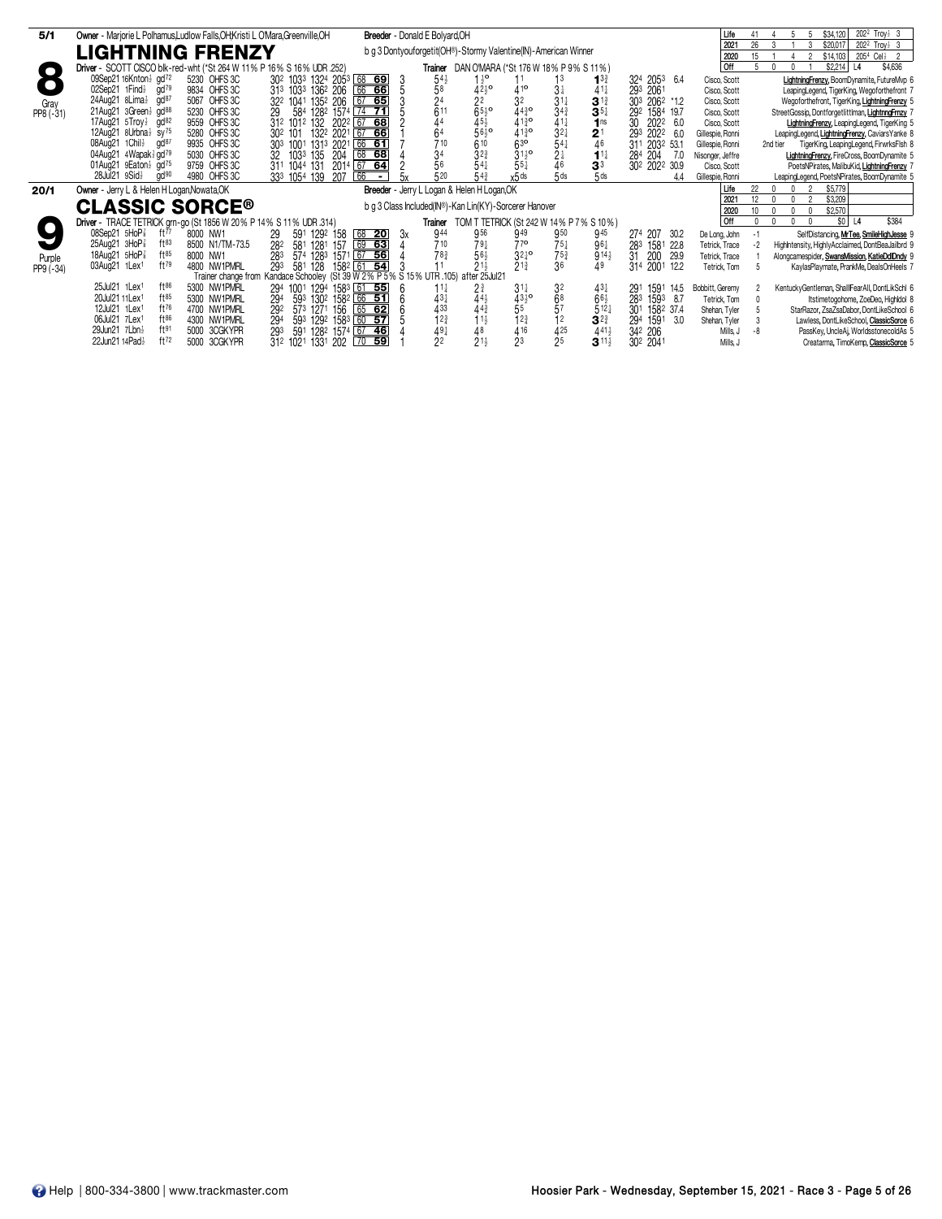## 8 — LIGHTNING FRENZY (5/1) — Gray — PP8 (-31)

Owner - Marjorie L Polhamus,Ludlow Falls,OH;Kristi L O'Mara,Greenville,OH

Breeder - Donald E Bolyard,OH

b g 3 Dontyouforgetit(OH®)-Stormy Valentine(IN)-American Winner

Driver - SCOTT CISCO blk-red-wht (*St 264 W 11% P 16% S 16% UDR .252)

Trainer DAN O'MARA (*St 176 W 18% P 9% S 11%)

| | Starts | Win | Place | Show | Earnings | Best |
|---|---|---|---|---|---|---|
| Life | 41 | 4 | 5 | 5 | $34,120 | 2:02² Troy½ 3 |
| 2021 | 26 | 3 | 1 | 3 | $20,017 | 2:02² Troy½ 3 |
| 2020 | 15 | 1 | 4 | 2 | $14,103 | 2:05⁴ Cel½ 2 |
| Off | 5 | 0 | 0 | 1 | $2,214 | L4 $4,636 |

| Date | Race | Track | Cond | Purse | Class | Fractions | | | | Spd | | PP | 1/4 | 1/2 | 3/4 | Str | Fin | Ind 1/4 | Ind Time | Odds | Driver | Top 3 Finishers |
|---|---|---|---|---|---|---|---|---|---|---|---|---|---|---|---|---|---|---|---|---|---|---|
| 09Sep21 | 16Knton½ | | gd72 | 5230 | OHFS 3C | 30² | 103³ | 132⁴ | 205³ | 68 | 69 | 3 | 5 4½ | 1 ½o | 1 1 | 1 3 | 1 3¾ | 32⁴ | 205³ | 6.4 | Cisco, Scott | LightningFrenzy, BoomDynamite, FutureMvp 6 |
| 02Sep21 | 1Find½ | | gd79 | 9834 | OHFS 3C | 31³ | 103³ | 136² | 206 | 66 | 66 | 5 | 5 8 | 4 2½o | 4 1o | 3 ¾ | 4 1¼ | 29³ | 206¹ | | Cisco, Scott | LeapingLegend, TigerKing, Wegoforthefront 7 |
| 24Aug21 | 8Lima½ | | gd87 | 5067 | OHFS 3C | 32² | 104¹ | 135² | 206 | 67 | 65 | 3 | 2 4 | 2 2 | 3 2 | 3 1½ | 3 1¾ | 30³ | 206² | *1.2 | Cisco, Scott | Wegoforthefront, TigerKing, LightningFrenzy 5 |
| 21Aug21 | 3Green½ | | gd88 | 5230 | OHFS 3C | 29 | 58⁴ | 128² | 157⁴ | 74 | 71 | 5 | 6 11 | 6 5½o | 4 4¾o | 3 4¾ | 3 5¼ | 29² | 158⁴ | 19.7 | Cisco, Scott | StreetGossip, Dontforgetlittman, LightningFrenzy 7 |
| 17Aug21 | 5Troy½ | | gd82 | 9559 | OHFS 3C | 31² | 101² | 132 | 202² | 67 | 68 | 2 | 4 4 | 4 5½ | 4 1¾o | 4 1¼ | 1 ns | 30 | 202² | 6.0 | Cisco, Scott | LightningFrenzy, LeapingLegend, TigerKing 5 |
| 12Aug21 | 8Urbna½ | | sy75 | 5280 | OHFS 3C | 30² | 101 | 132² | 202¹ | 67 | 66 | 1 | 6 4 | 5 6½o | 4 1¾o | 3 2¼ | 2 1 | 29³ | 202² | 6.0 | Gillespie, Ronni | LeapingLegend, LightningFrenzy, CaviarsYanke 8 |
| 08Aug21 | 1Chill½ | | gd87 | 9935 | OHFS 3C | 30³ | 100¹ | 131³ | 202¹ | 66 | 61 | 7 | 7 10 | 6 10 | 6 3o | 5 4¼ | 4 6 | 31¹ | 203² | 53.1 | Gillespie, Ronni | 2nd tier TigerKing, LeapingLegend, FirwrksFlsh 8 |
| 04Aug21 | 4Wapak½ | | gd79 | 5030 | OHFS 3C | 32 | 103³ | 135 | 204 | 68 | 68 | 4 | 3 4 | 3 2¾ | 3 1½o | 2 ¾ | 1 1¼ | 28⁴ | 204 | 7.0 | Nisonger, Jeffre | LightningFrenzy, FireCross, BoomDynamite 5 |
| 01Aug21 | 9Eaton½ | | gd75 | 9759 | OHFS 3C | 31¹ | 104⁴ | 131 | 201⁴ | 67 | 64 | 2 | 5 6 | 5 4¼ | 5 5¼ | 4 6 | 3 3 | 30² | 202² | 30.9 | Cisco, Scott | PoetsNPirates, MalibuKid, LightningFrenzy 7 |
| 28Jul21 | 9Sid½ | | gd90 | 4980 | OHFS 3C | 33³ | 105⁴ | 139 | 207 | 66 | - | 5x | 5 20 | 5 4¾ | x5 ds | 5 ds | 5 ds | | | 4.4 | Gillespie, Ronni | LeapingLegend, PoetsNPirates, BoomDynamite 5 |

## 9 — CLASSIC SORCE® (20/1) — Purple — PP9 (-34)

Owner - Jerry L & Helen H Logan,Nowata,OK

Breeder - Jerry L Logan & Helen H Logan,OK

b g 3 Class Included(IN®)-Kan Lin(KY)-Sorcerer Hanover

Driver - TRACE TETRICK grn-go (St 1856 W 20% P 14% S 11% UDR .314)

Trainer TOM T TETRICK (St 242 W 14% P 7% S 10%)

| | Starts | Win | Place | Show | Earnings | Best |
|---|---|---|---|---|---|---|
| Life | 22 | 0 | 0 | 2 | $5,779 | |
| 2021 | 12 | 0 | 0 | 2 | $3,209 | |
| 2020 | 10 | 0 | 0 | 0 | $2,570 | |
| Off | 0 | 0 | 0 | 0 | $0 | L4 $384 |

| Date | Race | Track | Cond | Purse | Class | Fractions | | | | Spd | | PP | 1/4 | 1/2 | 3/4 | Str | Fin | Ind 1/4 | Ind Time | Odds | Driver | Top 3 Finishers |
|---|---|---|---|---|---|---|---|---|---|---|---|---|---|---|---|---|---|---|---|---|---|---|
| 08Sep21 | 5HoP⅞ | | ft77 | 8000 | NW1 | 29 | 59¹ | 129² | 158 | 68 | 20 | 3x | 9 44 | 9 56 | 9 49 | 9 50 | 9 45 | 27⁴ | 207 | 30.2 | De Long, John | -1 SelfDistancing, MrTee, SmileHighJesse 9 |
| 25Aug21 | 3HoP⅞ | | ft83 | 8500 | N1/TM-73.5 | 28² | 58¹ | 128¹ | 157 | 69 | 63 | 4 | 7 10 | 7 9¼ | 7 7o | 7 5¼ | 9 6¼ | 28³ | 158¹ | 22.8 | Tetrick, Trace | -2 HighIntensity, HighlyAcclaimed, DontBeaJailbrd 9 |
| 18Aug21 | 5HoP⅞ | | ft85 | 8000 | NW1 | 28³ | 57⁴ | 128³ | 157¹ | 67 | 56 | 4 | 7 8¾ | 5 6½ | 3 2½o | 7 5¾ | 9 14½ | 31 | 200 | 29.9 | Tetrick, Trace | 1 Alongcamespider, SwansMission, KatieDdlDndy 9 |
| 03Aug21 | 1Lex¹ | | ft79 | 4800 | NW1PMRL | 29³ | 58¹ | 128 | 158² | 61 | 54 | 3 | 1 1 | 2 1½ | 2 1¾ | 3 6 | 4 9 | 31⁴ | 200¹ | 12.2 | Tetrick, Tom | 5 KaylasPlaymate, PrankMe, DealsOnHeels 7 |

Trainer change from Kandace Schooley (St 39 W 2% P 5% S 15% UTR .105) after 25Jul21

| Date | Race | Track | Cond | Purse | Class | Fractions | | | | Spd | | PP | 1/4 | 1/2 | 3/4 | Str | Fin | Ind 1/4 | Ind Time | Odds | Driver | Top 3 Finishers |
|---|---|---|---|---|---|---|---|---|---|---|---|---|---|---|---|---|---|---|---|---|---|---|
| 25Jul21 | 1Lex¹ | | ft86 | 5300 | NW1PMRL | 29⁴ | 100¹ | 129⁴ | 158³ | 61 | 55 | 6 | 1 1¼ | 2 ¾ | 3 1¼ | 3 2 | 4 3¼ | 29¹ | 159¹ | 14.5 | Bobbitt, Geremy | 2 KentuckyGentleman, ShallFearAll, DontLikSchl 6 |
| 20Jul21 | 11Lex¹ | | ft85 | 5300 | NW1PMRL | 29⁴ | 59³ | 130² | 158² | 66 | 51 | 6 | 4 3¼ | 4 4½ | 4 3½o | 6 8 | 6 6½ | 28³ | 159³ | 8.7 | Tetrick, Tom | 0 Itstimetogohome, ZoeDeo, HighIdol 8 |
| 12Jul21 | 1Lex¹ | | ft76 | 4700 | NW1PMRL | 29² | 57³ | 127¹ | 156 | 65 | 62 | 6 | 4 33 | 4 4¾ | 5 5 | 5 7 | 5 12¼ | 30¹ | 158² | 37.4 | Shehan, Tyler | 5 StarRazor, ZsaZsaDabor, DontLikeSchool 6 |
| 06Jul21 | 7Lex¹ | | ft86 | 4300 | NW1PMRL | 29⁴ | 59³ | 129² | 158³ | 60 | 57 | 5 | 1 2¾ | 1 1½ | 1 2¾ | 1 2 | 3 2¾ | 29⁴ | 159¹ | 3.0 | Shehan, Tyler | 3 Lawless, DontLikeSchool, ClassicSorce 6 |
| 29Jun21 | 7Lbn½ | | ft91 | 5000 | 3CGKYPR | 29³ | 59¹ | 128² | 157⁴ | 67 | 46 | 4 | 4 9¼ | 4 8 | 4 16 | 4 25 | 4 41½ | 34² | 206 | | Mills, J | -8 PassKey, UncleAj, WorldsstonecoldAs 5 |
| 22Jun21 | 14Pad½ | | ft72 | 5000 | 3CGKYPR | 31² | 102¹ | 133¹ | 202 | 70 | 59 | 1 | 2 2 | 2 1½ | 2 3 | 2 5 | 3 11½ | 30² | 204¹ | | Mills, J | Creatarma, TimoKemp, ClassicSorce 5 |

Help | 800-334-3800 | www.trackmaster.com

Hoosier Park - Wednesday, September 15, 2021 - Race 3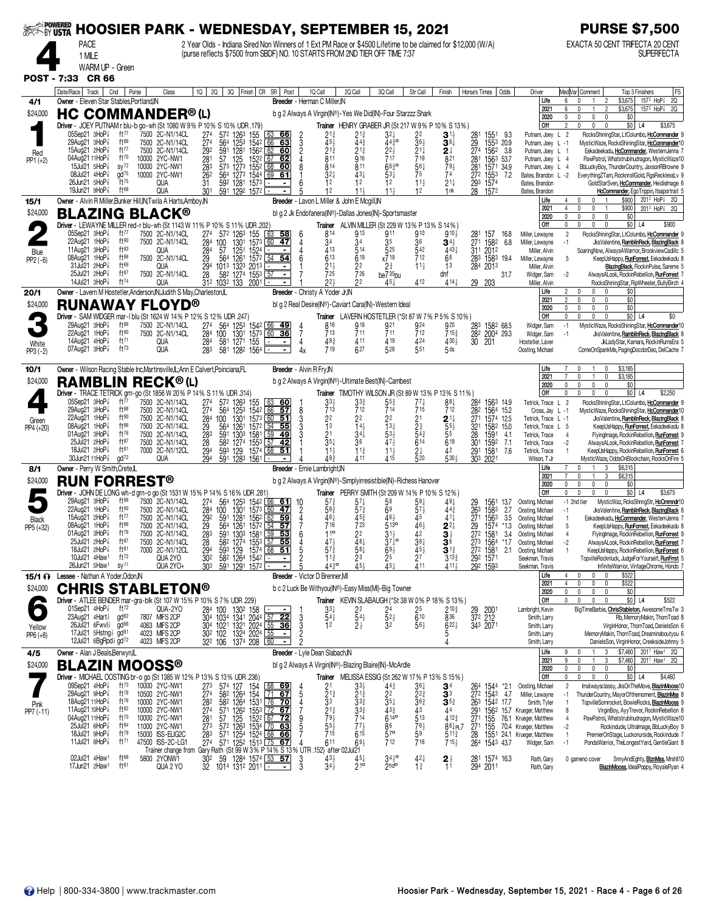# HOOSIER PARK - WEDNESDAY, SEPTEMBER 15, 2021

**PURSE $7,500**

**4** PACE 1 MILE WARM UP - Green

2 Year Olds - Indiana Sired Non Winners of 1 Ext PM Race or $4500 Lifetime to be claimed for $12,000 (W/A) (purse reflects $7500 from SBDF) NO. 10 STARTS FROM 2ND TIER OFF TIME 7:37

EXACTA 50 CENT TRIFECTA 20 CENT SUPERFECTA

**POST - 7:33 CR 66**

---

## 1 — HC COMMANDER® (L) — 4/1 — $24,000 — Red — PP1 (+2)

Owner - Eleven Star Stables,Portland,IN — Breeder - Herman C Miller,IN

b g 2 Always A Virgin(IN®)-Yes We Did(IN)-Four Starzzz Shark

Driver - JOEY PUTNAM r blu-b go-wh (St 1080 W 9% P 10% S 10% UDR .179) — Trainer HENRY GRABER JR (St 217 W 9% P 10% S 13%)

Life 6 0 1 2 $3,675 1:57² HoP⅞ 2Q | 2021 6 0 1 2 $3,675 1:57² HoP⅞ 2Q | 2020 0 0 0 0 $0 | Off 2 0 0 0 $0 L4 $3,675

| Date/Race | Track | Cnd | Purse | Class | 1Q | 2Q | 3Q | Finish | CR | SR | Post | 1Q Call | 2Q Call | 3Q Call | Str Call | Finish | Horse's Times | Odds | Driver | Top 3 Finishers |
|---|---|---|---|---|---|---|---|---|---|---|---|---|---|---|---|---|---|---|---|---|
| 05Sep21 3HoP⅞ | ft77 | | 7500 | 2C-N1/14CL | 27⁴ | 57² | 126³ | 155 | 63 | 66 | 2 | 2 1¾ | 2 1¾ | 3 2½ | 2 2 | 3 1½ | 28¹ 155¹ | 9.3 | Putnam, Joey L 2 | RocksShiningStar, LtColumbo, HcCommander 9 |
| 29Aug21 3HoP⅞ | ft88 | | 7500 | 2C-N1/14CL | 27⁴ | 56⁴ | 125³ | 154² | 66 | 63 | 3 | 4 5½ | 4 4¾ | 4 4¾o | 3 6½ | 3 6¼ | 29 155³ | 20.9 | Putnam, Joey L -1 | MysticWaze, RocksShiningStar, HcCommander10 |
| 15Aug21 2HoP⅞ | ft77 | | 7500 | 2C-N1/14CL | 29² | 59¹ | 128¹ | 156² | 62 | 60 | 2 | 2 1¾ | 2 1¾ | 2 2½ | 2 1¼ | 2 ½ | 27⁴ 156² | 3.8 | Putnam, Joey L 1 | Eekadeekadu, HcCommander, WesternJenna 7 |
| 04Aug21 11HoP⅞ | ft70 | | 10000 | 2YC-NW1 | 28¹ | 57 | 125 | 152² | 67 | 62 | 4 | 8 11 | 9 16 | 7 17 | 7 19 | 8 21 | 28¹ 156³ | 53.7 | Putnam, Joey L 4 | PawPatrol, Whatstrublnudragon, MysticWaze10 |
| 15Jul21 5HoP⅞ | sy72 | | 10000 | 2YC-NW1 | 28³ | 57³ | 127³ | 155² | 68 | 60 | 8 | 8 14 | 8 11 | 6 6¾o | 5 6¼ | 7 9½ | 28¹ 157¹ | 34.9 | Putnam, Joey L 4 | BbLuckyBoy, ThunderCountry, JaxsonRBrowne 9 |
| 08Jul21 4HoP⅞ | gd75 | | 10000 | 2YC-NW1 | 26² | 56⁴ | 127³ | 154⁴ | 69 | 61 | 1 | 3 2½ | 4 3½ | 5 3¼ | 7 5 | 7 4 | 27² 155³ | 7.2 | Bates, Brandon L -2 | EverythingZTam, RocknrollGold, RgsRecklessLv 9 |
| 26Jun21 5HoP⅞ | ft75 | | | QUA | 31 | 59² | 128¹ | 157³ | - | - | 6 | 1 2 | 1 2 | 1 2 | 1 1½ | 2 1¼ | 29³ 157⁴ | | Bates, Brandon | GoldStarSven, HcCommander, HeidisImage 6 |
| 19Jun21 9HoP⅞ | ft68 | | | QUA | 30¹ | 59¹ | 129² | 157² | - | - | 5 | 1 2 | 1 1½ | 1 1½ | 1 2 | 1 nk | 28 157² | | Bates, Brandon | HcCommander, EgoTrippin, Itsaportrait 5 |

---

## 2 — BLAZING BLACK® — 15/1 — $24,000 — Blue — PP2 (-6)

Owner - Alvin R Miller,Bunker Hill,IN;Twila A Harts,Amboy,IN — Breeder - Lavon L Miller & John E Mcgill,IN

bl g 2 Jk Endofanera(IN®)-Dallas Jones(IN)-Sportsmaster

Driver - LEWAYNE MILLER red-r blu-wh (St 1143 W 11% P 10% S 11% UDR .202) — Trainer ALVIN MILLER (St 229 W 13% P 13% S 14%)

Life 4 0 0 1 $900 2:01³ HoP⅞ 2Q | 2021 4 0 0 1 $900 2:01³ HoP⅞ 2Q | 2020 0 0 0 0 $0 | Off 0 0 0 0 $0 L4 $900

| Date/Race | Track | Cnd | Purse | Class | 1Q | 2Q | 3Q | Finish | CR | SR | Post | 1Q Call | 2Q Call | 3Q Call | Str Call | Finish | Horse's Times | Odds | Driver | Top 3 Finishers |
|---|---|---|---|---|---|---|---|---|---|---|---|---|---|---|---|---|---|---|---|---|
| 05Sep21 3HoP⅞ | ft77 | | 7500 | 2C-N1/14CL | 27⁴ | 57² | 126³ | 155 | 63 | 58 | 6 | 8 14 | 9 13 | 9 11 | 9 10 | 9 10½ | 28¹ 157 | 16.8 | Miller, Lewayne 2 | RocksShiningStar, LtColumbo, HcCommander 9 |
| 22Aug21 1HoP⅞ | ft90 | | 7500 | 2C-N1/14CL | 28⁴ | 100 | 130¹ | 157³ | 60 | 47 | 4 | 3 4 | 3 4 | 3 5 | 3 6 | 3 4½ | 27¹ 158² | 6.8 | Miller, Lewayne -1 | JksValentine, RamblinReck, BlazingBlack 8 |
| 11Aug21 3HoP⅞ | ft83 | | | QUA | 28⁴ | 57 | 125¹ | 152⁴ | - | - | 4 | 4 13 | 5 14 | 5 25 | 5 42 | 4 43½ | 31¹ 201² | | Miller, Alvin | SoaringNow, AlwaysAWarrior, BrockviewCadillc 5 |
| 08Aug21 1HoP⅞ | ft86 | | 7500 | 2C-N1/14CL | 29 | 56⁴ | 126¹ | 157² | 54 | 54 | 6 | 6 13 | 6 19 | x7 19 | 7 12 | 6 6 | 28³ 158³ | 19.4 | Miller, Lewayne 5 | KeepUsHappy, RunForrest, Eekadeekadu 8 |
| 31Jul21 2HoP⅞ | ft69 | | | QUA | 29⁴ | 101³ | 132³ | 201³ | - | - | 1 | 2 1½ | 2 2 | 2 ¾ | 1 1½ | 1 3 | 28⁴ 201³ | | Miller, Alvin | BlazingBlack, RockinPulse, Sareme 5 |
| 25Jul21 2HoP⅞ | ft87 | | 7500 | 2C-N1/14CL | 28 | 58² | 127⁴ | 155³ | 57 | - | 7 | 7 25 | 7 26 | be7 35pu | | dnf | | 31.7 | Widger, Sam -2 | AlwaysALook, RockinRebellion, RunForrest 7 |
| 14Jul21 3HoP⅞ | ft74 | | | QUA | 31² | 103² | 133 | 200¹ | - | - | 7 | 2 2½ | 2 2 | 4 5½ | 4 12 | 4 14½ | 29 203 | | Miller, Alvin | RocksShiningStar, RipWheeler, BullyBirch 4 |

---

## 3 — RUNAWAY FLOYD® — 20/1 — $24,000 — White — PP3 (-2)

Owner - Lavern M Hostetler,Anderson,IN;Judith S May,Charleston,IL — Breeder - Christy A Yoder Jr,IN

bl g 2 Real Desire(IN®)-Caviart Cara(IN)-Western Ideal

Driver - SAM WIDGER mar-l blu (St 1624 W 14% P 12% S 12% UDR .247) — Trainer LAVERN HOSTETLER (*St 87 W 7% P 5% S 10%)

Life 2 0 0 0 $0 | 2021 2 0 0 0 $0 | 2020 0 0 0 0 $0 | Off 0 0 0 0 $0 L4 $0

| Date/Race | Track | Cnd | Purse | Class | 1Q | 2Q | 3Q | Finish | CR | SR | Post | 1Q Call | 2Q Call | 3Q Call | Str Call | Finish | Horse's Times | Odds | Driver | Top 3 Finishers |
|---|---|---|---|---|---|---|---|---|---|---|---|---|---|---|---|---|---|---|---|---|
| 29Aug21 3HoP⅞ | ft88 | | 7500 | 2C-N1/14CL | 27⁴ | 56⁴ | 125³ | 154² | 66 | 49 | 4 | 8 16 | 9 18 | 9 21 | 9 24 | 9 20 | 28³ 158² | 68.5 | Widger, Sam -1 | MysticWaze, RocksShiningStar, HcCommander10 |
| 22Aug21 1HoP⅞ | ft90 | | 7500 | 2C-N1/14CL | 28⁴ | 100 | 130¹ | 157³ | 60 | 36 | 7 | 7 13 | 7 11 | 7 11 | 7 12 | 7 15¾ | 28² 200⁴ | 29.3 | Widger, Sam -1 | JksValentine, RamblinReck, BlazingBlack 8 |
| 14Aug21 4HoP⅞ | ft71 | | | QUA | 28⁴ | 58¹ | 127¹ | 155 | - | - | 4 | 4 8¾ | 4 11 | 4 19 | 4 24 | 4 30¾ | 30 201 | | Hostetler, Laver | JkLadyStar, Kamara, RockinRumsEra 5 |
| 07Aug21 3HoP⅞ | ft73 | | | QUA | 28³ | 58¹ | 128² | 156⁴ | - | - | 4x | 7 19 | 6 27 | 5 28 | 5 51 | 5 ds | | | Oosting, Michael | ComeOnSparkMe, PagingDoctorDeo, DelCache 7 |

---

## 4 — RAMBLIN RECK® (L) — 10/1 — $24,000 — Green — PP4 (+20)

Owner - Wilson Racing Stable Inc,Martinsville,IL;Ann E Calvert,Poinciana,FL — Breeder - Alvin R Fry,IN

b g 2 Always A Virgin(IN®)-Ultimate Best(IN)-Cambest

Driver - TRACE TETRICK grn-go (St 1856 W 20% P 14% S 11% UDR .314) — Trainer TIMOTHY WILSON JR (St 89 W 13% P 13% S 11%)

Life 7 0 1 0 $3,185 | 2021 7 0 1 0 $3,185 | 2020 0 0 0 0 $0 | Off 0 0 0 0 $0 L4 $2,250

| Date/Race | Track | Cnd | Purse | Class | 1Q | 2Q | 3Q | Finish | CR | SR | Post | 1Q Call | 2Q Call | 3Q Call | Str Call | Finish | Horse's Times | Odds | Driver | Top 3 Finishers |
|---|---|---|---|---|---|---|---|---|---|---|---|---|---|---|---|---|---|---|---|---|
| 05Sep21 3HoP⅞ | ft77 | | 7500 | 2C-N1/14CL | 27⁴ | 57² | 126³ | 155 | 63 | 60 | 4 | 3 3½ | 3 3¾ | 5 5¾ | 7 7¼ | 8 8¼ | 28⁴ 156³ | 14.9 | Tetrick, Trace L 2 | RocksShiningStar, LtColumbo, HcCommander 9 |
| 29Aug21 3HoP⅞ | ft88 | | 7500 | 2C-N1/14CL | 27⁴ | 56⁴ | 125³ | 154² | 66 | 57 | 8 | 7 13 | 7 12 | 7 14 | 7 15 | 7 12 | 28² 156⁴ | 15.2 | Cross, Jay L -1 | MysticWaze, RocksShiningStar, HcCommander10 |
| 22Aug21 1HoP⅞ | ft90 | | 7500 | 2C-N1/14CL | 28⁴ | 100 | 130¹ | 157³ | 60 | 51 | 3 | 2 2 | 2 2 | 2 2 | 2 1 | 2 1¼ | 27¹ 157⁴ | 12.5 | Tetrick, Trace L -1 | JksValentine, RamblinReck, BlazingBlack 8 |
| 08Aug21 1HoP⅞ | ft86 | | 7500 | 2C-N1/14CL | 29 | 56⁴ | 126¹ | 157² | 54 | 55 | 3 | 1 3 | 1 4½ | 1 3¼ | 2 ¾ | 5 5½ | 32¹ 158² | 15.0 | Tetrick, Trace L 5 | KeepUsHappy, RunForrest, Eekadeekadu 8 |
| 01Aug21 3HoP⅞ | ft76 | | 7500 | 2C-N1/14CL | 28³ | 59¹ | 130³ | 158¹ | 59 | 49 | 3 | 2 1 | 3 4¼ | 5 3¾ | 5 4¾ | 5 5 | 28 159¹ | 4.1 | Tetrick, Trace 4 | FlyingImage, RockinRebellion, RunForrest 9 |
| 25Jul21 2HoP⅞ | ft87 | | 7500 | 2C-N1/14CL | 28 | 58² | 127⁴ | 155³ | 57 | 42 | 1 | 3 5½ | 3 6 | 4 7½ | 6 14 | 6 19 | 30¹ 159² | 7.1 | Tetrick, Trace -2 | AlwaysALook, RockinRebellion, RunForrest 7 |
| 18Jul21 2HoP⅞ | ft81 | | 7000 | 2C-N1/12CL | 29⁴ | 59³ | 129 | 157⁴ | 68 | 51 | 3 | 1 1½ | 1 1¾ | 1 1½ | 2 ½ | 4 2 | 29¹ 158¹ | 7.6 | Tetrick, Trace 1 | KeepUsHappy, RockinRebellion, RunForrest 6 |
| 30Jun21 11HoP⅞ | gd72 | | | QUA | 29⁴ | 59¹ | 128³ | 156¹ | - | - | 4 | 4 8¾ | 4 11 | 4 15 | 5 20 | 5 30½ | 30³ 202¹ | | Wilson, T Jr | MysticWaze, OddsOnBlockchain, RocksOnFire 5 |

---

## 5 — RUN FORREST® — 8/1 — $24,000 — Black — PP5 (+32)

Owner - Perry W Smith,Crete,IL — Breeder - Ernie Lambright,IN

b g 2 Always A Virgin(IN®)-Simplyirresistible(IN)-Richess Hanover

Driver - JOHN DE LONG wh-d grn-o go (St 1531 W 15% P 14% S 16% UDR .281) — Trainer PERRY SMITH (St 209 W 14% P 10% S 12%)

Life 7 0 1 3 $6,315 | 2021 7 0 1 3 $6,315 | 2020 0 0 0 0 $0 | Off 0 0 0 0 $0 L4 $3,675

| Date/Race | Track | Cnd | Purse | Class | 1Q | 2Q | 3Q | Finish | CR | SR | Post | 1Q Call | 2Q Call | 3Q Call | Str Call | Finish | Horse's Times | Odds | Driver | Top 3 Finishers |
|---|---|---|---|---|---|---|---|---|---|---|---|---|---|---|---|---|---|---|---|---|
| 29Aug21 3HoP⅞ | ft88 | | 7500 | 2C-N1/14CL | 27⁴ | 56⁴ | 125³ | 154² | 66 | 61 | 10 | 5 7¾ | 5 7¼ | 5 8 | 5 9½ | 4 9½ | 29 156¹ | 13.7 | Oosting, Michael -1 2nd tier | MysticWaze, RcksShnngStr, HcCmmndr10 |
| 22Aug21 1HoP⅞ | ft90 | | 7500 | 2C-N1/14CL | 28⁴ | 100 | 130¹ | 157³ | 60 | 47 | 2 | 5 8¾ | 5 7¾ | 6 9 | 5 7½ | 4 4¾ | 26³ 158³ | 2.7 | Oosting, Michael -1 | JksValentine, RamblinReck, BlazingBlack 8 |
| 15Aug21 2HoP⅞ | ft77 | | 7500 | 2C-N1/14CL | 29² | 59¹ | 128¹ | 156² | 62 | 59 | 4 | 4 6¼ | 4 5¾ | 4 6½ | 4 5 | 4 1½ | 27¹ 156³ | 3.5 | Oosting, Michael 1 | Eekadeekadu, HcCommander, WesternJenna 7 |
| 08Aug21 1HoP⅞ | ft86 | | 7500 | 2C-N1/14CL | 29 | 56⁴ | 126¹ | 157² | 54 | 57 | 4 | 7 16 | 7 23 | 5 13o | 4 6½ | 2 2½ | 29 157⁴ | *1.3 | Oosting, Michael 5 | KeepUsHappy, RunForrest, Eekadeekadu 8 |
| 01Aug21 3HoP⅞ | ft76 | | 7500 | 2C-N1/14CL | 28³ | 59¹ | 130³ | 158¹ | 59 | 53 | 6 | 1 1o | 2 2 | 3 1½ | 4 2 | 3 ½ | 27² 158¹ | 3.4 | Oosting, Michael 4 | FlyingImage, RockinRebellion, RunForrest 9 |
| 25Jul21 2HoP⅞ | ft87 | | 7500 | 2C-N1/14CL | 28 | 58² | 127⁴ | 155³ | 57 | 55 | 4 | 4 7½ | 4 8½ | 3 7¼o | 3 8½ | 3 6 | 27³ 156⁴ | *1.7 | Oosting, Michael -2 | AlwaysALook, RockinRebellion, RunForrest 7 |
| 18Jul21 2HoP⅞ | ft81 | | 7000 | 2C-N1/12CL | 29⁴ | 59³ | 129 | 157⁴ | 68 | 51 | 5 | 5 7¾ | 5 8½ | 6 9¾ | 4 5½ | 3 1¾ | 27² 158¹ | 2.1 | Oosting, Michael 1 | KeepUsHappy, RockinRebellion, RunForrest 6 |
| 10Jul21 4Haw¹ | ft72 | | | QUA 2YO | 30² | 58² | 126⁴ | 154² | - | - | 2 | 1 1¾ | 2 3 | 2 5 | 2 7 | 3 13¾ | 29² 157¹ | | Seekman, Travis | TopvilleRocknluck, JudgeForYourself, RunFrrst 5 |
| 26Jun21 5Haw¹ | sy77 | | | QUA 2YO+ | 30³ | 59¹ | 129¹ | 157² | - | - | 5 | 4 4¾o | 4 5½ | 4 5½ | 4 11 | 4 11½ | 29² 159³ | | Seekman, Travis | InfiniteWarrior, VintageChrome, Hondo 7 |

---

## 6 — CHRIS STABLETON® — 15/1 — $24,000 — Yellow — PP6 (+8)

Lessee - Nathan A Yoder,Odon,IN — Breeder - Victor D Brenner,MI

b c 2 Luck Be Withyou(IN®)-Easy Miss(MI)-Big Towner

Driver - ATLEE BENDER mar-gra-blk (St 107 W 15% P 10% S 7% UDR .229) — Trainer KEVIN SLABAUGH (*St 38 W 0% P 18% S 13%)

Life 4 0 0 0 $522 | 2021 4 0 0 0 $522 | 2020 0 0 0 0 $0 | Off 0 0 0 0 $0 L4 $522

| Date/Race | Track | Cnd | Purse | Class | 1Q | 2Q | 3Q | Finish | CR | SR | Post | 1Q Call | 2Q Call | 3Q Call | Str Call | Finish | Horse's Times | Odds | Driver | Top 3 Finishers |
|---|---|---|---|---|---|---|---|---|---|---|---|---|---|---|---|---|---|---|---|---|
| 01Sep21 4HoP⅞ | ft72 | | | QUA-2YO | 28⁴ | 100 | 130² | 158 | - | - | 2 | 3 3½ | 2 2 | 2 4 | 2 5 | 2 10¾ | 29 200¹ | | Lambright, Kevin | BigTimeBarbie, ChrisStableton, AwesomeTmsTw 3 |
| 23Aug21 4Hart½ | gd82 | | 7807 | MIFS 2CP | 30⁴ | 103⁴ | 134¹ | 204⁴ | 57 | 22 | 3 | 5 4½ | 5 4½ | 5 2½ | 6 10 | 8 36 | 37² 212 | | Smith, Larry | Rb, MemoryMakin, ThornToad 8 |
| 26Jul21 6FwvI½ | gd88 | | 4063 | MIFS 2CP | 30⁴ | 102¹ | 132¹ | 202⁴ | 55 | 36 | 3 | 1 2 | 2 ½ | 3 2 | 5 6½ | 6 22½ | 34³ 207¹ | | Smith, Larry | VirginHonor, ThornToad, DanielsSon 6 |
| 17Jul21 5Hstng½ | gd81 | | 4023 | MIFS 2CP | 30² | 102 | 132⁴ | 202⁴ | 55 | - | 2 | | | | | 5 | | | Smith, Larry | MemoryMakin, ThornToad, Dreamingaboutyou 6 |
| 12Jul21 6BgRpd½ | gd72 | | 4023 | MIFS 2CP | 32² | 106 | 137⁴ | 208 | 60 | - | 2 | | | | | 4 | | | Smith, Larry | DanielsSon, VirginHonor, CreeksideJohnny 5 |

---

## 7 — BLAZIN MOOSS® — 4/5 — $24,000 — Pink — PP7 (-11)

Owner - Alan J Beals,Berwyn,IL — Breeder - Lyle Dean Slabach,IN

bl g 2 Always A Virgin(IN®)-Blazing Blaire(IN)-McArdle

Driver - MICHAEL OOSTING br-o go (St 1385 W 12% P 13% S 13% UDR .236) — Trainer MELISSA ESSIG (St 262 W 17% P 13% S 15%)

Life 9 0 1 3 $7,460 2:01¹ Haw¹ 2Q | 2021 9 0 1 3 $7,460 2:01¹ Haw¹ 2Q | 2020 0 0 0 0 $0 | Off 0 0 0 0 $0 L4 $4,460

| Date/Race | Track | Cnd | Purse | Class | 1Q | 2Q | 3Q | Finish | CR | SR | Post | 1Q Call | 2Q Call | 3Q Call | Str Call | Finish | Horse's Times | Odds | Driver | Top 3 Finishers |
|---|---|---|---|---|---|---|---|---|---|---|---|---|---|---|---|---|---|---|---|---|
| 09Sep21 4HoP⅞ | ft73 | | 10000 | 2YC-NW1 | 27³ | 57⁴ | 127 | 154 | 68 | 69 | 4 | 2 1 | 3 3½ | 4 4¾ | 3 6½ | 3 4½ | 26⁴ 154⁴ | *2.1 | Oosting, Michael 2 | Imalwaysclassy, JksOnTheMove, BlazinMooss10 |
| 29Aug21 9HoP⅞ | ft78 | | 10500 | 2YC-NW1 | 27⁴ | 58² | 126⁴ | 154 | 71 | 67 | 5 | 2 1¾ | 2 1¾ | 2 2 | 2 2¾ | 3 3 | 27² 154³ | 4.7 | Miller, Lewayne -1 | ThunderCountry, MayorOfthemoment, BlazinMss 8 |
| 18Aug21 11HoP⅞ | ft76 | | 10000 | 2YC-NW1 | 28² | 58² | 126⁴ | 153¹ | 76 | 70 | 4 | 3 3 | 3 3¾ | 3 5½ | 3 6¾ | 3 5¾ | 26³ 154² | 17.7 | Smith, Tyler 1 | TopvilleSomrocket, BowieRocks, BlazinMooss 9 |
| 11Aug21 10HoP⅞ | ft82 | | 10000 | 2YC-NW1 | 27¹ | 57¹ | 126² | 155³ | 72 | 67 | 4 | 2 1¾ | 3 3¾ | 4 3¾ | 4 3 | 4 4 | 29¹ 156² | 15.7 | Krueger, Matthew 8 | VirginBoy, AyyTrevor, RockinRebellion 8 |
| 04Aug21 11HoP⅞ | ft70 | | 10000 | 2YC-NW1 | 28¹ | 57 | 125 | 152² | 67 | 72 | 9 | 7 9½ | 7 14 | 6 14o | 5 13 | 4 12¾ | 27¹ 155 | 76.1 | Krueger, Matthew 4 | PawPatrol, Whatstrublnudragon, MysticWaze10 |
| 25Jul21 6HoP⅞ | ft84 | | 11000 | 2YC-NW1 | 27³ | 57² | 126³ | 153⁴ | 70 | 63 | 5 | 5 5½ | 7 7½ | 8 6 | 7 6½ | 8 6¼PL7 | 27¹ 155 | 70.4 | Krueger, Matthew -2 | Rockindude, Ultralmage, BbLuckyBoy 9 |
| 18Jul21 9HoP⅞ | ft79 | | 15000 | ISS-ELIG2C | 28³ | 57¹ | 125⁴ | 152⁴ | 68 | 66 | 7 | 7 15 | 6 15 | 5 7o | 5 9 | 5 11¾ | 28 155¹ | 24.1 | Krueger, Matthew 1 | PremierOnStage, Luckonurside, Rockindude 7 |
| 11Jul21 8HoP⅞ | ft71 | | 47500 | ISS-2C-LG1 | 27⁴ | 57¹ | 125² | 151³ | 75 | 67 | 4 | 6 11 | 6 9½ | 7 12 | 7 16 | 7 15½ | 26⁴ 154³ | 43.7 | Widger, Sam -1 | PondaWarrior, TheLongestYard, GentleGiant 8 |

Trainer change from Gary Rath (St 99 W 3% P 14% S 13% UTR .152) after 02Jul21

| Date/Race | Track | Cnd | Purse | Class | 1Q | 2Q | 3Q | Finish | CR | SR | Post | 1Q Call | 2Q Call | 3Q Call | Str Call | Finish | Horse's Times | Odds | Driver | Top 3 Finishers |
|---|---|---|---|---|---|---|---|---|---|---|---|---|---|---|---|---|---|---|---|---|
| 02Jul21 4Haw¹ | ft88 | | 5800 | 2YONW1 | 30² | 59 | 128⁴ | 157⁴ | 53 | 57 | 3 | 4 3½ | 4 5½ | 3 4½o | 4 2½ | 2 ½ | 28¹ 157⁴ | 16.3 | Rath, Gary 0 gameno cover | SnnyAndEghty, BlznMss, Mrshl10 |
| 17Jun21 2Haw¹ | ft81 | | | QUA 2 YO | 32 | 101⁴ | 131² | 201¹ | - | - | 3 | 3 4½ | 2 1o | 2 hdo | 1 ¾ | 1 1 | 29⁴ 201¹ | | Rath, Gary | BlazinMooss, IdealPoppy, RoyaleRyan 4 |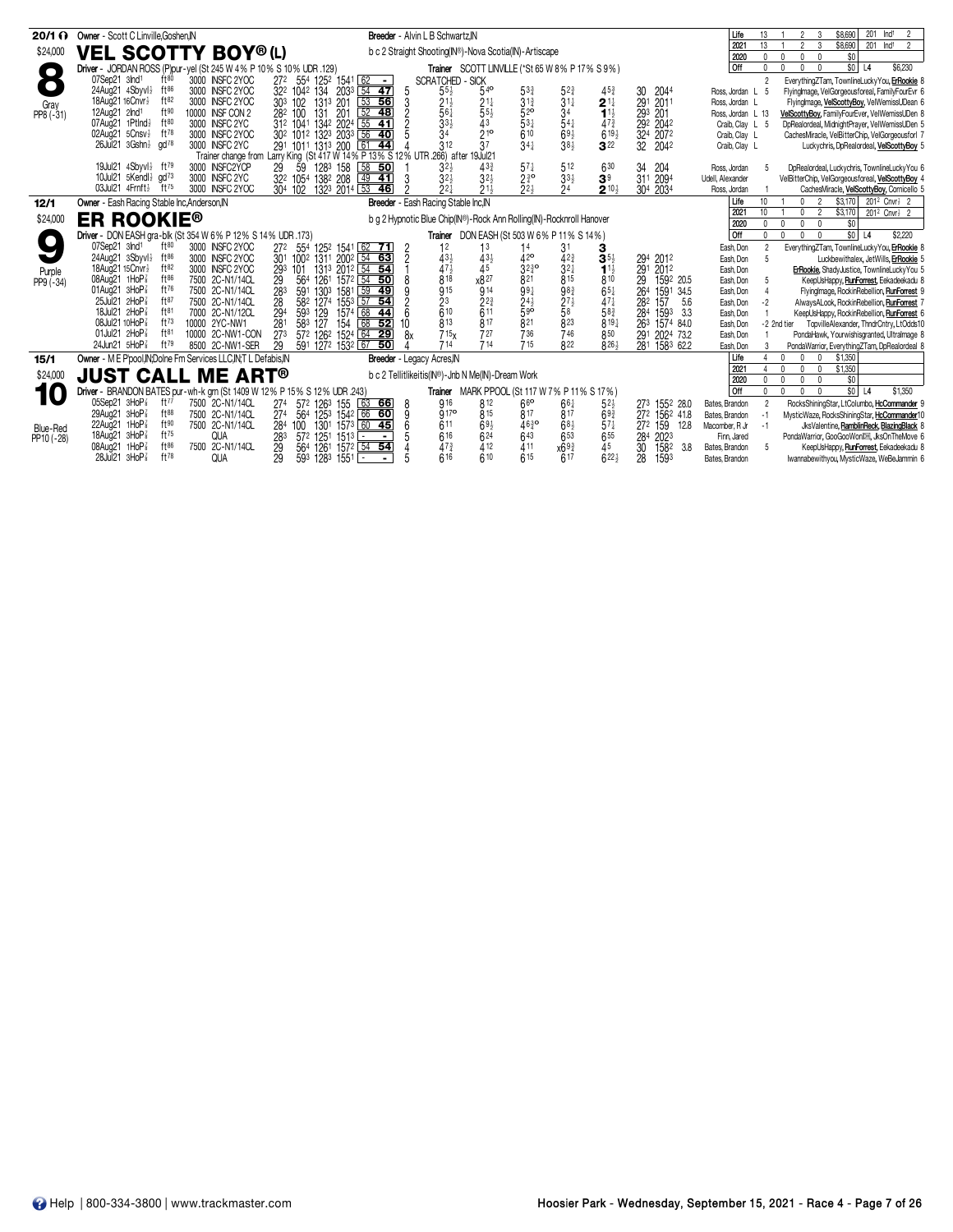## 8 — VEL SCOTTY BOY® (L)

**20/1** | $24,000 | Gray | PP8 (-31)

Owner - Scott C Linville,Goshen,IN
Breeder - Alvin L B Schwartz,IN
b c 2 Straight Shooting(IN®)-Nova Scotia(IN)-Artiscape
Driver - JORDAN ROSS (P)pur-yel (St 245 W 4% P 10% S 10% UDR .129)
Trainer SCOTT LINVILLE (*St 65 W 8% P 17% S 9%)

| | Starts | W | P | S | Earnings | Best |
|---|---|---|---|---|---|---|
| Life | 13 | 1 | 2 | 3 | $8,690 | 201 Ind¹ 2 |
| 2021 | 13 | 1 | 2 | 3 | $8,690 | 201 Ind¹ 2 |
| 2020 | 0 | 0 | 0 | 0 | $0 | |
| Off | 0 | 0 | 0 | 0 | $0 | L4 $6,230 |

| Date/Track | Cond | Class | Fractions | Sp | PP | 1/4 | 1/2 | 3/4 | Str | Fin | Time | Driver | Odds | Top Finishers |
|---|---|---|---|---|---|---|---|---|---|---|---|---|---|---|
| 07Sep21 3Ind¹ | ft80 | 3000 INSFC 2YOC | 27² 55⁴ 125² 154¹ | 62 - | SCRATCHED - SICK | | | | | | | | 2 | EverythingZTam, TownlineLuckyYou, ErRookie 8 |
| 24Aug21 4Sbyvl½ | ft86 | 3000 INSFC 2YOC | 32² 104² 134 203³ | 54 47 | 5 | 5⁵½ | 5⁴° | 5³¾ | 5²¾ | 4⁵¾ | 30 204⁴ | Ross, Jordan L | 5 | FlyingImage, VelGorgeousforeal, FamilyFourEvr 6 |
| 18Aug21 16Cnvr½ | ft82 | 3000 INSFC 2YOC | 30³ 102 131³ 201 | 53 56 | 3 | 2¹½ | 2¹½ | 3¹¾ | 3¹¼ | 2¹¼ | 29¹ 201¹ | Ross, Jordan L | | FlyingImage, VelScottyBoy, VelWemissUDean 6 |
| 12Aug21 2Ind¹ | ft90 | 10000 INSF CON 2 | 28² 100 131 201 | 52 48 | 2 | 5⁶¼ | 5⁵½ | 5²° | 3⁴ | 1¹½ | 29³ 201 | Ross, Jordan L | 13 | VelScottyBoy, FamilyFourEver, VelWemissUDen 8 |
| 07Aug21 1PtInd½ | ft80 | 3000 INSFC 2YC | 31² 104¹ 134² 202⁴ | 55 41 | 2 | 3³½ | 4³ | 5³¼ | 5⁴¼ | 4⁷¾ | 29² 204² | Craib, Clay L | 5 | DpRealordeal, MidnightPrayer, VelWemissUDen 5 |
| 02Aug21 5Cnsv½ | ft78 | 3000 INSFC 2YOC | 30² 101² 132³ 203³ | 56 40 | 5 | 3⁴ | 2¹° | 6¹⁰ | 6⁹½ | 6¹⁹½ | 32⁴ 207² | Craib, Clay L | | CachesMiracle, VelBitterChip, VelGorgeousforl 7 |
| 26Jul21 3Gshn½ | gd78 | 3000 INSFC 2YC | 29¹ 101¹ 131³ 200 | 61 44 | 4 | 3¹² | 3⁷ | 3⁴½ | 3⁸½ | 3²² | 32 204² | Craib, Clay L | | Luckychris, DpRealordeal, VelScottyBoy 5 |

Trainer change from Larry King (St 417 W 14% P 13% S 12% UTR .266) after 19Jul21

| Date/Track | Cond | Class | Fractions | Sp | PP | 1/4 | 1/2 | 3/4 | Str | Fin | Time | Driver | Odds | Top Finishers |
|---|---|---|---|---|---|---|---|---|---|---|---|---|---|---|
| 19Jul21 4Sbyvl½ | ft79 | 3000 INSFC2YCP | 29 59 128³ 158 | 58 50 | 1 | 3²½ | 4³¾ | 5⁷¼ | 5¹² | 6³⁰ | 34 204 | Ross, Jordan | 5 | DpRealordeal, Luckychris, TownlineLuckyYou 6 |
| 10Jul21 5Kendl½ | gd73 | 3000 INSFC 2YC | 32² 105⁴ 138² 208 | 49 41 | 3 | 3²½ | 3²½ | 2¾° | 3³½ | 3⁹ | 31¹ 209⁴ | Udell, Alexander | | VelBitterChip, VelGorgeousforeal, VelScottyBoy 4 |
| 03Jul21 4Frnft½ | ft75 | 3000 INSFC 2YOC | 30⁴ 102 132³ 201⁴ | 53 46 | 2 | 2²¼ | 2¹½ | 2²½ | 2⁴ | 2¹⁰½ | 30⁴ 203⁴ | Ross, Jordan | 1 | CachesMiracle, VelScottyBoy, Cornicello 5 |

## 9 — ER ROOKIE®

**12/1** | $24,000 | Purple | PP9 (-34)

Owner - Eash Racing Stable Inc,Anderson,IN
Breeder - Eash Racing Stable Inc,IN
b g 2 Hypnotic Blue Chip(IN®)-Rock Ann Rolling(IN)-Rocknroll Hanover
Driver - DON EASH gra-blk (St 354 W 6% P 12% S 14% UDR .173)
Trainer DON EASH (St 503 W 6% P 11% S 14%)

| | Starts | W | P | S | Earnings | Best |
|---|---|---|---|---|---|---|
| Life | 10 | 1 | 0 | 2 | $3,170 | 201² Cnvr½ 2 |
| 2021 | 10 | 1 | 0 | 2 | $3,170 | 201² Cnvr½ 2 |
| 2020 | 0 | 0 | 0 | 0 | $0 | |
| Off | 0 | 0 | 0 | 0 | $0 | L4 $2,220 |

| Date/Track | Cond | Class | Fractions | Sp | PP | 1/4 | 1/2 | 3/4 | Str | Fin | Time | Driver | Odds | Top Finishers |
|---|---|---|---|---|---|---|---|---|---|---|---|---|---|---|
| 07Sep21 3Ind¹ | ft80 | 3000 INSFC 2YOC | 27² 55⁴ 125² 154¹ | 62 71 | 2 | 1² | 1³ | 1⁴ | 3¹ | 3 | | Eash, Don | 2 | EverythingZTam, TownlineLuckyYou, ErRookie 8 |
| 24Aug21 3Sbyvl½ | ft86 | 3000 INSFC 2YOC | 30¹ 100² 131¹ 200² | 54 63 | 2 | 4³½ | 4³½ | 4²° | 4²¾ | 3⁵½ | 29⁴ 201² | Eash, Don | 5 | Luckbewithalex, JetWills, ErRookie 5 |
| 18Aug21 15Cnvr½ | ft82 | 3000 INSFC 2YOC | 29³ 101 131³ 201² | 54 54 | 1 | 4⁷½ | 4⁵ | 3²¾° | 3²¼ | 1¹½ | 29¹ 201² | Eash, Don | | ErRookie, ShadyJustice, TownlineLuckyYou 5 |
| 08Aug21 1HoP⅞ | ft86 | 7500 2C-N1/14CL | 29 56⁴ 126¹ 157² | 54 50 | 8 | 8¹⁸ | x8²⁷ | 8²¹ | 8¹⁵ | 8¹⁰ | 29 159² 20.5 | Eash, Don | 5 | KeepUsHappy, RunForrest, Eekadeekadu 8 |
| 01Aug21 3HoP⅞ | ft76 | 7500 2C-N1/14CL | 28³ 59¹ 130³ 158¹ | 59 49 | 9 | 9¹⁵ | 9¹⁴ | 9⁹¼ | 9⁸¾ | 6⁵¼ | 26⁴ 159¹ 34.5 | Eash, Don | 4 | FlyingImage, RockinRebellion, RunForrest 9 |
| 25Jul21 2HoP⅞ | ft87 | 7500 2C-N1/14CL | 28 58² 127⁴ 155³ | 57 54 | 2 | 2³ | 2²¾ | 2⁴½ | 2⁷½ | 4⁷¼ | 28² 157 5.6 | Eash, Don | -2 | AlwaysALook, RockinRebellion, RunForrest 7 |
| 18Jul21 2HoP⅞ | ft81 | 7000 2C-N1/12CL | 29⁴ 59³ 129 157⁴ | 68 44 | 6 | 6¹⁰ | 6¹¹ | 5⁹° | 5⁸ | 5⁸¾ | 28⁴ 159³ 3.3 | Eash, Don | 1 | KeepUsHappy, RockinRebellion, RunForrest 6 |
| 08Jul21 10HoP⅞ | ft73 | 10000 2YC-NW1 | 28¹ 58³ 127 154 | 68 52 | 10 | 8¹³ | 8¹⁷ | 8²¹ | 8²³ | 8¹⁹¼ | 26³ 157⁴ 84.0 | Eash, Don | -2 2nd tier | TopvilleAlexander, ThndrCntry, LtOdds10 |
| 01Jul21 2HoP⅞ | ft81 | 10000 2C-NW1-CON | 27³ 57² 126² 152⁴ | 64 29 | 8x | 7¹⁵x | 7²⁷ | 7³⁶ | 7⁴⁶ | 8⁵⁰ | 29¹ 202⁴ 73.2 | Eash, Don | 1 | PondaHawk, Yourwishisgranted, UltraImage 8 |
| 24Jun21 5HoP⅞ | ft79 | 8500 2C-NW1-SER | 29 59¹ 127² 153² | 67 50 | 4 | 7¹⁴ | 7¹⁴ | 7¹⁵ | 8²² | 8²⁶½ | 28¹ 158³ 62.2 | Eash, Don | 3 | PondaWarrior, EverythingZTam, DpRealordeal 8 |

## 10 — JUST CALL ME ART®

**15/1** | $24,000 | Blue-Red | PP10 (-28)

Owner - M E P'pool,IN;Dolne Fm Services LLC,IN;T L Defabis,IN
Breeder - Legacy Acres,IN
b c 2 Tellitlikeitis(IN®)-Jnb N Me(IN)-Dream Work
Driver - BRANDON BATES pur-wh-k grn (St 1409 W 12% P 15% S 12% UDR .243)
Trainer MARK P'POOL (St 117 W 7% P 11% S 17%)

| | Starts | W | P | S | Earnings | Best |
|---|---|---|---|---|---|---|
| Life | 4 | 0 | 0 | 0 | $1,350 | |
| 2021 | 4 | 0 | 0 | 0 | $1,350 | |
| 2020 | 0 | 0 | 0 | 0 | $0 | |
| Off | 0 | 0 | 0 | 0 | $0 | L4 $1,350 |

| Date/Track | Cond | Class | Fractions | Sp | PP | 1/4 | 1/2 | 3/4 | Str | Fin | Time | Driver | Odds | Top Finishers |
|---|---|---|---|---|---|---|---|---|---|---|---|---|---|---|
| 05Sep21 3HoP⅞ | ft77 | 7500 2C-N1/14CL | 27⁴ 57² 126³ 155 | 63 66 | 8 | 9¹⁶ | 8¹² | 6⁸° | 6⁶½ | 5²½ | 27³ 155² 28.0 | Bates, Brandon | 2 | RocksShiningStar, LtColumbo, HcCommander 9 |
| 29Aug21 3HoP⅞ | ft88 | 7500 2C-N1/14CL | 27⁴ 56⁴ 125³ 154² | 66 60 | 9 | 9¹⁷° | 8¹⁵ | 8¹⁷ | 8¹⁷ | 6⁹¾ | 27² 156² 41.8 | Bates, Brandon | -1 | MysticWaze, RocksShiningStar, HcCommander10 |
| 22Aug21 1HoP⅞ | ft90 | 7500 2C-N1/14CL | 28⁴ 100 130¹ 157³ | 60 45 | 6 | 6¹¹ | 6⁹½ | 4⁶¾° | 6⁸½ | 5⁷¼ | 27² 159 12.8 | Macomber, R Jr | -1 | JksValentine, RamblinReck, BlazingBlack 8 |
| 18Aug21 3HoP⅞ | ft75 | QUA | 28³ 57² 125¹ 151³ | - - | 5 | 6¹⁶ | 6²⁴ | 6⁴³ | 6⁵³ | 6⁵⁵ | 28⁴ 202³ | Finn, Jared | | PondaWarrior, GooGooWontHit, JksOnTheMove 6 |
| 08Aug21 1HoP⅞ | ft86 | 7500 2C-N1/14CL | 29 56⁴ 126¹ 157² | 54 54 | 4 | 4⁷¾ | 4¹² | 4¹¹ | x6⁹¾ | 4⁵ | 30 158² 3.8 | Bates, Brandon | 5 | KeepUsHappy, RunForrest, Eekadeekadu 8 |
| 28Jul21 3HoP⅞ | ft78 | QUA | 29 59³ 128³ 155¹ | - - | 5 | 6¹⁶ | 6¹⁰ | 6¹⁵ | 6¹⁷ | 6²²½ | 28 159³ | Bates, Brandon | | Iwannabewithyou, MysticWaze, WeBeJammin 6 |

Help | 800-334-3800 | www.trackmaster.com — Hoosier Park - Wednesday, September 15, 2021 - Race 4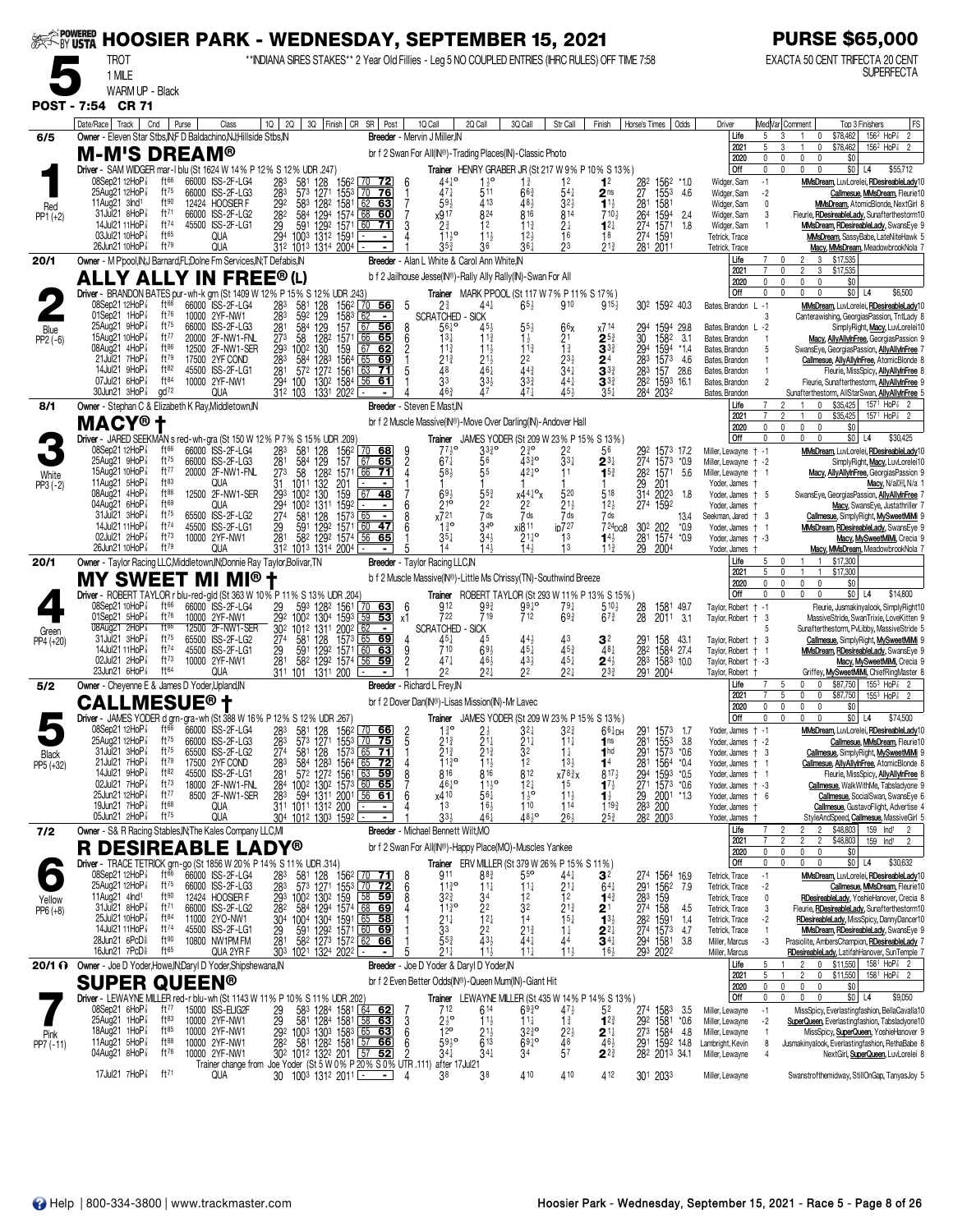# HOOSIER PARK - WEDNESDAY, SEPTEMBER 15, 2021

**PURSE $65,000**

**5** TROT 1 MILE WARM UP - Black

**POST - 7:54 CR 71**

**INDIANA SIRES STAKES** 2 Year Old Fillies - Leg 5 NO COUPLED ENTRIES (IHRC RULES) OFF TIME 7:58

EXACTA 50 CENT TRIFECTA 20 CENT SUPERFECTA

---

## 1 — M-M'S DREAM® (6/5, Red, PP1 (+2))

Owner - Eleven Star Stbs,IN;F D Baldachino,NJ;Hillside Stbs,IN
Breeder - Mervin J Miller,IN
br f 2 Swan For All(IN®)-Trading Places(IN)-Classic Photo
Driver - SAM WIDGER mar-l blu (St 1624 W 14% P 12% S 12% UDR .247)
Trainer HENRY GRABER JR (St 217 W 9% P 10% S 13%)

| | Starts | Win | Place | Show | Earnings | Best |
|---|---|---|---|---|---|---|
| Life | 5 | 3 | 1 | 0 | $78,462 | 156² HoP⅞ 2 |
| 2021 | 5 | 3 | 1 | 0 | $78,462 | 156² HoP⅞ 2 |
| 2020 | 0 | 0 | 0 | 0 | $0 | |
| Off | 0 | 0 | 0 | 0 | $0 | L4 $55,712 |

| Date/Race | Cnd | Purse | Class | 1Q | 2Q | 3Q | Finish | CR | SR | Post | 1Q Call | 2Q Call | 3Q Call | Str Call | Finish | Horse's Time | Odds | Driver | Med | Var | Top 3 Finishers | FS |
|---|---|---|---|---|---|---|---|---|---|---|---|---|---|---|---|---|---|---|---|---|---|---|
| 08Sep21 12HoP⅞ | ft66 | 66000 | ISS-2F-LG4 | 28³ | 58¹ | 128 | 156² | 70 | 72 | 6 | 4⁴¼° | 1½° | 1¾ | 1² | 1² | 28² 156² | *1.0 | Widger, Sam | | -1 | MMsDream, LuvLorelei, RDesireableLady | 10 |
| 25Aug21 12HoP⅞ | ft75 | 66000 | ISS-2F-LG3 | 28³ | 57³ | 127¹ | 155³ | 70 | 76 | 1 | 4⁷¼ | 5¹¹ | 6⁶¾ | 5⁴¼ | 2ns | 27 155³ | 4.6 | Widger, Sam | | -2 | Callmesue, MMsDream, Fleurie | 10 |
| 11Aug21 3Ind¹ | ft90 | 12424 | HOOSIER F | 29² | 58³ | 128² | 158¹ | 62 | 63 | 7 | 5⁹½ | 4¹³ | 4⁸¾ | 3²½ | 1½ | 28¹ 158¹ | | Widger, Sam | | 0 | MMsDream, AtomicBlonde, NextGirl | 8 |
| 31Jul21 8HoP⅞ | ft71 | 66000 | ISS-2F-LG2 | 28² | 58⁴ | 129⁴ | 157⁴ | 68 | 60 | 7 | x9¹⁷ | 8²⁴ | 8¹⁶ | 8¹⁴ | 7¹⁰½ | 26⁴ 159⁴ | 2.4 | Widger, Sam | | 3 | Fleurie, RDesireableLady, Sunafterthestorm | 10 |
| 14Jul21 11HoP⅞ | ft74 | 45500 | ISS-2F-LG1 | 29 | 59¹ | 129² | 157¹ | 60 | 71 | 3 | 2¾ | 1² | 1¹¾ | 2¼ | 1²¼ | 27⁴ 157¹ | 1.8 | Widger, Sam | | 1 | MMsDream, RDesireableLady, SwansEye | 9 |
| 03Jul21 10HoP⅞ | ft65 | | QUA | 29⁴ | 100³ | 131² | 159¹ | - | - | 4 | 1½° | 1½ | 1²½ | 1⁶ | 1⁸ | 27⁴ 159¹ | | Tetrick, Trace | | | MMsDream, SassyBabe, LateNiteHawk | 5 |
| 26Jun21 10HoP⅞ | ft79 | | QUA | 31² | 101³ | 131⁴ | 200⁴ | - | - | 2 | 3⁵¾ | 3⁶ | 3⁶¼ | 2³ | 2¹¾ | 28¹ 201¹ | | Tetrick, Trace | | | Macy, MMsDream, MeadowbrookNola | 7 |

## 2 — ALLY ALLY IN FREE® (L) (20/1, Blue, PP2 (-6))

Owner - M P'pool,IN;J Barnard,FL;Dolne Fm Services,IN;T Defabis,IN
Breeder - Alan L White & Carol Ann White,IN
b f 2 Jailhouse Jesse(IN®)-Rally Ally Rally(IN)-Swan For All
Driver - BRANDON BATES pur-wh-k grn (St 1409 W 12% P 15% S 12% UDR .243)
Trainer MARK P'POOL (St 117 W 7% P 11% S 17%)

| | Starts | Win | Place | Show | Earnings | Best |
|---|---|---|---|---|---|---|
| Life | 7 | 0 | 2 | 3 | $17,535 | |
| 2021 | 7 | 0 | 2 | 3 | $17,535 | |
| 2020 | 0 | 0 | 0 | 0 | $0 | |
| Off | 0 | 0 | 0 | 0 | $0 | L4 $6,500 |

| Date/Race | Cnd | Purse | Class | 1Q | 2Q | 3Q | Finish | CR | SR | Post | 1Q Call | 2Q Call | 3Q Call | Str Call | Finish | Horse's Time | Odds | Driver | Med | Var | Top 3 Finishers | FS |
|---|---|---|---|---|---|---|---|---|---|---|---|---|---|---|---|---|---|---|---|---|---|---|
| 08Sep21 12HoP⅞ | ft66 | 66000 | ISS-2F-LG4 | 28³ | 58¹ | 128 | 156² | 70 | 58 | 5 | 2¾ | 4⁴¼ | 6⁵½ | 9¹⁰ | 9¹⁵½ | 30² 159² | 40.3 | Bates, Brandon | L | -1 | MMsDream, LuvLorelei, RDesireableLady | 10 |
| 01Sep21 1HoP⅞ | ft76 | 10000 | 2YF-NW1 | 28³ | 59² | 129 | 158³ | 62 | - | | SCRATCHED - SICK | | | | | | | | | 3 | Canterawishing, GeorgiasPassion, TntLady | 8 |
| 25Aug21 9HoP⅞ | ft75 | 66000 | ISS-2F-LG3 | 28¹ | 58⁴ | 129 | 157 | 67 | 56 | 8 | 5⁶¼° | 4⁵½ | 5⁵¼ | 6⁶x | x7¹⁴ | 29⁴ 159⁴ | 29.8 | Bates, Brandon | L | -2 | SimplyRight, Macy, LuvLorelei | 10 |
| 15Aug21 10HoP⅞ | ft77 | 20000 | 2F-NW1-FNL | 27³ | 58 | 128² | 157¹ | 66 | 65 | 6 | 1³¼ | 1¹¾ | 1½ | 2¹ | 2⁵¾ | 30 158² | 3.1 | Bates, Brandon | | 1 | Macy, AllyAllyInFree, GeorgiasPassion | 9 |
| 08Aug21 4HoP⅞ | ft86 | 12500 | 2F-NW1-SER | 29³ | 100² | 130 | 159 | 67 | 62 | 2 | 1¹¾ | 1½ | 1¹¾ | 1¾ | 3³¾ | 29⁴ 159⁴ | *1.4 | Bates, Brandon | | 5 | SwansEye, GeorgiasPassion, AllyAllyInFree | 7 |
| 21Jul21 7HoP⅞ | ft79 | 17500 | 2YF COND | 28³ | 58⁴ | 128³ | 156⁴ | 65 | 69 | 1 | 2¹¾ | 2¹½ | 2² | 2³½ | 2⁴ | 28³ 157³ | 4.6 | Bates, Brandon | | 1 | Callmesue, AllyAllyInFree, AtomicBlonde | 8 |
| 14Jul21 9HoP⅞ | ft82 | 45500 | ISS-2F-LG1 | 28¹ | 57² | 127² | 156¹ | 63 | 71 | 5 | 4⁸ | 4⁶¼ | 4⁴¾ | 3⁴¼ | 3³¾ | 28³ 157 | 28.6 | Bates, Brandon | | 1 | Fleurie, MissSpicy, AllyAllyInFree | 8 |
| 07Jul21 5HoP⅞ | ft84 | 10000 | 2YF-NW1 | 29⁴ | 100 | 130² | 158⁴ | 56 | 61 | 4 | 3³ | 3³½ | 3³¾ | 4⁴¼ | 3³¾ | 28² 159³ | 16.1 | Bates, Brandon | | 2 | Fleurie, Sunafterthestorm, AllyAllyInFree | 9 |
| 30Jun21 3HoP⅞ | gd72 | | QUA | 31² | 103 | 133¹ | 202² | - | - | 4 | 4⁶¾ | 4⁷ | 4⁷¼ | 4⁵½ | 3⁵¼ | 28⁴ 203² | | Bates, Brandon | | | Sunafterthestorm, AllStarSwan, AllyAllyInFree | 5 |

## 3 — MACY® † (8/1, White, PP3 (-2))

Owner - Stephan C & Elizabeth K Ray,Middletown,IN
Breeder - Steven E Mast,IN
br f 2 Muscle Massive(IN®)-Move Over Darling(IN)-Andover Hall
Driver - JARED SEEKMAN s red-wh-gra (St 150 W 12% P 7% S 15% UDR .209)
Trainer JAMES YODER (St 209 W 23% P 15% S 13%)

| | Starts | Win | Place | Show | Earnings | Best |
|---|---|---|---|---|---|---|
| Life | 7 | 2 | 1 | 0 | $35,425 | 157¹ HoP⅞ 2 |
| 2021 | 7 | 2 | 1 | 0 | $35,425 | 157¹ HoP⅞ 2 |
| 2020 | 0 | 0 | 0 | 0 | $0 | |
| Off | 0 | 0 | 0 | 0 | $0 | L4 $30,425 |

| Date/Race | Cnd | Purse | Class | 1Q | 2Q | 3Q | Finish | CR | SR | Post | 1Q Call | 2Q Call | 3Q Call | Str Call | Finish | Horse's Time | Odds | Driver | Med | Var | Top 3 Finishers | FS |
|---|---|---|---|---|---|---|---|---|---|---|---|---|---|---|---|---|---|---|---|---|---|---|
| 08Sep21 12HoP⅞ | ft66 | 66000 | ISS-2F-LG4 | 28³ | 58¹ | 128 | 156² | 70 | 68 | 9 | 7⁷½° | 3³¾° | 2³° | 2² | 5⁶ | 29² 157³ | 17.2 | Miller, Lewayne | † | -1 | MMsDream, LuvLorelei, RDesireableLady | 10 |
| 25Aug21 9HoP⅞ | ft75 | 66000 | ISS-2F-LG3 | 28¹ | 58⁴ | 129 | 157 | 67 | 65 | 2 | 6⁷¼ | 5⁶ | 4³¾° | 3³¼ | 2³¼ | 27⁴ 157³ | *0.9 | Miller, Lewayne | † | -2 | SimplyRight, Macy, LuvLorelei | 10 |
| 15Aug21 10HoP⅞ | ft77 | 20000 | 2F-NW1-FNL | 27³ | 58 | 128² | 157¹ | 66 | 71 | 4 | 5⁸½ | 5⁵ | 4²¾° | 1¹ | 1⁵¾ | 28² 157¹ | 5.6 | Miller, Lewayne | † | 1 | Macy, AllyAllyInFree, GeorgiasPassion | 9 |
| 11Aug21 5HoP⅞ | ft83 | | QUA | 31 | 101¹ | 132 | 201 | - | - | 1 | 1 | 1 | 1 | 1 | 1 | 29 201 | | Miller, Lewayne | † | | Macy, N/A, N/A | 1 |
| 08Aug21 4HoP⅞ | ft86 | 12500 | 2F-NW1-SER | 29³ | 100² | 130 | 159 | 67 | 48 | 7 | 6⁹½ | 5⁵¾ | x4⁴½°x | 5²⁰ | 5¹⁸ | 31⁴ 202³ | 1.8 | Yoder, James | † | 5 | SwansEye, GeorgiasPassion, AllyAllyInFree | 7 |
| 04Aug21 6HoP⅞ | ft69 | | QUA | 29⁴ | 100² | 131¹ | 159² | - | - | 6 | 2¹° | 2² | 2² | 2¹½ | 1²½ | 27⁴ 159² | | Yoder, James | † | | Macy, SwansEye, Justathriller | 7 |
| 31Jul21 3HoP⅞ | ft75 | 65500 | ISS-2F-LG2 | 27⁴ | 58¹ | 128 | 157³ | 65 | - | 8 | x7²¹ | 7ds | 7ds | 7ds | 7ds | | 13.4 | Seekman, Jared | † | 3 | Callmesue, SimplyRight, MySweetMiMi | 9 |
| 14Jul21 11HoP⅞ | ft74 | 45500 | ISS-2F-LG1 | 29 | 59¹ | 129² | 157¹ | 60 | 47 | 6 | 1¾° | 3⁴° | xi8¹¹ | ip7²⁷ | 7²⁴DQ8 | 30² 202 | *0.9 | Yoder, James | † | 1 | MMsDream, RDesireableLady, SwansEye | 9 |
| 02Jul21 2HoP⅞ | ft73 | 10000 | 2YF-NW1 | 28¹ | 58² | 129² | 157⁴ | 56 | 65 | 1 | 3⁵¼ | 3⁴½ | 2¹½° | 1³ | 1⁴½ | 28¹ 157⁴ | *0.9 | Yoder, James | † | -3 | Macy, MySweetMiMi, Crecia | 9 |
| 26Jun21 10HoP⅞ | ft79 | | QUA | 31² | 101³ | 131⁴ | 200⁴ | - | - | 5 | 1⁴ | 1⁴½ | 1⁴½ | 1³ | 1¹¾ | 29 200⁴ | | Yoder, James | † | | Macy, MMsDream, MeadowbrookNola | 7 |

## 4 — MY SWEET MI MI® † (20/1, Green, PP4 (+20))

Owner - Taylor Racing LLC,Middletown,IN;Donnie Ray Taylor,Bolivar,TN
Breeder - Taylor Racing LLC,IN
b f 2 Muscle Massive(IN®)-Little Ms Chrissy(TN)-Southwind Breeze
Driver - ROBERT TAYLOR r blu-red-gld (St 363 W 10% P 11% S 13% UDR .204)
Trainer ROBERT TAYLOR (St 293 W 11% P 13% S 15%)

| | Starts | Win | Place | Show | Earnings | Best |
|---|---|---|---|---|---|---|
| Life | 5 | 0 | 1 | 1 | $17,300 | |
| 2021 | 5 | 0 | 1 | 1 | $17,300 | |
| 2020 | 0 | 0 | 0 | 0 | $0 | |
| Off | 0 | 0 | 0 | 0 | $0 | L4 $14,800 |

| Date/Race | Cnd | Purse | Class | 1Q | 2Q | 3Q | Finish | CR | SR | Post | 1Q Call | 2Q Call | 3Q Call | Str Call | Finish | Horse's Time | Odds | Driver | Med | Var | Top 3 Finishers | FS |
|---|---|---|---|---|---|---|---|---|---|---|---|---|---|---|---|---|---|---|---|---|---|---|
| 08Sep21 10HoP⅞ | ft66 | 66000 | ISS-2F-LG4 | 29 | 59³ | 128² | 156¹ | 70 | 63 | 6 | 9¹² | 9⁹¾ | 9⁹¾° | 7⁹¼ | 5¹⁰½ | 28 158¹ | 49.7 | Taylor, Robert | † | -1 | Fleurie, Jusmakinyalook, SimplyRight | 10 |
| 01Sep21 1HoP⅞ | ft76 | 10000 | 2YF-NW1 | 29² | 100² | 130⁴ | 159³ | 59 | 53 | x1 | 7²² | 7¹⁹ | 7¹² | 6⁹¾ | 6⁷¾ | 28 201¹ | 3.1 | Taylor, Robert | † | 3 | MassiveStride, SwanTrixie, LoveKitten | 9 |
| 08Aug21 2HoP⅞ | ft86 | 12500 | 2F-NW1-SER | 30² | 101² | 131¹ | 200² | 62 | - | | SCRATCHED - SICK | | | | | | | | | 5 | Sunafterthestorm, PvLibby, MassiveStride | 5 |
| 31Jul21 3HoP⅞ | ft75 | 65500 | ISS-2F-LG2 | 27⁴ | 58¹ | 128 | 157³ | 65 | 69 | 4 | 4⁵¼ | 4⁵ | 4⁴½ | 4³ | 3² | 29¹ 158 | 43.1 | Taylor, Robert | † | 3 | Callmesue, SimplyRight, MySweetMiMi | 9 |
| 14Jul21 11HoP⅞ | ft74 | 45500 | ISS-2F-LG1 | 29 | 59¹ | 129² | 157¹ | 60 | 63 | 9 | 7¹⁰ | 6⁹½ | 4⁵¼ | 4⁵¾ | 4⁸¼ | 28² 158⁴ | 27.4 | Taylor, Robert | † | 1 | MMsDream, RDesireableLady, SwansEye | 9 |
| 02Jul21 2HoP⅞ | ft73 | 10000 | 2YF-NW1 | 28¹ | 58² | 129² | 157⁴ | 56 | 59 | 2 | 4⁷¼ | 4⁶½ | 4³¾ | 4⁵¼ | 2⁴½ | 28³ 158³ | 10.0 | Taylor, Robert | † | -3 | Macy, MySweetMiMi, Crecia | 9 |
| 23Jun21 6HoP⅞ | ft64 | | QUA | 31¹ | 101 | 131¹ | 200 | - | - | 2 | 2² | 2²¼ | 2² | 2²¼ | 2³¾ | 29¹ 200⁴ | | Taylor, Robert | † | | Griffey, MySweetMiMi, ChiefRingMaster | 8 |

## 5 — CALLMESUE® † (5/2, Black, PP5 (+32))

Owner - Cheyenne E & James D Yoder,Upland,IN
Breeder - Richard L Frey,IN
br f 2 Dover Dan(IN®)-Lisas Mission(IN)-Mr Lavec
Driver - JAMES YODER d grn-gra-wh (St 388 W 16% P 12% S 12% UDR .267)
Trainer JAMES YODER (St 209 W 23% P 15% S 13%)

| | Starts | Win | Place | Show | Earnings | Best |
|---|---|---|---|---|---|---|
| Life | 7 | 5 | 0 | 0 | $87,750 | 155³ HoP⅞ 2 |
| 2021 | 7 | 5 | 0 | 0 | $87,750 | 155³ HoP⅞ 2 |
| 2020 | 0 | 0 | 0 | 0 | $0 | |
| Off | 0 | 0 | 0 | 0 | $0 | L4 $74,500 |

| Date/Race | Cnd | Purse | Class | 1Q | 2Q | 3Q | Finish | CR | SR | Post | 1Q Call | 2Q Call | 3Q Call | Str Call | Finish | Horse's Time | Odds | Driver | Med | Var | Top 3 Finishers | FS |
|---|---|---|---|---|---|---|---|---|---|---|---|---|---|---|---|---|---|---|---|---|---|---|
| 08Sep21 12HoP⅞ | ft66 | 66000 | ISS-2F-LG4 | 28³ | 58¹ | 128 | 156² | 70 | 66 | 2 | 1¾° | 2½ | 3²¼ | 3²¾ | 6⁶¼DH | 29¹ 157³ | 1.7 | Yoder, James | † | -1 | MMsDream, LuvLorelei, RDesireableLady | 10 |
| 25Aug21 12HoP⅞ | ft75 | 66000 | ISS-2F-LG3 | 28³ | 57³ | 127¹ | 155³ | 70 | 75 | 5 | 2¹¾ | 2¹¼ | 2¹¼ | 1½ | 1ns | 28¹ 155³ | 3.8 | Yoder, James | † | -2 | Callmesue, MMsDream, Fleurie | 10 |
| 31Jul21 3HoP⅞ | ft75 | 65500 | ISS-2F-LG2 | 27⁴ | 58¹ | 128 | 157³ | 65 | 71 | 1 | 2¹¾ | 2¹¾ | 3² | 1¼ | 1hd | 29¹ 157³ | *0.6 | Yoder, James | † | 3 | Callmesue, SimplyRight, MySweetMiMi | 9 |
| 21Jul21 7HoP⅞ | ft79 | 17500 | 2YF COND | 28³ | 58⁴ | 128³ | 156⁴ | 65 | 72 | 4 | 1¹½° | 1½ | 1² | 1³½ | 1⁴ | 28¹ 156⁴ | *0.2 | Yoder, James | † | 1 | Callmesue, AllyAllyInFree, AtomicBlonde | 8 |
| 14Jul21 9HoP⅞ | ft82 | 45500 | ISS-2F-LG1 | 28¹ | 57² | 127² | 156¹ | 63 | 59 | 8 | 8¹⁶ | 8¹⁶ | 8¹² | x7⁸¾x | 8¹⁷½ | 29⁴ 159³ | *0.5 | Yoder, James | † | 1 | Fleurie, MissSpicy, AllyAllyInFree | 8 |
| 02Jul21 7HoP⅞ | ft73 | 18000 | 2F-NW1-FNL | 28⁴ | 100² | 130² | 157³ | 60 | 65 | 4 | 4⁶½° | 1¹½° | 1²¼ | 1⁵ | 1⁷½ | 27¹ 157³ | *0.6 | Yoder, James | † | -3 | Callmesue, WalkWithMe, Tabsladyone | 9 |
| 25Jun21 12HoP⅞ | ft77 | 8500 | 2F-NW1-SER | 28³ | 59⁴ | 131¹ | 200¹ | 56 | 61 | 6 | x4¹⁰ | 5⁶¼ | 1½° | 1¹½ | 1¾ | 29 200¹ | *1.3 | Yoder, James | † | 6 | Callmesue, SocialSwan, SwansEye | 6 |
| 19Jun21 7HoP⅞ | ft68 | | QUA | 31¹ | 101¹ | 131² | 200 | - | - | 4 | 1³ | 1⁶½ | 1¹⁰ | 1¹⁴ | 1¹⁹¾ | 28³ 200 | | Yoder, James | † | | Callmesue, GustavoFlight, Advertise | 4 |
| 05Jun21 2HoP⅞ | ft75 | | QUA | 30⁴ | 101² | 130³ | 159² | - | - | 3 | 3³½ | 4⁶¼ | 4⁸¾° | 2⁶½ | 2⁵¾ | 28² 200³ | | Yoder, James | † | | StyleAndSpeed, Callmesue, MassiveGirl | 5 |

## 6 — R DESIREABLE LADY® (7/2, Yellow, PP6 (+8))

Owner - S&R Racing Stables,IN;The Kales Company LLC,MI
Breeder - Michael Bennett Wilt,MO
br f 2 Swan For All(IN®)-Happy Place(MO)-Muscles Yankee
Driver - TRACE TETRICK grn-go (St 1856 W 20% P 14% S 11% UDR .314)
Trainer ERV MILLER (St 379 W 26% P 15% S 11%)

| | Starts | Win | Place | Show | Earnings | Best |
|---|---|---|---|---|---|---|
| Life | 7 | 2 | 2 | 2 | $48,803 | 159 Ind¹ 2 |
| 2021 | 7 | 2 | 2 | 2 | $48,803 | 159 Ind¹ 2 |
| 2020 | 0 | 0 | 0 | 0 | $0 | |
| Off | 0 | 0 | 0 | 0 | $0 | L4 $30,632 |

| Date/Race | Cnd | Purse | Class | 1Q | 2Q | 3Q | Finish | CR | SR | Post | 1Q Call | 2Q Call | 3Q Call | Str Call | Finish | Horse's Time | Odds | Driver | Med | Var | Top 3 Finishers | FS |
|---|---|---|---|---|---|---|---|---|---|---|---|---|---|---|---|---|---|---|---|---|---|---|
| 08Sep21 12HoP⅞ | ft66 | 66000 | ISS-2F-LG4 | 28³ | 58¹ | 128 | 156² | 70 | 71 | 8 | 9¹¹ | 8⁸¾ | 5⁵° | 4⁴¼ | 3² | 27⁴ 156⁴ | 16.9 | Tetrick, Trace | | -1 | MMsDream, LuvLorelei, RDesireableLady | 10 |
| 25Aug21 12HoP⅞ | ft75 | 66000 | ISS-2F-LG3 | 28³ | 57³ | 127¹ | 155³ | 70 | 72 | 6 | 1¹½° | 1¹¼ | 1¹¼ | 2¹½ | 6⁴¼ | 29¹ 156² | 7.9 | Tetrick, Trace | | -2 | Callmesue, MMsDream, Fleurie | 10 |
| 11Aug21 4Ind¹ | ft90 | 12424 | HOOSIER F | 29³ | 100² | 130² | 159 | 58 | 59 | 8 | 3²¾ | 3⁴ | 1² | 1² | 1⁴¾ | 28³ 159 | | Tetrick, Trace | | 0 | RDesireableLady, YoshieHanover, Crecia | 8 |
| 31Jul21 8HoP⅞ | ft71 | 66000 | ISS-2F-LG2 | 28² | 58⁴ | 129⁴ | 157⁴ | 68 | 69 | 4 | 1¹½° | 2² | 3² | 2¹¾ | 2¹ | 27⁴ 158 | 4.5 | Tetrick, Trace | | 3 | Fleurie, RDesireableLady, Sunafterthestorm | 10 |
| 25Jul21 10HoP⅞ | ft84 | 11000 | 2YO-NW1 | 30⁴ | 100⁴ | 130⁴ | 159¹ | 65 | 58 | 1 | 2¹½ | 1²½ | 1⁴ | 1⁵½ | 1³½ | 28² 159¹ | 1.4 | Tetrick, Trace | | -2 | RDesireableLady, MissSpicy, DannyDancer | 10 |
| 14Jul21 11HoP⅞ | ft74 | 45500 | ISS-2F-LG1 | 29 | 59¹ | 129² | 157¹ | 60 | 69 | 1 | 3³ | 2² | 2¹¾ | 1⁵ | 2²¼ | 27⁴ 157³ | 4.7 | Tetrick, Trace | | 1 | MMsDream, RDesireableLady, SwansEye | 9 |
| 28Jun21 6PcD⅝ | ft90 | 10800 | NW1PM FM | 28¹ | 58² | 127³ | 157² | 62 | 66 | 4 | 5⁵¾ | 4³½ | 4⁴¼ | 4⁴ | 3⁴¼ | 29⁴ 158¹ | 3.8 | Miller, Marcus | | -3 | Prasiolite, AmbersChampion, RDesireableLady | 7 |
| 16Jun21 7PcD⅝ | ft65 | | QUA 2YR F | 30³ | 102¹ | 132⁴ | 202² | - | - | 5 | 2¹¼ | 1¹½ | 1¹¼ | 1¹½ | 1⁶½ | 29³ 202² | | Miller, Marcus | | | RDesireableLady, LatifahHanover, SunTemple | 7 |

## 7 — SUPER QUEEN® (20/1 ⓘ, Pink, PP7 (-11))

Owner - Joe D Yoder,Howe,IN;Daryl D Yoder,Shipshewana,IN
Breeder - Joe D Yoder & Daryl D Yoder,IN
br f 2 Even Better Odds(IN®)-Queen Mum(IN)-Giant Hit
Driver - LEWAYNE MILLER red-r blu-wh (St 1143 W 11% P 10% S 11% UDR .202)
Trainer LEWAYNE MILLER (St 435 W 14% P 14% S 13%)

| | Starts | Win | Place | Show | Earnings | Best |
|---|---|---|---|---|---|---|
| Life | 5 | 1 | 2 | 0 | $11,550 | 158¹ HoP⅞ 2 |
| 2021 | 5 | 1 | 2 | 0 | $11,550 | 158¹ HoP⅞ 2 |
| 2020 | 0 | 0 | 0 | 0 | $0 | |
| Off | 0 | 0 | 0 | 0 | $0 | L4 $9,050 |

| Date/Race | Cnd | Purse | Class | 1Q | 2Q | 3Q | Finish | CR | SR | Post | 1Q Call | 2Q Call | 3Q Call | Str Call | Finish | Horse's Time | Odds | Driver | Med | Var | Top 3 Finishers | FS |
|---|---|---|---|---|---|---|---|---|---|---|---|---|---|---|---|---|---|---|---|---|---|---|
| 08Sep21 6HoP⅞ | ft77 | 15000 | ISS-ELIG2F | 29 | 58³ | 128⁴ | 158¹ | 64 | 62 | 7 | 7¹² | 6¹⁴ | 6⁹¾° | 4⁷½ | 5² | 27⁴ 158³ | 3.5 | Miller, Lewayne | | -1 | MissSpicy, Everlastingfashion, BellaCavalla | 10 |
| 25Aug21 1HoP⅞ | ft83 | 10000 | 2YF-NW1 | 29 | 58¹ | 128⁴ | 158¹ | 58 | 63 | 3 | 2½° | 1¹½ | 1¹¼ | 1¾ | 1²¾ | 29² 158¹ | *0.6 | Miller, Lewayne | | -2 | SuperQueen, Everlastingfashion, Tabsladyone | 10 |
| 18Aug21 1HoP⅞ | ft85 | 10000 | 2YF-NW1 | 29² | 100³ | 130³ | 158³ | 65 | 63 | 6 | 1²° | 2¹½ | 3²¾° | 2²½ | 2¹¼ | 27³ 158⁴ | 4.8 | Miller, Lewayne | | 1 | MissSpicy, SuperQueen, YoshieHanover | 9 |
| 11Aug21 5HoP⅞ | ft88 | 10000 | 2YF-NW1 | 28² | 58¹ | 128² | 158¹ | 57 | 66 | 6 | 5⁹½° | 6¹³ | 6⁹¾° | 4⁸ | 4⁶½ | 29¹ 159² | 14.8 | Lambright, Kevin | | 8 | Jusmakinyalook, Everlastingfashion, RethaBabe | 8 |
| 04Aug21 8HoP⅞ | ft76 | 10000 | 2YF-NW1 | 30² | 101² | 132² | 201 | 57 | 52 | 2 | 3⁴¼ | 3⁴½ | 3⁴ | 5⁷ | 2²¾ | 28² 201³ | 34.1 | Miller, Lewayne | | 4 | NextGirl, SuperQueen, LuvLorelei | 8 |
| | | | Trainer change from Joe Yoder (St 5 W 0% P 20% S 0% UTR .111) after 17Jul21 | | | | | | | | | | | | | | | | | | | |
| 17Jul21 7HoP⅞ | ft71 | | QUA | 30 | 100³ | 131² | 201¹ | - | - | 4 | 3⁸ | 3⁸ | 4¹⁰ | 4¹⁰ | 4¹² | 30¹ 203³ | | Miller, Lewayne | | | Swanstrofthemidway, StillOnGap, TanyasJoy | 5 |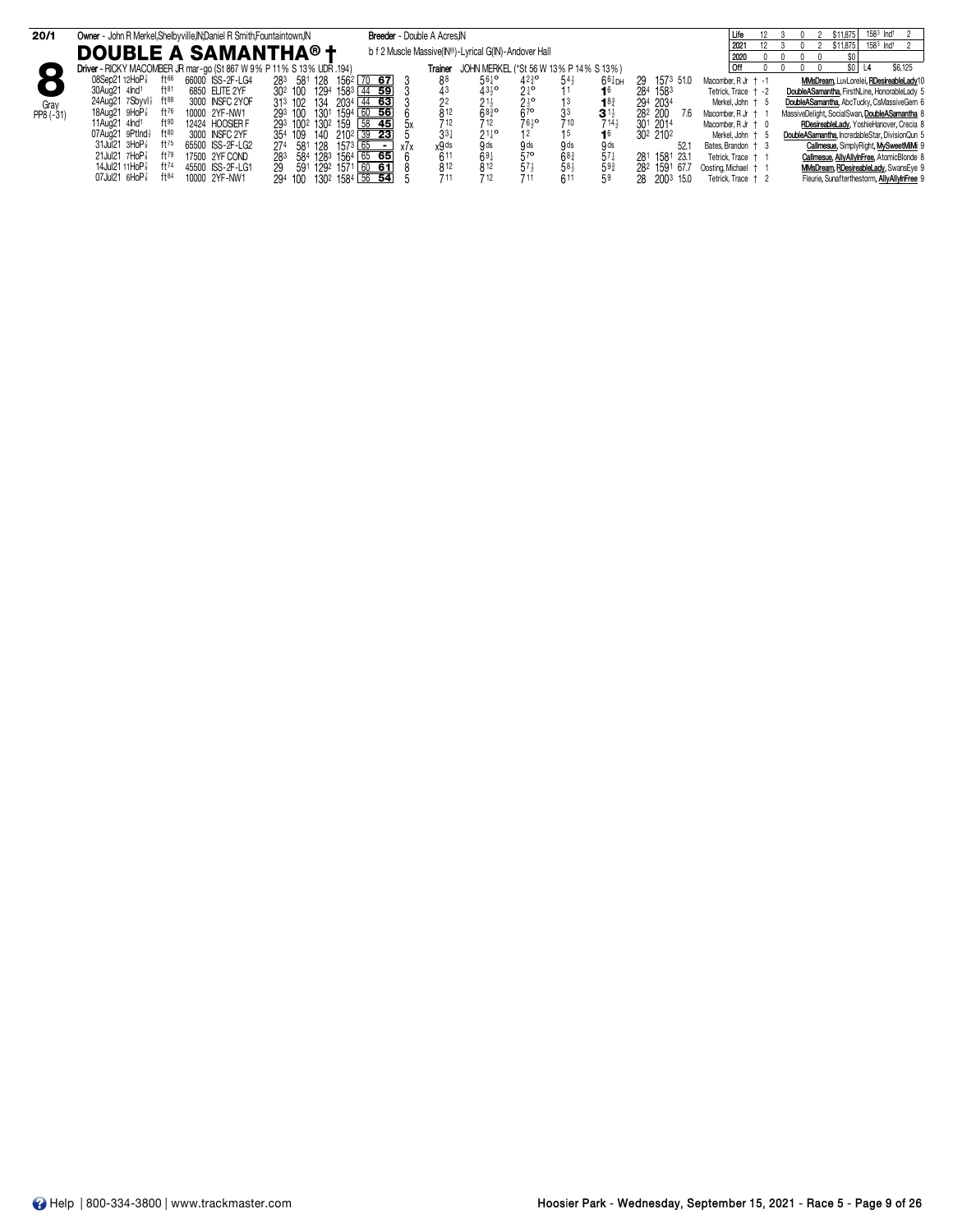**20/1** **Owner** - John R Merkel,Shelbyville,IN;Daniel R Smith,Fountaintown,IN **Breeder** - Double A Acres,IN

# 8

Gray
PP8 (-31)

## DOUBLE A SAMANTHA® †

b f 2 Muscle Massive(IN®)-Lyrical G(IN)-Andover Hall

**Driver** - RICKY MACOMBER JR mar-go (St 867 W 9% P 11% S 13% UDR .194)

**Trainer** JOHN MERKEL (*St 56 W 13% P 14% S 13%)

| | Starts | W | P | S | Earnings | Record |
|---|---|---|---|---|---|---|
| Life | 12 | 3 | 0 | 2 | $11,875 | 158³ Ind¹ 2 |
| 2021 | 12 | 3 | 0 | 2 | $11,875 | 158³ Ind¹ 2 |
| 2020 | 0 | 0 | 0 | 0 | $0 | |
| Off | 0 | 0 | 0 | 0 | $0 | L4 $6,125 |

| Date | Track | Cond | Purse | Class | 1/4 | 1/2 | 3/4 | Fin | Rtg | PP | 1/4 | 1/2 | 3/4 | Str | Fin | Last Q | Time | Odds | Driver | Top 3 |
|---|---|---|---|---|---|---|---|---|---|---|---|---|---|---|---|---|---|---|---|---|
| 08Sep21 12HoP⅞ | | ft⁶⁶ | 66000 | ISS-2F-LG4 | 28³ | 58¹ | 128 | 156² | 70 67 | 3 | 8⁸ | 5⁶¼° | 4²¾° | 5⁴½ | 6⁶¼DH | 29 | 157³ | 51.0 | Macomber, R Jr † -1 | MMsDream, LuvLorelei, RDesireableLady 10 |
| 30Aug21 4Ind¹ | | ft⁸¹ | 6850 | ELITE 2YF | 30² | 100 | 129⁴ | 158³ | 44 59 | 3 | 4³ | 4³½° | 2½° | 1¹ | 1⁶ | 28⁴ | 158³ | | Tetrick, Trace † -2 | DoubleASamantha, FirstNLine, HonorableLady 5 |
| 24Aug21 7Sbyvl½ | | ft⁸⁸ | 3000 | INSFC 2YOF | 31³ | 102 | 134 | 203⁴ | 44 63 | 3 | 2² | 2¹½ | 2½° | 1³ | 1⁸¾ | 29⁴ | 203⁴ | | Merkel, John † 5 | DoubleASamantha, AbcTucky, CsMassiveGem 6 |
| 18Aug21 9HoP⅞ | | ft⁷⁶ | 10000 | 2YF-NW1 | 29³ | 100 | 130¹ | 159⁴ | 60 56 | 6 | 8¹² | 6⁸¾° | 6⁷° | 3³ | 3¹½ | 28² | 200 | 7.6 | Macomber, R Jr † 1 | MassiveDelight, SocialSwan, DoubleASamantha 8 |
| 11Aug21 4Ind¹ | | ft⁹⁰ | 12424 | HOOSIER F | 29³ | 100² | 130² | 159 | 58 45 | 5x | 7¹² | 7¹² | 7⁶½° | 7¹⁰ | 7¹⁴½ | 30¹ | 201⁴ | | Macomber, R Jr † 0 | RDesireableLady, YoshieHanover, Crecia 8 |
| 07Aug21 9PtInd½ | | ft⁸⁰ | 3000 | INSFC 2YF | 35⁴ | 109 | 140 | 210² | 39 23 | 5 | 3³¼ | 2¹½° | 1² | 1⁵ | 1⁶ | 30² | 210² | | Merkel, John † 5 | DoubleASamantha, IncredableStar, DivisionQun 5 |
| 31Jul21 3HoP⅞ | | ft⁷⁵ | 65500 | ISS-2F-LG2 | 27⁴ | 58¹ | 128 | 157³ | 65 - | x7x | x9ds | 9ds | 9ds | 9ds | 9ds | | | 52.1 | Bates, Brandon † 3 | Callmesue, SimplyRight, MySweetMiMi 9 |
| 21Jul21 7HoP⅞ | | ft⁷⁹ | 17500 | 2YF COND | 28³ | 58⁴ | 128³ | 156⁴ | 65 65 | 6 | 6¹¹ | 6⁹½ | 5⁷° | 6⁸¾ | 5⁷¼ | 28¹ | 158¹ | 23.1 | Tetrick, Trace † 1 | Callmesue, AllyAllyInFree, AtomicBlonde 8 |
| 14Jul21 11HoP⅞ | | ft⁷⁴ | 45500 | ISS-2F-LG1 | 29 | 59¹ | 129² | 157¹ | 60 61 | 8 | 8¹² | 8¹² | 5⁷½ | 5⁸½ | 5⁹¾ | 28² | 159¹ | 67.7 | Oosting, Michael † 1 | MMsDream, RDesireableLady, SwansEye 9 |
| 07Jul21 6HoP⅞ | | ft⁸⁴ | 10000 | 2YF-NW1 | 29⁴ | 100 | 130² | 158⁴ | 56 54 | 5 | 7¹¹ | 7¹² | 7¹¹ | 6¹¹ | 5⁹ | 28 | 200³ | 15.0 | Tetrick, Trace † 2 | Fleurie, Sunafterthestorm, AllyAllyInFree 9 |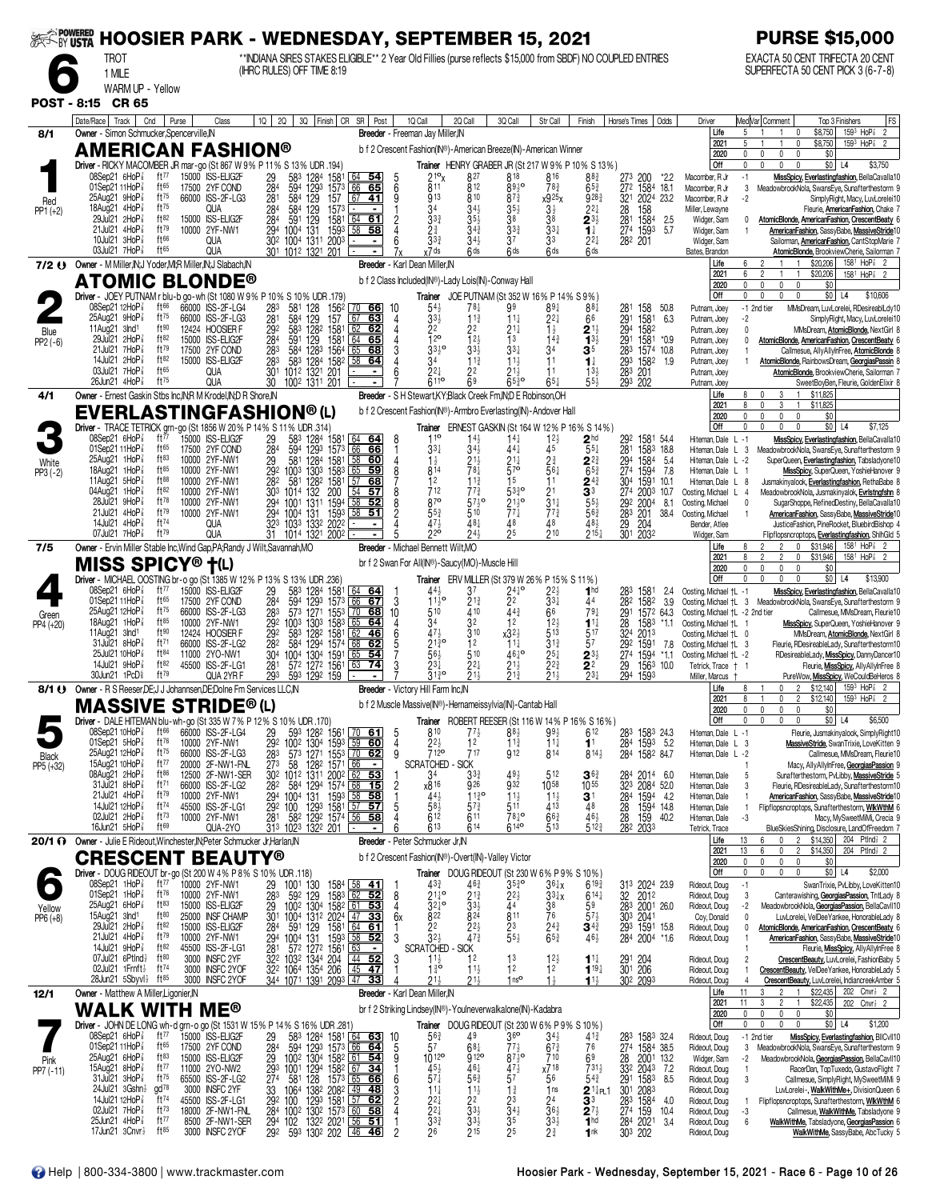# HOOSIER PARK - WEDNESDAY, SEPTEMBER 15, 2021

**PURSE $15,000**

**6** TROT 1 MILE — WARM UP - Yellow

**INDIANA SIRES STAKES ELIGIBLE** 2 Year Old Fillies (purse reflects $15,000 from SBDF) NO COUPLED ENTRIES (IHRC RULES) OFF TIME 8:19

EXACTA 50 CENT TRIFECTA 20 CENT SUPERFECTA 50 CENT PICK 3 (6-7-8)

**POST - 8:15 CR 65**

---

## 1 — AMERICAN FASHION® (8/1, Red, PP1 (+2))

Owner - Simon Schmucker,Spencerville,IN
Breeder - Freeman Jay Miller,IN
b f 2 Crescent Fashion(IN®)-American Breeze(IN)-American Winner
Driver - RICKY MACOMBER JR mar-go (St 867 W 9% P 11% S 13% UDR .194)
Trainer HENRY GRABER JR (St 217 W 9% P 10% S 13%)

| | Starts | Win | Place | Show | Earnings | Best |
|---|---|---|---|---|---|---|
| Life | 5 | 1 | 1 | 0 | $8,750 | 1593 HoP⅞ 2 |
| 2021 | 5 | 1 | 1 | 0 | $8,750 | 1593 HoP⅞ 2 |
| 2020 | 0 | 0 | 0 | 0 | $0 | |
| Off | 0 | 0 | 0 | 0 | $0 | L4 $3,750 |

| Date/Race | Track | Cnd | Purse | Class | 1Q | 2Q | 3Q | Finish | CR | SR | Post | 1Q Call | 2Q Call | 3Q Call | Str Call | Finish | Horse's Times | Odds | Driver | Med/Var | Top 3 Finishers |
|---|---|---|---|---|---|---|---|---|---|---|---|---|---|---|---|---|---|---|---|---|---|
| 08Sep21 6HoP⅞ | ft77 | | 15000 | ISS-ELIG2F | 29 | 583 | 1284 | 1581 | 64 | 54 | 5 | 21ºx | 827 | 818 | 816 | 883 | 273 200 | *2.2 | Macomber, R Jr | -1 | MissSpicy, Everlastingfashion, BellaCavalla10 |
| 01Sep21 11HoP⅞ | ft65 | | 17500 | 2YF COND | 284 | 594 | 1293 | 1573 | 66 | 65 | 6 | 811 | 812 | 893º | 783 | 653 | 272 1584 | 18.1 | Macomber, R Jr | 3 | MeadowbrookNola, SwansEye, Sunafterthestorm 9 |
| 25Aug21 9HoP⅞ | ft75 | | 66000 | ISS-2F-LG3 | 281 | 584 | 129 | 157 | 67 | 41 | 9 | 913 | 810 | 873 | x925x | 9283 | 321 2024 | 23.2 | Macomber, R Jr | -2 | SimplyRight, Macy, LuvLorelei10 |
| 18Aug21 4HoP⅞ | ft75 | | | QUA | 284 | 584 | 129 | 1573 | - | - | 1 | 34 | 341 | 351 | 31 | 221 | 28 158 | | Miller, Lewayne | | Fleurie, AmericanFashion, Chake 7 |
| 29Jul21 2HoP⅞ | ft82 | | 15000 | ISS-ELIG2F | 284 | 591 | 129 | 1581 | 64 | 61 | 2 | 333 | 351 | 38 | 38 | 231 | 281 1584 | 2.5 | Widger, Sam | 0 | AtomicBlonde, AmericanFashion, CrescentBeaty 6 |
| 21Jul21 4HoP⅞ | ft79 | | 10000 | 2YF-NW1 | 294 | 1004 | 131 | 1593 | 58 | 58 | 4 | 23 | 343 | 333 | 331 | 11 | 274 1593 | 5.7 | Widger, Sam | 1 | AmericanFashion, SassyBabe, MassiveStride10 |
| 10Jul21 3HoP⅞ | ft66 | | | QUA | 302 | 1004 | 1311 | 2003 | - | - | 6 | 333 | 341 | 37 | 33 | 221 | 282 201 | | Widger, Sam | | Sailorman, AmericanFashion, CantStopMarie 7 |
| 03Jul21 7HoP⅞ | ft65 | | | QUA | 301 | 1012 | 1321 | 201 | - | - | 7x | x7ds | 6ds | 6ds | 6ds | 6ds | | | Bates, Brandon | | AtomicBlonde, BrookviewCherie, Sailorman 7 |

## 2 — ATOMIC BLONDE® (7/2, Blue, PP2 (-6))

Owner - M Miller,IN;J Yoder,MI;R Miller,IN;J Slabach,IN
Breeder - Karl Dean Miller,IN
b f 2 Class Included(IN®)-Lady Lois(IN)-Conway Hall
Driver - JOEY PUTNAM r blu-b go-wh (St 1080 W 9% P 10% S 10% UDR .179)
Trainer JOE PUTNAM (St 352 W 16% P 14% S 9%)

| | Starts | Win | Place | Show | Earnings | Best |
|---|---|---|---|---|---|---|
| Life | 6 | 2 | 1 | 1 | $20,206 | 1581 HoP⅞ 2 |
| 2021 | 6 | 2 | 1 | 1 | $20,206 | 1581 HoP⅞ 2 |
| 2020 | 0 | 0 | 0 | 0 | $0 | |
| Off | 0 | 0 | 0 | 0 | $0 | L4 $10,606 |

| Date/Race | Track | Cnd | Purse | Class | 1Q | 2Q | 3Q | Finish | CR | SR | Post | 1Q Call | 2Q Call | 3Q Call | Str Call | Finish | Horse's Times | Odds | Driver | Med/Var | Top 3 Finishers |
|---|---|---|---|---|---|---|---|---|---|---|---|---|---|---|---|---|---|---|---|---|---|
| 08Sep21 12HoP⅞ | ft66 | | 66000 | ISS-2F-LG4 | 283 | 581 | 128 | 1562 | 70 | 66 | 10 | 541 | 781 | 99 | 891 | 881 | 281 158 | 50.8 | Putnam, Joey | -1 2nd tier | MMsDream, LuvLorelei, RDesireabLdy10 |
| 25Aug21 9HoP⅞ | ft75 | | 66000 | ISS-2F-LG3 | 281 | 584 | 129 | 157 | 67 | 63 | 4 | 331 | 113 | 111 | 221 | 66 | 291 1581 | 6.3 | Putnam, Joey | -2 | SimplyRight, Macy, LuvLorelei10 |
| 11Aug21 3Ind1 | ft90 | | 12424 | HOOSIER F | 292 | 583 | 1282 | 1581 | 62 | 62 | 4 | 22 | 22 | 211 | 13 | 213 | 294 1582 | | Putnam, Joey | 0 | MMsDream, AtomicBlonde, NextGirl 8 |
| 29Jul21 2HoP⅞ | ft82 | | 15000 | ISS-ELIG2F | 284 | 591 | 129 | 1581 | 64 | 65 | 4 | 12º | 121 | 13 | 143 | 133 | 291 1581 | *0.9 | Putnam, Joey | 0 | AtomicBlonde, AmericanFashion, CrescentBeaty 6 |
| 21Jul21 7HoP⅞ | ft79 | | 17500 | 2YF COND | 283 | 584 | 1283 | 1564 | 65 | 68 | 3 | 333º | 331 | 331 | 34 | 35 | 283 1574 | 10.8 | Putnam, Joey | 1 | Callmesue, AllyAllyInFree, AtomicBlonde 8 |
| 14Jul21 2HoP⅞ | ft82 | | 15000 | ISS-ELIG2F | 283 | 583 | 1284 | 1582 | 58 | 64 | 4 | 34 | 113 | 111 | 11 | 11 | 293 1582 | 1.9 | Putnam, Joey | 1 | AtomicBlonde, RainbowsDream, GeorgiasPassin 8 |
| 03Jul21 7HoP⅞ | ft65 | | | QUA | 301 | 1012 | 1321 | 201 | - | - | 4 | 221 | 22 | 211 | 11 | 131 | 283 201 | | Putnam, Joey | | AtomicBlonde, BrookviewCherie, Sailorman 7 |
| 26Jun21 4HoP⅞ | ft75 | | | QUA | 30 | 1002 | 1311 | 201 | - | - | 6 | 611º | 69 | 653º | 651 | 551 | 293 202 | | Putnam, Joey | | SweetBoyBen, Fleurie, GoldenElixir 8 |

## 3 — EVERLASTINGFASHION® (L) (4/1, White, PP3 (-2))

Owner - Ernest Gaskin Stbs Inc,IN;R M Krodel,IN;D R Shore,IN
Breeder - S H Stewart,KY;Black Creek Fm,IN;D E Robinson,OH
b f 2 Crescent Fashion(IN®)-Armbro Everlasting(IN)-Andover Hall
Driver - TRACE TETRICK grn-go (St 1856 W 20% P 14% S 11% UDR .314)
Trainer ERNEST GASKIN (St 164 W 12% P 16% S 14%)

| | Starts | Win | Place | Show | Earnings | Best |
|---|---|---|---|---|---|---|
| Life | 8 | 0 | 3 | 1 | $11,825 | |
| 2021 | 8 | 0 | 3 | 1 | $11,825 | |
| 2020 | 0 | 0 | 0 | 0 | $0 | |
| Off | 0 | 0 | 0 | 0 | $0 | L4 $7,125 |

| Date/Race | Track | Cnd | Purse | Class | 1Q | 2Q | 3Q | Finish | CR | SR | Post | 1Q Call | 2Q Call | 3Q Call | Str Call | Finish | Horse's Times | Odds | Driver | Med/Var | Top 3 Finishers |
|---|---|---|---|---|---|---|---|---|---|---|---|---|---|---|---|---|---|---|---|---|---|
| 08Sep21 6HoP⅞ | ft77 | | 15000 | ISS-ELIG2F | 29 | 583 | 1284 | 1581 | 64 | 64 | 8 | 11º | 141 | 141 | 121 | 2hd | 292 1581 | 54.4 | Hiteman, Dale L | -1 | MissSpicy, Everlastingfashion, BellaCavalla10 |
| 01Sep21 11HoP⅞ | ft65 | | 17500 | 2YF COND | 284 | 594 | 1293 | 1573 | 66 | 66 | 1 | 331 | 343 | 441 | 45 | 551 | 281 1583 | 18.8 | Hiteman, Dale L | 3 | MeadowbrookNola, SwansEye, Sunafterthestorm 9 |
| 25Aug21 1HoP⅞ | ft83 | | 10000 | 2YF-NW1 | 29 | 581 | 1284 | 1581 | 58 | 60 | 4 | 11 | 211 | 211 | 23 | 223 | 294 1584 | 5.4 | Hiteman, Dale L | -2 | SuperQueen, Everlastingfashion, Tabsladyone10 |
| 18Aug21 1HoP⅞ | ft85 | | 10000 | 2YF-NW1 | 292 | 1003 | 1303 | 1583 | 65 | 59 | 8 | 814 | 781 | 57º | 561 | 653 | 274 1594 | 7.8 | Hiteman, Dale L | 1 | MissSpicy, SuperQueen, YoshieHanover 9 |
| 11Aug21 5HoP⅞ | ft88 | | 10000 | 2YF-NW1 | 282 | 581 | 1282 | 1581 | 57 | 68 | 7 | 12 | 113 | 15 | 11 | 243 | 304 1591 | 10.1 | Hiteman, Dale L | 8 | Jusmakinyalook, Everlastingfashion, RethaBabe 8 |
| 04Aug21 1HoP⅞ | ft82 | | 10000 | 2YF-NW1 | 303 | 1014 | 132 | 200 | 54 | 57 | 8 | 712 | 773 | 533º | 21 | 33 | 274 2003 | 10.7 | Oosting, Michael L | 4 | MeadowbrookNola, Jusmakinyalook, Evrlstngfshn 8 |
| 28Jul21 9HoP⅞ | ft78 | | 10000 | 2YF-NW1 | 294 | 1001 | 1311 | 1594 | 58 | 52 | 8 | 87º | 571º | 213º | 311 | 551 | 292 2004 | 8.1 | Oosting, Michael | 0 | SugarShoppe, RefinedDestiny, BellaCavalla10 |
| 21Jul21 4HoP⅞ | ft79 | | 10000 | 2YF-NW1 | 294 | 1004 | 131 | 1593 | 58 | 51 | 2 | 553 | 510 | 771 | 773 | 563 | 283 201 | 38.4 | Oosting, Michael | 1 | AmericanFashion, SassyBabe, MassiveStride10 |
| 14Jul21 4HoP⅞ | ft74 | | | QUA | 323 | 1033 | 1322 | 2022 | - | - | 4 | 471 | 481 | 48 | 48 | 481 | 29 204 | | Bender, Atlee | | JusticeFashion, PineRocket, BluebirdBishop 4 |
| 07Jul21 7HoP⅞ | ft79 | | | QUA | 31 | 1014 | 1321 | 2002 | - | - | 5 | 22º | 241 | 25 | 210 | 2151 | 301 2032 | | Widger, Sam | | Flipflopsncroptops, Everlastingfashion, ShihGld 5 |

## 4 — MISS SPICY® †(L) (7/5, Green, PP4 (+20))

Owner - Ervin Miller Stable Inc,Wind Gap,PA;Randy J Wilt,Savannah,MO
Breeder - Michael Bennett Wilt,MO
br f 2 Swan For All(IN®)-Saucy(MO)-Muscle Hill
Driver - MICHAEL OOSTING br-o go (St 1385 W 12% P 13% S 13% UDR .236)
Trainer ERV MILLER (St 379 W 26% P 15% S 11%)

| | Starts | Win | Place | Show | Earnings | Best |
|---|---|---|---|---|---|---|
| Life | 8 | 2 | 2 | 0 | $31,946 | 1581 HoP⅞ 2 |
| 2021 | 8 | 2 | 2 | 0 | $31,946 | 1581 HoP⅞ 2 |
| 2020 | 0 | 0 | 0 | 0 | $0 | |
| Off | 0 | 0 | 0 | 0 | $0 | L4 $13,900 |

| Date/Race | Track | Cnd | Purse | Class | 1Q | 2Q | 3Q | Finish | CR | SR | Post | 1Q Call | 2Q Call | 3Q Call | Str Call | Finish | Horse's Times | Odds | Driver | Med/Var | Top 3 Finishers |
|---|---|---|---|---|---|---|---|---|---|---|---|---|---|---|---|---|---|---|---|---|---|
| 08Sep21 6HoP⅞ | ft77 | | 15000 | ISS-ELIG2F | 29 | 583 | 1284 | 1581 | 64 | 64 | 1 | 441 | 37 | 241º | 221 | 1hd | 283 1581 | 2.4 | Oosting, Michael †L | -1 | MissSpicy, Everlastingfashion, BellaCavalla10 |
| 01Sep21 11HoP⅞ | ft65 | | 17500 | 2YF COND | 284 | 594 | 1293 | 1573 | 66 | 67 | 3 | 113º | 213 | 22 | 331 | 44 | 282 1582 | 3.9 | Oosting, Michael †L | 3 | MeadowbrookNola, SwansEye, Sunafterthestorm 9 |
| 25Aug21 12HoP⅞ | ft75 | | 66000 | ISS-2F-LG3 | 283 | 573 | 1271 | 1553 | 70 | 68 | 10 | 510 | 410 | 443 | 66 | 791 | 291 1572 | 64.3 | Oosting, Michael †L | -2 2nd tier | Callmesue, MMsDream, Fleurie10 |
| 18Aug21 1HoP⅞ | ft85 | | 10000 | 2YF-NW1 | 292 | 1003 | 1303 | 1583 | 65 | 64 | 4 | 34 | 32 | 12 | 121 | 111 | 28 1583 | *1.1 | Oosting, Michael †L | 1 | MissSpicy, SuperQueen, YoshieHanover 9 |
| 11Aug21 3Ind1 | ft90 | | 12424 | HOOSIER F | 292 | 583 | 1282 | 1581 | 62 | 46 | 6 | 471 | 310 | x323 | 513 | 517 | 324 2013 | | Oosting, Michael †L | 0 | MMsDream, AtomicBlonde, NextGirl 8 |
| 31Jul21 8HoP⅞ | ft71 | | 66000 | ISS-2F-LG2 | 282 | 584 | 1294 | 1574 | 68 | 62 | 5 | 213º | 12 | 111 | 313 | 57 | 292 1591 | 7.8 | Oosting, Michael †L | 3 | Fleurie, RDesireableLady, Sunafterthestorm10 |
| 25Jul21 10HoP⅞ | ft84 | | 11000 | 2YO-NW1 | 304 | 1004 | 1304 | 1591 | 65 | 54 | 7 | 561 | 510 | 461º | 251 | 231 | 274 1594 | *1.1 | Oosting, Michael †L | 2 | RDesireableLady, MissSpicy, DannyDancer10 |
| 14Jul21 9HoP⅞ | ft82 | | 45500 | ISS-2F-LG1 | 281 | 572 | 1272 | 1561 | 63 | 74 | 3 | 231 | 221 | 211 | 223 | 22 | 29 1563 | 10.0 | Tetrick, Trace † | 1 | Fleurie, MissSpicy, AllyAllyInFree 8 |
| 30Jun21 1PcD⅝ | ft79 | | | QUA 2YR F | 293 | 593 | 1292 | 159 | - | - | 7 | 313º | 211 | 213 | 211 | 231 | 294 1593 | | Miller, Marcus † | | PureWow, MissSpicy, WeCouldBeHeros 8 |

## 5 — MASSIVE STRIDE® (L) (8/1, Black, PP5 (+32))

Owner - R S Reeser,DE;J J Johannsen,DE;Dolne Fm Services LLC,IN
Breeder - Victory Hill Farm Inc,IN
b f 2 Muscle Massive(IN®)-Hernameissylvia(IN)-Cantab Hall
Driver - DALE HITEMAN blu-wh-go (St 335 W 7% P 12% S 10% UDR .170)
Trainer ROBERT REESER (St 116 W 14% P 16% S 16%)

| | Starts | Win | Place | Show | Earnings | Best |
|---|---|---|---|---|---|---|
| Life | 8 | 1 | 0 | 2 | $12,140 | 1593 HoP⅞ 2 |
| 2021 | 8 | 1 | 0 | 2 | $12,140 | 1593 HoP⅞ 2 |
| 2020 | 0 | 0 | 0 | 0 | $0 | |
| Off | 0 | 0 | 0 | 0 | $0 | L4 $6,500 |

| Date/Race | Track | Cnd | Purse | Class | 1Q | 2Q | 3Q | Finish | CR | SR | Post | 1Q Call | 2Q Call | 3Q Call | Str Call | Finish | Horse's Times | Odds | Driver | Med/Var | Top 3 Finishers |
|---|---|---|---|---|---|---|---|---|---|---|---|---|---|---|---|---|---|---|---|---|---|
| 08Sep21 12HoP⅞ | ft66 | | 66000 | ISS-2F-LG4 | 29 | 593 | 1282 | 1561 | 70 | 61 | 5 | 810 | 771 | 881 | 991 | 612 | 283 1583 | 24.3 | Hiteman, Dale L | -1 | Fleurie, Jusmakinyalook, SimplyRight10 |
| 01Sep21 5HoP⅞ | ft76 | | 10000 | 2YF-NW1 | 292 | 1002 | 1304 | 1593 | 59 | 60 | 4 | 221 | 12 | 113 | 111 | 11 | 284 1593 | 5.2 | Hiteman, Dale L | 3 | MassiveStride, SwanTrixie, LoveKitten 9 |
| 25Aug21 12HoP⅞ | ft75 | | 66000 | ISS-2F-LG3 | 283 | 573 | 1271 | 1553 | 70 | 62 | 9 | 712º | 717 | 912 | 814 | 8141 | 284 1582 | 84.7 | Hiteman, Dale L | -2 | Callmesue, MMsDream, Fleurie10 |
| 15Aug21 10HoP⅞ | ft77 | | 20000 | 2F-NW1-FNL | 273 | 58 | 1282 | 1571 | 66 | - | | SCRATCHED - SICK | | | | | | | | 1 | Macy, AllyAllyInFree, GeorgiasPassion 9 |
| 08Aug21 2HoP⅞ | ft86 | | 12500 | 2F-NW1-SER | 302 | 1012 | 1311 | 2002 | 62 | 53 | 1 | 34 | 333 | 491 | 512 | 363 | 284 2014 | 6.0 | Hiteman, Dale | 5 | Sunafterthestorm, PvLibby, MassiveStride 5 |
| 31Jul21 8HoP⅞ | ft71 | | 66000 | ISS-2F-LG2 | 282 | 584 | 1294 | 1574 | 68 | 15 | 2 | x816 | 926 | 932 | 1058 | 1055 | 323 2084 | 52.0 | Hiteman, Dale | 3 | Fleurie, RDesireableLady, Sunafterthestorm10 |
| 21Jul21 4HoP⅞ | ft79 | | 10000 | 2YF-NW1 | 294 | 1004 | 131 | 1593 | 58 | 58 | 10 | 441 | 113º | 111 | 111 | 31 | 284 1594 | 4.2 | Hiteman, Dale | 1 | AmericanFashion, SassyBabe, MassiveStride10 |
| 14Jul21 12HoP⅞ | ft74 | | 45500 | ISS-2F-LG1 | 292 | 100 | 1293 | 1581 | 57 | 57 | 5 | 581 | 573 | 511 | 413 | 48 | 28 1594 | 14.8 | Hiteman, Dale | 1 | Flipflopsncroptops, Sunafterthestorm, WlkWthM 6 |
| 02Jul21 2HoP⅞ | ft73 | | 10000 | 2YF-NW1 | 281 | 582 | 1292 | 1574 | 56 | 58 | 4 | 612 | 611 | 781º | 663 | 461 | 28 159 | 40.2 | Hiteman, Dale | -3 | Macy, MySweetMiMi, Crecia 9 |
| 16Jun21 5HoP⅞ | ft69 | | | QUA-2YO | 313 | 1023 | 1322 | 201 | - | - | 6 | 613 | 614 | 614º | 513 | 5121 | 282 2033 | | Tetrick, Trace | | BlueSkiesShining, Disclosure, LandOfFreedom 7 |

## 6 — CRESCENT BEAUTY® (20/1, Yellow, PP6 (+8))

Owner - Julie E Rideout,Winchester,IN;Peter Schmucker Jr,Harlan,IN
Breeder - Peter Schmucker Jr,IN
b f 2 Crescent Fashion(IN®)-Overt(IN)-Valley Victor
Driver - DOUG RIDEOUT br-go (St 200 W 4% P 8% S 10% UDR .118)
Trainer DOUG RIDEOUT (St 230 W 6% P 9% S 10%)

| | Starts | Win | Place | Show | Earnings | Best |
|---|---|---|---|---|---|---|
| Life | 13 | 6 | 0 | 2 | $14,350 | 204 Ptlnd⅛ 2 |
| 2021 | 13 | 6 | 0 | 2 | $14,350 | 204 Ptlnd⅛ 2 |
| 2020 | 0 | 0 | 0 | 0 | $0 | |
| Off | 0 | 0 | 0 | 0 | $0 | L4 $2,000 |

| Date/Race | Track | Cnd | Purse | Class | 1Q | 2Q | 3Q | Finish | CR | SR | Post | 1Q Call | 2Q Call | 3Q Call | Str Call | Finish | Horse's Times | Odds | Driver | Med/Var | Top 3 Finishers |
|---|---|---|---|---|---|---|---|---|---|---|---|---|---|---|---|---|---|---|---|---|---|
| 08Sep21 1HoP⅞ | ft77 | | 10000 | 2YF-NW1 | 29 | 1001 | 130 | 1584 | 58 | 41 | 1 | 433 | 463 | 353º | 361x | 6193 | 313 2024 | 23.9 | Rideout, Doug | -1 | SwanTrixie, PvLibby, LoveKitten10 |
| 01Sep21 5HoP⅞ | ft76 | | 10000 | 2YF-NW1 | 283 | 592 | 129 | 1583 | 62 | 52 | 8 | 211º | 213 | 221 | 331x | 6141 | 32 2012 | | Rideout, Doug | 3 | Canterawishing, GeorgiasPassion, TntLady 8 |
| 25Aug21 6HoP⅞ | ft83 | | 15000 | ISS-ELIG2F | 29 | 1002 | 1304 | 1582 | 61 | 53 | 4 | 331 | 44 | 38 | 59 | 5171 | 283 2001 | 26.0 | Rideout, Doug | -2 | MeadowbrookNola, GeorgiasPassion, BellaCavl10 |
| 15Aug21 3Ind1 | ft80 | | 25000 | INSF CHAMP | 301 | 1004 | 1312 | 2024 | 47 | 33 | 6x | 822 | 824 | 811 | 76 | 571 | 303 2041 | | Coy, Donald | 0 | LuvLorelei, VelDeeYankee, HonorableLady 8 |
| 29Jul21 2HoP⅞ | ft82 | | 15000 | ISS-ELIG2F | 284 | 591 | 129 | 1581 | 64 | 61 | 1 | 22 | 221 | 23 | 243 | 343 | 293 1591 | 15.8 | Rideout, Doug | 0 | AtomicBlonde, AmericanFashion, CrescentBeaty 6 |
| 21Jul21 4HoP⅞ | ft79 | | 10000 | 2YF-NW1 | 294 | 1004 | 131 | 1593 | 58 | 52 | 3 | 321 | 473 | 551 | 653 | 461 | 284 2004 | *1.6 | Rideout, Doug | 1 | AmericanFashion, SassyBabe, MassiveStride10 |
| 14Jul21 9HoP⅞ | ft82 | | 45500 | ISS-2F-LG1 | 281 | 572 | 1272 | 1561 | 63 | - | | SCRATCHED - SICK | | | | | | | | 1 | Fleurie, MissSpicy, AllyAllyInFree 8 |
| 07Jul21 6Ptlnd⅛ | ft80 | | 3000 | INSFC 2YF | 322 | 1032 | 1344 | 204 | 44 | 52 | 3 | 111 | 12 | 13 | 121 | 111 | 291 204 | | Rideout, Doug | 2 | CrescentBeauty, LuvLorelei, FashionBaby 5 |
| 02Jul21 1Frnft½ | ft74 | | 3000 | INSFC 2YF | 322 | 1064 | 1354 | 206 | 45 | 47 | 1 | 13º | 111 | 12 | 11 | 1191 | 301 206 | | Rideout, Doug | 1 | CrescentBeauty, VelDeeYankee, HonorableLady 5 |
| 28Jun21 5Sbyvl½ | ft85 | | 3000 | INSFC 2YOF | 344 | 1071 | 1391 | 2093 | 47 | 33 | 4 | 211 | 211 | 1nsº | 11 | 111 | 302 2093 | | Rideout, Doug | 4 | CrescentBeauty, LuvLorelei, IndiancreekAmber 5 |

## 7 — WALK WITH ME® (12/1, Pink, PP7 (-11))

Owner - Matthew A Miller,Ligonier,IN
Breeder - Karl Dean Miller,IN
br f 2 Striking Lindsey(IN®)-Youlneverwalkalone(IN)-Kadabra
Driver - JOHN DE LONG wh-d grn-o go (St 1531 W 15% P 14% S 16% UDR .281)
Trainer DOUG RIDEOUT (St 230 W 6% P 9% S 10%)

| | Starts | Win | Place | Show | Earnings | Best |
|---|---|---|---|---|---|---|
| Life | 11 | 3 | 2 | 1 | $22,435 | 202 Cnvr½ 2 |
| 2021 | 11 | 3 | 2 | 1 | $22,435 | 202 Cnvr½ 2 |
| 2020 | 0 | 0 | 0 | 0 | $0 | |
| Off | 0 | 0 | 0 | 0 | $0 | L4 $1,200 |

| Date/Race | Track | Cnd | Purse | Class | 1Q | 2Q | 3Q | Finish | CR | SR | Post | 1Q Call | 2Q Call | 3Q Call | Str Call | Finish | Horse's Times | Odds | Driver | Med/Var | Top 3 Finishers |
|---|---|---|---|---|---|---|---|---|---|---|---|---|---|---|---|---|---|---|---|---|---|
| 08Sep21 6HoP⅞ | ft77 | | 15000 | ISS-ELIG2F | 29 | 583 | 1284 | 1581 | 64 | 63 | 10 | 563 | 49 | 36º | 341 | 413 | 283 1583 | 32.4 | Rideout, Doug | -1 2nd tier | MissSpicy, Everlastingfashion, BllCvl10 |
| 01Sep21 11HoP⅞ | ft65 | | 17500 | 2YF COND | 284 | 594 | 1293 | 1573 | 66 | 64 | 5 | 57 | 681 | 773 | 673 | 76 | 274 1584 | 38.5 | Rideout, Doug | 3 | MeadowbrookNola, SwansEye, Sunafterthestorm 9 |
| 25Aug21 6HoP⅞ | ft83 | | 15000 | ISS-ELIG2F | 29 | 1002 | 1304 | 1582 | 61 | 54 | 9 | 1012º | 912º | 873º | 710 | 69 | 28 2001 | 13.2 | Widger, Sam | -2 | MeadowbrookNola, GeorgiasPassion, BellaCavl10 |
| 15Aug21 8HoP⅞ | ft77 | | 11000 | 2YO-NW2 | 293 | 1001 | 1294 | 1582 | 67 | 34 | 7 | 451 | 461 | 473 | x718 | 7311 | 332 2043 | 7.2 | Rideout, Doug | 1 | RacerDan, TopTuxedo, GustavoFlight 7 |
| 31Jul21 3HoP⅞ | ft71 | | 65500 | ISS-2F-LG2 | 274 | 581 | 128 | 1573 | 65 | 66 | 6 | 571 | 563 | 57 | 56 | 543 | 291 1583 | 8.5 | Rideout, Doug | 3 | Callmesue, SimplyRight, MySweetMiMi 9 |
| 24Jul21 3Gshn½ | gd78 | | 3000 | INSFC 2YF | 33 | 1064 | 1382 | 2082 | 49 | 48 | 3 | 111 | 111 | 13 | 1ns | 21ⅎPL1 | 301 2083 | | Rideout, Doug | | LuvLorelei-, WalkWithMe+, DivisionQueen 6 |
| 14Jul21 12HoP⅞ | ft74 | | 45500 | ISS-2F-LG1 | 292 | 100 | 1293 | 1581 | 57 | 62 | 4 | 221 | 22 | 23 | 24 | 33 | 283 1584 | 4.0 | Rideout, Doug | 1 | Flipflopsncroptops, Sunafterthestorm, WlkWthM 6 |
| 02Jul21 7HoP⅞ | ft73 | | 18000 | 2F-NW1-FNL | 284 | 1002 | 1302 | 1573 | 60 | 58 | 2 | 221 | 331 | 341 | 361 | 271 | 274 159 | 10.4 | Rideout, Doug | -3 | Callmesue, WalkWithMe, Tabsladyone 9 |
| 25Jun21 4HoP⅞ | ft77 | | 8500 | 2F-NW1-SER | 294 | 102 | 1322 | 2021 | 56 | 51 | 4 | 333 | 331 | 35 | 33 | 1hd | 284 2021 | 3.4 | Rideout, Doug | 6 | WalkWithMe, Tabsladyone, GeorgiasPassion 6 |
| 17Jun21 3Cnvr½ | ft85 | | 3000 | INSFC 2YOF | 292 | 593 | 1302 | 202 | 46 | 46 | 2 | 26 | 215 | 25 | 23 | 1nk | 303 202 | | Rideout, Doug | | WalkWithMe, SassyBabe, AbcTucky 5 |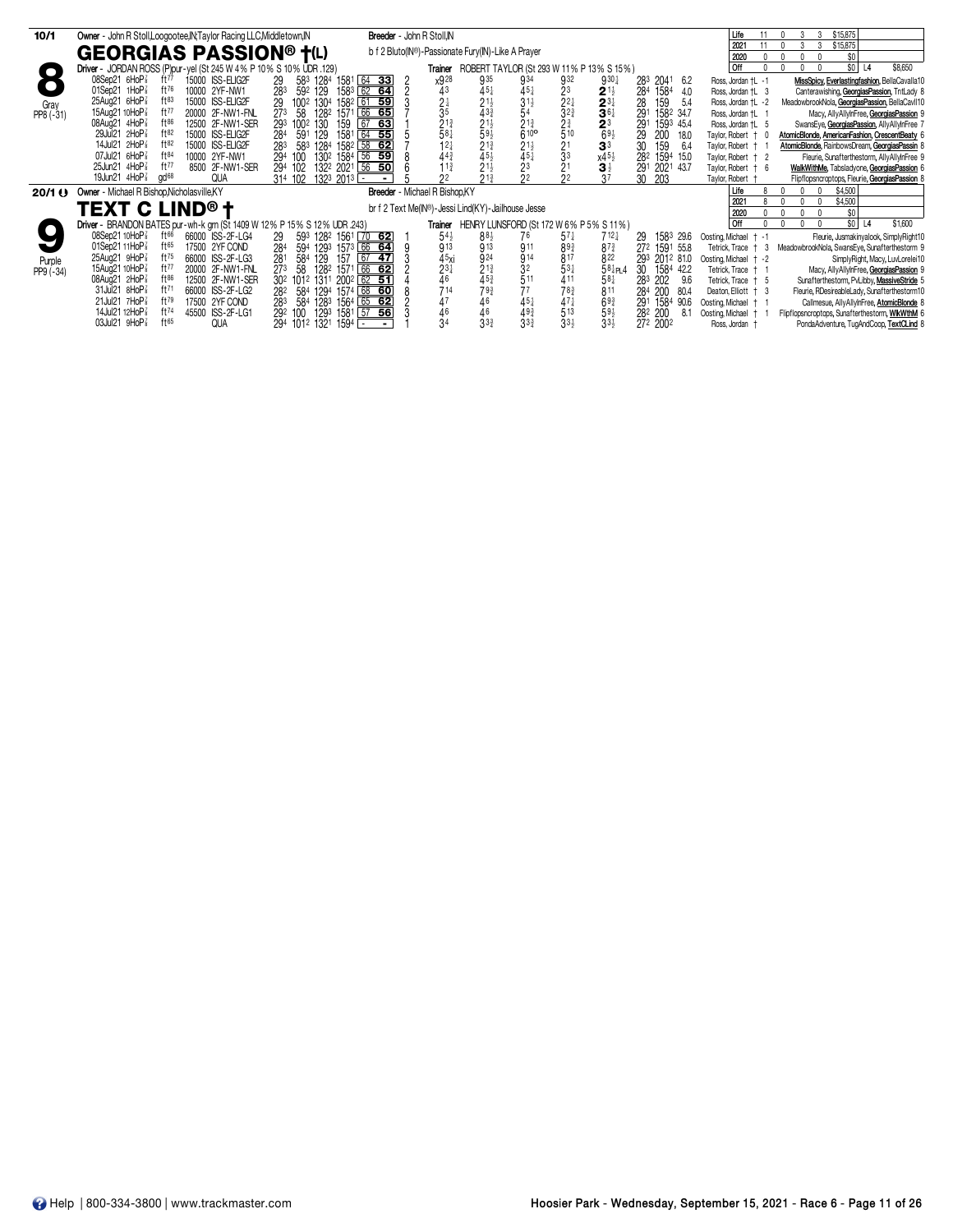## 10/1 — 8 — GEORGIAS PASSION® †(L)

Gray PP8 (-31)

Owner - John R Stoll,Loogootee,IN;Taylor Racing LLC,Middletown,IN

Breeder - John R Stoll,IN

b f 2 Bluto(IN®)-Passionate Fury(IN)-Like A Prayer

Driver - JORDAN ROSS (P)pur-yel (St 245 W 4% P 10% S 10% UDR .129)

Trainer ROBERT TAYLOR (St 293 W 11% P 13% S 15%)

| | Starts | 1st | 2nd | 3rd | Earnings |
|---|---|---|---|---|---|
| Life | 11 | 0 | 3 | 3 | $15,875 |
| 2021 | 11 | 0 | 3 | 3 | $15,875 |
| 2020 | 0 | 0 | 0 | 0 | $0 |
| Off | 0 | 0 | 0 | 0 | $0 |

L4 $8,650

| Date | Track | Cond | Purse | Class | 1/4 | 1/2 | 3/4 | Fin | Spd | PP | Start | 1/4 | 1/2 | 3/4 | Str | Fin | Last Q | Time | Odds | Driver | Trainer | Top 3 Finishers |
|---|---|---|---|---|---|---|---|---|---|---|---|---|---|---|---|---|---|---|---|---|---|---|
| 08Sep21 6HoP⅞ | ft77 | 15000 | ISS-ELIG2F | 29 | 583 | 1284 | 1581 | 64 33 | 2 | x928 | 935 | 934 | 932 | 930¼ | 283 | 2041 | 6.2 | Ross, Jordan †L -1 | | MissSpicy, Everlastingfashion, BellaCavalla10 |
| 01Sep21 1HoP⅞ | ft76 | 10000 | 2YF-NW1 | 283 | 592 | 129 | 1583 | 62 64 | 2 | 43 | 45½ | 45½ | 23 | 21½ | 284 | 1584 | 4.0 | Ross, Jordan †L 3 | | Canterawishing, GeorgiasPassion, TntLady 8 |
| 25Aug21 6HoP⅞ | ft83 | 15000 | ISS-ELIG2F | 29 | 1002 | 1304 | 1582 | 61 59 | 3 | 2½ | 21½ | 31½ | 22½ | 23¼ | 28 | 159 | 5.4 | Ross, Jordan †L -2 | | MeadowbrookNola, GeorgiasPassion, BellaCavll10 |
| 15Aug21 10HoP⅞ | ft77 | 20000 | 2F-NW1-FNL | 273 | 58 | 1282 | 1571 | 66 65 | 7 | 35 | 43¾ | 54 | 32¾ | 36¼ | 291 | 1582 | 34.7 | Ross, Jordan †L 1 | | Macy, AllyAllyInFree, GeorgiasPassion 9 |
| 08Aug21 4HoP⅞ | ft86 | 12500 | 2F-NW1-SER | 293 | 1002 | 130 | 159 | 67 63 | 1 | 21¾ | 21½ | 21¾ | 2¾ | 23 | 291 | 1593 | 45.4 | Ross, Jordan †L 5 | | SwansEye, GeorgiasPassion, AllyAllyInFree 7 |
| 29Jul21 2HoP⅞ | ft82 | 15000 | ISS-ELIG2F | 284 | 591 | 129 | 1581 | 64 55 | 5 | 58¼ | 59½ | 610○ | 510 | 69½ | 29 | 200 | 18.0 | Taylor, Robert † 0 | | AtomicBlonde, AmericanFashion, CrescentBeaty 6 |
| 14Jul21 2HoP⅞ | ft82 | 15000 | ISS-ELIG2F | 283 | 583 | 1284 | 1582 | 58 62 | 7 | 12¼ | 21¾ | 21½ | 21 | 33 | 30 | 159 | 6.4 | Taylor, Robert † 1 | | AtomicBlonde, RainbowsDream, GeorgiasPassin 8 |
| 07Jul21 6HoP⅞ | ft84 | 10000 | 2YF-NW1 | 294 | 100 | 1302 | 1584 | 56 59 | 8 | 44¾ | 45½ | 45¼ | 33 | x45½ | 282 | 1594 | 15.0 | Taylor, Robert † 2 | | Fleurie, Sunafterthestorm, AllyAllyInFree 9 |
| 25Jun21 4HoP⅞ | ft77 | 8500 | 2F-NW1-SER | 294 | 102 | 1322 | 2021 | 56 50 | 6 | 11¾ | 21½ | 23 | 21 | 3½ | 291 | 2021 | 43.7 | Taylor, Robert † 6 | | WalkWithMe, Tabsladyone, GeorgiasPassion 6 |
| 19Jun21 4HoP⅞ | gd68 | | QUA | 314 | 102 | 1323 | 2013 | - - | 5 | 22 | 21¾ | 22 | 22 | 37 | 30 | 203 | | Taylor, Robert † | | Flipflopsncroptops, Fleurie, GeorgiasPassion 8 |

## 20/1 — 9 — TEXT C LIND® †

Purple PP9 (-34)

Owner - Michael R Bishop,Nicholasville,KY

Breeder - Michael R Bishop,KY

br f 2 Text Me(IN®)-Jessi Lind(KY)-Jailhouse Jesse

Driver - BRANDON BATES pur-wh-k grn (St 1409 W 12% P 15% S 12% UDR .243)

Trainer HENRY LUNSFORD (St 172 W 6% P 5% S 11%)

| | Starts | 1st | 2nd | 3rd | Earnings |
|---|---|---|---|---|---|
| Life | 8 | 0 | 0 | 0 | $4,500 |
| 2021 | 8 | 0 | 0 | 0 | $4,500 |
| 2020 | 0 | 0 | 0 | 0 | $0 |
| Off | 0 | 0 | 0 | 0 | $0 |

L4 $1,600

| Date | Track | Cond | Purse | Class | 1/4 | 1/2 | 3/4 | Fin | Spd | PP | Start | 1/4 | 1/2 | 3/4 | Str | Fin | Last Q | Time | Odds | Driver | Trainer | Top 3 Finishers |
|---|---|---|---|---|---|---|---|---|---|---|---|---|---|---|---|---|---|---|---|---|---|---|
| 08Sep21 10HoP⅞ | ft66 | 66000 | ISS-2F-LG4 | 29 | 593 | 1282 | 1561 | 70 62 | 1 | 54½ | 88½ | 76 | 57¼ | 712¼ | 29 | 1583 | 29.6 | Oosting, Michael † -1 | | Fleurie, Jusmakinyalook, SimplyRight10 |
| 01Sep21 11HoP⅞ | ft65 | 17500 | 2YF COND | 284 | 594 | 1293 | 1573 | 66 64 | 9 | 913 | 913 | 911 | 89¾ | 87¾ | 272 | 1591 | 55.8 | Tetrick, Trace † 3 | | MeadowbrookNola, SwansEye, Sunafterthestorm 9 |
| 25Aug21 9HoP⅞ | ft75 | 66000 | ISS-2F-LG3 | 281 | 584 | 129 | 157 | 67 47 | 3 | 45xi | 924 | 914 | 817 | 822 | 293 | 2012 | 81.0 | Oosting, Michael † -2 | | SimplyRight, Macy, LuvLorelei10 |
| 15Aug21 10HoP⅞ | ft77 | 20000 | 2F-NW1-FNL | 273 | 58 | 1282 | 1571 | 66 62 | 2 | 23¼ | 21¾ | 32 | 53¼ | 58¼PL4 | 30 | 1584 | 42.2 | Tetrick, Trace † 1 | | Macy, AllyAllyInFree, GeorgiasPassion 9 |
| 08Aug21 2HoP⅞ | ft86 | 12500 | 2F-NW1-SER | 302 | 1012 | 1311 | 2002 | 62 51 | 4 | 46 | 45¾ | 511 | 411 | 58¼ | 283 | 202 | 9.6 | Tetrick, Trace † 5 | | Sunafterthestorm, PvLibby, MassiveStride 5 |
| 31Jul21 8HoP⅞ | ft71 | 66000 | ISS-2F-LG2 | 282 | 584 | 1294 | 1574 | 68 60 | 8 | 714 | 79¾ | 77 | 78¾ | 811 | 284 | 200 | 80.4 | Deaton, Elliott † 3 | | Fleurie, RDesireableLady, Sunafterthestorm10 |
| 21Jul21 7HoP⅞ | ft79 | 17500 | 2YF COND | 283 | 584 | 1283 | 1564 | 65 62 | 2 | 47 | 46 | 45¼ | 47¼ | 69¾ | 291 | 1584 | 90.6 | Oosting, Michael † 1 | | Callmesue, AllyAllyInFree, AtomicBlonde 8 |
| 14Jul21 12HoP⅞ | ft74 | 45500 | ISS-2F-LG1 | 292 | 100 | 1293 | 1581 | 57 56 | 3 | 46 | 46 | 49¾ | 513 | 59½ | 282 | 200 | 8.1 | Oosting, Michael † 1 | | Flipflopsncroptops, Sunafterthestorm, WkWthM 6 |
| 03Jul21 9HoP⅞ | ft65 | | QUA | 294 | 1012 | 1321 | 1594 | - - | 1 | 34 | 33½ | 33¾ | 33½ | 33½ | 272 | 2002 | | Ross, Jordan † | | PondaAdventure, TugAndCoop, TextCLind 8 |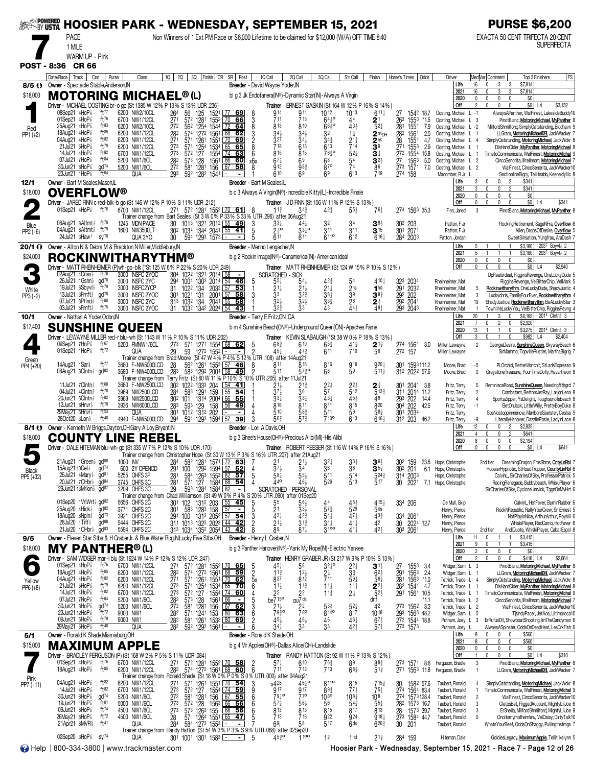# HOOSIER PARK - WEDNESDAY, SEPTEMBER 15, 2021

**PURSE $6,200**

**7** PACE 1 MILE — Non Winners of 1 Ext PM Race or $6,000 Lifetime to be claimed for $12,000 (W/A) OFF TIME 8:40

WARM UP - Pink

EXACTA 50 CENT TRIFECTA 20 CENT SUPERFECTA

**POST - 8:36 CR 66**

---

## 1 — MOTORING MICHAEL® (L) — 8/5 — $18,000 — Red PP1 (+2)

Owner - Spectacle Stable,Anderson,IN
Breeder - David Wayne Yoder,IN
bl g 3 Jk Endofanera(IN®)-Dynamic Star(IN)-Always A Virgin
Driver - MICHAEL OOSTING br-o go (St 1385 W 12% P 13% S 13% UDR .236)
Trainer ERNEST GASKIN (St 164 W 12% P 16% S 14%)

Life 16 0 3 3 $7,814 | 2021 16 0 3 3 $7,814 | 2020 0 0 0 0 $0 | Off 2 0 0 0 $0 | L4 $3,132

| Date | Track | Cnd | Purse | Class | 1Q | 2Q | 3Q | Finish | CR | SR | Post | 1Q Call | 2Q Call | 3Q Call | Str Call | Finish | Horse's Times | Odds | Driver | Med | Var | Top 3 Finishers | FS |
|---|---|---|---|---|---|---|---|---|---|---|---|---|---|---|---|---|---|---|---|---|---|---|---|
| 08Sep21 | 4HoP⅞ | ft77 | 6200 | NW2/10CL | 26⁴ | 56 | 125 | 152¹ | 77 | 69 | 8 | 9¹⁴ | 9¹¹ | 10¹² | 10¹³ | 6¹¹¼ | 27 154² | 18.7 | Oosting, Michael | L | -1 | AlwaysAPanther, WalFinest, LakesideBuddy | 10 |
| 01Sep21 | 4HoP⅞ | ft76 | 6700 | NW1/12CL | 27¹ | 57² | 128¹ | 155² | 70 | 66 | 3 | 7¹¹ | 7¹³ | 6⁴½° | 4⁴ | 2¹ | 26³ 155³ | *1.5 | Oosting, Michael | L | 3 | PinotBlanc, MotoringMichael, MyPanther | 8 |
| 25Aug21 | 4HoP⅞ | ft83 | 6200 | NW2/10CL | 27² | 56² | 125⁴ | 154⁴ | 72 | 64 | 8 | 8¹³ | 8¹⁰ | 6⁶½° | 4³½ | 5²½ | 28¹ 155¹ | 7.9 | Oosting, Michael | L | -2 | MilfordShmilford, SimplyOatstanding, Bludhavn | 9 |
| 18Aug21 | 4HoP⅞ | ft85 | 6200 | NW1/12CL | 28² | 57⁴ | 127² | 156¹ | 68 | 62 | 3 | 3⁴½ | 3⁴½ | 3² | 1½ | 2ⁿᵏDH | 28² 156¹ | 2.5 | Oosting, Michael | L | 1 | LLGram, MotoringMichaelDH, JackWacker | 7 |
| 04Aug21 | 4HoP⅞ | ft82 | 6200 | NW1/12CL | 27¹ | 57¹ | 126¹ | 155¹ | 70 | 69 | 2 | 3²⁷ | 3⁴½ | 3⁴¾ | 2¹¾ | 2ⁿᵏ | 28 155¹ | 4.7 | Oosting, Michael | L | 4 | SimplyOatstanding, MotoringMichael, JackWckr | 8 |
| 21Jul21 | 5HoP⅞ | ft79 | 6200 | NW1/12CL | 27³ | 57¹ | 125⁴ | 153⁴ | 65 | 65 | 8 | 7¹⁸ | 6¹³ | 6¹³ | 7¹⁴ | 3⁹ | 27¹ 155³ | 2.9 | Oosting, Michael | L | 1 | DlsHardCider, MyPanther, MotoringMichael | 8 |
| 14Jul21 | 4HoP⅞ | ft82 | 6700 | NW1/12CL | 27³ | 57² | 127 | 155⁴ | 74 | 63 | 6 | 8¹⁵ | 8¹⁵ | 7⁶¾° | 5²¾ | 3¼ | 27² 155⁴ | 15.8 | Oosting, Michael | L | 1 | TimetoCommunicate, WalFinest, MotoringMichal | 9 |
| 07Jul21 | 7HoP⅞ | ft84 | 5200 | NW1/6CL | 28² | 57³ | 128 | 156¹ | 66 | 60 | x6x | 6⁷½ | 6⁹ | 6⁸ | 5⁴ | 3²½ | 27 156³ | 5.0 | Oosting, Michael | L | 2 | CincoSenorita, Illtellmom, MotoringMichael | 7 |
| 30Jun21 | 8HoP⅞ | gd74 | 5200 | NW1/6CL | 27² | 58¹ | 128¹ | 156 | 67 | 58 | 8 | 9¹² | 9⁸¾ | 8⁷° | 7⁴ | 8⁶ | 27³ 157¹ | 7.0 | Oosting, Michael | L | 2 | WalFinest, CincoSenorita, JackWacker | 10 |
| 23Jun21 | 1HoP⅞ | ft84 | | QUA | 29³ | 59² | 128² | 154¹ | - | - | 1 | 6¹⁰ | 6⁹ | 6⁹ | 6¹³ | 7¹⁹ | 27⁴ 158 | | Macomber, R Jr | L | | SectionlineBigry, Tellitsabb, Keeneldyllic | 8 |

## 2 — OVERFLOW® — 12/1 — $18,000 — Blue PP2 (-6)

Owner - Bart M Seales,Mason,IL
Breeder - Bart M Seales,IL
b c 3 Always A Virgin(IN®)-Incredible Kitty(IL)-Incredible Finale
Driver - JARED FINN c red-blk-b go (St 146 W 12% P 10% S 11% UDR .212)
Trainer J D FINN (St 156 W 11% P 12% S 13%)

Life 3 0 0 2 $341 | 2021 3 0 0 2 $341 | 2020 0 0 0 0 $0 | Off 0 0 0 0 $0 | L4 $341

| Date | Track | Cnd | Purse | Class | 1Q | 2Q | 3Q | Finish | CR | SR | Post | 1Q Call | 2Q Call | 3Q Call | Str Call | Finish | Horse's Times | Odds | Driver | Med | Var | Top 3 Finishers | FS |
|---|---|---|---|---|---|---|---|---|---|---|---|---|---|---|---|---|---|---|---|---|---|---|---|
| 01Sep21 | 4HoP⅞ | ft76 | 6700 | NW1/12CL | 27¹ | 57² | 128¹ | 155² | 70 | 61 | 8 | 1¹½ | 3⁴¾ | 4²¾ | 5⁵½ | 7⁶¼ | 27⁴ 156³ | 35.3 | Finn, Jared | | 3 | PinotBlanc, MotoringMichael, MyPanther | 8 |
| Trainer change from Bart Seales (St 3 W 0% P 33% S 33% UTR .296) after 06Aug21 | | | | | | | | | | | | | | | | | | | | | | | |
| 06Aug21 | 8Altmt½ | ft78 | 1245 | MDN PACE | 30 | 101³ | 132¹ | 201² | 55 | 49 | 3 | 3³½ | 4⁴½ | 3² | 3⁴ | 3⁸½ | 30² 203 | | Patton, F Jr | | | RockingRetirement, SageNFra, Overflow | 6 |
| 04Aug21 | 6Altmt½ | ft79 | 1600 | NW3500LT | 30² | 103⁴ | 134⁴ | 204¹ | 55 | 41 | 5 | 2½° | 3³½° | 3¹¹ | 3¹¹ | 3¹⁵ | 30¹ 207¹ | | Patton, F Jr | | | Alien, DropsOfDesire, Overflow | 5 |
| 24Jul21 | 3Haw¹ | sy76 | | QUA 3YO | 30 | 59⁴ | 129³ | 157² | - | - | 5 | 6¹¹ | 6¹¹ | 6¹¹° | 6¹² | 6¹⁶¼ | 28⁴ 200³ | | Patton, Jordan | | | SweetSinsation, Yungfrau, AraDash | 7 |

## 3 — ROCKINWITHARYTHM® — 20/1 — $24,000 — White PP3 (-2)

Owner - Alton N & Debra M & Brackton N Miller,Middlebury,IN
Breeder - Menno Lengacher,IN
b g 2 Rockin Image(IN®)-Canamerica(IN)-American Ideal
Driver - MATT RHEINHEIMER (P)wh-go-blk (*St 125 W 6% P 22% S 20% UDR .249)
Trainer MATT RHEINHEIMER (St 124 W 15% P 10% S 12%)

Life 5 1 1 1 $3,180 203² Sbyvl½ 2 | 2021 5 1 1 1 $3,180 203² Sbyvl½ 2 | 2020 0 0 0 0 $0 | Off 0 0 0 0 $0 | L4 $2,940

| Date | Track | Cnd | Purse | Class | 1Q | 2Q | 3Q | Finish | CR | SR | Post | 1Q Call | 2Q Call | 3Q Call | Str Call | Finish | Horse's Times | Odds | Driver | Med | Var | Top 3 Finishers | FS |
|---|---|---|---|---|---|---|---|---|---|---|---|---|---|---|---|---|---|---|---|---|---|---|---|
| 02Aug21 | 4Cnsv½ | ft78 | 3000 | INSFC 2YOC | 30⁴ | 102² | 132¹ | 201⁴ | 58 | - | | SCRATCHED - SICK | | | | | | | | | | DpRealordeal, RigginsRevenge, OneLuckyDude | 5 |
| 26Jul21 | 1Gshn½ | gd78 | 3000 | INSFC 2YC | 29⁴ | 100⁴ | 130³ | 201⁴ | 54 | 46 | 5 | 5⁵½ | 5⁴½ | 4²¾ | 5⁴ | 4¹⁰½ | 32³ 203⁴ | | Rheinheimer, Mat | | 5 | RigginsRevenge, VelBitterChip, VelMark | 5 |
| 19Jul21 | 6Sbyvl½ | ft79 | 3000 | INSFC2YCP | 31 | 102² | 134 | 203² | 57 | 53 | 1 | 2¹½ | 2¹½ | 2¹½ | 2ⁿˢ | 1ʰᵈ | 29¹ 203² | | Rheinheimer, Mat | | 3 | Rockinwitharythm, OneLuckyDude, ShadyJustic | 4 |
| 13Jul21 | 3Frnft½ | gd76 | 3000 | INSFC 2YOC | 30¹ | 102¹ | 131 | 200¹ | 57 | 58 | 3 | 3³ | 3²¾ | 3⁸½ | 3⁹ | 3⁸¾ | 29² 202 | | Rheinheimer, Mat | | 19 | Luckychris, FamilyFourEver, Rockinwitharythm | 4 |
| 07Jul21 | 3Ptlnd½ | ft80 | 3000 | INSFC 2YC | 31³ | 103² | 134 | 204¹ | 55 | 58 | 1 | 3²½ | 3²½ | 3³¾ | 2⁶ | 2½ | 29² 204¹ | | Rheinheimer, Mat | | 1 | ShadyJustice, Rockinwitharythm, BeALuckyStar | 3 |
| 03Jul21 | 5Frnft½ | ft75 | 3000 | INSFC 2YOC | 31 | 103² | 134² | 202⁴ | 54 | 43 | 4 | 3²¾ | 3³ | 4³ | 4⁴½ | 4⁹½ | 29³ 204³ | | Rheinheimer, Mat | | | TownlineLuckyYou, VelBitterChip, RigginsRevng | 4 |

## 4 — SUNSHINE QUEEN — 10/1 — $17,400 — Green PP4 (+20)

Owner - Nathan A Yoder,Odon,IN
Breeder - Terry E Fritz,ON, CA
b m 4 Sunshine Beach(ON®)-Underground Queen(ON)-Apaches Fame
Driver - LEWAYNE MILLER red-r blu-wh (St 1143 W 11% P 10% S 11% UDR .202)
Trainer KEVIN SLABAUGH (*St 38 W 0% P 18% S 13%)

Life 20 1 3 0 $6,195 2014 Clntn½ 3 | 2021 7 0 2 0 $2,920 | 2020 13 1 1 0 $3,275 2014 Clntn½ 3 | Off 3 0 1 0 $982 | L4 $2,404

| Date | Track | Cnd | Purse | Class | 1Q | 2Q | 3Q | Finish | CR | SR | Post | 1Q Call | 2Q Call | 3Q Call | Str Call | Finish | Horse's Times | Odds | Driver | Med | Var | Top 3 Finishers | FS |
|---|---|---|---|---|---|---|---|---|---|---|---|---|---|---|---|---|---|---|---|---|---|---|---|
| 09Sep21 | 7HoP⅞ | ft67 | 5200 | FMNW1/6CL | 27³ | 57¹ | 127¹ | 155⁴ | 68 | 62 | 5 | 6⁶¾ | 6¹⁰ | 6⁵¾ | 4¹¾ | 2¹¾ | 27⁴ 156¹ | 3.0 | Miller, Lewayne | | 2 | GeorgiaDesire, SunshineQueen, SkywayBeach | 6 |
| 01Sep21 | 1HoP⅞ | ft72 | | QUA | 29 | 59 | 127² | 155² | - | - | 2 | 4⁵½ | 4⁷¾ | 6¹¹ | 7¹⁰ | 5⁸ | 27² 157 | | Miller, Lewayne | | | SirMammo, TopvilleRustler, MarthaBigrig | 7 |
| Trainer change from Brad Moore (St 47 W 4% P 4% S 12% UTR .108) after 14Aug21 | | | | | | | | | | | | | | | | | | | | | | | |
| 14Aug21 | 1Sar⅝ | ft77 | 3680 | F-NW5000LCD | 28 | 56² | 126¹ | 155³ | 57 | 46 | 8 | 8¹¹ | 8¹⁶ | 8¹⁶ | 9¹⁸ | 9²⁰¼ | 30¹ 159³ | 111.2 | Moore, Brad | | -5 | PLOrchid, BetterWatchlt, StLadsExpresso | 9 |
| 08Aug21 | 3Clntn½ | gd82 | 3680 | F-NW4000LCD | 28³ | 58³ | 129² | 200¹ | 58 | 49 | 2 | 5¹¹ | 5⁷½° | 6⁸ | 5⁹ | 5¹¹½ | 31² 202² | 57.6 | Moore, Brad | | 0 | GreystoneTreasure, YourTimeDolly, Havartiwon | 8 |
| Trainer change from Terry Fritz (St 60 W 11% P 10% S 10% UTR .205) after 11Jul21 | | | | | | | | | | | | | | | | | | | | | | | |
| 11Jul21 | 7Clntn½ | ft68 | 3680 | F-NW2500LCD | 30² | 102² | 133³ | 204 | 54 | 41 | 1 | 2¹½ | 2¹¾ | 2²½ | 2²½ | 2¾ | 30¹ 204¹ | 3.8 | Fritz, Terry | | 0 | ReminisceRoad, SunshineQueen, Needingffthgrd | 7 |
| 04Jul21 | 4Clntn½ | ft78 | 3969 | NW2500LCD | 28⁴ | 58³ | 129¹ | 159 | 55 | 54 | 1 | 3⁷½ | 3⁶ | 5⁷ | 5¹² | 5¹³¾ | 31¹ 201⁴ | 11.2 | Fritz, Terry | | 2 | Combatant, BettorsJetRay, LarjonLena | 8 |
| 20Jun21 | 5Clntn½ | ft82 | 3969 | NW2500LCD | 30² | 101 | 131⁴ | 200⁴ | 66 | 55 | 1 | 3³½ | 3³½ | 4³½ | 4⁵½ | 4⁶ | 29³ 202 | 14.4 | Fritz, Terry | | 4 | SportsZipper, YsDelight, Toughsonofabeach | 8 |
| 12Jun21 | 8Hnvr½ | ft78 | 3936 | NW6000LCD | 28³ | 59³ | 129 | 158 | 56 | 49 | 4 | 8¹⁶ | 8¹¹ | 8¹¹ | 8¹⁵ | 8²⁰ | 30⁴ 202 | 42.5 | Fritz, Terry | | -1 | BetOnJack, LittleWilly, PrettyBoyDuke | 8 |
| 29May21 | 6Hnvr½ | ft53 | | QUA | 30¹ | 101² | 131² | 202 | - | - | 4 | 5¹⁰ | 5⁸¾ | 5¹¹ | 5⁹ | 5⁸¾ | 30¹ 203⁴ | | Fritz, Terry | | | SosNotoppinmenow, MarlboroSeelster, Cesliss | 5 |
| 28Oct20 | 3Lon½ | ft48 | 4940 | F-NW5000LCD | 29⁴ | 59⁴ | 129³ | 159⁴ | 57 | 39 | 3 | 5⁶¾ | 5⁷¾ | 7¹⁰° | 6¹³ | 6¹⁶½ | 31² 203 | 46.2 | Fritz, Terry | | -9 | LiterallyHanover, DazzlinRosie, LadylnLace | 8 |

## 5 — COUNTY LINE REBEL — 8/1 — $18,000 — Black PP5 (+32)

Owner - Kenneth W Briggs,Dayton,OH;Gary A Loy,Bryant,IN
Breeder - Lori A Davis,OH
b g 3 Ghee's House(OH®)-Precious Alibi(MI)-His Alibi
Driver - DALE HITEMAN blu-wh-go (St 335 W 7% P 12% S 10% UDR .170)
Trainer ROBERT REESER (St 116 W 14% P 16% S 16%)

Life 12 0 0 2 $2,835 | 2021 4 0 0 2 $641 | 2020 8 0 0 0 $2,194 | Off 0 0 0 0 $0 | L4 $641

| Date | Track | Cnd | Purse | Class | 1Q | 2Q | 3Q | Finish | CR | SR | Post | 1Q Call | 2Q Call | 3Q Call | Str Call | Finish | Horse's Times | Odds | Driver | Med | Var | Top 3 Finishers | FS |
|---|---|---|---|---|---|---|---|---|---|---|---|---|---|---|---|---|---|---|---|---|---|---|---|
| Trainer change from Christopher Hope (St 30 W 13% P 3% S 16% UTR .207) after 21Aug21 | | | | | | | | | | | | | | | | | | | | | | | |
| 21Aug21 | 1Green½ | gd88 | 1000 | INV | 28⁴ | 58² | 128¹ | 157¹ | 72 | 63 | 7 | 2¹ | 2¹½ | 3²½ | 3³½ | 3⁹½ | 30² 159 | 23.6 | Hope, Christophe | | 2nd tier | DreamingDragon, FmsShms, CntyLnRbl | 7 |
| 15Aug21 | 10Cel½ | gd74 | 600 | 2Y OPENCD | 29¹ | 100 | 129² | 159⁴ | 57 | 52 | 4 | 3⁷½ | 3⁴ | 3⁶ | 3⁶ | 3⁵¾ | 30² 201 | 6.1 | Hope, Christophe | | | HoosierHypnotic, StRoadTropper, CountyLinRbl | 6 |
| 26Jul21 | 4Mary½ | gd81 | 5255 | OHFS 3P | 28¹ | 58⁴ | 126³ | 155³ | 82 | 57 | 5 | 5⁸½ | 5⁵½ | 5¹¹ | 5¹⁴ | 5²⁴¾ | 31⁴ 200³ | | Hope, Christophe | | | CalvinL, SirCharlesOfSky, ProfessorPatrick | 5 |
| 20Jul21 | 7OHbr½ | gd84 | 3745 | OHFS 3C | 28¹ | 57¹ | 127 | 158⁴ | 68 | 54 | 4 | 4⁴° | 4⁶½ | 5²⁶ | 5¹³ | 5¹⁷ | 30 202¹ | 7.1 | Hope, Christophe | | | RacingRenegade, Bubbybeach, WhiskPlayer | 6 |
| 29Jun21 | 13Mrion½ | gd87 | 3209 | OHFS 3C | 29 | 59³ | 128⁴ | 158⁴ | 82 | - | | SCRATCHED - PERSONAL | | | | | | | | | | SirCharlesOfSky, CycloneUnnJck, TggnOnMyHrt | 6 |
| Trainer change from Chad Williamson (St 49 W 0% P 4% S 20% UTR .090) after 01Sep20 | | | | | | | | | | | | | | | | | | | | | | | |
| 01Sep20 | 1VnWrt½ | gd82 | 5656 | OHFS 2C | 30¹ | 102 | 131² | 200 | 55 | 45 | 5 | 5⁵ | 5⁶½ | 4⁴ | 4⁵½ | 4¹⁵½ | 33⁴ 206 | | De Mull, Skip | | | CalvinL, HotFever, BurninRubber | 6 |
| 25Aug20 | 4Hick½ | gd82 | 3771 | OHFS 2C | 30¹ | 58³ | 128³ | 158 | 57 | - | 5 | 2¹ | 3³½ | 5⁷¾ | 5²⁹ | 5ᵈˢ | | | Henry, Pierce | | | RockNRepublic, RallyYourCrew, SmErnest | 5 |
| 18Aug20 | 8Npln½ | gd73 | 3921 | OHFS 2C | 29¹ | 100 | 131³ | 205² | 57 | 54 | 3 | 4³½ | 4²¾ | 5⁴½ | 4⁷½ | 4³¾ | 33⁴ 206¹ | | Henry, Pierce | | | NotPlayinNice, ArthurArthur, Royhill | 6 |
| 28Jul20 | 1Tiff½ | gd88 | 5444 | OHFS 2C | 31¹ | 101³ | 132³ | 202² | 44 | 42 | 2 | 2¹½ | 3¹¾ | 3¹½ | 4¹½ | 4² | 30 202⁴ | 12.7 | Henry, Pierce | | | WhiskiPlayer, RedCamo, HotFever | 6 |
| 21Jul20 | 10Hbr½ | gd83 | 5594 | OHFS 2C | 31³ | 103⁴ | 135² | 205⁴ | 43 | 42 | 8 | 8⁹ | 8⁷¼ | 3¹⁰° | 4¹¼ | 4²½ | 30³ 206¹ | | Henry, Pierce | | 2nd tier | AndiQuote, WhiskiPlayer, CaballEspcl | 8 |

## 6 — MY PANTHER® (L) — 9/5 — $18,000 — Yellow PP6 (+8)

Owner - Eleven Star Stbs & H Graber Jr. & Blue Water Rcg,IN;Lucky Five Stbs,OH
Breeder - Henry L Graber,IN
b g 3 Panther Hanover(IN®)-Yank My Rope(IN)-Electric Yankee
Driver - SAM WIDGER mar-l blu (St 1624 W 14% P 12% S 12% UDR .247)
Trainer HENRY GRABER JR (St 217 W 9% P 10% S 13%)

Life 11 0 1 1 $3,415 | 2021 9 0 1 1 $3,415 | 2020 2 0 0 0 $0 | Off 2 0 0 1 $416 | L4 $2,664

| Date | Track | Cnd | Purse | Class | 1Q | 2Q | 3Q | Finish | CR | SR | Post | 1Q Call | 2Q Call | 3Q Call | Str Call | Finish | Horse's Times | Odds | Driver | Med | Var | Top 3 Finishers | FS |
|---|---|---|---|---|---|---|---|---|---|---|---|---|---|---|---|---|---|---|---|---|---|---|---|
| 01Sep21 | 4HoP⅞ | ft76 | 6700 | NW1/12CL | 27¹ | 57² | 128¹ | 155² | 70 | 65 | 5 | 4⁵½ | 5⁸ | 3²½° | 2²½ | 3¹¼ | 27 155³ | 3.4 | Widger, Sam | L | 3 | PinotBlanc, MotoringMichael, MyPanther | 8 |
| 18Aug21 | 4HoP⅞ | ft85 | 6200 | NW1/12CL | 28² | 57⁴ | 127² | 156¹ | 68 | 59 | 2 | 1¹½ | 1²½ | 2½ | 3¾ | 6²½ | 29¹ 156³ | 2.4 | Widger, Sam | L | 1 | LLGram, MotoringMichaelDH, JackWacker | 7 |
| 04Aug21 | 4HoP⅞ | ft82 | 6200 | NW1/12CL | 27¹ | 57¹ | 126¹ | 155¹ | 70 | 62 | 5x | 8³⁷ | 8¹² | 7¹¹ | 5⁹½ | 5⁶¾ | 28¹ 156³ | *1.0 | Tetrick, Trace | L | 4 | SimplyOatstanding, MotoringMichael, JackWckr | 8 |
| 21Jul21 | 5HoP⅞ | ft79 | 6200 | NW1/12CL | 27³ | 57¹ | 125⁴ | 153⁴ | 65 | 70 | 6 | 1¹½ | 1¹½ | 1¹½ | 1¹½ | 2²½ | 28² 154¹ | 4.7 | Tetrick, Trace | L | 1 | DlsHardCider, MyPanther, MotoringMichael | 8 |
| 14Jul21 | 4HoP⅞ | ft82 | 6700 | NW1/12CL | 27³ | 57² | 127 | 155⁴ | 74 | 60 | 4 | 2² | 2² | 1¹½ | 2½ | 5²½ | 29¹ 156¹ | 10.5 | Tetrick, Trace | L | 1 | TimetoCommunicate, WalFinest, MotoringMichal | 9 |
| 07Jul21 | 7HoP⅞ | ft84 | 5200 | NW1/6CL | 28² | 57³ | 128 | 156¹ | 66 | - | 4 | be7¹⁵° | pu7ᵈˢ | | | dnf | | *1.1 | Tetrick, Trace | L | 2 | CincoSenorita, Illtellmom, MotoringMichael | 7 |
| 30Jun21 | 8HoP⅞ | gd74 | 5200 | NW1/6CL | 27² | 58¹ | 128¹ | 156 | 67 | 62 | 3 | 2¹½ | 2² | 5³½ | 5²¾ | 4² | 27³ 156² | 3.3 | Tetrick, Trace | L | 2 | WalFinest, CincoSenorita, JackWacker | 10 |
| 23Jun21 | 12HoP⅞ | ft72 | 9000 | NW1 | 28² | 57¹ | 124¹ | 153 | 80 | 63 | 6 | 7⁹¾° | 7⁸° | 8¹⁴° | 8¹⁷ | 10¹⁸ | 29³ 156³ | 48.2 | Widger, Sam | L | 5 | TjslndyPacer, JetAce, Ultimaroca | 10 |
| 09Jun21 | 5HoP⅞ | ft79 | 9000 | NW1 | 28² | 58¹ | 126¹ | 153² | 80 | 69 | 2 | 4⁵½ | 4⁶½ | 4⁶ | 4⁶¾ | 6⁷½ | 27² 154⁴ | 18.8 | Putnam, Joey | L | 3 | ErRufusDH, ShowboatShooting, ImTheCandyman | 6 |
| 29May21 | 5HoP⅞ | ft48 | | QUA | 28² | 59² | 129² | 156¹ | - | - | 6 | 3⁴½ | 3³ | 3³ | 4²½ | 5⁷½ | 27³ 157³ | | Putnam, Joey | L | | AlwaysASpinster, OddsOnDeadHeat, LesCrkFish | 6 |

## 7 — MAXIMUM APPLE — 5/1 — $15,000 — Pink PP7 (-11)

Owner - Ronald K Shade,Miamisburg,OH
Breeder - Ronald K Shade,OH
b g 4 Mr Apples(OH®)-Dallas Alice(OH)-Landslide
Driver - BRADLEY FERGUSON (P) (St 168 W 2% P 5% S 11% UDR .084)
Trainer RANDY HATTON (St 92 W 11% P 13% S 12%)

Life 8 0 0 0 $560 | 2021 8 0 0 0 $560 | 2020 0 0 0 0 $0 | Off 1 0 0 0 $0 | L4 $310

| Date | Track | Cnd | Purse | Class | 1Q | 2Q | 3Q | Finish | CR | SR | Post | 1Q Call | 2Q Call | 3Q Call | Str Call | Finish | Horse's Times | Odds | Driver | Med | Var | Top 3 Finishers | FS |
|---|---|---|---|---|---|---|---|---|---|---|---|---|---|---|---|---|---|---|---|---|---|---|---|
| 01Sep21 | 4HoP⅞ | ft76 | 6700 | NW1/12CL | 27¹ | 57² | 128¹ | 155² | 70 | 58 | 2 | 5⁷½ | 6¹⁰ | 7⁶¾ | 8⁹ | 8⁸¾ | 27³ 157¹ | 8.6 | Ferguson, Bradle | | 3 | PinotBlanc, MotoringMichael, MyPanther | 8 |
| 18Aug21 | 4HoP⅞ | ft85 | 6200 | NW1/12CL | 28² | 57⁴ | 127² | 156¹ | 68 | 60 | 6 | 7¹¹ | 7¹² | 7¹⁰ | 6⁸¾ | 5¹¾ | 27¹ 156³ | 11.8 | Ferguson, Bradle | | 1 | LLGram, MotoringMichaelDH, JackWacker | 7 |
| Trainer change from Ronald Shade (St 18 W 0% P 0% S 0% UTR .000) after 04Aug21 | | | | | | | | | | | | | | | | | | | | | | | |
| 04Aug21 | 4HoP⅞ | ft82 | 6200 | NW1/12CL | 27¹ | 57¹ | 126¹ | 155¹ | 70 | 54 | 3 | x4²⁸ | 4⁶¹° | 8¹¹° | 8¹⁵ | 7¹⁵¾ | 30 158² | 57.6 | Taubert, Ronald | | 4 | SimplyOatstanding, MotoringMichael, JackWckr | 8 |
| 14Jul21 | 4HoP⅞ | ft82 | 6700 | NW1/12CL | 27³ | 57² | 127 | 155⁴ | 74 | 59 | 9 | 9¹⁷ | 9¹⁷ | 8⁹¾ | 7⁷½ | 7⁵¼ | 27⁴ 156⁴ | 83.4 | Taubert, Ronald | | 1 | TimetoCommunicate, WalFinest, MotoringMichal | 9 |
| 30Jun21 | 8HoP⅞ | gd74 | 5200 | NW1/6CL | 27² | 58¹ | 128¹ | 156 | 67 | 55 | 6 | 7⁹½° | 7⁷° | 10⁸° | 10⁸½ | 10⁸ | 27⁴ 157³ | 128.4 | Taubert, Ronald | | 2 | WalFinest, CincoSenorita, JackWacker | 10 |
| 19Jun21 | 5HoP⅞ | ft81 | 5000 | NW1/6CL | 27³ | 57² | 128 | 156³ | 66 | 56 | 6 | 5⁷¼ | 5⁶½ | 5⁶ | 5⁴¾ | 5⁵¼ | 28² 157³ | 16.7 | Taubert, Ronald | | 3 | CletosBet, RiggedAccount, MightyLilJoe | 6 |
| 09Jun21 | 8HoP⅞ | ft74 | 4500 | NW1/6CL | 27³ | 57³ | 126³ | 155 | 68 | 56 | 6 | 8¹³ | 8¹³ | 8¹⁵ | 8¹⁷ | 8¹³ | 28 157³ | 39.7 | Taubert, Ronald | | 3 | ErSheila, MilfordShmilford, MightyLilJoe | 9 |
| 26May21 | 8HoP⅞ | ft72 | 4500 | NW1/6CL | 28 | 57 | 126⁴ | 155¹ | 65 | 47 | 5 | 7¹³ | 7¹⁶ | 9²² | 9²⁴ | 9¹⁸½ | 27³ 158⁴ | 44.7 | Taubert, Ronald | | 0 | Onoitsmymotherinlaw, VelDaisy, DirtyTalk | 10 |
| 21Apr21 | 8MVR⅝ | ft41 | | QUA | 28⁴ | 58⁴ | 127³ | 155³ | - | - | 7 | 6⁹½ | 5⁸ | 5¹⁷ | 6ᵈˢ | 6²⁶¾ | 30 201 | | Taubert, Ronald | | | WhatsYourBeef, OddsOnShaggy, Pullingthstrngs | 7 |
| Trainer change from Randy Hatton (St 54 W 3% P 3% S 9% UTR .088) after 02Sep20 | | | | | | | | | | | | | | | | | | | | | | | |
| 02Sep20 | 3HoP⅞ | sy74 | | QUA | 30¹ | 100¹ | 130¹ | 158³ | - | - | 5 | 4⁵½° | 1¹⁰° | 1² | 1ʰᵈ | 2¹¾ | 28⁴ 159 | | Hiteman, Dale | | | GoldiesLegacy, MaximumApple, Tellitlikelynn | 5 |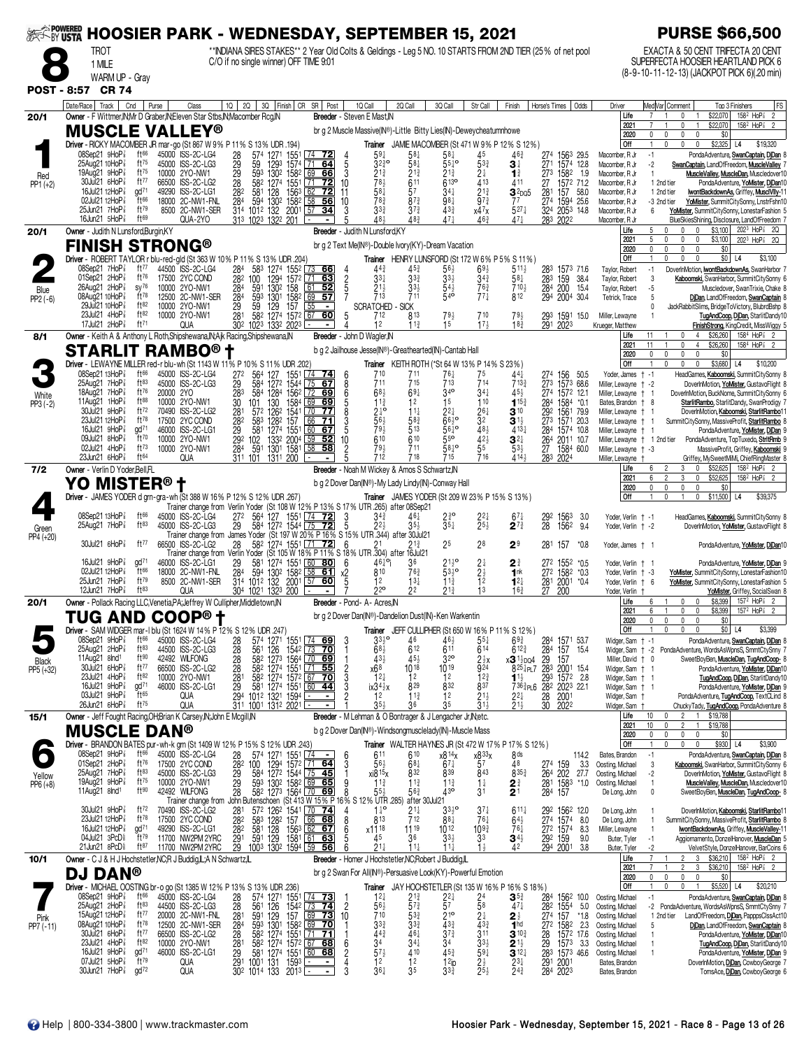# HOOSIER PARK - WEDNESDAY, SEPTEMBER 15, 2021

**PURSE $66,500**

**8** — TROT, 1 MILE, WARM UP - Gray

**POST - 8:57 CR 74**

**INDIANA SIRES STAKES** 2 Year Old Colts & Geldings - Leg 5 NO. 10 STARTS FROM 2ND TIER (25% of net pool C/O if no single winner) OFF TIME 9:01

EXACTA & 50 CENT TRIFECTA 20 CENT SUPERFECTA HOOSIER HEARTLAND PICK 6 (8-9-10-11-12-13) (JACKPOT PICK 6)(.20 min)

---

## 1 — MUSCLE VALLEY (Red, PP1 (+2)) — 20/1

Owner - F Wittmer,IN;Mr D Graber,IN;Eleven Star Stbs,IN;Macomber Rcg,IN
Breeder - Steven E Mast,IN
br g 2 Muscle Massive(IN®)-Little Bitty Lies(IN)-Deweycheatumnhowe
Driver - RICKY MACOMBER JR mar-go (St 867 W 9% P 11% S 13% UDR .194)
Trainer JAMIE MACOMBER (St 471 W 9% P 12% S 12%)

| | Starts | W | P | S | Earnings | Best |
|---|---|---|---|---|---|---|
| Life | 7 | 1 | 0 | 1 | $22,070 | 158² HoP⅞ 2 |
| 2021 | 7 | 1 | 0 | 1 | $22,070 | 158² HoP⅞ 2 |
| 2020 | 0 | 0 | 0 | 0 | $0 | |
| Off | 1 | 0 | 0 | 0 | $2,325 | L4 $19,320 |

| Date/Race | Track | Cnd | Purse | Class | 1Q | 2Q | 3Q | Finish | CR | SR | Post | 1Q Call | 2Q Call | 3Q Call | Str Call | Finish | Horse's Times | Odds | Driver | Med/Var/Comment | Top 3 Finishers | FS |
|---|---|---|---|---|---|---|---|---|---|---|---|---|---|---|---|---|---|---|---|---|---|---|
| 08Sep21 9HoP⅞ | ft⁶⁶ | | 45000 | ISS-2C-LG4 | 28 | 57⁴ | 127¹ | 155¹ | 74 | 72 | 4 | 5⁹½ | 5⁸½ | 5⁸½ | 4⁵ | 4⁶¾ | 27⁴ 156³ | 29.5 | Macomber, R Jr | -1 | PondaAdventure, SwanCaptain, DjDan | 8 |
| 25Aug21 10HoP⅞ | ft⁷⁵ | | 45000 | ISS-2C-LG3 | 29 | 59 | 129³ | 157⁴ | 71 | 64 | 5 | 3²³° | 5⁸½ | 5⁵½° | 5³¾ | 3½ | 27¹ 157⁴ | 12.8 | Macomber, R Jr | -2 | SwanCaptain, LandOfFreedom, MuscleValley | 7 |
| 19Aug21 9HoP⅞ | ft⁷⁵ | | 10000 | 2YO-NW1 | 29 | 59³ | 130² | 158² | 69 | 66 | 3 | 2¹¾ | 2¹¾ | 2¹¾ | 2½ | 1¾ | 27³ 158² | 1.9 | Macomber, R Jr | 1 | MuscleValley, MuscleDan, Muscledover | 10 |
| 30Jul21 6HoP⅞ | ft⁷⁷ | | 66500 | ISS-2C-LG2 | 28 | 58² | 127⁴ | 155¹ | 71 | 72 | 10 | 7⁸½ | 6¹¹ | 6¹³° | 4¹³ | 4¹¹ | 27 157² | 71.2 | Macomber, R Jr | 1 2nd tier | PondaAdventure, YoMister, DjDan | 10 |
| 16Jul21 12HoP⅞ | gd⁷¹ | | 49290 | ISS-2C-LG1 | 28² | 58¹ | 128 | 156³ | 62 | 72 | 11 | 5⁸½ | 5⁷ | 3⁴½ | 2¹¾ | 3²DQ5 | 28¹ 157 | 58.0 | Macomber, R Jr | 1 2nd tier | IwontBackdownAs, Griffey, MusclVlly | 11 |
| 02Jul21 12HoP⅞ | ft⁶⁶ | | 18000 | 2C-NW1-FNL | 28⁴ | 59⁴ | 130² | 158² | 58 | 56 | 10 | 7⁸¾ | 8⁷¾ | 9⁸¼ | 9⁷¾ | 7⁷ | 27⁴ 159⁴ | 25.6 | Macomber, R Jr | -3 2nd tier | YoMister, SummitCitySonny, LnstrFshn | 10 |
| 25Jun21 7HoP⅞ | ft⁷⁹ | | 8500 | 2C-NW1-SER | 31⁴ | 101² | 132 | 200¹ | 57 | 34 | 3 | 3³¾ | 3⁷¾ | 4³¾ | x4⁷x | 5²⁷¼ | 32⁴ 205³ | 14.8 | Macomber, R Jr | 6 | YoMister, SummitCitySonny, LonestarFashion | 5 |
| 16Jun21 5HoP⅞ | ft⁶⁹ | | | QUA-2YO | 31³ | 102³ | 132² | 201 | - | - | 5 | 4⁸½ | 4⁸½ | 4⁷½ | 4⁶¾ | 4⁷½ | 28³ 202² | | Macomber, R Jr | | BlueSkiesShining, Disclosure, LandOfFreedom | 7 |

## 2 — FINISH STRONG® (Blue, PP2 (-6)) — 20/1

Owner - Judith N Lunsford,Burgin,KY
Breeder - Judith N Lunsford,KY
br g 2 Text Me(IN®)-Double Ivory(KY)-Dream Vacation
Driver - ROBERT TAYLOR r blu-red-gld (St 363 W 10% P 11% S 13% UDR .204)
Trainer HENRY LUNSFORD (St 172 W 6% P 5% S 11%)

| | Starts | W | P | S | Earnings | Best |
|---|---|---|---|---|---|---|
| Life | 5 | 0 | 0 | 0 | $3,100 | 202³ HoP⅞ 2Q |
| 2021 | 5 | 0 | 0 | 0 | $3,100 | 202³ HoP⅞ 2Q |
| 2020 | 0 | 0 | 0 | 0 | $0 | |
| Off | 1 | 0 | 0 | 0 | $0 | L4 $3,100 |

| Date/Race | Track | Cnd | Purse | Class | 1Q | 2Q | 3Q | Finish | CR | SR | Post | 1Q Call | 2Q Call | 3Q Call | Str Call | Finish | Horse's Times | Odds | Driver | Med/Var/Comment | Top 3 Finishers | FS |
|---|---|---|---|---|---|---|---|---|---|---|---|---|---|---|---|---|---|---|---|---|---|---|
| 08Sep21 7HoP⅞ | ft⁷⁷ | | 44500 | ISS-2C-LG4 | 28⁴ | 58³ | 127⁴ | 155² | 73 | 66 | 4 | 4⁴¾ | 4⁵¾ | 5⁶½ | 6⁹½ | 5¹¹½ | 28³ 157³ | 71.6 | Taylor, Robert | -1 | DoverInMotion, IwontBackdownAs, SwanHarbor | 7 |
| 01Sep21 2HoP⅞ | ft⁷⁶ | | 17500 | 2YC COND | 28² | 100 | 129⁴ | 157² | 71 | 63 | 2 | 3³½ | 3³¾ | 3³¾ | 3⁴¾ | 5⁸½ | 28³ 159 | 38.4 | Taylor, Robert | 3 | Kaboomski, SwanHarbor, SummitCitySonny | 6 |
| 26Aug21 2HoP⅞ | sy⁷⁶ | | 10000 | 2YO-NW1 | 28⁴ | 59¹ | 130² | 158 | 61 | 52 | 5 | 2¹½ | 3³½ | 5⁴¾ | 7⁶¾ | 7¹⁰½ | 28⁴ 200 | 15.4 | Taylor, Robert | -5 | Muscledover, SwanTrixie, Chake | 8 |
| 08Aug21 10HoP⅞ | ft⁷⁸ | | 12500 | 2C-NW1-SER | 28⁴ | 59³ | 130¹ | 158² | 69 | 57 | 7 | 7¹³ | 7¹¹ | 5⁴° | 7⁷½ | 8¹² | 29⁴ 200⁴ | 30.4 | Tetrick, Trace | 5 | DjDan, LandOfFreedom, SwanCaptain | 8 |
| 29Jul21 10HoP⅞ | ft⁸² | | 10000 | 2YO-NW1 | 29 | 59 | 129 | 157 | 55 | - | | SCRATCHED - SICK | | | | | | | | 0 | JackRabbitSlims, BridgeToVictory, BlubrdBshp | 8 |
| 23Jul21 4HoP⅞ | ft⁸² | | 10000 | 2YO-NW1 | 28¹ | 58² | 127⁴ | 157² | 67 | 60 | 5 | 7¹² | 8¹³ | 7⁹½ | 7¹⁰ | 7⁹½ | 29³ 159¹ | 15.0 | Miller, Lewayne | 1 | TugAndCoop, DjDan, StarlitDandy | 10 |
| 17Jul21 2HoP⅞ | ft⁷¹ | | | QUA | 30² | 102³ | 133² | 202³ | - | - | 4 | 1² | 1¹¾ | 1⁵ | 1⁷½ | 1⁸¾ | 29¹ 202³ | | Krueger, Matthew | | FinishStrong, KingCredit, MissWiggy | 5 |

## 3 — STARLIT RAMBO® † (White, PP3 (-2)) — 8/1

Owner - Keith A & Anthony L Roth,Shipshewana,IN;A&k Racing,Shipshewana,IN
Breeder - John D Wagler,IN
b g 2 Jailhouse Jesse(IN®)-Greathearted(IN)-Cantab Hall
Driver - LEWAYNE MILLER red-r blu-wh (St 1143 W 11% P 10% S 11% UDR .202)
Trainer KEITH ROTH (*St 64 W 13% P 14% S 23%)

| | Starts | W | P | S | Earnings | Best |
|---|---|---|---|---|---|---|
| Life | 11 | 1 | 0 | 4 | $26,260 | 158⁴ HoP⅞ 2 |
| 2021 | 11 | 1 | 0 | 4 | $26,260 | 158⁴ HoP⅞ 2 |
| 2020 | 0 | 0 | 0 | 0 | $0 | |
| Off | 1 | 0 | 0 | 0 | $3,680 | L4 $10,200 |

| Date/Race | Track | Cnd | Purse | Class | 1Q | 2Q | 3Q | Finish | CR | SR | Post | 1Q Call | 2Q Call | 3Q Call | Str Call | Finish | Horse's Times | Odds | Driver | Med/Var/Comment | Top 3 Finishers | FS |
|---|---|---|---|---|---|---|---|---|---|---|---|---|---|---|---|---|---|---|---|---|---|---|
| 08Sep21 13HoP⅞ | ft⁶⁶ | | 45000 | ISS-2C-LG4 | 27² | 56⁴ | 127 | 155¹ | 74 | 74 | 6 | 7¹⁰ | 7¹¹ | 7⁶½ | 7⁵ | 4⁴½ | 27⁴ 156 | 50.5 | Yoder, James † | -1 | HeadGames, Kaboomski, SummitCitySonny | 8 |
| 25Aug21 7HoP⅞ | ft⁸³ | | 45000 | ISS-2C-LG3 | 29 | 58⁴ | 127² | 154⁴ | 75 | 67 | 8 | 7¹¹ | 7¹⁵ | 7¹³ | 7¹⁴ | 7¹³¾ | 27³ 157³ | 68.6 | Miller, Lewayne † | -2 | DoverInMotion, YoMister, GustavoFlight | 8 |
| 18Aug21 7HoP⅞ | ft⁷⁶ | | 20000 | 2YO | 28³ | 58⁴ | 128⁴ | 156² | 72 | 69 | 6 | 6⁸½ | 6⁹½ | 3⁴° | 3⁴½ | 4⁵½ | 27⁴ 157² | 12.1 | Miller, Lewayne † | 1 | DoverInMotion, BuckNome, SummitCitySonny | 6 |
| 11Aug21 1HoP⅞ | ft⁸⁸ | | 10000 | 2YO-NW1 | 30 | 101 | 130 | 158⁴ | 69 | 69 | 5 | 1¹½ | 1² | 1⁵ | 1¹⁰ | 1¹⁵¾ | 28⁴ 158⁴ | *0.1 | Bates, Brandon † | 8 | StarlitRambo, StarlitDandy, SwanProdigy | 7 |
| 30Jul21 9HoP⅞ | ft⁷² | | 70490 | ISS-2C-LG2 | 28¹ | 57² | 126² | 154¹ | 70 | 77 | 8 | 2¹½° | 1¹½ | 2²½ | 2⁶½ | 3¹⁰ | 29² 156¹ | 79.9 | Miller, Lewayne † | 1 | DoverInMotion, Kaboomski, StarlitRambo | 11 |
| 23Jul21 12HoP⅞ | ft⁷⁸ | | 17500 | 2YC COND | 28² | 58³ | 128² | 157 | 66 | 71 | 3 | 5⁶½ | 5⁸¾ | 6⁶¾° | 3² | 3¹½ | 27³ 157¹ | 20.3 | Miller, Lewayne † | 1 | SummitCitySonny, MassiveProfit, StarlitRambo | 8 |
| 16Jul21 9HoP⅞ | gd⁷¹ | | 46000 | ISS-2C-LG1 | 29 | 58¹ | 127⁴ | 155¹ | 60 | 67 | 5 | 7⁹½ | 5¹³ | 5⁶½° | 4⁸½ | 4¹³¼ | 28⁴ 157⁴ | 10.8 | Miller, Lewayne † | 1 | PondaAdventure, YoMister, DjDan | 9 |
| 09Jul21 8HoP⅞ | ft⁷⁰ | | 10000 | 2YO-NW1 | 29² | 102 | 133² | 200⁴ | 59 | 52 | 10 | 6¹⁰ | 6¹⁰ | 5⁵° | 4²½ | 3²½ | 26⁴ 201¹ | 10.7 | Miller, Lewayne † | 1 2nd tier | PondaAdventure, TopTuxedo, StrltRmb | 9 |
| 02Jul21 4HoP⅞ | ft⁷³ | | 10000 | 2YO-NW1 | 28⁴ | 59¹ | 130¹ | 158¹ | 58 | 58 | 2 | 7⁹½ | 7¹¹ | 5⁸½° | 5⁵ | 5³½ | 27 158⁴ | 60.0 | Miller, Lewayne † | -3 | MassiveProfit, Griffey, Kaboomski | 9 |
| 23Jun21 6HoP⅞ | ft⁶⁴ | | | QUA | 31¹ | 101 | 131¹ | 200 | - | - | 5 | 7¹² | 7¹⁸ | 7¹⁵ | 7¹⁶ | 4¹⁴½ | 28³ 202⁴ | | Miller, Lewayne † | | Griffey, MySweetMMi, ChiefRingMaster | 8 |

## 4 — YO MISTER® † (Green, PP4 (+20)) — 7/2

Owner - Verlin D Yoder,Bell,FL
Breeder - Noah M Wickey & Amos S Schwartz,IN
b g 2 Dover Dan(IN®)-My Lady Lindy(IN)-Conway Hall
Driver - JAMES YODER d grn-gra-wh (St 388 W 16% P 12% S 12% UDR .267)
Trainer JAMES YODER (St 209 W 23% P 15% S 13%)

| | Starts | W | P | S | Earnings | Best |
|---|---|---|---|---|---|---|
| Life | 6 | 2 | 3 | 0 | $52,625 | 158² HoP⅞ 2 |
| 2021 | 6 | 2 | 3 | 0 | $52,625 | 158² HoP⅞ 2 |
| 2020 | 0 | 0 | 0 | 0 | $0 | |
| Off | 1 | 0 | 1 | 0 | $11,500 | L4 $39,375 |

| Date/Race | Track | Cnd | Purse | Class | 1Q | 2Q | 3Q | Finish | CR | SR | Post | 1Q Call | 2Q Call | 3Q Call | Str Call | Finish | Horse's Times | Odds | Driver | Med/Var/Comment | Top 3 Finishers | FS |
|---|---|---|---|---|---|---|---|---|---|---|---|---|---|---|---|---|---|---|---|---|---|---|
| Trainer change from Verlin Yoder (St 108 W 12% P 13% S 17% UTR .265) after 08Sep21 | | | | | | | | | | | | | | | | | | | | | | |
| 08Sep21 13HoP⅞ | ft⁶⁶ | | 45000 | ISS-2C-LG4 | 27² | 56⁴ | 127 | 155¹ | 74 | 72 | 3 | 3⁴¾ | 4⁶½ | 2³° | 2²½ | 6⁷½ | 29² 156³ | 3.0 | Yoder, Verlin † | -1 | HeadGames, Kaboomski, SummitCitySonny | 8 |
| 25Aug21 7HoP⅞ | ft⁸³ | | 45000 | ISS-2C-LG3 | 29 | 58⁴ | 127² | 154⁴ | 75 | 72 | 5 | 2²½ | 3⁵½ | 3⁵½ | 2⁵½ | 2⁷¾ | 28 156² | 9.4 | Yoder, Verlin † | -2 | DoverInMotion, YoMister, GustavoFlight | 8 |
| Trainer change from James Yoder (St 197 W 20% P 16% S 15% UTR .344) after 30Jul21 | | | | | | | | | | | | | | | | | | | | | | |
| 30Jul21 6HoP⅞ | ft⁷⁷ | | 66500 | ISS-2C-LG2 | 28 | 58² | 127⁴ | 155¹ | 77 | 72 | 6 | 2¹ | 2¹¾ | 2⁵ | 2⁸ | 2⁹ | 28¹ 157 | *0.8 | Yoder, James † | 1 | PondaAdventure, YoMister, DjDan | 10 |
| Trainer change from Verlin Yoder (St 105 W 18% P 11% S 18% UTR .304) after 16Jul21 | | | | | | | | | | | | | | | | | | | | | | |
| 16Jul21 9HoP⅞ | gd⁷¹ | | 46000 | ISS-2C-LG1 | 29 | 58¹ | 127⁴ | 155¹ | 60 | 80 | 6 | 4⁶½°i | 3⁶ | 2¹½° | 2½ | 2¾ | 27² 155² | *0.5 | Yoder, Verlin † | 1 | PondaAdventure, YoMister, DjDan | 9 |
| 02Jul21 12HoP⅞ | ft⁶⁶ | | 18000 | 2C-NW1-FNL | 28⁴ | 59⁴ | 130² | 158² | 58 | 61 | x2 | 8¹⁰ | 7⁶¾ | 5³½° | 3² | 1ⁿᵏ | 27² 158² | *0.3 | Yoder, Verlin † | -3 | YoMister, SummitCitySonny, LonestarFashion | 10 |
| 25Jun21 7HoP⅞ | ft⁷⁹ | | 8500 | 2C-NW1-SER | 31⁴ | 101² | 132 | 200¹ | 57 | 60 | 5 | 1² | 1³½ | 1¹¾ | 1² | 1²½ | 28¹ 200¹ | *0.4 | Yoder, Verlin † | 6 | YoMister, SummitCitySonny, LonestarFashion | 5 |
| 12Jun21 7HoP⅞ | ft⁸³ | | | QUA | 30⁴ | 102¹ | 132³ | 200 | - | - | 7 | 2²° | 2² | 2¹¾ | 1³ | 1⁶¾ | 27 200 | | Yoder, Verlin † | | YoMister, Griffey, SocialSwan | 8 |

## 5 — TUG AND COOP® † (Black, PP5 (+32)) — 20/1

Owner - Pollack Racing LLC,Venetia,PA;Jeffrey W Cullipher,Middletown,IN
Breeder - Pond- A- Acres,IN
br g 2 Dover Dan(IN®)-Dandelion Dust(IN)-Ken Warkentin
Driver - SAM WIDGER mar-l blu (St 1624 W 14% P 12% S 12% UDR .247)
Trainer JEFF CULLIPHER (St 650 W 16% P 11% S 12%)

| | Starts | W | P | S | Earnings | Best |
|---|---|---|---|---|---|---|
| Life | 6 | 1 | 0 | 0 | $8,399 | 157² HoP⅞ 2 |
| 2021 | 6 | 1 | 0 | 0 | $8,399 | 157² HoP⅞ 2 |
| 2020 | 0 | 0 | 0 | 0 | $0 | |
| Off | 1 | 0 | 0 | 0 | $0 | L4 $3,399 |

| Date/Race | Track | Cnd | Purse | Class | 1Q | 2Q | 3Q | Finish | CR | SR | Post | 1Q Call | 2Q Call | 3Q Call | Str Call | Finish | Horse's Times | Odds | Driver | Med/Var/Comment | Top 3 Finishers | FS |
|---|---|---|---|---|---|---|---|---|---|---|---|---|---|---|---|---|---|---|---|---|---|---|
| 08Sep21 9HoP⅞ | ft⁶⁶ | | 45000 | ISS-2C-LG4 | 28 | 57⁴ | 127¹ | 155¹ | 74 | 69 | 3 | 3³³° | 4⁶ | 4⁶½ | 5⁵½ | 6⁹¾ | 28⁴ 157¹ | 53.7 | Widger, Sam † | -1 | PondaAdventure, SwanCaptain, DjDan | 8 |
| 25Aug21 2HoP⅞ | ft⁸³ | | 44500 | ISS-2C-LG3 | 28 | 56¹ | 126 | 154² | 73 | 70 | 1 | 6⁸½ | 6¹² | 6¹¹ | 6¹⁴ | 6¹²¾ | 28⁴ 157 | 15.4 | Widger, Sam † | -2 | PondaAdventure, WordsAsWpnsS, SmmtCtySnny | 7 |
| 11Aug21 8Ind¹ | ft⁹⁰ | | 42492 | WILFONG | 28 | 58² | 127³ | 156⁴ | 70 | 69 | 8 | 4³½ | 4⁵½ | 3²° | 2½x | x3¹½DQ4 | 29 157 | | Miller, David † | 0 | SweetBoyBen, MuscleDan, TugAndCoop | 8 |
| 30Jul21 6HoP⅞ | ft⁷⁷ | | 66500 | ISS-2C-LG2 | 28 | 58² | 127⁴ | 155¹ | 71 | 55 | 2 | x6⁸ | 10¹⁸ | 10¹⁹ | 9²⁴ | 8²⁵½PL7 | 28³ 200¹ | 15.4 | Widger, Sam † | 1 | PondaAdventure, YoMister, DjDan | 10 |
| 23Jul21 4HoP⅞ | ft⁸² | | 10000 | 2YO-NW1 | 28¹ | 58² | 127⁴ | 157² | 67 | 70 | 3 | 1²½ | 1² | 1² | 1²¾ | 1½ | 29³ 157² | 2.8 | Widger, Sam † | 1 | TugAndCoop, DjDan, StarlitDandy | 10 |
| 16Jul21 9HoP⅞ | gd⁷¹ | | 46000 | ISS-2C-LG1 | 29 | 58¹ | 127⁴ | 155¹ | 60 | 44 | 3 | ix3⁴½x | 8²⁹ | 8³² | 8³⁷ | 7³⁶¾PL6 | 28² 202³ | 22.1 | Widger, Sam † | 1 | PondaAdventure, YoMister, DjDan | 9 |
| 03Jul21 9HoP⅞ | ft⁶⁵ | | | QUA | 29⁴ | 101² | 132¹ | 159⁴ | - | - | 2 | 1² | 1¹¾ | 1² | 2¹½ | 2²½ | 28 200¹ | | Widger, Sam † | | PondaAdventure, TugAndCoop, TextCLind | 8 |
| 26Jun21 6HoP⅞ | ft⁷⁵ | | | QUA | 31¹ | 100¹ | 131² | 202¹ | - | - | 3 | 3⁵½ | 3⁶ | 3⁵ | 3¹½ | 2¹½ | 30 202² | | Widger, Sam † | | ChuckyTady, TugAndCoop, PondaAdventure | 8 |

## 6 — MUSCLE DAN® (Yellow, PP6 (+8)) — 15/1

Owner - Jeff Fought Racing,OH;Brian K Carsey,IN;John E Mcgill,IN
Breeder - M Lehman & O Bontrager & J Lengacher Jr,IN;etc.
b g 2 Muscle Dan(IN®)-Windsongmusclelady(IN)-Muscle Mass
Driver - BRANDON BATES pur-wh-k grn (St 1409 W 12% P 15% S 12% UDR .243)
Trainer WALTER HAYNES JR (St 472 W 17% P 17% S 12%)

| | Starts | W | P | S | Earnings | Best |
|---|---|---|---|---|---|---|
| Life | 10 | 0 | 2 | 1 | $19,788 | |
| 2021 | 10 | 0 | 2 | 1 | $19,788 | |
| 2020 | 0 | 0 | 0 | 0 | $0 | |
| Off | 1 | 0 | 0 | 0 | $930 | L4 $3,900 |

| Date/Race | Track | Cnd | Purse | Class | 1Q | 2Q | 3Q | Finish | CR | SR | Post | 1Q Call | 2Q Call | 3Q Call | Str Call | Finish | Horse's Times | Odds | Driver | Med/Var/Comment | Top 3 Finishers | FS |
|---|---|---|---|---|---|---|---|---|---|---|---|---|---|---|---|---|---|---|---|---|---|---|
| 08Sep21 9HoP⅞ | ft⁶⁶ | | 45000 | ISS-2C-LG4 | 28 | 57⁴ | 127¹ | 155¹ | 74 | - | 6 | 6¹¹ | 6¹⁰ | x8¹⁴x | x8³³x | 8ᵈˢ | | 114.2 | Bates, Brandon | -1 | PondaAdventure, SwanCaptain, DjDan | 8 |
| 01Sep21 2HoP⅞ | ft⁷⁶ | | 17500 | 2YC COND | 28² | 100 | 129⁴ | 157² | 71 | 64 | 3 | 5⁶½ | 6⁸½ | 6⁷¼ | 5⁷ | 4⁸ | 27⁴ 159 | 3.3 | Oosting, Michael | 3 | Kaboomski, SwanHarbor, SummitCitySonny | 6 |
| 25Aug21 7HoP⅞ | ft⁸³ | | 45000 | ISS-2C-LG3 | 29 | 58⁴ | 127² | 154⁴ | 75 | 55 | 4 | xi8¹⁵x | 8³² | 8³⁹ | 8⁴³ | 8³⁵¾ | 26⁴ 202 | 27.7 | Oosting, Michael | -2 | DoverInMotion, YoMister, GustavoFlight | 8 |
| 19Aug21 9HoP⅞ | ft⁷⁵ | | 10000 | 2YO-NW1 | 29 | 59³ | 130² | 158² | 69 | 65 | 1 | 1¹¾ | 1¹¾ | 1¹¾ | 1½ | 2¾ | 28¹ 158³ | *1.0 | Oosting, Michael | 1 | MuscleValley, MuscleDan, Muscledover | 10 |
| 11Aug21 8Ind¹ | ft⁹⁰ | | 42492 | WILFONG | 28 | 58² | 127³ | 156⁴ | 70 | 69 | 2 | 5⁵½ | 5⁶¾ | 4³° | 3¹ | 2¹ | 28⁴ 157 | | De Long, John | 0 | SweetBoyBen, MuscleDan, TugAndCoop | 8 |
| Trainer change from John Butenschoen (St 413 W 15% P 16% S 12% UTR .285) after 30Jul21 | | | | | | | | | | | | | | | | | | | | | | |
| 30Jul21 9HoP⅞ | ft⁷² | | 70490 | ISS-2C-LG2 | 28¹ | 57² | 126² | 154¹ | 70 | 74 | 4 | 1¹½° | 2¹½ | 3³½° | 3⁷½ | 6¹¹½ | 29² 156² | 12.0 | De Long, John | 1 | DoverInMotion, Kaboomski, StarlitRambo | 11 |
| 23Jul21 12HoP⅞ | ft⁷⁸ | | 17500 | 2YC COND | 28² | 58³ | 128² | 157 | 66 | 68 | 8 | 8¹³ | 7¹² | 8⁸½ | 7⁶½ | 6⁴½ | 27⁴ 157⁴ | 8.0 | De Long, John | 1 | SummitCitySonny, MassiveProfit, StarlitRambo | 8 |
| 16Jul21 12HoP⅞ | gd⁷¹ | | 49290 | ISS-2C-LG1 | 28² | 58¹ | 128 | 156³ | 62 | 67 | 6 | x11¹⁸ | 11¹⁹ | 10¹² | 10⁹¾ | 7⁶½ | 27² 157⁴ | 8.3 | Miller, Lewayne | 1 | IwontBackdownAs, Griffey, MuscleValley | 11 |
| 04Jul21 3PcD⅝ | ft⁷⁹ | | 11700 | NW2PM 2YRC | 29¹ | 59¹ | 129 | 158¹ | 61 | 63 | 5 | 4⁵ | 3⁶ | 3³½ | 3³ | 3⁴½ | 29² 159 | 9.0 | Buter, Tyler | -1 | Aggiornamento, DonzelHanover, MuscleDan | 5 |
| 21Jun21 8PcD⅝ | ft⁸⁷ | | 11700 | NW2PM 2YRC | 29 | 100³ | 130² | 159⁴ | 59 | 56 | 6 | 2¹½ | 1¹½ | 1¹½ | 1½ | 4² | 29⁴ 200¹ | 3.8 | Buter, Tyler | -2 | VelvetStyle, DonzelHanover, BarCoins | 6 |

## 7 — DJ DAN® (Pink, PP7 (-11)) — 10/1

Owner - C J & H J Hochstetler,NC;R J Budig,IL;A N Schwartz,IL
Breeder - Homer J Hochstetler,NC;Robert J Budig,IL
br g 2 Swan For All(IN®)-Persuasive Look(KY)-Powerful Emotion
Driver - MICHAEL OOSTING br-o go (St 1385 W 12% P 13% S 13% UDR .236)
Trainer JAY HOCHSTETLER (St 135 W 16% P 16% S 18%)

| | Starts | W | P | S | Earnings | Best |
|---|---|---|---|---|---|---|
| Life | 7 | 1 | 2 | 3 | $36,210 | 158² HoP⅞ 2 |
| 2021 | 7 | 1 | 2 | 3 | $36,210 | 158² HoP⅞ 2 |
| 2020 | 0 | 0 | 0 | 0 | $0 | |
| Off | 1 | 0 | 0 | 1 | $5,520 | L4 $20,210 |

| Date/Race | Track | Cnd | Purse | Class | 1Q | 2Q | 3Q | Finish | CR | SR | Post | 1Q Call | 2Q Call | 3Q Call | Str Call | Finish | Horse's Times | Odds | Driver | Med/Var/Comment | Top 3 Finishers | FS |
|---|---|---|---|---|---|---|---|---|---|---|---|---|---|---|---|---|---|---|---|---|---|---|
| 08Sep21 9HoP⅞ | ft⁶⁶ | | 45000 | ISS-2C-LG4 | 28 | 57⁴ | 127¹ | 155¹ | 74 | 73 | 1 | 1²½ | 2¹¾ | 2²½ | 2⁴ | 3⁵¾ | 28⁴ 156² | 10.0 | Oosting, Michael | -1 | PondaAdventure, SwanCaptain, DjDan | 8 |
| 25Aug21 2HoP⅞ | ft⁸³ | | 44500 | ISS-2C-LG3 | 28 | 56¹ | 126 | 154² | 73 | 74 | 2 | 5⁶½ | 5⁷¾ | 5⁷ | 5⁸ | 4⁷½ | 28² 155⁴ | 5.0 | Oosting, Michael | -2 | PondaAdventure, WordsAsWpnsS, SmmtCtySnny | 7 |
| 15Aug21 12HoP⅞ | ft⁷⁷ | | 20000 | 2C-NW1-FNL | 28¹ | 59¹ | 129 | 157 | 69 | 73 | 10 | 7¹⁰ | 5³¾ | 2¹° | 2½ | 2½ | 27⁴ 157 | *1.8 | Oosting, Michael | 1 2nd tier | LandOfFreedom, DjDan, PapppsClssAct | 10 |
| 08Aug21 10HoP⅞ | ft⁷⁸ | | 12500 | 2C-NW1-SER | 28⁴ | 59³ | 130¹ | 158² | 69 | 70 | 8 | 3³¾ | 3³¾ | 4³¾ | 4³¾ | 1ʰᵈ | 27² 158² | 2.3 | Oosting, Michael | 5 | DjDan, LandOfFreedom, SwanCaptain | 8 |
| 30Jul21 6HoP⅞ | ft⁷⁷ | | 66500 | ISS-2C-LG2 | 28 | 58² | 127⁴ | 155¹ | 71 | 71 | 8 | 4⁴¾ | 4⁶½ | 3⁷¾ | 3¹¹ | 3¹⁰¾ | 28 157² | 17.6 | Oosting, Michael | 1 | PondaAdventure, YoMister, DjDan | 10 |
| 23Jul21 4HoP⅞ | ft⁸² | | 10000 | 2YO-NW1 | 28¹ | 58² | 127⁴ | 157² | 67 | 68 | 6 | 3⁴ | 3⁴½ | 3⁴ | 3³½ | 2½ | 29 157³ | 3.3 | Oosting, Michael | 1 | TugAndCoop, DjDan, StarlitDandy | 10 |
| 16Jul21 9HoP⅞ | gd⁷¹ | | 46000 | ISS-2C-LG1 | 29 | 58¹ | 127⁴ | 155¹ | 60 | 68 | 2 | 5⁷½ | 4¹⁰ | 4⁵¾ | 5⁹½ | 3¹²¼ | 28³ 157³ | 46.6 | Oosting, Michael | 1 | PondaAdventure, YoMister, DjDan | 9 |
| 07Jul21 5HoP⅞ | ft⁷⁹ | | | QUA | 29¹ | 100¹ | 131 | 159³ | - | - | 4 | 1² | 1² | 1²p | 2½ | 2³¼ | 29¹ 200¹ | | Bates, Brandon | | DoverInMotion, DjDan, CowboyGeorge | 7 |
| 30Jun21 7HoP⅞ | gd⁷² | | | QUA | 30² | 101⁴ | 133 | 201³ | - | - | 3 | 3⁶½ | 3⁵ | 3³¾ | 2⁵½ | 2⁴¾ | 28³ 202³ | | Bates, Brandon | | TomsAce, DjDan, CowboyGeorge | 6 |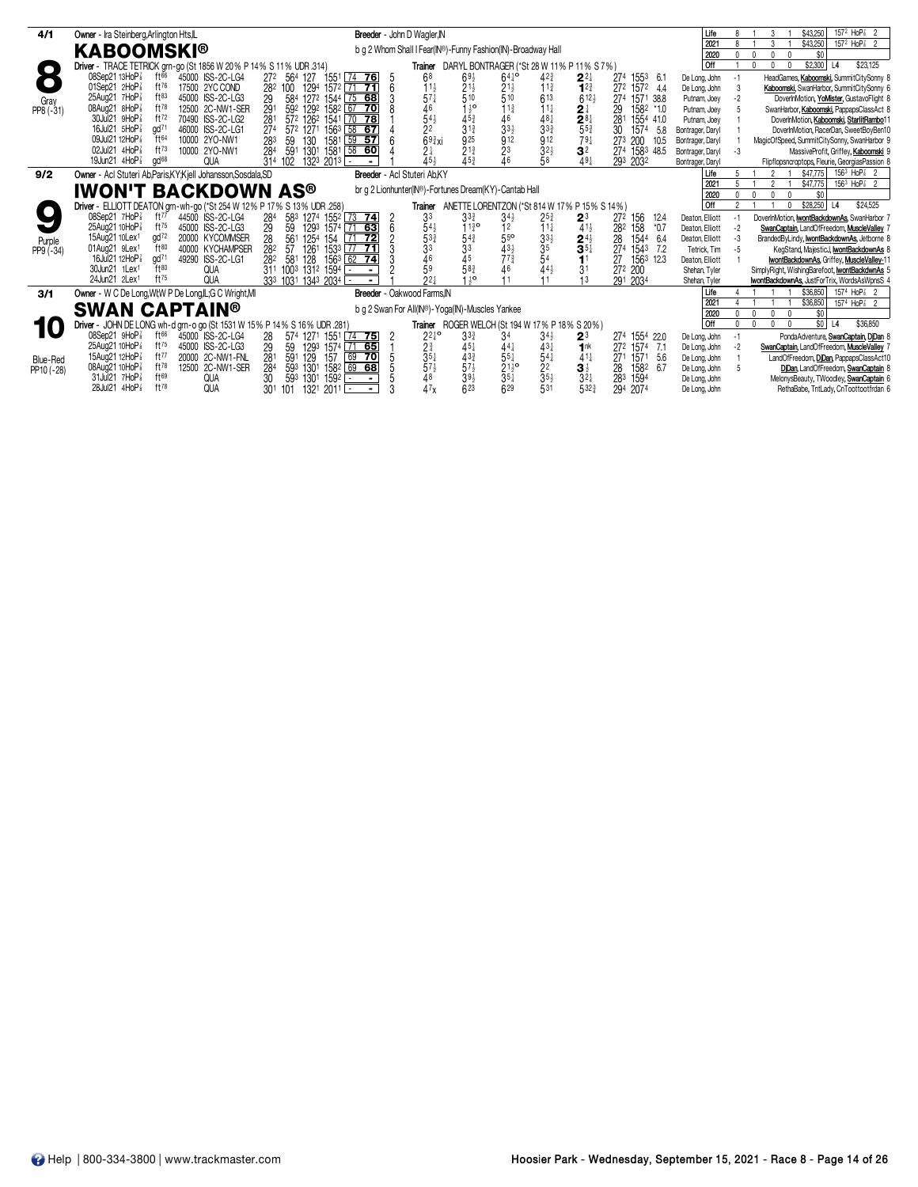## 8 — KABOOMSKI® (4/1)

**Owner** - Ira Steinberg,Arlington Hts,IL
**Breeder** - John D Wagler,IN
b g 2 Whom Shall I Fear(IN®)-Funny Fashion(IN)-Broadway Hall

**Driver** - TRACE TETRICK grn-go (St 1856 W 20% P 14% S 11% UDR .314)
**Trainer** DARYL BONTRAGER (*St 28 W 11% P 11% S 7%)

Gray, PP8 (-31)

| | Starts | W | P | S | Earnings | Best |
|---|---|---|---|---|---|---|
| Life | 8 | 1 | 3 | 1 | $43,250 | 157² HoP⅞ 2 |
| 2021 | 8 | 1 | 3 | 1 | $43,250 | 157² HoP⅞ 2 |
| 2020 | 0 | 0 | 0 | 0 | $0 | |
| Off | 1 | 0 | 0 | 0 | $2,300 | L4 $23,125 |

| Date | Trk | Cond | Purse/Class | Fractions | Final | Spd | PP | 1/4 | 1/2 | 3/4 | Str | Fin | Ind | Odds | Driver | | Top Finishers |
|---|---|---|---|---|---|---|---|---|---|---|---|---|---|---|---|---|---|
| 08Sep21 13HoP⅞ | | ft66 | 45000 ISS-2C-LG4 | 27² 56⁴ 127 | 155¹ | 74 76 | 5 | 6⁸ | 6⁹½ | 6⁴¼° | 4²¾ | 2²¼ | 27⁴ 155³ | 6.1 | De Long, John | -1 | HeadGames, Kaboomski, SummitCitySonny 8 |
| 01Sep21 2HoP⅞ | | ft76 | 17500 2YC COND | 28² 100 129⁴ | 157² | 71 71 | 6 | 1½ | 2½ | 2½ | 1¾ | 1²¾ | 27² 157² | 4.4 | De Long, John | 3 | Kaboomski, SwanHarbor, SummitCitySonny 6 |
| 25Aug21 7HoP⅞ | | ft83 | 45000 ISS-2C-LG3 | 29 58⁴ 127² | 154⁴ | 75 68 | 3 | 5⁷¼ | 5¹⁰ | 5¹⁰ | 6¹³ | 6¹²½ | 27⁴ 157¹ | 38.8 | Putnam, Joey | -2 | DoverInMotion, YoMister, GustavoFlight 8 |
| 08Aug21 8HoP⅞ | | ft78 | 12500 2C-NW1-SER | 29¹ 59² 129² | 158² | 67 70 | 8 | 4⁶ | 1½° | 1¹¾ | 1¼ | 2¼ | 29 158² | *1.0 | Putnam, Joey | 5 | SwanHarbor, Kaboomski, PappagsClassAct 8 |
| 30Jul21 9HoP⅞ | | ft72 | 70490 ISS-2C-LG2 | 28¹ 57² 126² | 154¹ | 70 78 | 1 | 5⁴½ | 4⁵¾ | 4⁶ | 4⁸¼ | 2⁸¼ | 28¹ 155⁴ | 41.0 | Putnam, Joey | 1 | DoverInMotion, Kaboomski, StarlitRambo11 |
| 16Jul21 5HoP⅞ | | gd71 | 46000 ISS-2C-LG1 | 27⁴ 57² 127¹ | 156³ | 58 67 | 4 | 2² | 3¹¾ | 3³½ | 3³¾ | 5⁵¾ | 30 157⁴ | 5.8 | Bontrager, Daryl | 1 | DoverInMotion, RacerDan, SweetBoyBen10 |
| 09Jul21 12HoP⅞ | | ft64 | 10000 2YO-NW1 | 28³ 59 130 | 158¹ | 59 57 | 6 | 6⁹¾xi | 9²⁵ | 9¹² | 9¹² | 7⁹¼ | 27³ 200 | 10.5 | Bontrager, Daryl | 1 | MagicOfSpeed, SummitCitySonny, SwanHarbor 9 |
| 02Jul21 4HoP⅞ | | ft73 | 10000 2YO-NW1 | 28⁴ 59¹ 130¹ | 158¹ | 58 60 | 4 | 2¼ | 2¹¾ | 2³ | 3²½ | 3² | 27⁴ 158³ | 48.5 | Bontrager, Daryl | -3 | MassiveProfit, Griffey, Kaboomski 9 |
| 19Jun21 4HoP⅞ | | gd68 | QUA | 31⁴ 102 132³ | 201³ | - | 1 | 4⁵½ | 4⁵¾ | 4⁶ | 5⁸ | 4⁹¼ | 29³ 203² | | Bontrager, Daryl | | Flipflopsncroptops, Fleurie, GeorgiasPassion 8 |

## 9 — IWON'T BACKDOWN AS® (9/2)

**Owner** - Acl Stuteri Ab,Paris,KY;Kjell Johansson,Sosdala,SD
**Breeder** - Acl Stuteri Ab,KY
br g 2 Lionhunter(IN®)-Fortunes Dream(KY)-Cantab Hall

**Driver** - ELLIOTT DEATON grn-wh-go (*St 254 W 12% P 17% S 13% UDR .258)
**Trainer** ANETTE LORENTZON (*St 814 W 17% P 15% S 14%)

Purple, PP9 (-34)

| | Starts | W | P | S | Earnings | Best |
|---|---|---|---|---|---|---|
| Life | 5 | 1 | 2 | 1 | $47,775 | 156³ HoP⅞ 2 |
| 2021 | 5 | 1 | 2 | 1 | $47,775 | 156³ HoP⅞ 2 |
| 2020 | 0 | 0 | 0 | 0 | $0 | |
| Off | 2 | 1 | 1 | 0 | $28,250 | L4 $24,525 |

| Date | Trk | Cond | Purse/Class | Fractions | Final | Spd | PP | 1/4 | 1/2 | 3/4 | Str | Fin | Ind | Odds | Driver | | Top Finishers |
|---|---|---|---|---|---|---|---|---|---|---|---|---|---|---|---|---|---|
| 08Sep21 7HoP⅞ | | ft77 | 44500 ISS-2C-LG4 | 28⁴ 58³ 127⁴ | 155² | 73 74 | 2 | 3³ | 3³¾ | 3⁴½ | 2⁵¾ | 2³ | 27² 156 | 12.4 | Deaton, Elliott | -1 | DoverInMotion, IwontBackdownAs, SwanHarbor 7 |
| 25Aug21 10HoP⅞ | | ft75 | 45000 ISS-2C-LG3 | 29 59 129³ | 157⁴ | 71 63 | 6 | 5⁴½ | 1¹½° | 1² | 1¹¼ | 4¹½ | 28² 158 | *0.7 | Deaton, Elliott | -2 | SwanCaptain, LandOfFreedom, MuscleValley 7 |
| 15Aug21 10Lex¹ | | gd72 | 20000 KYCOMMSER | 28 56¹ 125⁴ | 154 | 71 72 | 2 | 5³¾ | 5⁴¾ | 5⁵° | 3³½ | 2⁴½ | 28 154⁴ | 6.4 | Deaton, Elliott | -3 | BrandedByLindy, IwontBackdownAs, Jetborne 8 |
| 01Aug21 9Lex¹ | | ft80 | 40000 KYCHAMPSER | 28² 57 126¹ | 153³ | 77 71 | 3 | 3³ | 3³ | 4³½ | 3⁵ | 3⁵¼ | 27⁴ 154³ | 7.2 | Tetrick, Tim | -5 | KegStand, MajesticJ, IwontBackdownAs 8 |
| 16Jul21 12HoP⅞ | | gd71 | 49290 ISS-2C-LG1 | 28² 58¹ 128 | 156³ | 62 74 | 3 | 4⁶ | 4⁵ | 7⁷¾ | 5⁴ | 1¹ | 27 156³ | 12.3 | Deaton, Elliott | 1 | IwontBackdownAs, Griffey, MuscleValley-11 |
| 30Jun21 1Lex¹ | | ft80 | QUA | 31¹ 100³ 131² | 159⁴ | - | 2 | 5⁹ | 5⁸¾ | 4⁶ | 4⁴½ | 3¹ | 27² 200 | | Shehan, Tyler | | SimplyRight, WishingBarefoot, IwontBackdwnAs 5 |
| 24Jun21 2Lex¹ | | ft75 | QUA | 33³ 103¹ 134³ | 203⁴ | - | 1 | 2²¼ | 1½° | 1¹ | 1¹ | 1³ | 29¹ 203⁴ | | Shehan, Tyler | | IwontBackdownAs, JustForTrix, WordsAsWpnsS 4 |

## 10 — SWAN CAPTAIN® (3/1)

**Owner** - W C De Long,Wt,W P De Long,IL;G C Wright,MI
**Breeder** - Oakwood Farms,IN
b g 2 Swan For All(IN®)-Yoga(IN)-Muscles Yankee

**Driver** - JOHN DE LONG wh-d grn-o go (St 1531 W 15% P 14% S 16% UDR .281)
**Trainer** ROGER WELCH (St 194 W 17% P 18% S 20%)

Blue-Red, PP10 (-28)

| | Starts | W | P | S | Earnings | Best |
|---|---|---|---|---|---|---|
| Life | 4 | 1 | 1 | 1 | $36,850 | 157⁴ HoP⅞ 2 |
| 2021 | 4 | 1 | 1 | 1 | $36,850 | 157⁴ HoP⅞ 2 |
| 2020 | 0 | 0 | 0 | 0 | $0 | |
| Off | 0 | 0 | 0 | 0 | $0 | L4 $36,850 |

| Date | Trk | Cond | Purse/Class | Fractions | Final | Spd | PP | 1/4 | 1/2 | 3/4 | Str | Fin | Ind | Odds | Driver | | Top Finishers |
|---|---|---|---|---|---|---|---|---|---|---|---|---|---|---|---|---|---|
| 08Sep21 9HoP⅞ | | ft66 | 45000 ISS-2C-LG4 | 28 57⁴ 127¹ | 155¹ | 74 75 | 2 | 2²½° | 3³¾ | 3⁴ | 3⁴½ | 2³ | 27⁴ 155⁴ | 22.0 | De Long, John | -1 | PondaAdventure, SwanCaptain, DjDan 8 |
| 25Aug21 10HoP⅞ | | ft75 | 45000 ISS-2C-LG3 | 29 59 129³ | 157⁴ | 71 65 | 1 | 2¾ | 4⁵½ | 4⁴¼ | 4³¼ | 1ⁿᵏ | 27² 157⁴ | 7.1 | De Long, John | -2 | SwanCaptain, LandOfFreedom, MuscleValley 7 |
| 15Aug21 12HoP⅞ | | ft77 | 20000 2C-NW1-FNL | 28¹ 59¹ 129 | 157 | 69 70 | 5 | 3⁵¼ | 4³¾ | 5⁵¼ | 5⁴¼ | 4¹¼ | 27¹ 157¹ | 5.6 | De Long, John | 1 | LandOfFreedom, DjDan, PappagsClassAct10 |
| 08Aug21 10HoP⅞ | | ft78 | 12500 2C-NW1-SER | 28⁴ 59³ 130¹ | 158² | 69 68 | 5 | 5⁷½ | 5⁷½ | 2¹½° | 2² | 3½ | 28 158² | 6.7 | De Long, John | 5 | DjDan, LandOfFreedom, SwanCaptain 8 |
| 31Jul21 7HoP⅞ | | ft69 | QUA | 30 59³ 130¹ | 159² | - | 5 | 4⁸ | 3⁹½ | 3⁵¼ | 3⁵½ | 3²¼ | 28³ 159⁴ | | De Long, John | | MelonysBeauty, TWoodley, SwanCaptain 6 |
| 28Jul21 4HoP⅞ | | ft78 | QUA | 30¹ 101 132¹ | 201¹ | - | 3 | 4⁷x | 6²³ | 6²⁹ | 5³¹ | 5³²¾ | 29⁴ 207⁴ | | De Long, John | | RethaBabe, TntLady, CnToottootfrdan 6 |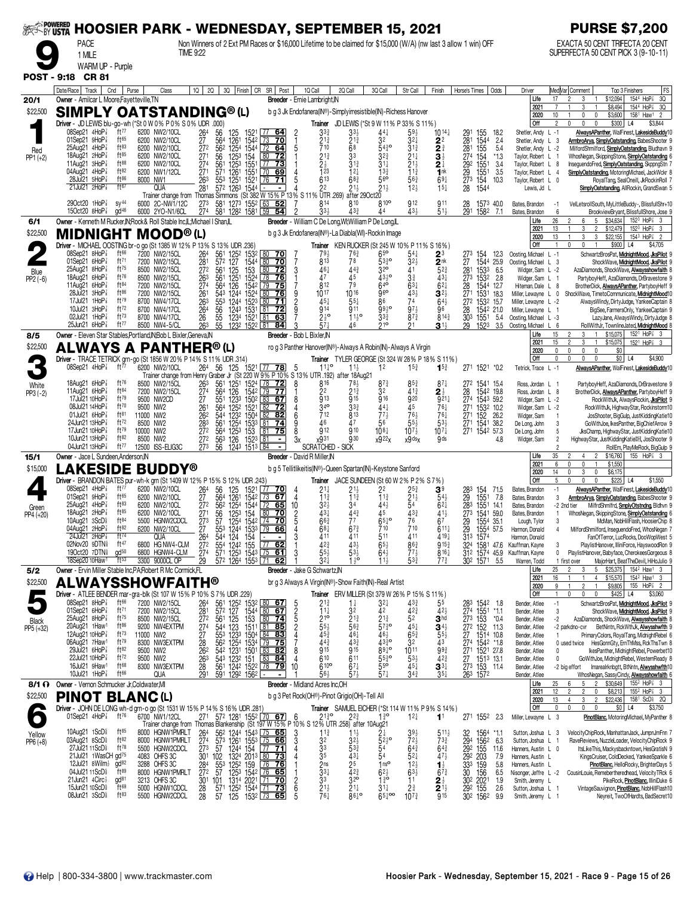# HOOSIER PARK - WEDNESDAY, SEPTEMBER 15, 2021

**PURSE $7,200**

**9** PACE 1 MILE WARM UP - Purple

Non Winners of 2 Ext PM Races or $16,000 Lifetime to be claimed for $15,000 (W/A) (nw last 3 allow 1 win) OFF TIME 9:22

EXACTA 50 CENT TRIFECTA 20 CENT SUPERFECTA 50 CENT PICK 3 (9-10-11)

**POST - 9:18 CR 81**

---

## 1 — SIMPLY OATSTANDING® (L) — 20/1 — $22,500 — Red PP1 (+2)

Owner - Amilcar L Moore,Fayetteville,TN
Breeder - Ernie Lambright,IN
b g 3 Jk Endofanera(IN®)-Simplyirresistible(IN)-Richess Hanover
Driver - JD LEWIS blu-go-wh (*St 0 W 0% P 0% S 0% UDR .000)
Trainer JD LEWIS (*St 9 W 11% P 33% S 11%)

Life 17 2 3 1 $12,094 1544 HoP⅞ 3Q; 2021 7 1 3 1 $8,494 1544 HoP⅞ 3Q; 2020 10 1 0 0 $3,600 1581 Haw1 2; Off 2 0 0 0 $300 L4 $3,844

| Date/Race | Track | Cnd | Class | 1Q | 2Q | 3Q | Finish | CR | SR | Post | 1Q Call | 2Q Call | 3Q Call | Str Call | Finish | Horse's Times | Odds | Driver | Med | Comment/Top 3 Finishers |
|---|---|---|---|---|---|---|---|---|---|---|---|---|---|---|---|---|---|---|---|---|
| 08Sep21 4HoP⅞ | ft77 | | 6200 NW2/10CL | 264 | 56 | 125 | 1521 | 77 | 64 | 2 | 3 3¾ | 3 3½ | 4 4½ | 5 9½ | 10 14½ | 291 155 | 18.2 | Shetler, Andy | L -1 | AlwaysAPanther, WalFinest, LakesideBuddy 10 |
| 01Sep21 9HoP⅞ | ft65 | | 6200 NW2/10CL | 27 | 564 | 1261 | 1542 | 73 | 70 | 1 | 2 1¾ | 2 1¾ | 3 2 | 3 2½ | 2 2 | 281 1544 | 2.4 | Shetler, Andy | L 3 | ArmbroArya, SimplyOatstanding, BabesShooter 9 |
| 25Aug21 4HoP⅞ | ft83 | | 6200 NW2/10CL | 272 | 562 | 1254 | 1544 | 72 | 64 | 5 | 7 10 | 6 8 | 5 4¾o | 3 1¾ | 2 ¾ | 281 155 | 5.4 | Shetler, Andy | L -2 | MilfordShmilford, SimplyOatstanding, Bludhavn 9 |
| 18Aug21 2HoP⅞ | ft85 | | 6200 NW2/10CL | 271 | 56 | 1253 | 154 | 80 | 72 | 1 | 2 1¾ | 3 3 | 3 2¾ | 2 1½ | 3 ½ | 274 154 | *1.3 | Taylor, Robert | L 1 | WhosNegan, SkippingStone, SimplyOatstanding 6 |
| 11Aug21 3HoP⅞ | ft88 | | 6200 NW2/10CL | 274 | 561 | 1253 | 1551 | 77 | 73 | 1 | 2 ½ | 3 1¾ | 3 1¼ | 2 1½ | 2 ¼ | 292 1551 | 3.4 | Taylor, Robert | L 8 | InseguendoFred, SimplyOatstanding, SkppngStn 7 |
| 04Aug21 4HoP⅞ | ft82 | | 6200 NW1/12CL | 271 | 571 | 1261 | 1551 | 70 | 69 | 4 | 1 23 | 1 2½ | 1 3¾ | 1 1¾ | 1 nk | 29 1551 | 3.5 | Taylor, Robert | L 4 | SimplyOatstanding, MotoringMichael, JackWckr 8 |
| 28Jul21 5HoP⅞ | ft86 | | 8000 NW1 | 263 | 553 | 1251 | 1521 | 76 | 71 | 5 | 6 13 | 6 8¾ | 5 6o | 5 6¾ | 6 9¼ | 273 154 | 10.3 | Taylor, Robert | L 0 | RoyalTang, SealOneill, JkRockinRoll 7 |
| 21Jul21 2HoP⅞ | ft67 | | QUA | 281 | 572 | 1263 | 1544 | - | - | | 2 2 | 2 1½ | 2 1½ | 1 2½ | 1 5½ | 28 1544 | | Lewis, Jd | L | SimplyOatstanding, AllRockin, GrandSwan 5 |

Trainer change from Thomas Simmons (St 382 W 15% P 13% S 11% UTR .269) after 29Oct20

| Date/Race | Track | Cnd | Class | 1Q | 2Q | 3Q | Finish | CR | SR | Post | 1Q Call | 2Q Call | 3Q Call | Str Call | Finish | Horse's Times | Odds | Driver | Med | Comment/Top 3 Finishers |
|---|---|---|---|---|---|---|---|---|---|---|---|---|---|---|---|---|---|---|---|---|
| 29Oct20 1HoP⅞ | sy44 | | 6000 2C-NW1/12C | 273 | 581 | 1273 | 1552 | 63 | 52 | 7 | 8 14 | 8 10 | 8 10o | 9 12 | 9 11 | 28 1573 | 40.0 | Bates, Brandon | -1 | VelLetsrollSouth, MyLittleBuddy-, BlissfullShr+10 |
| 15Oct20 8HoP⅞ | gd46 | | 6000 2YO-N1/6CL | 274 | 581 | 1282 | 1581 | 59 | 54 | 2 | 3 3½ | 4 3¾ | 4 4 | 4 3½ | 5 1½ | 291 1582 | 7.1 | Bates, Brandon | 6 | BrookviewBryant, BlissfullShore, Jose 9 |

---

## 2 — MIDNIGHT MOOD® (L) — 6/1 — $22,500 — Blue PP2 (-6)

Owner - Kenneth M Rucker,IN;Rock& Roll Stable Inc,IL;Michael I Shan,IL
Breeder - William C De Long,WI;William P De Long,IL
b g 3 Jk Endofanera(IN®)-La Diabla(WI)-Rockin Image
Driver - MICHAEL OOSTING br-o go (St 1385 W 12% P 13% S 13% UDR .236)
Trainer KEN RUCKER (St 245 W 10% P 11% S 16%)

Life 26 2 6 5 $34,634 1523 HoP⅞ 3; 2021 13 1 3 2 $12,479 1523 HoP⅞ 3; 2020 13 1 3 3 $22,155 1543 HoP⅞ 2; Off 1 0 0 1 $900 L4 $4,705

| Date/Race | Track | Cnd | Class | 1Q | 2Q | 3Q | Finish | CR | SR | Post | 1Q Call | 2Q Call | 3Q Call | Str Call | Finish | Horse's Times | Odds | Driver | Med | Comment/Top 3 Finishers |
|---|---|---|---|---|---|---|---|---|---|---|---|---|---|---|---|---|---|---|---|---|
| 08Sep21 8HoP⅞ | ft66 | | 7200 NW2/15CL | 264 | 561 | 1252 | 1532 | 80 | 70 | 7 | 7 9½ | 7 6¾ | 6 5o | 5 4¼ | 2 3 | 273 154 | 12.3 | Oosting, Michael | L -1 | SchwartzBrosPat, MidnightMood, JksPilot 9 |
| 01Sep21 8HoP⅞ | ft71 | | 7200 NW2/15CL | 281 | 572 | 127 | 1544 | 80 | 70 | 7 | 8 13 | 7 8 | 5 3¾o | 3 2½ | 2 nk | 27 1544 | 25.9 | Oosting, Michael | L 3 | ShockWave, MidnightMood, JksPilot 9 |
| 25Aug21 8HoP⅞ | ft75 | | 8500 NW2/15CL | 272 | 561 | 125 | 153 | 80 | 72 | 3 | 4 6¼ | 4 4¾ | 3 2o | 4 1 | 5 2¾ | 281 1533 | 6.5 | Widger, Sam | L -2 | AzaDiamonds, ShockWave, Alwaysshowfaith 8 |
| 18Aug21 6HoP⅞ | ft76 | | 8500 NW2/15CL | 263 | 561 | 1251 | 1524 | 78 | 76 | 1 | 4 7 | 4 5 | 4 3½o | 3 ¾ | 4 3¼ | 273 1532 | 2.8 | Widger, Sam | L 1 | PartyboyHeff, AzaDiamonds, DrBravestone 9 |
| 11Aug21 6HoP⅞ | ft84 | | 7200 NW2/15CL | 274 | 564 | 126 | 1542 | 79 | 75 | 7 | 8 12 | 7 9 | 6 4o | 6 3¼ | 6 2¼ | 28 1544 | 12.7 | Hiteman, Dale | L 8 | BrotherDick, AlwaysAPanther, PartyboyHeff 9 |
| 28Jul21 3HoP⅞ | ft86 | | 7200 NW2/15CL | 261 | 543 | 1244 | 1524 | 80 | 76 | 9 | 10 17 | 10 16 | 9 6o | 4 3½ | 3 2½ | 271 1531 | 18.3 | Miller, Lewayne | L 0 | ShockWave, TimetoCommunicate, MidnightMood 10 |
| 17Jul21 1HoP⅞ | ft79 | | 8700 NW4/17CL | 263 | 553 | 1244 | 1523 | 80 | 71 | 2 | 4 5¼ | 5 5½ | 8 6 | 7 4 | 6 4½ | 272 1532 | 15.7 | Miller, Lewayne | L -2 | AlwaysWindy, DirtyJudge, YankeeCaptain 8 |
| 10Jul21 3HoP⅞ | ft72 | | 8700 NW4/17CL | 264 | 56 | 1243 | 1531 | 81 | 72 | 9 | 9 14 | 9 11 | 9 9¾o | 9 7½ | 9 6 | 28 1542 | 21.0 | Miller, Lewayne | L 1 | BigSee, FarmersOnly, YankeeCaptain 9 |
| 02Jul21 1HoP⅞ | ft73 | | 8700 NW4/17CL | 26 | 55 | 1234 | 1521 | 81 | 63 | 7 | 2 ½o | 1 1½o | 3 3¾ | 8 7¾ | 8 14¾ | 303 1551 | 5.4 | Oosting, Michael | L -3 | LazyJane, AlwaysWindy, DirtyJudge 8 |
| 25Jun21 6HoP⅞ | ft77 | | 8500 NW4-5/CL | 263 | 55 | 1232 | 1522 | 81 | 84 | 3 | 5 7¼ | 4 6 | 2 1o | 2 1 | 3 1½ | 29 1523 | 3.5 | Oosting, Michael | L 6 | RollWithJr, TownlineJated, MidnightMood 8 |

---

## 3 — ALWAYS A PANTHER® (L) — 8/5 — $22,500 — White PP3 (-2)

Owner - Eleven Star Stables,Portland,IN;Bob L Bixler,Geneva,IN
Breeder - Bob L Bixler,IN
ro g 3 Panther Hanover(IN®)-Always A Robin(IN)-Always A Virgin
Driver - TRACE TETRICK grn-go (St 1856 W 20% P 14% S 11% UDR .314)
Trainer TYLER GEORGE (St 324 W 28% P 18% S 11%)

Life 15 2 3 1 $15,075 1521 HoP⅞ 3; 2021 15 2 3 1 $15,075 1521 HoP⅞ 3; 2020 0 0 0 0 $0; Off 0 0 0 0 $0 L4 $4,900

| Date/Race | Track | Cnd | Class | 1Q | 2Q | 3Q | Finish | CR | SR | Post | 1Q Call | 2Q Call | 3Q Call | Str Call | Finish | Horse's Times | Odds | Driver | Med | Comment/Top 3 Finishers |
|---|---|---|---|---|---|---|---|---|---|---|---|---|---|---|---|---|---|---|---|---|
| 08Sep21 4HoP⅞ | ft77 | | 6200 NW2/10CL | 264 | 56 | 125 | 1521 | 77 | 78 | 5 | 1 1½o | 1 1½ | 1 2 | 1 5¾ | 1 5¾ | 271 1521 | *0.2 | Tetrick, Trace | L -1 | AlwaysAPanther, WalFinest, LakesideBuddy 10 |

Trainer change from Henry Graber Jr (St 220 W 9% P 10% S 13% UTR .192) after 18Aug21

| Date/Race | Track | Cnd | Class | 1Q | 2Q | 3Q | Finish | CR | SR | Post | 1Q Call | 2Q Call | 3Q Call | Str Call | Finish | Horse's Times | Odds | Driver | Med | Comment/Top 3 Finishers |
|---|---|---|---|---|---|---|---|---|---|---|---|---|---|---|---|---|---|---|---|---|
| 18Aug21 6HoP⅞ | ft76 | | 8500 NW2/15CL | 263 | 561 | 1251 | 1524 | 78 | 72 | 8 | 8 16 | 7 8½ | 8 7¾ | 8 5¾ | 8 7½ | 272 1541 | 15.4 | Ross, Jordan | L 1 | PartyboyHeff, AzaDiamonds, DrBravestone 9 |
| 11Aug21 6HoP⅞ | ft84 | | 7200 NW2/15CL | 274 | 564 | 126 | 1542 | 79 | 77 | 1 | 2 2 | 2 1¾ | 3 2 | 4 1¾ | 2 ¾ | 28 1542 | 18.9 | Ross, Jordan | L 8 | BrotherDick, AlwaysAPanther, PartyboyHeff 9 |
| 17Jul21 10HoP⅞ | ft79 | | 9500 NW2CD | 27 | 551 | 1233 | 1502 | 83 | 67 | 8 | 9 13 | 9 15 | 9 16 | 9 20 | 9 21¼ | 274 1543 | 59.2 | Widger, Sam | L -2 | RockWithJk, AlwaysRockin, JksPilot 9 |
| 08Jul21 14HoP⅞ | ft70 | | 9500 NW2 | 261 | 564 | 1252 | 1521 | 82 | 72 | 5 | 3 4o | 3 3¾ | 4 4¼ | 4 5 | 7 6¼ | 271 1532 | 10.2 | Widger, Sam | L -2 | RockWithJk, HighwayStar, Rockinstorm 10 |
| 01Jul21 6HoP⅞ | ft81 | | 11000 NW2 | 262 | 544 | 1232 | 1504 | 82 | 82 | 6 | 7 12 | 8 13 | 7 7½ | 7 6½ | 7 6¼ | 271 152 | 26.2 | Widger, Sam | 1 | JosShooter, BigGulp, JustKiddingKatie 10 |
| 24Jun21 13HoP⅞ | ft72 | | 8500 NW2 | 283 | 561 | 1254 | 1533 | 81 | 74 | 9 | 4 6 | 4 7 | 5 6 | 5 5¼ | 5 3¾ | 271 1541 | 38.2 | De Long, John | 3 | GoWithJoe, IkesPanther, BigChiefArrow 9 |
| 17Jun21 10HoP⅞ | ft79 | | 10000 NW2 | 272 | 564 | 1253 | 153 | 81 | 75 | 8 | 9 12 | 9 10 | 10 8¼ | 10 7½ | 10 7¼ | 271 1542 | 57.3 | De Long, John | 5 | JksChamp, HighwayStar, JustKiddingKatie 10 |
| 10Jun21 13HoP⅞ | ft82 | | 8500 NW2 | 272 | 563 | 126 | 1523 | 81 | - | 3x | x9 31 | 9 30 | x9 22x | x9 dsx | 9 ds | | 4.8 | Widger, Sam | 2 | HighwayStar, JustKiddingKatie, JosShooter 9 |
| 04Jun21 13HoP⅞ | ft77 | | 12500 ISS-ELIG3C | 273 | 56 | 1243 | 1513 | 84 | - | | SCRATCHED - SICK | | | | | | | | 2 | RollEm, PlayMeRock, BigGulp 9 |

---

## 4 — LAKESIDE BUDDY® — 15/1 — $15,000 — Green PP4 (+20)

Owner - Jace L Sundeen,Anderson,IN
Breeder - David R Miller,IN
b g 5 Tellitlikeitis(IN®)-Queen Spartan(IN)-Keystone Sanford
Driver - BRANDON BATES pur-wh-k grn (St 1409 W 12% P 15% S 12% UDR .243)
Trainer JACE SUNDEEN (St 60 W 2% P 2% S 7%)

Life 35 2 4 2 $16,760 155 HoP⅞ 3; 2021 6 0 0 1 $1,550; 2020 14 0 3 0 $6,175; Off 5 0 0 0 $225 L4 $1,550

| Date/Race | Track | Cnd | Class | 1Q | 2Q | 3Q | Finish | CR | SR | Post | 1Q Call | 2Q Call | 3Q Call | Str Call | Finish | Horse's Times | Odds | Driver | Med | Comment/Top 3 Finishers |
|---|---|---|---|---|---|---|---|---|---|---|---|---|---|---|---|---|---|---|---|---|
| 08Sep21 4HoP⅞ | ft77 | | 6200 NW2/10CL | 264 | 56 | 125 | 1521 | 77 | 70 | 4 | 2 1½ | 2 1½ | 2 2 | 2 5¾ | 3 9 | 283 154 | 71.5 | Bates, Brandon | -1 | AlwaysAPanther, WalFinest, LakesideBuddy 10 |
| 01Sep21 9HoP⅞ | ft65 | | 6200 NW2/10CL | 27 | 564 | 1261 | 1542 | 73 | 67 | 4 | 1 1¾ | 1 1¾ | 1 1¾ | 2 1½ | 5 4½ | 29 1551 | 7.8 | Bates, Brandon | 3 | ArmbroArya, SimplyOatstanding, BabesShooter 9 |
| 25Aug21 4HoP⅞ | ft83 | | 6200 NW2/10CL | 272 | 562 | 1254 | 1544 | 72 | 65 | 10 | 3 2½ | 3 4 | 4 4½ | 5 4 | 6 2¼ | 283 1551 | 14.1 | Bates, Brandon | -2 2nd tier | MilfrdShmlfrd, SmplyOtstndng, Bldhvn 9 |
| 18Aug21 2HoP⅞ | ft65 | | 6200 NW2/10CL | 271 | 56 | 1253 | 154 | 80 | 70 | 2 | 4 3¼ | 4 4¾ | 4 5 | 4 3¾ | 4 1½ | 273 1541 | 59.0 | Bates, Brandon | 1 | WhosNegan, SkippingStone, SimplyOatstanding 6 |
| 10Aug21 3ScD⅝ | ft84 | | 5500 HGNW2CDCL | 273 | 57 | 1254 | 1542 | 74 | 70 | 5 | 6 6¾ | 7 7 | 6 5½o | 7 6 | 6 7 | 29 1554 | 35.1 | Lough, Tyler | 3 | McMan, NobHillFlash, HoosierChip 8 |
| 04Aug21 2HoP⅞ | ft82 | | 6200 NW2/10CL | 27 | 553 | 1244 | 1533 | 79 | 66 | 4 | 6 8¼ | 6 7¾ | 7 10 | 7 10 | 6 11¼ | 29 1554 | 57.5 | Harmon, Donald | 4 | MilfordShmilford, InseguendoFred, WhosNegan 7 |
| 24Jul21 2HoP⅞ | ft74 | | QUA | 264 | 544 | 124 | 154 | - | - | 3 | 4 11 | 4 11 | 5 11 | 4 11 | 4 19¼ | 313 1574 | | Harmon, Donald | | FanOfTerror, LucRocks, DooWopWest 5 |
| 02Nov20 9DTN⅞ | ft47 | | 6800 HG NW4-CLM | 272 | 554 | 1242 | 155 | 77 | 62 | 1 | 4 2¾ | 4 3½ | 6 5½ | 8 6¾ | 9 15¾ | 324 1581 | 47.6 | Kauffman, Kayne | 3 | PlaylistHanover, IlliniForce, HayswoodRon 9 |
| 19Oct20 7DTN⅞ | gd50 | | 6800 HGNW4-CLM | 274 | 571 | 1253 | 1543 | 75 | 61 | 3 | 5 5½ | 5 3½ | 6 4¾ | 7 7½ | 8 16¼ | 312 1574 | 45.9 | Kauffman, Kayne | 0 | PlaylistHanover, Babyface, CherokeesGorgeous 8 |
| 18Sep20 10Haw1 | ft53 | | 3300 9000CL OP | 29 | 572 | 1264 | 1553 | 71 | 62 | 1 | 3 2½ | 1 2o | 1 1½ | 5 3¾ | 7 7¾ | 302 1571 | 5.5 | Warren, Todd | 1 first over | MajorHart, BeatTheDevil, HiHoJulio 9 |

---

## 5 — ALWAYSSHOWFAITH® — 5/2 — $22,500 — Black PP5 (+32)

Owner - Ervin Miller Stable Inc,PA;Robert R Mc Cormick,FL
Breeder - Jake G Schwartz,IN
br g 3 Always A Virgin(IN®)-Show Faith(IN)-Real Artist
Driver - ATLEE BENDER mar-gra-blk (St 107 W 15% P 10% S 7% UDR .229)
Trainer ERV MILLER (St 379 W 26% P 15% S 11%)

Life 25 2 3 5 $25,375 1542 Haw1 3; 2021 16 1 1 4 $15,570 1542 Haw1 3; 2020 9 1 2 1 $9,805 155 HoP⅞ 2; Off 1 0 0 0 $425 L4 $3,060

| Date/Race | Track | Cnd | Class | 1Q | 2Q | 3Q | Finish | CR | SR | Post | 1Q Call | 2Q Call | 3Q Call | Str Call | Finish | Horse's Times | Odds | Driver | Med | Comment/Top 3 Finishers |
|---|---|---|---|---|---|---|---|---|---|---|---|---|---|---|---|---|---|---|---|---|
| 08Sep21 8HoP⅞ | ft66 | | 7200 NW2/15CL | 264 | 561 | 1252 | 1532 | 80 | 67 | 5 | 2 1¾ | 1 ½ | 3 2¼ | 4 3¾ | 5 5 | 283 1542 | 1.8 | Bender, Atlee | -1 | SchwartzBrosPat, MidnightMood, JksPilot 9 |
| 01Sep21 8HoP⅞ | ft71 | | 7200 NW2/15CL | 281 | 572 | 127 | 1544 | 80 | 67 | 2 | 1 1½ | 3 2 | 4 2 | 4 2¾ | 4 2½ | 274 1551 | *1.1 | Bender, Atlee | 3 | ShockWave, MidnightMood, JksPilot 9 |
| 25Aug21 8HoP⅞ | ft75 | | 8500 NW2/15CL | 272 | 561 | 125 | 153 | 80 | 74 | 5 | 2 1o | 2 1¾ | 2 1¾ | 5 2 | 3 hd | 273 153 | *0.4 | Bender, Atlee | -2 | AzaDiamonds, ShockWave, Alwaysshowfaith 8 |
| 20Aug21 1Haw1 | ft86 | | 9200 NW4EXTPM | 274 | 544 | 123 | 1511 | 81 | 85 | 2 | 5 5½ | 5 6¾ | 5 7¾o | 4 5½ | 3 4¼ | 272 152 | 11.3 | Bender, Atlee | -2 parkdno-cvr | BetNintn, RckWthJk, Alwysshwfth 9 |
| 12Aug21 10HoP⅞ | ft73 | | 11000 NW2 | 27 | 553 | 1233 | 1504 | 84 | 83 | 4 | 4 5¾ | 4 6½ | 4 6¾ | 6 5¾ | 5 5½ | 27 1514 | 10.8 | Bender, Atlee | 1 | PrimaryColors, RoyalTang, MidnightRebel 6 |
| 06Aug21 7Haw1 | ft79 | | 8300 NW3EXTPM | 28 | 562 | 1254 | 1534 | 79 | 75 | 4 | 4 4¾ | 4 3¾ | 4 3¾o | 3 2 | 4 3 | 274 1542 | *1.8 | Bender, Atlee | 0 used twice | HesGonnGty, EmThMss, RckThsTwn 8 |
| 29Jul21 6HoP⅞ | ft82 | | 9500 NW2 | 262 | 542 | 1231 | 1501 | 83 | 82 | 8 | 9 15 | 9 15 | 8 9¼o | 10 11 | 9 9¾ | 271 1521 | 27.8 | Bender, Atlee | 0 | IkesPanther, MidnightRebel, Powerbet 10 |
| 22Jul21 10HoP⅞ | ft72 | | 9500 NW2 | 263 | 543 | 1232 | 151 | 83 | 84 | 4 | 6 10 | 6 11 | 5 5¾o | 5 3¼ | 4 2¾ | 27 1513 | 13.1 | Bender, Atlee | 0 | GoWithJoe, MidnightRebel, WesternReady 8 |
| 16Jul21 9Haw1 | ft68 | | 8300 NW3EXTPM | 28 | 561 | 1242 | 1522 | 78 | 79 | 10 | 6 10o | 6 7½ | 5 5o | 4 5½ | 3 3¼ | 273 153 | 11.4 | Bender, Atlee | -2 big effort | Imarealknbgtt, BtNntn, Alwysshwfth 10 |
| 10Jul21 1HoP⅞ | ft66 | | QUA | 291 | 591 | 1292 | 1562 | - | - | | 5 6½ | 5 7½ | 5 7¼ | 3 4¾ | 3 5½ | 263 1572 | | Bender, Atlee | | WhosNegan, SassyCindy, Alwaysshowfaith 6 |

---

## 6 — PINOT BLANC (L) — 8/1 — $22,500 — Yellow PP6 (+8)

Owner - Vernon Schmucker Jr,Coldwater,MI
Breeder - Midland Acres Inc,OH
b g 3 Pet Rock(OH®)-Pinot Grigio(OH)-Tell All
Driver - JOHN DE LONG wh-d grn-o go (St 1531 W 15% P 14% S 16% UDR .281)
Trainer SAMUEL EICHER (*St 114 W 11% P 9% S 14%)

Life 25 6 5 2 $30,649 1552 HoP⅞ 3; 2021 12 2 2 0 $8,213 1552 HoP⅞ 3; 2020 13 4 3 2 $22,436 1581 ScD⅝ 2Q; Off 0 0 0 0 $0 L4 $3,750

| Date/Race | Track | Cnd | Class | 1Q | 2Q | 3Q | Finish | CR | SR | Post | 1Q Call | 2Q Call | 3Q Call | Str Call | Finish | Horse's Times | Odds | Driver | Med | Comment/Top 3 Finishers |
|---|---|---|---|---|---|---|---|---|---|---|---|---|---|---|---|---|---|---|---|---|
| 01Sep21 4HoP⅞ | ft76 | | 6700 NW1/12CL | 271 | 572 | 1281 | 1552 | 70 | 67 | 6 | 2 13o | 2 2¾ | 1 ¾o | 1 2¼ | 1 1 | 271 1552 | 2.3 | Miller, Lewayne | L 3 | PinotBlanc, MotoringMichael, MyPanther 8 |

Trainer change from Thomas Blankenship (St 197 W 15% P 10% S 12% UTR .258) after 10Aug21

| Date/Race | Track | Cnd | Class | 1Q | 2Q | 3Q | Finish | CR | SR | Post | 1Q Call | 2Q Call | 3Q Call | Str Call | Finish | Horse's Times | Odds | Driver | Med | Comment/Top 3 Finishers |
|---|---|---|---|---|---|---|---|---|---|---|---|---|---|---|---|---|---|---|---|---|
| 10Aug21 1ScD⅝ | ft85 | | 8000 HGNW1PMRLT | 264 | 562 | 1244 | 1543 | 75 | 65 | 3 | 1 1¾ | 1 1½ | 2 ½ | 3 9½ | 5 11½ | 32 1564 | *1.1 | Sutton, Joshua | L 3 | VelocityChipRock, ManhattanJack, JumpnJmFnn 7 |
| 03Aug21 8ScD⅝ | ft82 | | 8000 HGNW1PMRLT | 274 | 573 | 1263 | 1553 | 75 | 66 | 3 | 3 2 | 3 2½ | 5 2¾o | 7 2½ | 7 3¾ | 294 1562 | 6.3 | Sutton, Joshua | L 1 | RaveReviews, NuzzleLoader, VelocityChipRock 9 |
| 27Jul21 11ScD⅝ | ft78 | | 5500 HGNW2CDCL | 273 | 57 | 1244 | 154 | 77 | 71 | 4 | 3 3 | 5 3¾ | 5 4 | 6 4¾ | 6 4¾ | 292 155 | 11.6 | Hanners, Austin | L 0 | ItsLikeThis, Mackysbackntown, HesGratisN 9 |
| 21Jul21 1WasOH | gd75 | | 4083 OHFS 3C | 301 | 102 | 1324 | 2013 | 80 | 73 | 4 | 3 5 | 4 3½ | 5 4 | 5 2½ | 4 7½ | 292 203 | 7.9 | Hanners, Austin | L 0 | KingsCruiser, ColdDecked, YankeeSparkle 6 |
| 12Jul21 8Wilm½ | gd82 | | 3288 OHFS 3C | 284 | 553 | 1252 | 159 | 76 | 76 | 1 | 2 ns | 2 5 | 1 ns o | 1 2½ | 1 ¾ | 333 159 | 5.8 | Hanners, Austin | L 1 | PinotBlanc, HelloRocky, BrighterDays 5 |
| 04Jul21 11ScD⅝ | ft89 | | 8000 HGNW1PMRLT | 272 | 57 | 1253 | 1542 | 76 | 65 | 7 | 3 3¼ | 4 2¾ | 6 2½ | 6 3½ | 6 7¾ | 30 156 | 6.5 | Nisonger, Jeffre | L -2 | CousinLouie, Rememberheredhead, VelocityTRck 6 |
| 21Jun21 4Circ½ | gd81 | | 3213 OHFS 3C | 301 | 101 | 1314 | 2001 | 71 | 70 | 2 | 3 3 | 3 2o | 1 ¾o | 1 1 | 2 ¾ | 302 2001 | 1.9 | Smith, Jeremy | L | PikeRock, PinotBlanc, IlliniDuke 6 |
| 15Jun21 10ScD⅝ | ft69 | | 5000 HGNW1CDCL | 28 | 571 | 1252 | 1544 | 77 | 73 | 6 | 2 1½ | 2 1¼ | 3 1¾ | 2 ¾ | 2 1½ | 292 155 | 2.6 | Sutton, Joshua | L 1 | VintageSauvignon, PinotBlanc, NobHillFlash 10 |
| 08Jun21 3ScD⅝ | ft83 | | 5500 HGNW2CDCL | 28 | 57 | 125 | 1532 | 73 | 65 | 5 | 7 6¼ | 8 6½o | 6 5¼oo | 10 7¾ | 9 15 | 302 1562 | 9.9 | Smith, Jeremy | L 1 | Neyreit, TwoOfHardts, BadSecret 10 |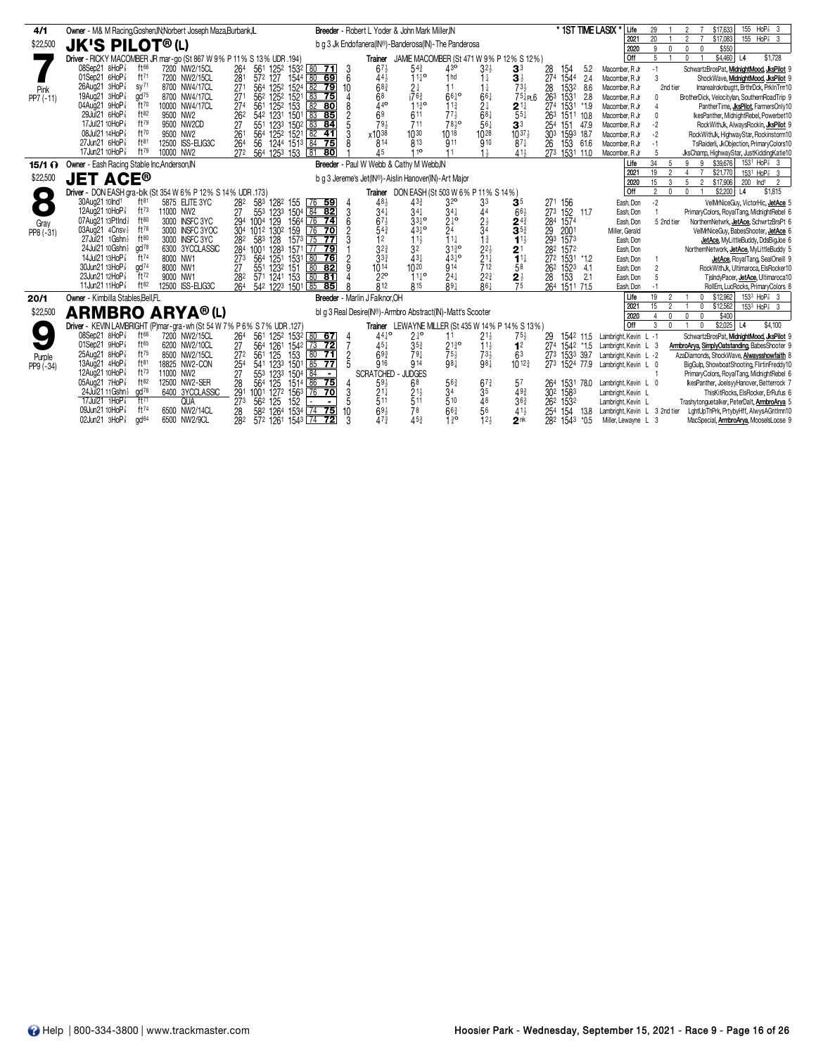## 4/1 — JK'S PILOT® (L) — #7 Pink — $22,500 — PP7 (-11)

Owner - M& M Racing,Goshen,IN;Norbert Joseph Maza,Burbank,IL

Breeder - Robert L Yoder & John Mark Miller,IN

b g 3 Jk Endofanera(IN®)-Banderosa(IN)-The Panderosa

Driver - RICKY MACOMBER JR mar-go (St 867 W 9% P 11% S 13% UDR .194)

Trainer JAMIE MACOMBER (St 471 W 9% P 12% S 12%)

* 1ST TIME LASIX *

| | Starts | W | P | S | Earnings | Record |
|---|---|---|---|---|---|---|
| Life | 29 | 1 | 2 | 7 | $17,633 | 155 HoP⅞ 3 |
| 2021 | 20 | 1 | 2 | 7 | $17,083 | 155 HoP⅞ 3 |
| 2020 | 9 | 0 | 0 | 0 | $550 | |
| Off | 5 | 1 | 0 | 1 | $4,460 | L4 $1,728 |

| Date | Track | Cond | Purse | Class | 1/4 | 1/2 | 3/4 | Time | | | PP | Start | 1/4 | 1/2 | 3/4 | Str | Fin | Last Q | Time | Odds | Driver | | Finishers |
|---|---|---|---|---|---|---|---|---|---|---|---|---|---|---|---|---|---|---|---|---|---|---|---|
| 08Sep21 8HoP⅞ | | ft66 | 7200 | NW2/15CL | 26⁴ | 56¹ | 125² | 153² | 80 | 71 | 3 | 6⁷½ | 5⁴½ | 4³° | 3²½ | 3³ | 28 | 154 | 5.2 | Macomber, R Jr | -1 | | SchwartzBrosPat, MidnightMood, JksPilot 9 |
| 01Sep21 6HoP⅞ | | ft71 | 7200 | NW2/15CL | 28¹ | 57² | 127 | 154⁴ | 80 | 69 | 6 | 4⁴½ | 1¹½° | 1hd | 1½ | 3¾ | 27⁴ | 154⁴ | 2.4 | Macomber, R Jr | 3 | | ShockWave, MidnightMood, JksPilot 9 |
| 26Aug21 3HoP⅞ | | sy71 | 8700 | NW4/17CL | 27¹ | 56⁴ | 125² | 152⁴ | 82 | 79 | 10 | 6⁸¾ | 2½ | 1¹ | 1½ | 7³½ | 28 | 153² | 8.6 | Macomber, R Jr | 2nd tier | | Imarealrocknbugtt, BrthrDck, PrkInTrrr10 |
| 19Aug21 3HoP⅞ | | gd75 | 8700 | NW4/17CL | 27¹ | 56² | 125² | 152¹ | 83 | 75 | 4 | 6⁸ | i7⁶¾ | 6⁶½° | 6⁶¼ | 7⁵¼PL6 | 26³ | 153¹ | 2.8 | Macomber, R Jr | 0 | | BrotherDick, Velocitylan, SouthernRoadTrip 9 |
| 04Aug21 9HoP⅞ | | ft70 | 10000 | NW4/17CL | 27⁴ | 56¹ | 125² | 153 | 82 | 80 | 8 | 4⁴° | 1¹¾° | 1¹¾ | 2½ | 2¹½ | 27⁴ | 153¹ | *1.9 | Macomber, R Jr | 4 | | PantherTime, JksPilot, FarmersOnly10 |
| 29Jul21 6HoP⅞ | | ft82 | 9500 | NW2 | 26² | 54² | 123¹ | 150¹ | 83 | 85 | 2 | 6⁹ | 6¹¹ | 7⁷½ | 6⁸¼ | 5⁵¼ | 26³ | 151¹ | 10.8 | Macomber, R Jr | 0 | | IkesPanther, MidnightRebel, Powerbet10 |
| 17Jul21 10HoP⅞ | | ft79 | 9500 | NW2CD | 27 | 55¹ | 123³ | 150² | 83 | 84 | 5 | 7⁹½ | 7¹¹ | 7⁸¾° | 5⁶¼ | 3³ | 25⁴ | 151 | 47.9 | Macomber, R Jr | -2 | | RockWithJk, AlwaysRockin, JksPilot 9 |
| 08Jul21 14HoP⅞ | | ft70 | 9500 | NW2 | 26¹ | 56⁴ | 125² | 152¹ | 82 | 41 | 3 | x10³⁸ | 10³⁰ | 10¹⁸ | 10²⁸ | 10³⁷½ | 30³ | 159³ | 18.7 | Macomber, R Jr | -2 | | RockWithJk, HighwayStar, Rockinstorm10 |
| 27Jun21 6HoP⅞ | | ft81 | 12500 | ISS-ELIG3C | 26⁴ | 56 | 124⁴ | 151³ | 84 | 75 | 8 | 8¹⁴ | 8¹³ | 9¹¹ | 9¹⁰ | 8⁷¼ | 26 | 153 | 61.6 | Macomber, R Jr | -1 | | TsRaiderli, JkObjection, PrimaryColors10 |
| 17Jun21 10HoP⅞ | | ft79 | 10000 | NW2 | 27² | 56⁴ | 125³ | 153 | 81 | 80 | 1 | 4⁵ | 1¹° | 1¹ | 1½ | 4¹½ | 27³ | 153¹ | 11.0 | Macomber, R Jr | 5 | | JksChamp, HighwayStar, JustKiddingKatie10 |

## 15/1 — JET ACE® — #8 Gray — $22,500 — PP8 (-31)

Owner - Eash Racing Stable Inc,Anderson,IN

Breeder - Paul W Webb & Cathy M Webb,IN

b g 3 Jereme's Jet(IN®)-Aislin Hanover(IN)-Art Major

Driver - DON EASH gra-blk (St 354 W 6% P 12% S 14% UDR .173)

Trainer DON EASH (St 503 W 6% P 11% S 14%)

| | Starts | W | P | S | Earnings | Record |
|---|---|---|---|---|---|---|
| Life | 34 | 5 | 9 | 9 | $39,676 | 153¹ HoP⅞ 3 |
| 2021 | 19 | 2 | 4 | 7 | $21,770 | 153¹ HoP⅞ 3 |
| 2020 | 15 | 3 | 5 | 2 | $17,906 | 200 Ind¹ 2 |
| Off | 2 | 0 | 0 | 1 | $2,200 | L4 $1,815 |

| Date | Track | Cond | Purse | Class | 1/4 | 1/2 | 3/4 | Time | | | PP | Start | 1/4 | 1/2 | 3/4 | Str | Fin | Last Q | Time | Odds | Driver | | Finishers |
|---|---|---|---|---|---|---|---|---|---|---|---|---|---|---|---|---|---|---|---|---|---|---|---|
| 30Aug21 10Ind¹ | | ft81 | 5875 | ELITE 3YC | 28² | 58³ | 128² | 155 | 76 | 59 | 4 | 4⁸½ | 4³¾ | 3²° | 3³ | 3⁵ | 27¹ | 156 | | Eash, Don | -2 | | VelMrNiceGuy, VictorHic, JetAce 5 |
| 12Aug21 10HoP⅞ | | ft73 | 11000 | NW2 | 27 | 55³ | 123³ | 150⁴ | 84 | 82 | 3 | 3⁴½ | 3⁴½ | 3⁴¼ | 4⁴ | 6⁶½ | 27³ | 152 | 11.7 | Eash, Don | 1 | | PrimaryColors, RoyalTang, MidnightRebel 6 |
| 07Aug21 13PtInd½ | | ft80 | 3000 | INSFC 3YC | 29⁴ | 100⁴ | 129 | 156⁴ | 76 | 74 | 6 | 6⁷½ | 3³½° | 2½° | 2½ | 2⁴¾ | 28⁴ | 157⁴ | | Eash, Don | 5 2nd tier | | NorthernNetwrk, JetAce, SchwrtzBrsPt 6 |
| 03Aug21 4Cnsv½ | | ft78 | 3000 | INSFC 3YOC | 30⁴ | 101² | 130² | 159 | 76 | 70 | 2 | 5⁴¾ | 4³½° | 2⁴ | 3⁴ | 3⁵¾ | 29 | 200¹ | | Miller, Gerald | | | VelMrNiceGuy, BabesShooter, JetAce 6 |
| 27Jul21 1Gshn½ | | ft80 | 3000 | INSFC 3YC | 28² | 58³ | 128 | 157³ | 75 | 77 | 3 | 1² | 1¹½ | 1¹¼ | 1¾ | 1¹½ | 29³ | 157³ | | Eash, Don | | | JetAce, MyLittleBuddy, DdsBigJoe 6 |
| 24Jul21 10Gshn½ | | gd78 | 6300 | 3YCCLASSIC | 28⁴ | 100¹ | 128³ | 157¹ | 77 | 79 | 1 | 3²¾ | 3² | 3¹¾° | 2²½ | 2¹ | 28² | 157² | | Eash, Don | | | NorthernNetwork, JetAce, MyLittleBuddy 5 |
| 14Jul21 13HoP⅞ | | ft74 | 8000 | NW1 | 27³ | 56⁴ | 125¹ | 153¹ | 80 | 76 | 2 | 3³¾ | 4³¼ | 4³¾° | 2¹¼ | 1¹¼ | 27² | 153¹ | *1.2 | Eash, Don | 1 | | JetAce, RoyalTang, SealOneill 9 |
| 30Jun21 13HoP⅞ | | gd74 | 8000 | NW1 | 27 | 55¹ | 123² | 151 | 80 | 82 | 9 | 10¹⁴ | 10²⁰ | 9¹⁴ | 7¹² | 5⁸ | 26² | 152³ | 4.1 | Eash, Don | 2 | | RockWithJk, Ultimaroca, ElsRocker10 |
| 23Jun21 12HoP⅞ | | ft72 | 9000 | NW1 | 28² | 57¹ | 124¹ | 153 | 80 | 81 | 4 | 2²° | 1¹½° | 2⁴¼ | 2²¾ | 2½ | 28 | 153 | 2.1 | Eash, Don | 5 | | TjsIndyPacer, JetAce, Ultimaroca10 |
| 11Jun21 11HoP⅞ | | ft82 | 12500 | ISS-ELIG3C | 26⁴ | 54² | 122³ | 150¹ | 85 | 85 | 8 | 8¹² | 8¹⁵ | 8⁹¼ | 8⁶¼ | 7⁵ | 26⁴ | 151¹ | 71.5 | Eash, Don | -1 | | RollEm, LucRocks, PrimaryColors 8 |

## 20/1 — ARMBRO ARYA® (L) — #9 Purple — $22,500 — PP9 (-34)

Owner - Kimbilla Stables,Bell,FL

Breeder - Marlin J Falknor,OH

bl g 3 Real Desire(IN®)-Armbro Abstract(IN)-Matt's Scooter

Driver - KEVIN LAMBRIGHT (P)mar-gra-wh (St 54 W 7% P 6% S 7% UDR .127)

Trainer LEWAYNE MILLER (St 435 W 14% P 14% S 13%)

| | Starts | W | P | S | Earnings | Record |
|---|---|---|---|---|---|---|
| Life | 19 | 2 | 1 | 0 | $12,962 | 153³ HoP⅞ 3 |
| 2021 | 15 | 2 | 1 | 0 | $12,562 | 153³ HoP⅞ 3 |
| 2020 | 4 | 0 | 0 | 0 | $400 | |
| Off | 3 | 0 | 1 | 0 | $2,025 | L4 $4,100 |

| Date | Track | Cond | Purse | Class | 1/4 | 1/2 | 3/4 | Time | | | PP | Start | 1/4 | 1/2 | 3/4 | Str | Fin | Last Q | Time | Odds | Driver | | Finishers |
|---|---|---|---|---|---|---|---|---|---|---|---|---|---|---|---|---|---|---|---|---|---|---|---|
| 08Sep21 8HoP⅞ | | ft66 | 7200 | NW2/15CL | 26⁴ | 56¹ | 125² | 153² | 80 | 67 | 4 | 4⁴½° | 2½° | 1¹ | 2¹½ | 7⁵½ | 29 | 154² | 11.5 | Lambright, Kevin L | -1 | | SchwartzBrosPat, MidnightMood, JksPilot 9 |
| 01Sep21 9HoP⅞ | | ft65 | 6200 | NW2/10CL | 27 | 56⁴ | 126¹ | 154² | 73 | 72 | 7 | 4⁵¼ | 3⁵¾ | 2¹¾° | 1¹½ | 1² | 27⁴ | 154² | *1.5 | Lambright, Kevin L | 3 | | ArmbroArya, SimplyOatstanding, BabesShooter 9 |
| 25Aug21 8HoP⅞ | | ft75 | 8500 | NW2/15CL | 27² | 56¹ | 125 | 153 | 80 | 71 | 2 | 6⁹¾ | 7⁹½ | 7⁵½ | 7³½ | 6³ | 27³ | 153³ | 39.7 | Lambright, Kevin L | -2 | | AzaDiamonds, ShockWave, Alwaysshowfaith 8 |
| 13Aug21 4HoP⅞ | | ft81 | 18825 | NW2-CON | 25⁴ | 54¹ | 123³ | 150¹ | 85 | 77 | 5 | 9¹⁶ | 9¹⁴ | 9⁸¼ | 9⁸½ | 10¹²¾ | 27³ | 152⁴ | 77.9 | Lambright, Kevin L | 0 | | BigGulp, ShowboatShooting, FlirtinFreddy10 |
| 12Aug21 10HoP⅞ | | ft73 | 11000 | NW2 | 27 | 55³ | 123³ | 150⁴ | 84 | - | | SCRATCHED - JUDGES | | | | | | | | | 1 | | PrimaryColors, RoyalTang, MidnightRebel 6 |
| 05Aug21 7HoP⅞ | | ft82 | 12500 | NW2-SER | 28 | 56⁴ | 125 | 151⁴ | 86 | 75 | 4 | 5⁹½ | 6⁸ | 5⁶¾ | 6⁷¾ | 5⁷ | 26⁴ | 153¹ | 78.0 | Lambright, Kevin L | 0 | | IkesPanther, JoelsyHanover, Betterrock 7 |
| 24Jul21 11Gshn½ | | gd78 | 6400 | 3YCCLASSIC | 29¹ | 100¹ | 127² | 156³ | 76 | 70 | 3 | 2¹¼ | 2¹½ | 3⁴ | 3⁵ | 4⁹¾ | 30² | 158³ | | Lambright, Kevin L | | | ThisKitRocks, ElsRocker, ErRufus 6 |
| 17Jul21 1HoP⅞ | | ft71 | | QUA | 27³ | 56² | 125 | 152 | - | - | 5 | 5¹¹ | 5¹¹ | 5¹⁰ | 4⁸ | 3⁶¾ | 26² | 153² | | Lambright, Kevin L | | | Trashytonguetalker, PeterDalt, ArmbroArya 5 |
| 09Jun21 10HoP⅞ | | ft74 | 6500 | NW2/14CL | 28 | 58² | 126⁴ | 153⁴ | 74 | 75 | 10 | 6⁹½ | 7⁸ | 6⁶¾ | 5⁶ | 4¹½ | 25⁴ | 154 | 13.8 | Lambright, Kevin L | 3 2nd tier | | LghtUpThPrk, PrtybyHff, AlwysAGntlmn10 |
| 02Jun21 3HoP⅞ | | gd64 | 6500 | NW2/9CL | 28² | 57² | 126¹ | 154³ | 74 | 72 | 3 | 4⁷¾ | 4⁵¾ | 1¾° | 1²½ | 2nk | 28² | 154³ | *0.5 | Miller, Lewayne L | 3 | | MacSpecial, ArmbroArya, MooselsLoose 9 |

Help | 800-334-3800 | www.trackmaster.com

Hoosier Park - Wednesday, September 15, 2021 - Race 9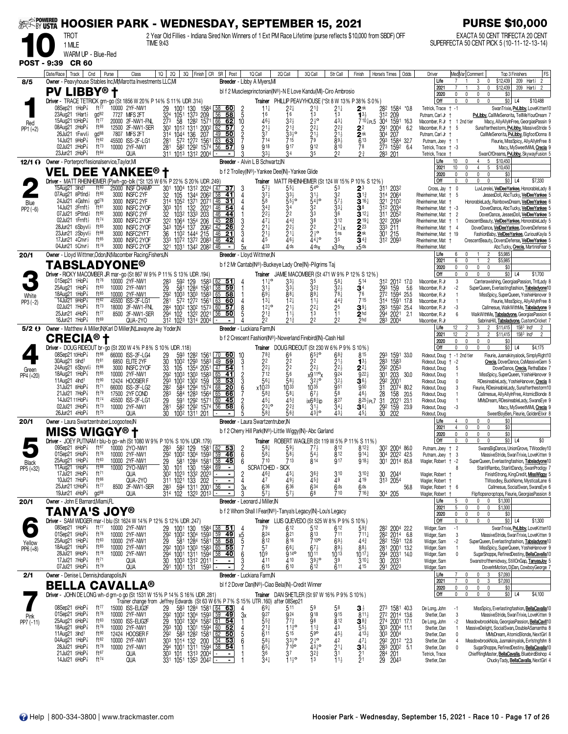# HOOSIER PARK - WEDNESDAY, SEPTEMBER 15, 2021

**PURSE $10,000**

**10** TROT 1 MILE WARM UP - Blue-Red

2 Year Old Fillies - Indiana Sired Non Winners of 1 Ext PM Race Lifetime (purse reflects $10,000 from SBDF) OFF TIME 9:43

EXACTA 50 CENT TRIFECTA 20 CENT SUPERFECTA 50 CENT PICK 5 (10-11-12-13-14)

**POST - 9:39 CR 60**

---

## 1 — PV LIBBY® † (8/5) Red PP1 (+2)

Owner - Peavyhouse Stables Inc,MI;Marotta Investments LLC,MI
Breeder - Libby A Myers,MI
bl f 2 Musclesprinctonian(IN®)-N E Love Kandu(MI)-Ciro Ambrosio
Driver - TRACE TETRICK grn-go (St 1856 W 20% P 14% S 11% UDR .314)
Trainer PHILLIP PEAVYHOUSE (*St 8 W 13% P 38% S 0%)

Life 7 1 3 0 $12,439 209 Hart⅞ 2; 2021 7 1 3 0 $12,439 209 Hart⅞ 2; 2020 0 0 0 0 $0; Off 0 0 0 0 $0 L4 $10,488

| Date/Race | Track | Cnd | Purse | Class | 1Q | 2Q | 3Q | Finish | CR | SR | Post | 1Q Call | 2Q Call | 3Q Call | Str Call | Finish | Horse's Times | Odds | Driver | Med/Var | Comment | Top 3 Finishers | FS |
|---|---|---|---|---|---|---|---|---|---|---|---|---|---|---|---|---|---|---|---|---|---|---|---|
| 08Sep21 1HoP⅞ | ft77 | | 10000 | 2YF-NW1 | 29 | 1001 | 130 | 1584 | 58 | 60 | 2 | 1½ | 2½ | 2⅓ | 2½ | 2nk | 282 1584 | *0.8 | Tetrick, Trace † -1 | | | SwanTrixie, PvLibby, LoveKitten | 10 |
| 23Aug21 1Hart⅞ | gd82 | | 7727 | MIFS 2FT | 32⁴ | 1051 | 137³ | 209 | 56 | 58 | 5 | 16 | 16 | 1³ | 1³ | 1³⅓ | 31² 209 | | Putnam, Carl Jr † | | | PvLibby, CallMeSenorita, TellMeYourDream | 7 |
| 15Aug21 10HoP⅞ | ft77 | | 20000 | 2F-NW1-FNL | 27³ | 58 | 128² | 1571 | 66 | 62 | 10 | 46½ | 3²½ | 2⅓° | 4³¼ | 7¹⁰¼PL5 | 304 1591 | 16.3 | Macomber, R Jr † | 1 | 2nd tier | Macy, AllyAllynFree, GeorgiasPassin | 9 |
| 08Aug21 2HoP⅞ | ft86 | | 12500 | 2F-NW1-SER | 30² | 101² | 1311 | 200² | 62 | 57 | 2 | 2⅓ | 2⅓ | 2²¼ | 2²¾ | 2² | 291 2004 | 6.2 | Macomber, R Jr † | 5 | | Sunaftertheststorm, PvLibby, MassiveStride | 5 |
| 26Jul21 1Fwvl⅞ | gd88 | | 7807 | MIFS 2FT | 31⁴ | 104³ | 136 | 207 | 49 | 50 | 2 | 37 | 3³½° | 2⅓ | 2⅓ | 2nk | 304 207 | | Putnam, Carl Jr † | | | CallMeSenorita, PvLibby, BigfootDonna | 8 |
| 14Jul21 9HoP⅞ | ft82 | | 45500 | ISS-2F-LG1 | 281 | 57² | 127² | 1561 | 63 | 63 | 7 | 7¹⁴ | 7¹⁵ | 7⁹ | 8⁹½ | 6¹³ | 293 1584 | 32.7 | Putnam, Joey † | 1 | | Fleurie, MissSpicy, AllyAllynFree | 8 |
| 02Jul21 2HoP⅞ | ft73 | | 10000 | 2YF-NW1 | 281 | 58² | 129² | 1574 | 56 | 57 | 9 | 9¹⁸ | 9¹⁷ | 9¹² | 8¹⁰ | 7⁸ | 273 1592 | 6.4 | Tetrick, Trace † | -3 | | Macy, MySweetMiMi, Crecia | 9 |
| 23Jun21 2HoP⅞ | ft64 | | | QUA | 311 | 101³ | 131² | 200⁴ | - | - | 3 | 3³½ | 3⁴ | 3⁵ | 2² | 2³ | 283 201 | | Tetrick, Trace † | | | SwanOfDreams, PvLibby, SkywayFusion | 5 |

## 2 — VEL DEE YANKEE® † (12/1) Blue PP2 (-6)

Owner - Porterproffesionalservice,Taylor,MI
Breeder - Alvin L B Schwartz,IN
b f 2 Trolley(IN®)-Yankee Dee(IN)-Yankee Glide
Driver - MATT RHEINHEIMER (P)wh-go-blk (*St 125 W 6% P 22% S 20% UDR .249)
Trainer MATT RHEINHEIMER (St 124 W 15% P 10% S 12%)

Life 10 0 4 5 $10,450; 2021 10 0 4 5 $10,450; 2020 0 0 0 0 $0; Off 0 0 0 0 $0 L4 $7,330

| Date/Race | Track | Cnd | Purse | Class | 1Q | 2Q | 3Q | Finish | CR | SR | Post | 1Q Call | 2Q Call | 3Q Call | Str Call | Finish | Horse's Times | Odds | Driver | Med/Var | Comment | Top 3 Finishers | FS |
|---|---|---|---|---|---|---|---|---|---|---|---|---|---|---|---|---|---|---|---|---|---|---|---|
| 15Aug21 3Ind1 | ft80 | | 25000 | INSF CHAMP | 301 | 100⁴ | 131² | 202⁴ | 47 | 37 | 3 | 5⁷½ | 5⁵¼ | 5⁴° | 5³ | 2³ | 311 203² | | Cross, Jay † | 0 | | LuvLorelei, VelDeeYankee, HonorableLady | 8 |
| 07Aug21 8PtInd⅞ | ft80 | | 3000 | INSFC 2YF | 32 | 105 | 134⁴ | 206² | 58 | 41 | 4 | 3⁷½ | 3³½ | 3¹½ | 3² | 3¹⅔ | 31⁴ 206⁴ | | Rheinheimer, Mat † | 5 | | JessesDoll, AbcTucky, VelDeeYankee | 5 |
| 24Jul21 4Gshn⅞ | gd78 | | 3000 | INSFC 2YF | 31⁴ | 105² | 1371 | 2071 | 46 | 31 | 4 | 5⁸ | 5⁵½° | 5⁴¾° | 5⁷½ | 3¹⁶½ | 321 210² | | Rheinheimer, Mat † | | | HonorableLady, RainbowsDream, VelDeeYankee | 6 |
| 14Jul21 2Frnft⅞ | ft81 | | 3000 | INSFC 2YOF | 30³ | 101 | 132 | 2021 | 46 | 54 | 4 | 3⁴½ | 3⁴ | 3² | 3³½ | 3⁸ | 31² 203⁴ | | Rheinheimer, Mat † | -3 | | DoverDance, AbcTucky, VelDeeYankee | 5 |
| 07Jul21 5PtInd⅞ | ft80 | | 3000 | INSFC 2YOF | 32 | 103² | 133³ | 203 | 46 | 44 | 1 | 2²½ | 2² | 3³ | 3⁶ | 3¹²¼ | 311 205² | | Rheinheimer, Mat † | 2 | | DoverDance, JessesDoll, VelDeeYankee | 5 |
| 02Jul21 1Frnft⅞ | ft74 | | 3000 | INSFC 2YOF | 32² | 106⁴ | 135⁴ | 206 | 45 | 28 | 3 | 4⁷¼ | 4⁴¾ | 3¹½ | 3¹² | 2¹⁹¼ | 32² 209⁴ | | Rheinheimer, Mat † | 1 | | CrescentBeauty, VelDeeYankee, HonorableLady | 5 |
| 28Jun21 6Sbyvl⅞ | ft85 | | 3000 | INSFC 2YOF | 34³ | 105⁴ | 137 | 206² | 42 | 26 | 2 | 2⅓ | 2²½ | 2² | 2¹½x | 2²³ | 33³ 211 | | Rheinheimer, Mat † | 4 | | DoverDance, VelDeeYankee, DoversDefense | 6 |
| 23Jun21 2Sbyvl⅞ | ft68 | | 3000 | INSFC2YFT | 36 | 110² | 144⁴ | 215 | 46 | 21 | 3 | 2⅓ | 2⅓ | 2⅓° | 1ns | 2nk | 301 215 | | Rheinheimer, Mat † | 19 | | FashionBaby, VelDeeYankee, CuriousKayla | 5 |
| 17Jun21 4Cnvr⅞ | ft85 | | 3000 | INSFC 2YOF | 33³ | 107² | 137² | 208³ | 46 | 42 | 4 | 4⁵ | 4⁶½ | 4⁴½° | 3⁵ | 3⁴¾ | 31² 209³ | | Rheinheimer, Mat † | | | CrescentBeauty, DoversDefense, VelDeeYankee | 5 |
| 04Jun21 5Cnvr⅞ | ft76 | | 3000 | INSFC 2YOF | 321 | 1031 | 134² | 208² | 46 | - | 5x | 4³³ | 4ds | 4dsx | x3dsx | x5ds | | | Rheinheimer, Mat | | | AbcTucky, Crecia, MartinisFear | 5 |

## 3 — TABSLADYONE® (20/1) White PP3 (-2)

Owner - Lloyd Wittmer,Odon,IN;Macomber Racing,Fishers,IN
Breeder - Lloyd Wittmer,IN
b f 2 Mr Cantab(IN®)-Buckeye Lady One(IN)-Pilgrims Taj
Driver - RICKY MACOMBER JR mar-go (St 867 W 9% P 11% S 13% UDR .194)
Trainer JAMIE MACOMBER (St 471 W 9% P 12% S 12%)

Life 6 0 1 2 $5,985; 2021 6 0 1 2 $5,985; 2020 0 0 0 0 $0; Off 0 0 0 0 $0 L4 $1,700

| Date/Race | Track | Cnd | Purse | Class | 1Q | 2Q | 3Q | Finish | CR | SR | Post | 1Q Call | 2Q Call | 3Q Call | Str Call | Finish | Horse's Times | Odds | Driver | Med/Var | Comment | Top 3 Finishers | FS |
|---|---|---|---|---|---|---|---|---|---|---|---|---|---|---|---|---|---|---|---|---|---|---|---|
| 01Sep21 1HoP⅞ | ft76 | | 10000 | 2YF-NW1 | 28³ | 59² | 129 | 158³ | 62 | 51 | 4 | 11¹° | 3³½ | 3⁵ | 5⁸¼ | 5¹⁴ | 31² 201² | 17.0 | Macomber, R Jr | 3 | | Canterawishing, GeorgiasPassion, TntLady | 8 |
| 25Aug21 1HoP⅞ | ft83 | | 10000 | 2YF-NW1 | 29 | 581 | 128⁴ | 1581 | 58 | 59 | 1 | 3¹½ | 3³½ | 3²¾ | 3²½ | 3⁴ | 29³ 159 | 5.6 | Macomber, R Jr | -2 | | SuperQueen, Everlastingfashion, Tabsladyone | 10 |
| 18Aug21 1HoP⅞ | ft85 | | 10000 | 2YF-NW1 | 29² | 100³ | 130³ | 158³ | 65 | 58 | 7 | 6⁹½ | 8⁸½ | 8⁹½ | 7⁸½ | 7⁶ | 27² 1594 | 25.5 | Macomber, R Jr | 1 | | MissSpicy, SuperQueen, YoshieHanover | 9 |
| 14Jul21 9HoP⅞ | ft82 | | 45500 | ISS-2F-LG1 | 281 | 57² | 127² | 1561 | 63 | 60 | 4 | 1³½ | 1²½ | 1¹½ | 4⁴¾ | 7¹⁵ | 31⁴ 1591 | 17.8 | Macomber, R Jr | 1 | | Fleurie, MissSpicy, AllyAllynFree | 8 |
| 02Jul21 7HoP⅞ | ft73 | | 18000 | 2F-NW1-FNL | 28⁴ | 100² | 130² | 157³ | 60 | 57 | 8 | 1²½° | 2¹½ | 2²½ | 2⁵ | 3⁹½ | 28³ 1592 | 25.4 | Macomber, R Jr | -3 | | Callmesue, WalkWithMe, Tabsladyone | 9 |
| 25Jun21 4HoP⅞ | ft77 | | 8500 | 2F-NW1-SER | 29⁴ | 102 | 132² | 2021 | 56 | 50 | 5 | 2¹⅓ | 1¹½ | 1³ | 1¹ | 2hd | 29⁴ 2021 | 2.1 | Macomber, R Jr | 6 | | WalkWithMe, Tabsladyone, GeorgiasPassion | 6 |
| 16Jun21 7HoP⅞ | ft69 | | | QUA-2YO | 31² | 102³ | 131⁴ | 200⁴ | - | - | 4 | 2² | 2¹⅓ | 2² | 2² | 2hd | 28³ 200⁴ | | Macomber, R Jr | | | SabrinaHill, Tabsladyone, CustomCricket | 7 |

## 4 — CRECIA® † (5/2) Green PP4 (+20)

Owner - Matthew A Miller,IN;Karl D Miller,IN;Lawayne Jay Yoder,IN
Breeder - Luckiana Farm,IN
b f 2 Crescent Fashion(IN®)-Nowerland Firebird(IN)-Cash Hall
Driver - DOUG RIDEOUT br-go (St 200 W 4% P 8% S 10% UDR .118)
Trainer DOUG RIDEOUT (St 230 W 6% P 9% S 10%)

Life 12 2 3 2 $11,415 158³ Ind1 2; 2021 12 2 3 2 $11,415 158³ Ind1 2; 2020 0 0 0 0 $0; Off 0 0 0 0 $0 L4 $4,175

| Date/Race | Track | Cnd | Purse | Class | 1Q | 2Q | 3Q | Finish | CR | SR | Post | 1Q Call | 2Q Call | 3Q Call | Str Call | Finish | Horse's Times | Odds | Driver | Med/Var | Comment | Top 3 Finishers | FS |
|---|---|---|---|---|---|---|---|---|---|---|---|---|---|---|---|---|---|---|---|---|---|---|---|
| 08Sep21 10HoP⅞ | ft66 | | 66000 | ISS-2F-LG4 | 29 | 59³ | 128² | 1561 | 70 | 60 | 10 | 7⁸¾ | 6⁶ | 6⁵¾° | 6⁸¾ | 8¹⁵ | 29³ 1591 | 33.0 | Rideout, Doug † | -1 | 2nd tier | Fleurie, Jusmakinyalook, SimplyRight | 10 |
| 30Aug21 5Ind1 | ft81 | | 6850 | ELITE 2YF | 30 | 100² | 129³ | 158³ | 49 | 59 | 3 | 2² | 2² | 2² | 2¹½ | 1³½ | 28³ 158³ | | Rideout, Doug † | -2 | | Crecia, DoverDance, CsMassiveGem | 5 |
| 24Aug21 6Sbyvl⅞ | ft86 | | 3000 | INSFC 2YOF | 33 | 105 | 135⁴ | 2051 | 47 | 54 | 1 | 2²½ | 2² | 2²½ | 2²½ | 2²¼ | 29² 205³ | | Rideout, Doug | 5 | | DoverDance, Crecia, RethaBabe | 7 |
| 18Aug21 1HoP⅞ | ft85 | | 10000 | 2YF-NW1 | 29² | 100³ | 130³ | 158³ | 65 | 41 | 2 | 7¹² | 5⁶ | x9¹¹°x | 9²⁴ | 9²²½ | 301 203 | 30.0 | Rideout, Doug | 1 | | MissSpicy, SuperQueen, YoshieHanover | 9 |
| 11Aug21 4Ind1 | ft90 | | 12424 | HOOSIER F | 29³ | 100² | 130² | 159 | 58 | 53 | 3 | 5⁶½ | 5⁸½ | 3²¾° | 3²½ | 3⁶½ | 29² 2001 | | Rideout, Doug | 0 | | RDesireableLady, YoshieHanover, Crecia | 8 |
| 31Jul21 8HoP⅞ | ft71 | | 66000 | ISS-2F-LG2 | 28² | 58⁴ | 129⁴ | 157⁴ | 68 | 20 | 6 | x10²³ | 10³³ | 10³⁵ | 9⁵¹ | 9⁵⁰ | 31 207⁴ | 80.2 | Rideout, Doug | 3 | | Fleurie, RDesireableLady, Sunafterthestorm | 10 |
| 21Jul21 7HoP⅞ | ft79 | | 17500 | 2YF COND | 28³ | 58⁴ | 128³ | 156⁴ | 65 | 66 | 7 | 5⁸¾ | 5⁸½ | 6⁷½ | 5⁸ | 4⁶½ | 28 158 | 20.5 | Rideout, Doug | 1 | | Callmesue, AllyAllynFree, AtomicBlonde | 8 |
| 14Jul21 11HoP⅞ | ft74 | | 45500 | ISS-2F-LG1 | 29 | 591 | 129² | 1571 | 60 | 45 | 4 | 4⁵½ | 4⁵¾ | ix6⁸¾ip | 8²⁷ | 8²⁵¾PL7 | 31 2021 | 23.1 | Rideout, Doug | 1 | | MMsDream, RDesireableLady, SwansEye | 9 |
| 02Jul21 2HoP⅞ | ft73 | | 10000 | 2YF-NW1 | 281 | 58² | 129² | 157⁴ | 56 | 58 | 6 | 2³⅓° | 2²¾ | 3¹½ | 3⁴¼ | 3⁶¼ | 29² 159 | 23.9 | Rideout, Doug | -3 | | Macy, MySweetMiMi, Crecia | 9 |
| 26Jun21 4HoP⅞ | ft75 | | | QUA | 30 | 100² | 1311 | 201 | - | - | 5 | 5⁸¾ | 5⁶¾ | 4³¾° | 4³¼ | 4⁵¼ | 30 202 | | Rideout, Doug | | | SweetBoyBen, Fleurie, GoldenElixir | 8 |

## 5 — MISS WIGGY® † (20/1) Black PP5 (+32)

Owner - Laura Swartzentruber,Loogootee,IN
Breeder - Laura Swartzentruber,IN
b f 2 Cherry Hill Park(IN®)-Little Wiggy(IN)-Abc Garland
Driver - JOEY PUTNAM r blu-b go-wh (St 1080 W 9% P 10% S 10% UDR .179)
Trainer ROBERT WAGLER (St 119 W 5% P 11% S 11%)

Life 4 0 0 0 $0; 2021 4 0 0 0 $0; 2020 0 0 0 0 $0; Off 0 0 0 0 $0 L4 $0

| Date/Race | Track | Cnd | Purse | Class | 1Q | 2Q | 3Q | Finish | CR | SR | Post | 1Q Call | 2Q Call | 3Q Call | Str Call | Finish | Horse's Times | Odds | Driver | Med/Var | Comment | Top 3 Finishers | FS |
|---|---|---|---|---|---|---|---|---|---|---|---|---|---|---|---|---|---|---|---|---|---|---|---|
| 09Sep21 8HoP⅞ | ft67 | | 10000 | 2YO-NW1 | 28³ | 58² | 129 | 1581 | 62 | 53 | 2 | 5⁸¼ | 5⁹½ | 7⁷½ | 8¹² | 8¹²¾ | 30² 200⁴ | 86.0 | Putnam, Joey † | 2 | | SwansBigDance, UnionGrove, TWoodley | 10 |
| 01Sep21 5HoP⅞ | ft76 | | 10000 | 2YF-NW1 | 29² | 100² | 130⁴ | 159³ | 59 | 46 | 6 | 5⁸¼ | 5⁸½ | 5⁴¾ | 8¹² | 9¹⁴¼ | 30⁴ 202² | 42.5 | Putnam, Joey † | 3 | | MassiveStride, SwanTrixie, LoveKitten | 9 |
| 25Aug21 1HoP⅞ | ft83 | | 10000 | 2YF-NW1 | 29 | 581 | 128⁴ | 1581 | 58 | 45 | 6 | 7¹⁰ | 7¹³ | 8¹⁴ | 9¹⁷ | 9¹⁸½ | 301 201⁴ | 85.8 | Wagler, Robert † | -2 | | SuperQueen, Everlastingfashion, Tabsladyone | 10 |
| 11Aug21 1HoP⅞ | ft88 | | 10000 | 2YO-NW1 | 30 | 101 | 130 | 158⁴ | 69 | - | | SCRATCHED - SICK | | | | | | | | 8 | | StarlitRambo, StarlitDandy, SwanProdigy | 7 |
| 17Jul21 2HoP⅞ | ft71 | | | QUA | 30² | 102³ | 133² | 202³ | - | - | 2 | 4⁶¾ | 4⁵½ | 3⁶¾ | 3¹⁰ | 3¹⁰¾ | 30 204⁴ | | Wagler, Robert † | | | FinishStrong, KingCredit, MissWiggy | 5 |
| 10Jul21 7HoP⅞ | ft66 | | | QUA-2YO | 311 | 102¹ | 133 | 202 | - | - | 4 | 4⁷ | 4⁹½ | 4⁵¾ | 4⁹ | 4¹⁹ | 31³ 205⁴ | | Wagler, Robert † | | | TWoodley, BuckNorme, MysticalLane | 6 |
| 25Jun21 12HoP⅞ | ft77 | | 8500 | 2F-NW1-SER | 28³ | 59⁴ | 1311 | 2001 | 56 | - | 3x | 6³⁶ | 6³⁶ | 6³⁴ | 6ds | 6ds | | 56.8 | Wagler, Robert † | 6 | | Callmesue, SocialSwan, SwansEye | 6 |
| 19Jun21 4HoP⅞ | gd68 | | | QUA | 31⁴ | 102 | 132³ | 2013 | - | - | 3 | 5⁷½ | 5⁷½ | 6⁸ | 7¹⁰ | 7¹⁶¾ | 30⁴ 205 | | Wagler, Robert † | | | Flipflopsncroptops, Fleurie, GeorgiasPassion | 8 |

## 6 — TANYA'S JOY® (20/1) Yellow PP6 (+8)

Owner - John E Barnard,Miami,FL
Breeder - Leonard J Miller,IN
b f 2 Whom Shall I Fear(IN®)-Tanya's Legacy(IN)-Lou's Legacy
Driver - SAM WIDGER mar-l blu (St 1624 W 14% P 12% S 12% UDR .247)
Trainer LUIS QUEVEDO (St 525 W 8% P 9% S 10%)

Life 5 0 0 0 $1,300; 2021 5 0 0 0 $1,300; 2020 0 0 0 0 $0; Off 0 0 0 0 $0 L4 $1,300

| Date/Race | Track | Cnd | Purse | Class | 1Q | 2Q | 3Q | Finish | CR | SR | Post | 1Q Call | 2Q Call | 3Q Call | Str Call | Finish | Horse's Times | Odds | Driver | Med/Var | Comment | Top 3 Finishers | FS |
|---|---|---|---|---|---|---|---|---|---|---|---|---|---|---|---|---|---|---|---|---|---|---|---|
| 08Sep21 1HoP⅞ | ft77 | | 10000 | 2YF-NW1 | 29 | 1001 | 130 | 1584 | 58 | 51 | 4 | 7⁹ | 6¹² | 5¹² | 6¹² | 5⁹¾ | 28² 200⁴ | 22.2 | Widger, Sam | -1 | | SwanTrixie, PvLibby, LoveKitten | 10 |
| 01Sep21 5HoP⅞ | ft76 | | 10000 | 2YF-NW1 | 29² | 100² | 130⁴ | 159³ | 59 | 49 | x5 | 8²⁴ | 8²¹ | 8¹³ | 7¹¹ | 7¹¹¼ | 28² 201⁴ | 6.8 | Widger, Sam | 3 | | MassiveStride, SwanTrixie, LoveKitten | 9 |
| 25Aug21 1HoP⅞ | ft83 | | 10000 | 2YF-NW1 | 29 | 581 | 128⁴ | 1581 | 58 | 58 | 5 | 8¹² | 8¹⁶ | 7¹⁰° | 6⁹½ | 4⁴¾ | 28² 1591 | 12.6 | Widger, Sam | -2 | | SuperQueen, Everlastingfashion, Tabsladyone | 10 |
| 18Aug21 1HoP⅞ | ft85 | | 10000 | 2YF-NW1 | 29² | 100³ | 130³ | 158³ | 65 | 55 | 7 | 8⁷ | 6⁶½ | 6⁷½ | 8⁹½ | 8⁸½ | 28¹ 2001 | 13.2 | Widger, Sam | 1 | | MissSpicy, SuperQueen, YoshieHanover | 9 |
| 28Jul21 9HoP⅞ | ft78 | | 10000 | 2YF-NW1 | 29⁴ | 1001 | 1311 | 159⁴ | 58 | 40 | 6 | 10⁹ | 9¹⁴° | 10¹¹ | 10¹³ | 10¹⁷¼ | 29⁴ 203¹ | 14.0 | Widger, Sam | 0 | | SugarShoppe, RefinedDestiny, BellaCavalla | 10 |
| 17Jul21 7HoP⅞ | ft71 | | | QUA | 30 | 100³ | 131² | 2011 | - | - | 3 | 4¹¹ | 4¹⁰ | 3⁹½° | 3⁹ | 3¹⁰¾ | 30 2031 | | Widger, Sam | | | Swanstrofthemidway, StillOnCap, TanyasJoy | 5 |
| 07Jul21 5HoP⅞ | ft79 | | | QUA | 291 | 1001 | 131 | 159³ | - | - | 6 | 6¹⁵ | 6¹⁰ | 6¹² | 6¹¹ | 4¹⁵ | 291 202³ | | Widger, Sam | | | DoverInMotion, DiDan, CowboyGeorge | 7 |

## 7 — BELLA CAVALLA® (2/1) Pink PP7 (-11)

Owner - Denise L Dennis,Indianapolis,IN
Breeder - Luckiana Farm,IN
bl f 2 Dover Dan(IN®)-Ciao Bela(IN)-Credit Winner
Driver - JOHN DE LONG wh-d grn-o go (St 1531 W 15% P 14% S 16% UDR .281)
Trainer DAN SHETLER (St 97 W 16% P 9% S 10%)
Trainer change from Jeffrey Edwards (St 63 W 6% P 7% S 15% UTR .160) after 08Sep21

Life 7 0 0 3 $7,093; 2021 7 0 0 3 $7,093; 2020 0 0 0 0 $0; Off 0 0 0 0 $0 L4 $4,100

| Date/Race | Track | Cnd | Purse | Class | 1Q | 2Q | 3Q | Finish | CR | SR | Post | 1Q Call | 2Q Call | 3Q Call | Str Call | Finish | Horse's Times | Odds | Driver | Med/Var | Comment | Top 3 Finishers | FS |
|---|---|---|---|---|---|---|---|---|---|---|---|---|---|---|---|---|---|---|---|---|---|---|---|
| 08Sep21 6HoP⅞ | ft77 | | 15000 | ISS-ELIG2F | 29 | 58³ | 128⁴ | 1581 | 64 | 63 | 4 | 6⁹½ | 5¹¹ | 5⁹ | 5⁸ | 3⁴ | 27³ 1581 | 40.3 | De Long, John | -1 | | MissSpicy, Everlastingfashion, BellaCavalla | 10 |
| 01Sep21 5HoP⅞ | ft76 | | 10000 | 2YF-NW1 | 29² | 100² | 130⁴ | 159³ | 59 | 49 | 3x | 9²⁷ | 9²⁴ | 9¹⁸ | 9¹⁵ | 8¹¹½ | 27² 201⁴ | 13.6 | Shetler, Dan | 3 | | MassiveStride, SwanTrixie, LoveKitten | 9 |
| 25Aug21 6HoP⅞ | ft83 | | 15000 | ISS-ELIG2F | 29 | 100² | 130⁴ | 158² | 61 | 54 | 1 | 5⁵¾ | 7⁷½ | 9⁸ | 8¹² | 3⁸¾ | 27⁴ 2001 | 17.1 | De Long, John | -2 | | MeadowbrookNola, GeorgiasPassion, BellaCavall | 10 |
| 18Aug21 9HoP⅞ | ft76 | | 10000 | 2YF-NW1 | 29³ | 100 | 1301 | 159⁴ | 60 | 52 | 4 | 2¹½ | 1¹½° | 1¹½ | 4³ | 5⁵½ | 30³ 200⁴ | 11.1 | Shetler, Dan | 1 | | MassiveDelight, SocialSwan, DoubleASamantha | 8 |
| 11Aug21 3Ind1 | ft90 | | 12424 | HOOSIER F | 29² | 58³ | 128² | 1581 | 62 | 50 | 5 | 6¹¹ | 5¹⁵ | 5⁹° | 4⁵½ | 4¹³½ | 30³ 200⁴ | | Shetler, Dan | 0 | | MMsDream, AtomicBlonde, NextGirl | 8 |
| 04Aug21 1HoP⅞ | ft82 | | 10000 | 2YF-NW1 | 30³ | 101⁴ | 132 | 200 | 54 | 53 | 6 | 5⁸½ | 3³½° | 2¹° | 4² | 4⁷¼ | 29² 201² | *2.3 | Shetler, Dan | 4 | | MeadowbrookNola, Jusmakinyalook, Evrlstngfshn | 8 |
| 28Jul21 9HoP⅞ | ft78 | | 10000 | 2YF-NW1 | 29⁴ | 1001 | 1311 | 159⁴ | 58 | 54 | 1 | 6⁵½ | 7¹⁰° | 4³½° | 2¹½ | 3³¼ | 28³ 200² | 5.1 | Shetler, Dan | 0 | | SugarShoppe, RefinedDestiny, BellaCavalla | 10 |
| 21Jul21 5HoP⅞ | ft67 | | | QUA | 30³ | 101 | 131³ | 200⁴ | - | - | 2 | 3⁶ | 3⁷ | 3²¾ | 3¹ | 2¹ | 28⁴ 201 | | Tetrick, Trace | | | ChiefRingMaster, BellaCavalla, BluebirdBishop | 4 |
| 14Jul21 6HoP⅞ | ft74 | | | QUA | 331 | 105¹ | 135³ | 204² | - | - | 3 | 3⁴½ | 1¹½° | 1³ | 1¹½ | 2¹ | 29 204³ | | Shetler, Dan | | | ChuckyTady, BellaCavalla, NextGirl | 4 |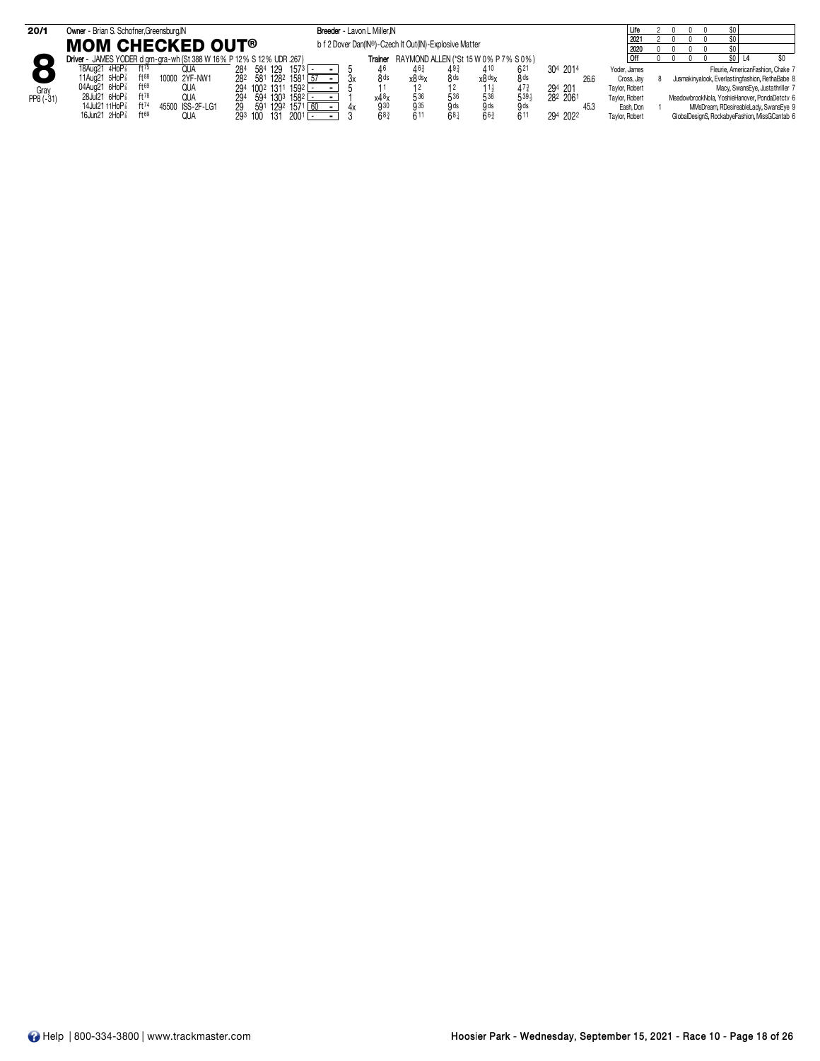**20/1** Owner - Brian S. Schofner,Greensburg,IN | Breeder - Lavon L Miller,IN

## 8 MOM CHECKED OUT®

Gray PP8 (-31)

b f 2 Dover Dan(IN®)-Czech It Out(IN)-Explosive Matter

Driver - JAMES YODER d grn-gra-wh (St 388 W 16% P 12% S 12% UDR .267)

Trainer RAYMOND ALLEN (*St 15 W 0% P 7% S 0%)

| | Starts | W | P | S | Earnings |
|---|---|---|---|---|---|
| Life | 2 | 0 | 0 | 0 | $0 |
| 2021 | 2 | 0 | 0 | 0 | $0 |
| 2020 | 0 | 0 | 0 | 0 | $0 |
| Off | 0 | 0 | 0 | 0 | $0 | L4 $0 |

| Date | Track | Cond | Purse | Class | 1/4 | 1/2 | 3/4 | Fin | SR | PP | 1/4 | 1/2 | 3/4 | Str | Fin | Last Q | Time | Odds | Driver | | Top Finishers |
|---|---|---|---|---|---|---|---|---|---|---|---|---|---|---|---|---|---|---|---|---|---|
| 18Aug21 4HoP⅞ | | ft75 | | QUA | 28⁴ | 58⁴ | 129 | 157³ | - | 5 | 4⁶ | 4⁶¾ | 4⁹¾ | 4¹⁰ | 6²¹ | 30⁴ | 201⁴ | | Yoder, James | | Fleurie, AmericanFashion, Chake 7 |
| 11Aug21 5HoP⅞ | | ft88 | 10000 | 2YF-NW1 | 28² | 58¹ | 128² | 158¹ | 57 | 3x | 8ds | x8dsx | 8ds | x8dsx | 8ds | | | 26.6 | Cross, Jay | 8 | Jusmakinyalook, Everlastingfashion, RethaBabe 8 |
| 04Aug21 6HoP⅞ | | ft69 | | QUA | 29⁴ | 100² | 131¹ | 159² | - | 5 | 1¹ | 1² | 1² | 1¹½ | 4⁷¾ | 29⁴ | 201 | | Taylor, Robert | | Macy, SwansEye, Justathriller 7 |
| 28Jul21 6HoP⅞ | | ft78 | | QUA | 29⁴ | 59⁴ | 130³ | 158² | - | 1 | x4⁸x | 5³⁶ | 5³⁶ | 5³⁸ | 5³⁹½ | 28² | 206¹ | | Taylor, Robert | | MeadowbrookNola, YoshieHanover, PondaDetctv 6 |
| 14Jul21 11HoP⅞ | | ft74 | 45500 | ISS-2F-LG1 | 29 | 59¹ | 129² | 157¹ | 60 | 4x | 9³⁰ | 9³⁵ | 9ds | 9ds | 9ds | | | 45.3 | Eash, Don | 1 | MMsDream, RDesireableLady, SwansEye 9 |
| 16Jun21 2HoP⅞ | | ft69 | | QUA | 29³ | 100 | 131 | 200¹ | - | 3 | 6⁸¾ | 6¹¹ | 6⁸¼ | 6⁶¾ | 6¹¹ | 29⁴ | 202² | | Taylor, Robert | | GlobalDesignS, RockabyeFashion, MissGCantab 6 |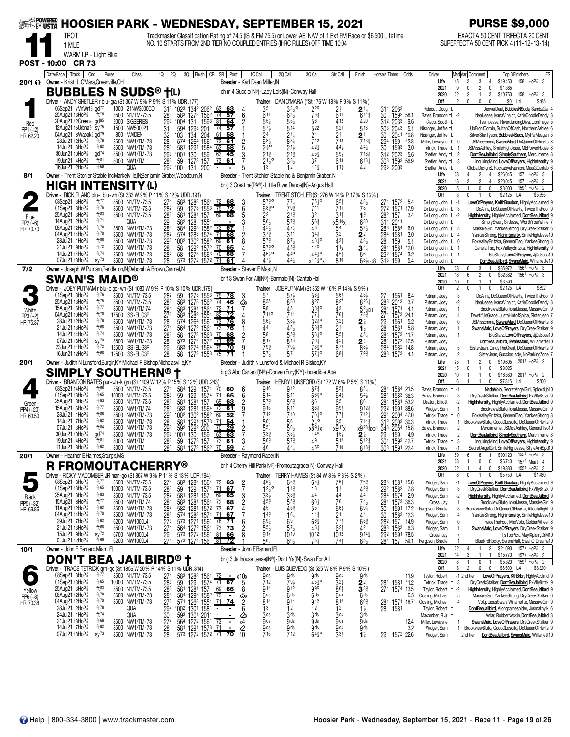# HOOSIER PARK - WEDNESDAY, SEPTEMBER 15, 2021

**PURSE $9,000**

**11** TROT 1 MILE WARM UP - Light Blue

Trackmaster Classification Rating of 74.5 (IS & FM 75.5) or Lower AE: N/W of 1 Ext PM Race or $6,500 Lifetime NO. 10 STARTS FROM 2ND TIER NO COUPLED ENTRIES (IHRC RULES) OFF TIME 10:04

EXACTA 50 CENT TRIFECTA 20 CENT SUPERFECTA 50 CENT PICK 4 (11-12-13-14)

**POST - 10:00 CR 73**

---

## 1 — BUBBLES N SUDS® †(L) — 20/1 — Red — PP1 (+2) — HR: 62.20

Owner - Kristi L O'Mara,Greenville,OH
Breeder - Karl Dean Miller,IN
ch m 4 Guccio(IN®)-Lady Lois(IN)-Conway Hall
Driver - ANDY SHETLER r blu-gra (St 367 W 9% P 9% S 11% UDR .177)
Trainer DAN O'MARA (*St 176 W 18% P 9% S 11%)

| | Starts | W | P | S | Earnings | Best |
|---|---|---|---|---|---|---|
| Life | 45 | 3 | 3 | 4 | $19,450 | 158 HoP⅞ 3 |
| 2021 | 9 | 0 | 2 | 0 | $1,365 | |
| 2020 | 22 | 2 | 1 | 3 | $10,750 | 158 HoP⅞ 3 |
| Off | 2 | 0 | 0 | 0 | $0 | L4 $485 |

| Date/Race | Track | Cnd | Purse | Class | 1Q | 2Q | 3Q | Finish | CR | SR | Post | 1Q Call | 2Q Call | 3Q Call | Str Call | Finish | Horse's Times | Odds | Driver | Med Var | Top 3 Finishers | FS |
|---|---|---|---|---|---|---|---|---|---|---|---|---|---|---|---|---|---|---|---|---|---|---|
| 06Sep21 7VnWrt½ | gd77 | | 1000 | 21NW3000CD | 31³ | 102³ | 134² | 206² | 63 | 63 | 4 | 3⁵ | 3³½° | 2²° | 2½ | 2¹¼ | 31⁴ 206³ | | Rideout, Doug †L | | DenverDeal, BubblesNSuds, SambaGal | 4 |
| 25Aug21 13HoP⅞ | ft75 | | 8500 | N1/TM-73.5 | 28³ | 58³ | 127³ | 156² | 74 | 57 | 6 | 6¹¹ | 6⁵½ | 7⁸¾ | 6¹¹ | 6¹⁴¾ | 30 159² | 58.1 | Bates, Brandon †L | -2 | IdealJesse, IvanaVinalot, KatieDoodleDandy | 8 |
| 20Aug21 12Green½ | gd85 | | 2000 | SIGSERIES | 29³ | 100⁴ | 131 | 159³ | 81 | 64 | 2 | 5⁵½ | 5⁵½ | 5⁶ | 4¹² | 4²⁰ | 31² 203³ | 9.6 | Cisco, Scott †L | | TeamJesse, RiverdancingDiva, LionImage | 5 |
| 12Aug21 15Urbna½ | sy75 | | 1500 | NW500021 | 31 | 59⁴ | 129³ | 201 | 74 | 57 | 1 | 5⁷½ | 5¹⁴ | 5²² | 5²¹ | 5¹⁸ | 30³ 204³ | 5.1 | Nisonger, Jeffre †L | | UpFrontCorbin, SultanOfCash, NorthernAshlee | 6 |
| 04Aug21 6Wapak½ | gd79 | | 800 | MAIDEN | 32 | 103 | 134 | 204 | 61 | 58 | 1 | 2⁴ | 2¹½ | 2¹ | 2¾ | 2¹ | 30 204¹ | *0.8 | Nisonger, Jeffre †L | | SilverStarTyson, BubblesNSuds, MyPalMeagan | 5 |
| 28Jul21 12HoP⅞ | ft78 | | 8500 | NW1/TM-73 | 28 | 57⁴ | 126⁴ | 156¹ | 73 | 61 | 2 | 6⁸½ | 8⁸¼ | 7¹² | 7¹³ | 7¹³¾ | 29⁴ 159 | 42.3 | Miller, Lewayne †L | 0 | JSMissEmma, SwansMaid, DcQueenOfHearts | 8 |
| 14Jul21 3HoP⅞ | ft82 | | 8500 | NW1/TM-73 | 28¹ | 58¹ | 129¹ | 158⁴ | 63 | 58 | 5 | 2¹½° | 2¹½ | 4²¼ | 4⁴¾ | 4⁴¼ | 30 159³ | 3.0 | Tetrick, Trace †L | 1 | JSMissAshley, SmileHighJesse, MEPowerHouse | 8 |
| 30Jun21 10HoP⅞ | gd74 | | 8500 | NW1/TM-73 | 29³ | 100¹ | 130 | 159 | 63 | 45 | 3 | 2¹¾ | 2¹¾ | 4⁵¾ | 5⁹x | 7¹⁸½ | 31² 202³ | 5.6 | Shetler, Andy †L | 2 | DontBeaJailbird, SimplySouthern, Merciimeme | 8 |
| 19Jun21 4HoP⅞ | ft81 | | 8000 | NW1/TM | 28² | 59 | 127³ | 157 | 73 | 61 | 7 | 2¹½° | 3³½ | 3⁷ | 6¹³ | 6¹³¼ | 30³ 159³ | 56.9 | Shetler, Andy †L | 3 | InquiringMind, LoveOfPrayers, HighIntensity | 9 |
| 16Jun21 2HoP⅞ | ft69 | | | QUA | 29³ | 100 | 131 | 200¹ | - | - | 5 | 1³ | 1² | 1¹½ | 1¹½ | 4² | 29³ 200³ | | Shetler, Andy †L | | GlobalDesignS, RockabyeFashion, MissGCantab | 6 |

---

## 2 — HIGH INTENSITY (L) — 8/1 — Blue — PP2 (-6) — HR: 70.70

Owner - Trent Stohler Stable Inc,Markelville,IN;Benjamin Graber,Woodburn,IN
Breeder - Trent Stohler Stable Inc & Benjamin Graber,IN
br g 3 Creatine(PA®)-Little River Dance(IN)-Angus Hall
Driver - RICK PLANO blu-l blu-wh (St 333 W 9% P 11% S 12% UDR .191)
Trainer TRENT STOHLER (St 276 W 14% P 17% S 13%)

| | Starts | W | P | S | Earnings | Best |
|---|---|---|---|---|---|---|
| Life | 23 | 4 | 2 | 4 | $26,045 | 157 HoP⅞ 3 |
| 2021 | 18 | 3 | 2 | 4 | $23,045 | 157 HoP⅞ 3 |
| 2020 | 5 | 1 | 0 | 0 | $3,000 | 159³ HoP⅞ 2 |
| Off | 3 | 0 | 1 | 0 | $2,125 | L4 $5,355 |

| Date/Race | Track | Cnd | Purse | Class | 1Q | 2Q | 3Q | Finish | CR | SR | Post | 1Q Call | 2Q Call | 3Q Call | Str Call | Finish | Horse's Times | Odds | Driver | Med Var | Top 3 Finishers | FS |
|---|---|---|---|---|---|---|---|---|---|---|---|---|---|---|---|---|---|---|---|---|---|---|
| 08Sep21 3HoP⅞ | ft77 | | 8500 | N1/TM-73.5 | 27⁴ | 58³ | 128³ | 156⁴ | 72 | 68 | 3 | 5⁷¾° | 7⁷½ | 7⁵¾° | 6⁵¾ | 4³½ | 27⁴ 157² | 5.4 | De Long, John L | -1 | LoveOfPrayers, KeithBourbon, HighlyAcclaimed | 9 |
| 01Sep21 3HoP⅞ | ft76 | | 8500 | N1/TM-73.5 | 28² | 59 | 127³ | 155³ | 75 | 72 | 6 | 6⁶¾° | 7⁹¾ | 7¹¹ | 7¹¹ | 7⁸ | 27² 157¹ | 17.9 | De Long, John L | 3 | DcAnna, DcQueenOfHearts, TwiceTheFool | 9 |
| 25Aug21 3HoP⅞ | ft83 | | 8500 | N1/TM-73.5 | 28² | 58¹ | 128¹ | 157 | 69 | 68 | 5 | 2² | 2¹¾ | 3² | 3¹¾ | 1¾ | 28² 157 | 3.4 | De Long, John L | -2 | HighIntensity, HighlyAcclaimed, DontBeaJailbird | 9 |
| 14Aug21 2HoP⅞ | ft71 | | | QUA | 29 | 58² | 128 | 155¹ | - | - | 3 | 5⁶½ | 5⁷¾ | 5⁶¾ | x5¹⁰x | 6³⁰ | 31⁴ 201¹ | | De Long, John †L | | SimplySwan, SirJesse, WorthYourWhile | 7 |
| 08Aug21 12HoP⅞ | ft76 | | 8500 | NW1/TM-73.5 | 28³ | 58⁴ | 129³ | 158² | 73 | 67 | 1 | 4⁵½ | 4⁷¼ | 4³ | 5⁴ | 5²½ | 28³ 158⁴ | 6.0 | De Long, John L | 5 | MassiveGirl, YankeeStrong, DryCreekStalker | 6 |
| 04Aug21 14HoP⅞ | ft70 | | 8500 | NW1/TM-73 | 28² | 57⁴ | 128³ | 157⁴ | 71 | 68 | 2 | 3⁷¾ | 3¹¹ | 3⁴½ | 3² | 2² | 28⁴ 158¹ | 3.0 | De Long, John L | 4 | YankeeStrong, HighIntensity, SmileHighJesse | 10 |
| 28Jul21 1HoP⅞ | ft86 | | 8500 | NW1/TM-73 | 29³ | 100² | 130² | 158² | 69 | 61 | 8 | 5⁷¾ | 6⁷½ | 4³½° | 4³¾ | 4³½ | 28 159 | 5.1 | De Long, John L | 0 | FoxValleyBritzka, GeneralTso, YankeeStrong | 8 |
| 21Jul21 9HoP⅞ | ft72 | | 8500 | NW1/TM-73 | 28 | 58 | 129² | 157² | 70 | 65 | 4 | 5⁷¾° | 4⁵¾ | 1¹° | 1¹x | 3⁴¼ | 28⁴ 158¹ | *2.0 | De Long, John L | 1 | GeneralTso, FoxValleyBritzka, HighIntensity | 9 |
| 14Jul21 14HoP⅞ | ft74 | | 8500 | NW1/TM-73 | 28² | 58 | 127³ | 156³ | 70 | 68 | 7 | 4⁶½° | 4⁴° | 4⁴½° | 4⁵¼ | 5⁶ | 29² 157⁴ | 3.2 | De Long, John L | 1 | BluStarz, LoveOfPrayers, JDaBoss | 10 |
| 07Jul21 13HoP⅞ | sy73 | | 8500 | NW1/TM-73 | 28 | 57³ | 127² | 157² | 71 | 61 | 4 | 4⁷½ | 4⁴¼ | x1¹½°x | 8¹⁰ | 6⁸¾DQ8 | 31³ 159 | 5.4 | De Long, John L | | DontBeaJailbird, SwansMaid, Willamette | 10 |

---

## 3 — SWAN'S MAID® — 7/2 — White — PP3 (-2) — HR: 75.37

Owner - Joseph W Putnam,Pendleton,IN;Deborah A Brown,Carmel,IN
Breeder - Steven E Mast,IN
br f 3 Swan For All(IN®)-Barmaid(IN)-Cantab Hall
Driver - JOEY PUTNAM r blu-b go-wh (St 1080 W 9% P 10% S 10% UDR .179)
Trainer JOE PUTNAM (St 352 W 16% P 14% S 9%)

| | Starts | W | P | S | Earnings | Best |
|---|---|---|---|---|---|---|
| Life | 28 | 6 | 3 | 1 | $35,972 | 156¹ HoP⅞ 3 |
| 2021 | 18 | 6 | 2 | 0 | $32,382 | 156¹ HoP⅞ 3 |
| 2020 | 10 | 0 | 1 | 1 | $3,590 | |
| Off | 2 | 0 | 1 | 0 | $2,125 | L4 $892 |

| Date/Race | Track | Cnd | Purse | Class | 1Q | 2Q | 3Q | Finish | CR | SR | Post | 1Q Call | 2Q Call | 3Q Call | Str Call | Finish | Horse's Times | Odds | Driver | Med Var | Top 3 Finishers | FS |
|---|---|---|---|---|---|---|---|---|---|---|---|---|---|---|---|---|---|---|---|---|---|---|
| 01Sep21 3HoP⅞ | ft76 | | 8500 | N1/TM-73.5 | 28² | 59 | 127³ | 155³ | 75 | 78 | 3 | 5⁷ | 5⁷½ | 5⁸¼ | 5⁶½ | 4³½ | 27 156¹ | 8.4 | Putnam, Joey | 3 | DcAnna, DcQueenOfHearts, TwiceTheFool | 9 |
| 25Aug21 13HoP⅞ | ft75 | | 8500 | N1/TM-73.5 | 28³ | 58³ | 127³ | 156² | 74 | 46 | x3x | 8³⁵ | 8³⁰ | 8²⁷ | 8²⁷ | 8²⁶½ | 28³ 201³ | 3.7 | Putnam, Joey | -2 | IdealJesse, IvanaVinalot, KatieDoodleDandy | 8 |
| 15Aug21 6HoP⅞ | ft77 | | 8500 | NW1/TM74 | 28¹ | 58³ | 128¹ | 156⁴ | 72 | 71 | 7 | 5⁸ | 4⁵ | 3³¾° | 4³ | 5²¾DH | 28¹ 157¹ | 4.1 | Putnam, Joey | 1 | BrookviewBluto, IdealJesse, MassiveGirl | 9 |
| 04Aug21 10HoP⅞ | ft70 | | 17500 | ISS-ELIG3F | 27² | 58³ | 128² | 155⁴ | 82 | 72 | 4 | 7¹¹° | 7¹¹ | 7⁷¼ | 7⁶¾ | 7⁸¾ | 27⁴ 157³ | 24.1 | Putnam, Joey | 4 | DewtifulsGrace, JustaHintofSpice, SisterJean | 7 |
| 28Jul21 12HoP⅞ | ft78 | | 8500 | NW1/TM-73 | 28 | 57⁴ | 126⁴ | 156¹ | 73 | 76 | 8 | 5⁶¼ | 3³½ | 3²½° | 3²¼ | 2¹¼ | 29 156¹ | 5.2 | Putnam, Joey | 0 | JSMissEmma, SwansMaid, DcQueenOfHearts | 8 |
| 21Jul21 13HoP⅞ | ft68 | | 8500 | NW1/TM-73 | 27⁴ | 56⁴ | 127² | 156¹ | 73 | 76 | 1 | 4⁴ | 4⁵½ | 5³¾° | 2½ | 1¾ | 28 156¹ | 5.8 | Putnam, Joey | 1 | SwansMaid, LoveOfPrayers, DryCreekStalker | 9 |
| 14Jul21 14HoP⅞ | ft74 | | 8500 | NW1/TM-73 | 28² | 58 | 127³ | 156³ | 70 | 68 | 2 | 5⁸ | 5⁵¾ | 5⁶¾° | 5⁵¾ | 4⁵¼ | 28⁴ 157³ | *1.7 | Putnam, Joey | 1 | BluStarz, LoveOfPrayers, JDaBoss | 10 |
| 07Jul21 13HoP⅞ | sy73 | | 8500 | NW1/TM-73 | 28 | 57³ | 127² | 157² | 71 | 69 | 7 | 8¹⁷ | 8¹³ | i7⁶¾ | 4⁵½ | 2¾ | 28⁴ 157² | 17.5 | Putnam, Joey | | DontBeaJailbird, SwansMaid, Willamette | 10 |
| 23Jun21 11HoP⅞ | ft72 | | 12500 | ISS-ELIG3F | 29 | 58³ | 127⁴ | 156⁴ | 75 | 70 | 9 | 7⁹¾ | 7⁹½ | 7⁸¾° | 8⁷½ | 8⁸½ | 28⁴ 158² | 14.8 | Putnam, Joey | 5 | SisterJean, CindyTheGreat, DcQueenOfHearts | 9 |
| 16Jun21 12HoP⅞ | ft68 | | 12500 | ISS-ELIG3F | 28 | 58 | 127³ | 155³ | 75 | 71 | 7 | 5⁷½ | 5⁷ | 5⁷½° | 6⁸¼ | 7⁹¾ | 28³ 157³ | 4.1 | Putnam, Joey | 2 | SisterJean, GucciosLady, NoParkingZone | 7 |

---

## 4 — SIMPLY SOUTHERN® † — 20/1 — Green — PP4 (+20) — HR: 63.50

Owner - Judith N Lunsford,Burgin,KY;Michael R Bishop,Nicholasville,KY
Breeder - Judith N Lunsford & Michael R Bishop,KY
b g 3 Abc Garland(IN®)-Donven Fury(KY)-Incredible Abe
Driver - BRANDON BATES pur-wh-k grn (St 1409 W 12% P 15% S 12% UDR .243)
Trainer HENRY LUNSFORD (St 172 W 6% P 5% S 11%)

| | Starts | W | P | S | Earnings | Best |
|---|---|---|---|---|---|---|
| Life | 25 | 1 | 2 | 0 | $19,605 | 201¹ HoP⅞ 2 |
| 2021 | 15 | 0 | 1 | 0 | $3,025 | |
| 2020 | 10 | 1 | 1 | 0 | $16,580 | 201¹ HoP⅞ 2 |
| Off | 6 | 1 | 1 | 0 | $7,315 | L4 $500 |

| Date/Race | Track | Cnd | Purse | Class | 1Q | 2Q | 3Q | Finish | CR | SR | Post | 1Q Call | 2Q Call | 3Q Call | Str Call | Finish | Horse's Times | Odds | Driver | Med Var | Top 3 Finishers | FS |
|---|---|---|---|---|---|---|---|---|---|---|---|---|---|---|---|---|---|---|---|---|---|---|
| 08Sep21 14HoP⅞ | ft66 | | 8500 | N1/TM-73.5 | 27⁴ | 58⁴ | 129 | 157⁴ | 70 | 60 | 6 | 9¹⁶ | 9¹² | 8⁷¾ | 8⁵¾ | 8⁵¼ | 28¹ 158⁴ | 21.5 | Bates, Brandon † | -1 | NadaVolo, SecretAngelGirl, SpiceItUp | 10 |
| 01Sep21 13HoP⅞ | ft65 | | 10000 | N1/TM-73.5 | 28³ | 59 | 129 | 157⁴ | 71 | 65 | 6 | 8¹⁴ | 8¹¹ | 6⁶¾° | 6⁴¼ | 5⁴½ | 28¹ 158³ | 36.3 | Bates, Brandon † | 3 | DryCreekStalker, DontBeaJailbird, FxVllyBrtzk | 9 |
| 25Aug21 3HoP⅞ | ft83 | | 8500 | N1/TM-73.5 | 28² | 58¹ | 128¹ | 157 | 69 | 63 | 2 | 5⁷¾ | 5⁶¾ | 6⁶ | 6⁵ | 8⁶ | 28⁴ 158¹ | 53.2 | Deaton, Elliott † | -2 | HighIntensity, HighlyAcclaimed, DontBeaJailbird | 9 |
| 15Aug21 6HoP⅞ | ft77 | | 8500 | NW1/TM74 | 28¹ | 58³ | 128¹ | 156⁴ | 72 | 61 | 9 | 9¹⁵ | 8¹¹ | 8⁸½ | 9⁹½ | 9¹²½ | 29² 159¹ | 38.6 | Widger, Sam † | 1 | BrookviewBluto, IdealJesse, MassiveGirl | 9 |
| 28Jul21 1HoP⅞ | ft86 | | 8500 | NW1/TM-73 | 29³ | 100² | 130² | 158² | 69 | 52 | 7 | 7¹² | 7¹⁰ | 7⁶½° | 7⁷¾ | 7¹²¼ | 29¹ 200⁴ | 47.0 | Tetrick, Trace † | 0 | FoxValleyBritzka, GeneralTso, YankeeStrong | 8 |
| 14Jul21 7HoP⅞ | ft82 | | 8500 | NW1/TM-73 | 28 | 58¹ | 129¹ | 157³ | 71 | 54 | 1 | 5⁶¼ | 5⁶ | 2¹½° | 6⁵ | 7¹⁴¾ | 31² 200³ | 30.3 | Tetrick, Trace † | 1 | BrookviewBluto, CocoDLascito, DcQueenOfHearts | 9 |
| 07Jul21 13HoP⅞ | ft84 | | 8500 | NW1/TM-73 | 29³ | 59² | 129² | 200 | 70 | 29 | 2 | 5⁵½ | 5⁶½ | x8⁹½x | x9¹⁷x | x9²⁸½DQ1 | 34³ 205⁴ | 15.8 | Bates, Brandon † | 2 | Merciimeme, JSMissAshley, GeneralTso | 10 |
| 30Jun21 10HoP⅞ | gd74 | | 8500 | NW1/TM-73 | 29³ | 100¹ | 130 | 159 | 63 | 63 | 2 | 3³¾ | 3³½ | 1⁴° | 1⁵¾ | 2¾ | 29 159 | 4.9 | Tetrick, Trace † | 2 | DontBeaJailbird, SimplySouthern, Merciimeme | 8 |
| 19Jun21 4HoP⅞ | ft81 | | 8000 | NW1/TM | 28² | 59 | 127³ | 157 | 73 | 61 | 3 | 5⁶¾ | 5⁷½ | 4⁹ | 5¹² | 5¹²¾ | 30¹ 159³ | 42.7 | Tetrick, Trace † | 3 | InquiringMind, LoveOfPrayers, HighIntensity | 9 |
| 11Jun21 8HoP⅞ | ft82 | | 8000 | NW1/TM | 28³ | 58¹ | 127³ | 156² | 70 | 59 | 4 | 4⁶ | 4⁴½ | 4⁵° | 7¹⁰ | 8¹³¾ | 30³ 159¹ | 22.4 | Tetrick, Trace † | -1 | SecretAngelGirl, SmileHighJesse, StyleAndSpd | 10 |

---

## 5 — R FROMOUTACHERRY® — 20/1 — Black — PP5 (+52) — HR: 69.86

Owner - Heather E Haimes,Sturgis,MS
Breeder - Raymond Raber,IN
br h 4 Cherry Hill Park(IN®)-Fromoutagrace(IN)-Conway Hall
Driver - RICKY MACOMBER JR mar-go (St 867 W 9% P 11% S 13% UDR .194)
Trainer TERRY HAIMES (St 84 W 8% P 8% S 2%)

| | Starts | W | P | S | Earnings | Best |
|---|---|---|---|---|---|---|
| Life | 59 | 6 | 6 | 1 | $90,120 | 155⁴ HoP⅞ 3 |
| 2021 | 23 | 1 | 0 | 0 | $6,740 | 157² Meal 4 |
| 2020 | 22 | 1 | 4 | 0 | $19,880 | 155⁴ HoP⅞ 3 |
| Off | 8 | 0 | 1 | 0 | $5,750 | L4 $1,480 |

| Date/Race | Track | Cnd | Purse | Class | 1Q | 2Q | 3Q | Finish | CR | SR | Post | 1Q Call | 2Q Call | 3Q Call | Str Call | Finish | Horse's Times | Odds | Driver | Med Var | Top 3 Finishers | FS |
|---|---|---|---|---|---|---|---|---|---|---|---|---|---|---|---|---|---|---|---|---|---|---|
| 08Sep21 3HoP⅞ | ft77 | | 8500 | N1/TM-73.5 | 27⁴ | 58³ | 128³ | 156⁴ | 72 | 63 | 2 | 4⁵½ | 6⁵¾ | 6⁵½ | 7⁶½ | 7⁶¾ | 28³ 158¹ | 15.6 | Widger, Sam | -1 | LoveOfPrayers, KeithBourbon, HighlyAcclaimed | 9 |
| 01Sep21 13HoP⅞ | ft65 | | 10000 | N1/TM-73.5 | 28³ | 59 | 129 | 157⁴ | 71 | 67 | 7 | 1²½° | 1¹½ | 1³ | 1¾ | 4²¾ | 29² 158² | 7.8 | Widger, Sam | 3 | DryCreekStalker, DontBeaJailbird, FxVllyBrtzk | 9 |
| 25Aug21 3HoP⅞ | ft83 | | 8500 | N1/TM-73.5 | 28² | 58¹ | 128¹ | 157 | 69 | 65 | 3 | 3³½ | 3³¾ | 4⁴ | 4⁴ | 4⁴ | 28⁴ 157⁴ | 2.9 | Widger, Sam | -2 | HighIntensity, HighlyAcclaimed, DontBeaJailbird | 9 |
| 15Aug21 6HoP⅞ | ft77 | | 8500 | NW1/TM74 | 28¹ | 58³ | 128¹ | 156⁴ | 72 | 68 | 2 | 4⁵¾ | 5⁵¾ | 6⁶½ | 7⁶ | 7⁴½ | 28¹ 157³ | 36.3 | Cross, Jay | 1 | BrookviewBluto, IdealJesse, MassiveGirl | 9 |
| 11Aug21 12HoP⅞ | ft82 | | 8500 | NW1/TM-73.5 | 28⁴ | 58² | 128¹ | 157² | 73 | 67 | 4 | 4⁵ | 4⁵¾ | 5⁵ | 6⁶½ | 6⁹¼ | 30 159¹ | 17.2 | Ferguson, Bradle | 8 | BrookviewBluto, DcQueenOfHearts, Alloutaflight | 9 |
| 04Aug21 14HoP⅞ | ft70 | | 8500 | NW1/TM-73 | 28² | 57⁴ | 128³ | 157⁴ | 71 | 67 | 7 | 1⁴¾ | 1⁶½ | 1¹¾ | 2¹ | 4⁴ | 30 158³ | *2.3 | Widger, Sam | 4 | YankeeStrong, HighIntensity, SmileHighJesse | 10 |
| 29Jul21 7HoP⅞ | ft82 | | 6200 | NW1000L4 | 27³ | 57³ | 127¹ | 156¹ | 78 | 71 | 6 | 6⁹¼ | 6⁹ | 6⁶¾ | 7⁷½ | 6³¾ | 28² 157 | 14.9 | Widger, Sam | 0 | TwiceTheFool, MaxVolo, GoldenWheel | 8 |
| 21Jul21 13HoP⅞ | ft68 | | 8500 | NW1/TM-73 | 27⁴ | 56⁴ | 127² | 156¹ | 73 | 73 | 2 | 5⁵½ | 5⁷½ | 4³¼ | 6²¾ | 4² | 28³ 156³ | 6.3 | Widger, Sam | 1 | SwansMaid, LoveOfPrayers, DryCreekStalker | 9 |
| 15Jul21 9HoP⅞ | sy72 | | 6700 | NW1000L4 | 29 | 57³ | 127² | 156¹ | 81 | 66 | 8 | 9¹⁷ | 10¹⁹ | 10¹² | 10¹² | 9¹⁴¾ | 29² 159¹ | 78.5 | Cross, Jay | 7 | TjsTopPick, MayIXplain, DrM | 10 |
| 01Jul21 12HoP⅞ | ft66 | | 6200 | NW1000L4 | 27¹ | 57³ | 127⁴ | 156 | 81 | 72 | 1 | 5⁶¼ | 6⁶½ | 7⁵¼ | 7⁴¾ | 6⁵½ | 28¹ 157 | 59.1 | Ferguson, Bradle | 1 | BluebirdRocky, SereneHall, SwanOfDreams | 10 |

---

## 6 — DON'T BEA JAILBIRD® † — 10/1 — Yellow — PP6 (+8) — HR: 70.38

Owner - John E Barnard,Miami,FL
Breeder - John E Barnard,FL
br g 3 Jailhouse Jesse(IN®)-Dont Ya(IN)-Swan For All
Driver - TRACE TETRICK grn-go (St 1856 W 20% P 14% S 11% UDR .314)
Trainer LUIS QUEVEDO (St 525 W 8% P 9% S 10%)

| | Starts | W | P | S | Earnings | Best |
|---|---|---|---|---|---|---|
| Life | 22 | 4 | 1 | 2 | $21,090 | 157² HoP⅞ 3 |
| 2021 | 14 | 3 | 1 | 1 | $15,770 | 157² HoP⅞ 3 |
| 2020 | 8 | 1 | 0 | 1 | $5,320 | 159¹ HoP⅞ 2 |
| Off | 3 | 2 | 0 | 0 | $8,500 | L4 $3,520 |

| Date/Race | Track | Cnd | Purse | Class | 1Q | 2Q | 3Q | Finish | CR | SR | Post | 1Q Call | 2Q Call | 3Q Call | Str Call | Finish | Horse's Times | Odds | Driver | Med Var | Top 3 Finishers | FS |
|---|---|---|---|---|---|---|---|---|---|---|---|---|---|---|---|---|---|---|---|---|---|---|
| 08Sep21 3HoP⅞ | ft77 | | 8500 | N1/TM-73.5 | 27⁴ | 58³ | 128³ | 156⁴ | 72 | - | x10x | 9ds | 9ds | 9ds | 9ds | 9ds | | 11.9 | Taylor, Robert † | -1 2nd tier | LoveOfPrayers, KthBrbn, HighlyAcclmd | 9 |
| 01Sep21 13HoP⅞ | ft65 | | 10000 | N1/TM-73.5 | 28³ | 59 | 129 | 157⁴ | 71 | 67 | 5 | 7¹² | 7⁹½ | 4⁵½° | 3²¼ | 2² | 28¹ 158¹ | *1.2 | Tetrick, Trace † | 3 | DryCreekStalker, DontBeaJailbird, FxVllyBrtzk | 9 |
| 25Aug21 3HoP⅞ | ft83 | | 8500 | N1/TM-73.5 | 28² | 58¹ | 128¹ | 157 | 69 | 66 | 8 | 9¹⁴ | 9¹² | 9⁹° | 8⁶¾ | 3³¾ | 27⁴ 157⁴ | 13.5 | Taylor, Robert † | -2 | HighIntensity, HighlyAcclaimed, DontBeaJailbird | 9 |
| 08Aug21 12HoP⅞ | ft76 | | 8500 | NW1/TM-73.5 | 28³ | 58⁴ | 129³ | 158² | 73 | - | x5x | 6ds | 6ds | 6ds | 6ds | 6ds | | 6.5 | Oosting, Michael † | 5 | MassiveGirl, YankeeStrong, DryCreekStalker | 6 |
| 04Aug21 12HoP⅞ | ft70 | | 8500 | NW1/TM-73 | 27² | 57¹ | 126³ | 155⁴ | 71 | 74 | 2 | 8¹⁴ | 9¹⁴ | 9¹² | 8¹² | 6⁶¾ | 28¹ 157¹ | 18.7 | Oosting, Michael † | 4 | VoluptuousSwan, Willamette, MassiveGirl | 9 |
| 28Jul21 2HoP⅞ | ft78 | | | QUA | 29⁴ | 100² | 130¹ | 158¹ | - | - | 6 | 1³ | 1² | 1² | 1² | 1½ | 28 158¹ | | Taylor, Robert † | | DontBeaJailbird, Alongcamespider, Jusmakynlk | 6 |
| 24Jul21 1HoP⅞ | ft74 | | | QUA | 30 | 59³ | 130¹ | 201¹ | - | - | x2x | 3ds | 3ds | 3ds | 3ds | 3ds | | | Macomber, R Jr † | | Aslar, RubberNeckin, DontBeaJailbird | 3 |
| 21Jul21 13HoP⅞ | ft68 | | 8500 | NW1/TM-73 | 27⁴ | 56⁴ | 127² | 156¹ | 73 | - | x4 | 9ds | 9ds | 9ds | 9ds | 9ds | | 12.4 | Miller, Lewayne † | 1 | SwansMaid, LoveOfPrayers, DryCreekStalker | 9 |
| 14Jul21 7HoP⅞ | ft82 | | 8500 | NW1/TM-73 | 28 | 58¹ | 129¹ | 157³ | 71 | - | x2 | 9ds | 9ds | 9ds | 9ds | 9ds | | 3.2 | Widger, Sam † | 1 | BrookviewBluto, CocoDLascito, DcQueenOfHearts | 9 |
| 07Jul21 13HoP⅞ | sy73 | | 8500 | NW1/TM-73 | 28 | 57³ | 127² | 157² | 71 | 70 | 10 | 7¹⁵ | 7¹² | 6⁴¾° | 3³½ | 1¾ | 29 157² | 22.6 | Widger, Sam † | 2nd tier | DontBeaJailbird, SwansMaid, Willamette | 10 |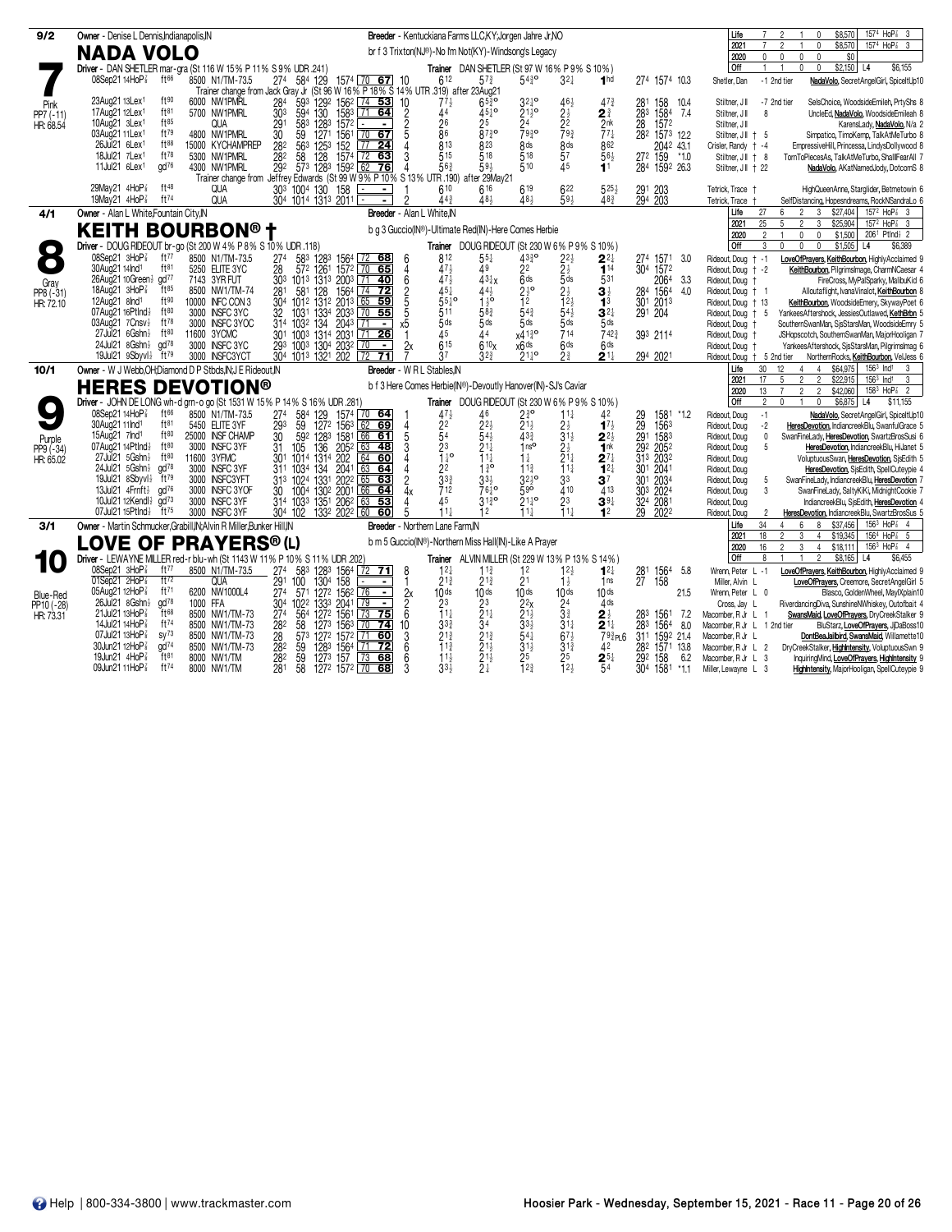## 7 — NADA VOLO (9/2)

Owner - Denise L Dennis,Indianapolis,IN
Breeder - Kentuckiana Farms LLC,KY;Jorgen Jahre Jr,NO
br f 3 Trixton(NJ®)-No fm Not(KY)-Windsong's Legacy
Driver - DAN SHETLER mar-gra (St 116 W 15% P 11% S 9% UDR .241)
Trainer DAN SHETLER (St 97 W 16% P 9% S 10%)
Pink, PP7 (-11), HR: 68.54

| | Starts | W | P | S | Earnings | Best |
|---|---|---|---|---|---|---|
| Life | 7 | 2 | 1 | 0 | $8,570 | 157⁴ HoP⅞ 3 |
| 2021 | 7 | 2 | 1 | 0 | $8,570 | 157⁴ HoP⅞ 3 |
| 2020 | 0 | 0 | 0 | 0 | $0 | |
| Off | 1 | 1 | 0 | 0 | $2,150 | L4 $6,155 |

| Date/Track | Cond | Purse/Class | Fractions | | | | Rating | PP | 1/4 | 1/2 | 3/4 | Str | Fin | Time | Odds | Driver | Top 3 |
|---|---|---|---|---|---|---|---|---|---|---|---|---|---|---|---|---|---|
| 08Sep21 14HoP⅞ | ft⁶⁶ | 8500 N1/TM-73.5 | 27⁴ | 58⁴ | 129 | 157⁴ | 70 67 | 10 | 6¹² | 5⁷½ | 5⁴¾° | 3²¼ | 1nd | 27⁴ 157⁴ | 10.3 | Shetler, Dan -1 2nd tier | NadaVolo, SecretAngelGirl, SpiceItUp10 |

Trainer change from Jack Gray Jr (St 96 W 16% P 18% S 14% UTR .319) after 23Aug21

| Date/Track | Cond | Purse/Class | Fractions | | | | Rating | PP | 1/4 | 1/2 | 3/4 | Str | Fin | Time | Odds | Driver | Top 3 |
|---|---|---|---|---|---|---|---|---|---|---|---|---|---|---|---|---|---|
| 23Aug21 13Lex¹ | ft⁹⁰ | 6000 NW1PMRL | 28⁴ | 59³ | 129² | 156² | 74 53 | 10 | 7⁷½ | 6⁵¾° | 3²½° | 4⁶½ | 4⁷¾ | 28¹ 158 | 10.4 | Stiltner, J ll -7 2nd tier | SelsChoice, WoodsideEmileh, PrtyShs 8 |
| 17Aug21 12Lex¹ | ft⁸¹ | 5700 NW1PMRL | 30³ | 59⁴ | 130 | 158³ | 71 64 | 2 | 4⁴ | 4⁵½° | 2¹½° | 2½ | 2¾ | 28³ 158⁴ | 7.4 | Stiltner, J ll 8 | UncleEd, NadaVolo, WoodsideEmileah 8 |
| 10Aug21 3Lex¹ | ft⁸⁵ | QUA | 29¹ | 58³ | 128³ | 157² | - - | 2 | 2⁶ | 2⁵ | 2⁴ | 2² | 2nk | 28 157² | | Stiltner, J ll | KarensLady, NadaVolo, N/a 2 |
| 03Aug21 11Lex¹ | ft⁷⁹ | 4800 NW1PMRL | 30 | 59 | 127¹ | 156¹ | 70 67 | 5 | 8⁶ | 8⁷¾° | 7⁹¾° | 7⁹¾ | 7⁷¼ | 28² 157³ | 12.2 | Stiltner, J ll † 5 | Simpatico, TimoKemp, TalkAtMeTurbo 8 |
| 26Jul21 6Lex¹ | ft⁸⁸ | 15000 KYCHAMPREP | 28² | 56³ | 125³ | 152 | 77 24 | 4 | 8¹³ | 8²³ | 8ds | 8ds | 8⁶² | 204² | 43.1 | Crisler, Randy † -4 | EmpressiveHill, Princessa, LindysDollywood 8 |
| 18Jul21 7Lex¹ | ft⁷⁸ | 5300 NW1PMRL | 28² | 58 | 128 | 157⁴ | 72 63 | 3 | 5¹⁵ | 5¹⁸ | 5¹⁸ | 5⁷ | 5⁶½ | 27² 159 | *1.0 | Stiltner, J ll † 8 | TornToPiecesAs, TalkAtMeTurbo, ShallFearAll 7 |
| 11Jul21 6Lex¹ | gd⁷⁶ | 4300 NW1PMRL | 29² | 57³ | 128³ | 159² | 62 76 | 4 | 5⁶¾ | 5⁹½ | 5¹⁰ | 4⁵ | 1¹ | 28⁴ 159² | 26.3 | Stiltner, J ll † 22 | NadaVolo, AKatNamedJody, DotcomS 8 |

Trainer change from Jeffrey Edwards (St 99 W 9% P 10% S 13% UTR .190) after 29May21

| Date/Track | Cond | Purse/Class | Fractions | | | | Rating | PP | 1/4 | 1/2 | 3/4 | Str | Fin | Time | Odds | Driver | Top 3 |
|---|---|---|---|---|---|---|---|---|---|---|---|---|---|---|---|---|---|
| 29May21 4HoP⅞ | ft⁴⁸ | QUA | 30³ | 100⁴ | 130 | 158 | - - | 1 | 6¹⁰ | 6¹⁶ | 6¹⁹ | 6²² | 5²⁵½ | 29¹ 203 | | Tetrick, Trace † | HighQueenAnne, Starglider, Betmetowin 6 |
| 19May21 4HoP⅞ | ft⁷⁴ | QUA | 30⁴ | 101⁴ | 131³ | 201¹ | - - | 2 | 4⁴¾ | 4⁸½ | 4⁸½ | 5⁹½ | 4⁸¾ | 29⁴ 203 | | Tetrick, Trace † | SelfDistancing, Hopesndreams, RockNSandraLo 6 |

## 8 — KEITH BOURBON® † (4/1)

Owner - Alan L White,Fountain City,IN
Breeder - Alan L White,IN
b g 3 Guccio(IN®)-Ultimate Red(IN)-Here Comes Herbie
Driver - DOUG RIDEOUT br-go (St 200 W 4% P 8% S 10% UDR .118)
Trainer DOUG RIDEOUT (St 230 W 6% P 9% S 10%)
Gray, PP8 (-31), HR: 72.10

| | Starts | W | P | S | Earnings | Best |
|---|---|---|---|---|---|---|
| Life | 27 | 6 | 2 | 3 | $27,404 | 157² HoP⅞ 3 |
| 2021 | 25 | 5 | 2 | 3 | $25,904 | 157² HoP⅞ 3 |
| 2020 | 2 | 1 | 0 | 0 | $1,500 | 206¹ Ptlnd½ 2 |
| Off | 3 | 0 | 0 | 0 | $1,505 | L4 $6,389 |

| Date/Track | Cond | Purse/Class | Fractions | | | | Rating | PP | 1/4 | 1/2 | 3/4 | Str | Fin | Time | Odds | Driver | Top 3 |
|---|---|---|---|---|---|---|---|---|---|---|---|---|---|---|---|---|---|
| 08Sep21 3HoP⅞ | ft⁷⁷ | 8500 N1/TM-73.5 | 27⁴ | 58³ | 128³ | 156⁴ | 72 68 | 6 | 8¹² | 5⁵½ | 4³¾° | 2²½ | 2²¼ | 27⁴ 157¹ | 3.0 | Rideout, Doug † -1 | LoveOfPrayers, KeithBourbon, HighlyAcclaimed 9 |
| 30Aug21 14Ind¹ | ft⁸¹ | 5250 ELITE 3YC | 28 | 57² | 126¹ | 157² | 70 65 | 4 | 4⁷½ | 4⁹ | 2² | 2½ | 1¹⁴ | 30⁴ 157² | | Rideout, Doug † -2 | KeithBourbon, PilgrimsImage, CharmNCaesar 4 |
| 26Aug21 10Green½ | gd⁷⁷ | 7143 3YR FUT | 30³ | 101³ | 131³ | 200³ | 71 40 | 6 | 4⁷½ | 4³¼x | 6ds | 5ds | 5³¹ | 206⁴ | 3.3 | Rideout, Doug † | FireCross, MyPalSparky, MalibuKid 6 |
| 18Aug21 3HoP⅞ | ft⁶⁵ | 8500 NW1/TM-74 | 28¹ | 58¹ | 128 | 156⁴ | 74 72 | 2 | 4⁵¼ | 4⁴½ | 2½° | 2½ | 3½ | 28⁴ 156⁴ | 4.0 | Rideout, Doug † 1 | Alloutaflight, IvanaVinalot, KeithBourbon 8 |
| 12Aug21 8Ind¹ | ft⁹⁰ | 10000 INFC CON 3 | 30⁴ | 101² | 131² | 201³ | 65 59 | 5 | 5⁵¼° | 1½° | 1² | 1²½ | 1³ | 30¹ 201³ | | Rideout, Doug † 13 | KeithBourbon, WoodsideEmery, SkywayPoet 6 |
| 07Aug21 16Ptlnd½ | ft⁸⁰ | 3000 INSFC 3YC | 32 | 103¹ | 133⁴ | 203³ | 70 55 | 5 | 5¹¹ | 5⁸¾ | 5⁴¾ | 5⁴½ | 3²¼ | 29¹ 204 | | Rideout, Doug † 5 | YankeesAftershock, JessiesOutlawed, KethBrbn 5 |
| 03Aug21 7Cnsv½ | ft⁷⁸ | 3000 INSFC 3YOC | 31⁴ | 103² | 134 | 204³ | 71 - | x5 | 5ds | 5ds | 5ds | 5ds | 5ds | | | Rideout, Doug † | SouthernSwanMan, SjsStarsMan, WoodsideEmry 5 |
| 27Jul21 6Gshn½ | ft⁸⁰ | 11600 3YCMC | 30¹ | 100³ | 131⁴ | 203¹ | 71 26 | 1 | 4⁵ | 4⁴ | x4¹³° | 7¹⁴ | 7⁴²¾ | 39³ 211⁴ | | Rideout, Doug † | JSHopscotch, SouthernSwanMan, MajorHooligan 7 |
| 24Jul21 8Gshn½ | gd⁷⁸ | 3000 INSFC 3YC | 29³ | 100³ | 130⁴ | 203² | 70 - | 2x | 6¹⁵ | 6¹⁰x | x6ds | 6ds | 6ds | | | Rideout, Doug † | YankeesAftershock, SjsStarsMan, PilgrimsImag 6 |
| 19Jul21 8Sbyvl½ | ft⁷⁹ | 3000 INSFC3YCT | 30⁴ | 101³ | 132¹ | 202 | 72 71 | 7 | 3⁷ | 3²¾ | 2¹½° | 2¾ | 2¹¼ | 29⁴ 202¹ | | Rideout, Doug † 5 2nd tier | NorthernRocks, KeithBourbon, VelJess 6 |

## 9 — HERES DEVOTION® (10/1)

Owner - W J Webb,OH;Diamond D P Stbds,IN;J E Rideout,IN
Breeder - W R L Stables,IN
b f 3 Here Comes Herbie(IN®)-Devoutly Hanover(IN)-SJ's Caviar
Driver - JOHN DE LONG wh-d grn-o go (St 1531 W 15% P 14% S 16% UDR .281)
Trainer DOUG RIDEOUT (St 230 W 6% P 9% S 10%)
Purple, PP9 (-34), HR: 65.02

| | Starts | W | P | S | Earnings | Best |
|---|---|---|---|---|---|---|
| Life | 30 | 12 | 4 | 4 | $64,975 | 156³ Ind¹ 3 |
| 2021 | 17 | 5 | 2 | 2 | $22,915 | 156³ Ind¹ 3 |
| 2020 | 13 | 7 | 2 | 2 | $42,060 | 158³ HoP⅞ 2 |
| Off | 2 | 0 | 1 | 0 | $6,875 | L4 $11,155 |

| Date/Track | Cond | Purse/Class | Fractions | | | | Rating | PP | 1/4 | 1/2 | 3/4 | Str | Fin | Time | Odds | Driver | Top 3 |
|---|---|---|---|---|---|---|---|---|---|---|---|---|---|---|---|---|---|
| 08Sep21 14HoP⅞ | ft⁶⁶ | 8500 N1/TM-73.5 | 27⁴ | 58⁴ | 129 | 157⁴ | 70 64 | 1 | 4⁷½ | 4⁶ | 2¾° | 1¹¼ | 4² | 29 158¹ | *1.2 | Rideout, Doug -1 | NadaVolo, SecretAngelGirl, SpiceItUp10 |
| 30Aug21 11Ind¹ | ft⁸¹ | 5450 ELITE 3YF | 29³ | 59 | 127² | 156³ | 62 69 | 4 | 2² | 2²½ | 2¹½ | 2½ | 1⁷½ | 29 156³ | | Rideout, Doug -2 | HeresDevotion, IndiancreekBlu, SwanfulGrace 5 |
| 15Aug21 7Ind¹ | ft⁸⁰ | 25000 INSF CHAMP | 30 | 59² | 128³ | 158¹ | 66 61 | 5 | 5⁴ | 5⁴½ | 4³¾ | 3¹½ | 2²½ | 29¹ 158³ | | Rideout, Doug 0 | SwanFineLady, HeresDevotion, SwartzBrosSusi 6 |
| 07Aug21 14Ptlnd½ | ft⁸⁰ | 3000 INSFC 3YF | 31 | 105 | 136 | 205² | 63 48 | 3 | 2³ | 2¹½ | 1ns° | 2½ | 1nk | 29² 205² | | Rideout, Doug 5 | HeresDevotion, IndiancreekBlu, HiJanet 5 |
| 27Jul21 5Gshn½ | ft⁸⁰ | 11600 3YFMC | 30¹ | 101⁴ | 131⁴ | 202 | 64 60 | 4 | 1½° | 1¹¼ | 1½ | 2¹¼ | 2⁷¼ | 31³ 203² | | Rideout, Doug | VoluptuousSwan, HeresDevotion, SjsEdith 5 |
| 24Jul21 5Gshn½ | gd⁷⁸ | 3000 INSFC 3YF | 31¹ | 103⁴ | 134 | 204¹ | 63 64 | 4 | 2¹² | 1¾° | 1¹¾ | 1¹¼ | 1²½ | 30¹ 204¹ | | Rideout, Doug | HeresDevotion, SjsEdith, SpellCuteypie 4 |
| 19Jul21 8Sbyvl½ | ft⁷⁹ | 3000 INSFC3YFT | 31³ | 102⁴ | 133¹ | 202² | 65 63 | 2 | 3³¾ | 3³½ | 3²¾° | 3³ | 3⁷ | 30¹ 203⁴ | | Rideout, Doug 5 | SwanFineLady, IndiancreekBlu, HeresDevotion 7 |
| 13Jul21 4Frnft½ | gd⁷⁶ | 3000 INSFC 3YOF | 30 | 100⁴ | 130² | 200¹ | 66 64 | 4x | 7¹² | 7⁶¼° | 5⁹° | 4¹⁰ | 4¹³ | 30³ 202⁴ | | Rideout, Doug 3 | SwanFineLady, SaltyKiKi, MidnightCookie 7 |
| 10Jul21 12Kendl½ | gd⁷³ | 3000 INSFC 3YF | 31⁴ | 103³ | 135¹ | 206² | 63 53 | 4 | 4⁵ | 3¹¾° | 2¹½° | 2³ | 3⁸¼ | 32⁴ 208¹ | | Rideout, Doug | IndiancreekBlu, SjsEdith, HeresDevotion 4 |
| 07Jul21 15Ptlnd½ | ft⁷⁵ | 3000 INSFC 3YF | 30⁴ | 102 | 133² | 202² | 60 60 | 5 | 1¹¼ | 1² | 1¹¼ | 1¹¼ | 1² | 29 202² | | Rideout, Doug 2 | HeresDevotion, IndiancreekBlu, SwartzBrosSus 5 |

## 10 — LOVE OF PRAYERS® (L) (3/1)

Owner - Martin Schmucker,Grabill,IN;Alvin R Miller,Bunker Hill,IN
Breeder - Northern Lane Farm,IN
b m 5 Guccio(IN®)-Northern Miss Hall(IN)-Like A Prayer
Driver - LEWAYNE MILLER red-r blu-wh (St 1143 W 11% P 10% S 11% UDR .202)
Trainer ALVIN MILLER (St 229 W 13% P 13% S 14%)
Blue-Red, PP10 (-28), HR: 73.31

| | Starts | W | P | S | Earnings | Best |
|---|---|---|---|---|---|---|
| Life | 34 | 4 | 6 | 8 | $37,456 | 156³ HoP⅞ 4 |
| 2021 | 18 | 2 | 3 | 4 | $19,345 | 156⁴ HoP⅞ 5 |
| 2020 | 16 | 2 | 3 | 4 | $18,111 | 156³ HoP⅞ 4 |
| Off | 8 | 1 | 1 | 2 | $8,165 | L4 $6,455 |

| Date/Track | Cond | Purse/Class | Fractions | | | | Rating | PP | 1/4 | 1/2 | 3/4 | Str | Fin | Time | Odds | Driver | Top 3 |
|---|---|---|---|---|---|---|---|---|---|---|---|---|---|---|---|---|---|
| 08Sep21 3HoP⅞ | ft⁷⁷ | 8500 N1/TM-73.5 | 27⁴ | 58³ | 128³ | 156⁴ | 72 71 | 8 | 1²½ | 1¹¾ | 1² | 1²½ | 1²¼ | 28¹ 156⁴ | 5.8 | Wrenn, Peter L -1 | LoveOfPrayers, KeithBourbon, HighlyAcclaimed 9 |
| 01Sep21 2HoP⅞ | ft⁷² | QUA | 29¹ | 100 | 130⁴ | 158 | - - | 1 | 2¹¾ | 2¹¾ | 2¹ | 1½ | 1ns | 27 158 | | Miller, Alvin L | LoveOfPrayers, Creemore, SecretAngelGirl 5 |
| 05Aug21 12HoP⅞ | ft⁷¹ | 6200 NW1000L4 | 27⁴ | 57¹ | 127² | 156² | 76 - | 2x | 10ds | 10ds | 10ds | 10ds | 10ds | | 21.5 | Wrenn, Peter L 0 | Blasco, GoldenWheel, MaylXplain10 |
| 26Jul21 8Gshn½ | gd⁷⁸ | 1000 FFA | 30⁴ | 102² | 133³ | 204¹ | 79 - | 2 | 2³ | 2³ | 2²x | 2⁴ | 4ds | | | Cross, Jay L | RiverdancingDiva, SunshineNWhiskey, Outofbait 4 |
| 21Jul21 13HoP⅞ | ft⁶⁸ | 8500 NW1/TM-73 | 27⁴ | 56⁴ | 127² | 156¹ | 73 75 | 6 | 1¹¼ | 2¹¼ | 2¹½ | 3¾ | 2½ | 28³ 156¹ | 7.2 | Macomber, R Jr L 1 | SwansMaid, LoveOfPrayers, DryCreekStalker 9 |
| 14Jul21 14HoP⅞ | ft⁷⁴ | 8500 NW1/TM-73 | 28² | 58 | 127³ | 156³ | 70 74 | 10 | 3³¾ | 3⁴ | 3³½ | 3¹¼ | 2¹¼ | 28³ 156⁴ | 8.0 | Macomber, R Jr L 1 2nd tier | BluStarz, LoveOfPrayers, JjDaBoss10 |
| 07Jul21 13HoP⅞ | sy⁷³ | 8500 NW1/TM-73 | 28 | 57³ | 127² | 157² | 71 60 | 3 | 2¹¾ | 2¹¾ | 5⁴¼ | 6⁷½ | 7⁹¾PL6 | 31¹ 159² | 21.4 | Macomber, R Jr L | DontBeaJailbird, SwansMaid, Willamette10 |
| 30Jun21 12HoP⅞ | gd⁷⁴ | 8500 NW1/TM-73 | 28² | 59 | 128³ | 156⁴ | 71 72 | 6 | 1¹¾ | 2¹½ | 3¹½ | 3¹¾ | 4² | 28² 157¹ | 13.8 | Macomber, R Jr L 2 | DryCreekStalker, HighIntensity, VoluptuousSwn 9 |
| 19Jun21 4HoP⅞ | ft⁸¹ | 8000 NW1/TM | 28² | 59 | 127³ | 157 | 73 68 | 6 | 1¹½ | 2¹½ | 2⁵ | 2⁵ | 2⁵¼ | 29² 158 | 6.2 | Macomber, R Jr L 3 | InquiringMind, LoveOfPrayers, HighIntensity 9 |
| 09Jun21 11HoP⅞ | ft⁷⁴ | 8000 NW1/TM | 28¹ | 58 | 127² | 157² | 70 68 | 3 | 3³½ | 2¾ | 1²¾ | 1²½ | 5⁴ | 30⁴ 158¹ | *1.1 | Miller, Lewayne L 3 | HighIntensity, MajorHooligan, SpellCuteypie 9 |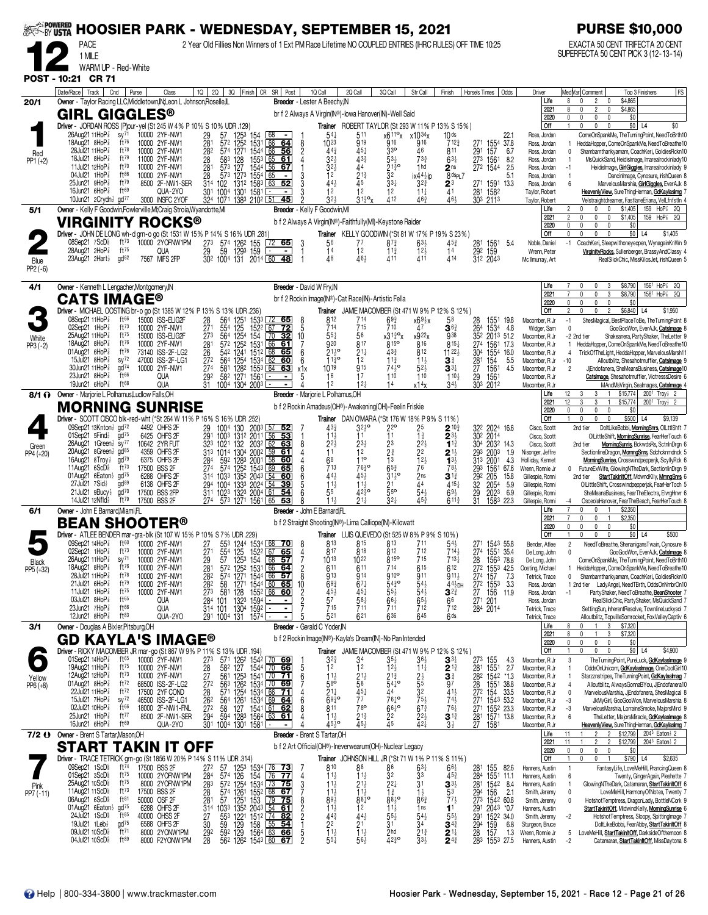# HOOSIER PARK - WEDNESDAY, SEPTEMBER 15, 2021

**PURSE $10,000**

**12** PACE 1 MILE — 2 Year Old Fillies Non Winners of 1 Ext PM Race Lifetime NO COUPLED ENTRIES (IHRC RULES) OFF TIME 10:25

EXACTA 50 CENT TRIFECTA 20 CENT SUPERFECTA 50 CENT PICK 3 (12-13-14)

WARM UP - Red-White

**POST - 10:21 CR 71**

---

## 1 — GIRL GIGGLES® (20/1) — Red, PP1 (+2)

Owner - Taylor Racing LLC,Middletown,IN;Leon L Johnson,Roselle,IL — Breeder - Lester A Beechy,IN

br f 2 Always A Virgin(IN®)-Iowa Hanover(IN)-Well Said

Driver - JORDAN ROSS (P)pur-yel (St 245 W 4% P 10% S 10% UDR .129) — Trainer ROBERT TAYLOR (St 293 W 11% P 13% S 15%)

| | Starts | W | P | S | Earnings |
|---|---|---|---|---|---|
| Life | 8 | 0 | 2 | 0 | $4,865 |
| 2021 | 8 | 0 | 2 | 0 | $4,865 |
| 2020 | 0 | 0 | 0 | 0 | $0 |
| Off | 1 | 0 | 0 | 0 | $0 L4 $0 |

| Date/Race | Track | Purse | Class | 1Q | 2Q | 3Q | Finish | CR | SR | Post | 1Q Call | 2Q Call | 3Q Call | Str Call | Finish | Horse's Times | Odds | Driver | Comment | Top 3 Finishers |
|---|---|---|---|---|---|---|---|---|---|---|---|---|---|---|---|---|---|---|---|---|
| 26Aug21 11HoP⅞ | sy71 | 10000 | 2YF-NW1 | 29 | 57 | 125³ | 154 | 68 | - | 1 | 5⁴¼ | 5¹¹ | x6¹¹°x | x10³⁴x | 10ds | | 22.1 | Ross, Jordan | | ComeOnSpankMe, TheTurningPoint, NeedToBrth10 |
| 18Aug21 8HoP⅞ | ft76 | 10000 | 2YF-NW1 | 28¹ | 57² | 125² | 153¹ | 66 | 64 | 8 | 10²³ | 9¹⁹ | 9¹⁶ | 9¹⁶ | 7¹²¾ | 27¹ 155⁴ | 37.8 | Ross, Jordan | 1 | HeddaHopper, ComeOnSpankMe, NeedToBreathe10 |
| 28Jul21 11HoP⅞ | ft78 | 10000 | 2YF-NW1 | 28² | 57⁴ | 127¹ | 154⁴ | 66 | 56 | 2 | 4⁴¾ | 4⁵½ | 3³° | 4⁶ | 8¹¹ | 29¹ 157 | 6.7 | Ross, Jordan | 0 | Shambamthankyamam, CoachKeri, GoldiesRckn10 |
| 18Jul21 8HoP⅞ | ft79 | 11000 | 2YF-NW1 | 28 | 58³ | 128 | 155³ | 65 | 61 | 4 | 3²½ | 4³¾ | 5³¾ | 7³¾ | 6³¼ | 27³ 156¹ | 8.2 | Ross, Jordan | 1 | MsQuickSand, HeidisImage, Imarealrockinlady10 |
| 11Jul21 12HoP⅞ | ft70 | 11000 | 2YF-NW1 | 28¹ | 57³ | 127 | 154⁴ | 56 | 67 | 1 | 3²½ | 4⁴ | 2¹¾° | 1hd | 2ns | 27² 154⁴ | 2.5 | Ross, Jordan | -1 | HeidisImage, GirlGiggles, Imarealrockinlady 9 |
| 04Jul21 1HoP⅞ | ft86 | 10000 | 2YF-NW1 | 28 | 57³ | 127³ | 155⁴ | 65 | - | 3 | 1² | 2¹¾ | 3² | ix4⁴½ip | 8dsPL7 | | 5.1 | Ross, Jordan | 1 | Dancinlmage, Cynosure, IrishQueen 8 |
| 25Jun21 9HoP⅞ | ft79 | 8500 | 2F-NW1-SER | 31⁴ | 102 | 131² | 158³ | 63 | 52 | 3 | 4⁴½ | 4⁵ | 3³¼ | 3²¾ | 2³ | 27¹ 159¹ | 13.3 | Ross, Jordan | 6 | MarvelousMarsha, GirlGiggles, EverAJk 8 |
| 16Jun21 6HoP⅞ | ft69 | | QUA-2YO | 30¹ | 100⁴ | 130¹ | 158¹ | - | - | 3 | 1² | 1² | 1² | 1¹½ | 4¹ | 28¹ 158² | | Taylor, Robert | | HeavenlyView, SureThingHerman, GdKaylasImg 7 |
| 10Jun21 2Crydn½ | gd77 | 3000 | INSFC 2YOF | 32⁴ | 107¹ | 138³ | 210² | 51 | 45 | 3 | 3²½ | 3¹³°x | 4¹² | 4⁶¾ | 4⁶½ | 30³ 211³ | | Taylor, Robert | | Velstraightdreamer, FastlaneEriana, VelLfnfstln 4 |

---

## 2 — VIRGINITY ROCKS® (5/1) — Blue, PP2 (-6)

Owner - Kelly F Goodwin,Fowlerville,MI;Craig Stroia,Wyandotte,MI — Breeder - Kelly F Goodwin,MI

b f 2 Always A Virgin(IN®)-Faithfully(MI)-Keystone Raider

Driver - JOHN DE LONG wh-d grn-o go (St 1531 W 15% P 14% S 16% UDR .281) — Trainer KELLY GOODWIN (*St 81 W 17% P 19% S 23%)

| | Starts | W | P | S | Earnings | Best |
|---|---|---|---|---|---|---|
| Life | 2 | 0 | 0 | 0 | $1,405 | 159 HoP⅞ 2Q |
| 2021 | 2 | 0 | 0 | 0 | $1,405 | 159 HoP⅞ 2Q |
| 2020 | 0 | 0 | 0 | 0 | $0 | |
| Off | 0 | 0 | 0 | 0 | $0 L4 $1,405 | |

| Date/Race | Track | Purse | Class | 1Q | 2Q | 3Q | Finish | CR | SR | Post | 1Q Call | 2Q Call | 3Q Call | Str Call | Finish | Horse's Times | Odds | Driver | Comment | Top 3 Finishers |
|---|---|---|---|---|---|---|---|---|---|---|---|---|---|---|---|---|---|---|---|---|
| 08Sep21 7ScD⅝ | ft73 | 10000 | 2YOFNW1PM | 27³ | 57⁴ | 126² | 155 | 72 | 65 | 3 | 5⁶ | 7⁷ | 8⁷¾ | 6³½ | 4⁵¾ | 28¹ 156¹ | 5.4 | Noble, Daniel | -1 | CoachKeri, Sleepwithoneyeopen, WynagainKnWn 9 |
| 28Aug21 2HoP⅞ | ft75 | | QUA | 29 | 59 | 129³ | 159 | - | - | 1 | 1⁴ | 1² | 1¹¾ | 1²½ | 1⁴ | 29² 159 | | Wrenn, Peter | | VirginityRocks, Sullenberger, BrassyAndClassy 4 |
| 23Aug21 2Hart½ | gd82 | 7567 | MIFS 2FP | 30² | 100⁴ | 131 | 201⁴ | 60 | 48 | 1 | 4⁸ | 4⁶½ | 4¹¹ | 4¹¹ | 4¹⁴ | 31² 204³ | | Mc Ilmurray, Art | | RealSlickChic, MissKilosJet, IrishQueen 5 |

---

## 3 — CATS IMAGE® (4/1) — White, PP3 (-2)

Owner - Kenneth L Lengacher,Montgomery,IN — Breeder - David W Fry,IN

br f 2 Rockin Image(IN®)-Cat Race(IN)-Artistic Fella

Driver - MICHAEL OOSTING br-o go (St 1385 W 12% P 13% S 13% UDR .236) — Trainer JAMIE MACOMBER (St 471 W 9% P 12% S 12%)

| | Starts | W | P | S | Earnings | Best |
|---|---|---|---|---|---|---|
| Life | 7 | 0 | 0 | 3 | $8,790 | 156¹ HoP⅞ 2Q |
| 2021 | 7 | 0 | 0 | 3 | $8,790 | 156¹ HoP⅞ 2Q |
| 2020 | 0 | 0 | 0 | 0 | $0 | |
| Off | 2 | 0 | 0 | 2 | $6,840 L4 $1,950 | |

| Date/Race | Track | Purse | Class | 1Q | 2Q | 3Q | Finish | CR | SR | Post | 1Q Call | 2Q Call | 3Q Call | Str Call | Finish | Horse's Times | Odds | Driver | Comment | Top 3 Finishers |
|---|---|---|---|---|---|---|---|---|---|---|---|---|---|---|---|---|---|---|---|---|
| 08Sep21 11HoP⅞ | ft66 | 15000 | ISS-ELIG2F | 28 | 56⁴ | 125¹ | 153³ | 72 | 65 | 8 | 8¹² | 7¹⁴ | 6⁹¾ | x6⁹½x | 5⁸ | 28 155¹ | 19.8 | Macomber, R Jr | -1 | ShesMagical, BestPlaceToBe, TheTurningPoint 8 |
| 02Sep21 1HoP⅞ | ft73 | 10000 | 2YF-NW1 | 27¹ | 55⁴ | 125 | 152² | 67 | 72 | 5 | 7¹⁴ | 7¹⁵ | 7¹⁰ | 4⁷ | 3⁶¾ | 26⁴ 153⁴ | 4.8 | Widger, Sam | 0 | GooGooWon, EverAJk, CatsImage 8 |
| 25Aug21 11HoP⅞ | ft75 | 15000 | ISS-ELIG2F | 27³ | 56⁴ | 125⁴ | 154 | 70 | 32 | 10 | 5⁵¼ | 5⁶ | x3¹³°x | x9²²x | 9³⁸ | 35² 201³ | 51.2 | Macomber, R Jr | -2 2nd tier | Shakeanera, PartyShaker, TheLetter 9 |
| 18Aug21 8HoP⅞ | ft76 | 10000 | 2YF-NW1 | 28¹ | 57² | 125² | 153¹ | 66 | 61 | 7 | 9²⁰ | 8¹⁷ | 8¹⁵° | 8¹⁶ | 8¹⁵¼ | 27⁴ 156¹ | 17.3 | Macomber, R Jr | 1 | HeddaHopper, ComeOnSpankMe, NeedToBreathe10 |
| 01Aug21 6HoP⅞ | ft76 | 73140 | ISS-2F-LG2 | 26 | 54² | 124¹ | 151² | 68 | 65 | 6 | 2¹¾° | 2¹¼ | 4³¾ | 8¹² | 11²²½ | 30⁴ 155⁴ | 16.0 | Macomber, R Jr | 4 | TrickOfTheLight, HeddaHopper, MarvelousMarsh11 |
| 15Jul21 8HoP⅞ | sy72 | 47000 | ISS-2F-LG1 | 27² | 56⁴ | 125⁴ | 153⁴ | 62 | 60 | 6 | 1¹³° | 1² | 1¹¾ | 1¹½ | 3² | 28¹ 154 | 5.5 | Macomber, R Jr | -10 | Allouttblitz, Shesahotmuffer, CatsImage 9 |
| 30Jun21 11HoP⅞ | gd74 | 10000 | 2YF-NW1 | 27⁴ | 58¹ | 128² | 155³ | 64 | 63 | x1x | 10¹⁹ | 9¹⁵ | 7⁴½° | 5²½ | 3³¼ | 27 156¹ | 4.5 | Macomber, R Jr | 2 | JEndofanera, SheMeansBusiness, CatsImage10 |
| 23Jun21 8HoP⅞ | ft66 | | QUA | 29² | 58² | 127¹ | 156¹ | - | - | 5 | 1⁶ | 1⁷ | 1¹⁰ | 1¹⁰ | 1¹⁰½ | 29 156¹ | | Macomber, R Jr | | CatsImage, Shesahotmuffer, VictressDesire 6 |
| 19Jun21 6HoP⅞ | ft68 | | QUA | 31 | 100⁴ | 130⁴ | 200³ | - | - | 4 | 1² | 1²½ | 1⁴ | x1⁴x | 3⁴½ | 30³ 201² | | Macomber, R Jr | | MAndMsVrgin, Sealmages, CatsImage 4 |

---

## 4 — MORNING SUNRISE (8/1) — Green, PP4 (+20)

Owner - Marjorie L Polhamus,Ludlow Falls,OH — Breeder - Marjorie L Polhamus,OH

b f 2 Rockin Amadeus(OH®)-Awakening(OH)-Feelin Friskie

Driver - SCOTT CISCO blk-red-wht (*St 264 W 11% P 16% S 16% UDR .252) — Trainer DAN O'MARA (*St 176 W 18% P 9% S 11%)

| | Starts | W | P | S | Earnings | Best |
|---|---|---|---|---|---|---|
| Life | 12 | 3 | 3 | 1 | $15,774 | 200¹ Troy½ 2 |
| 2021 | 12 | 3 | 3 | 1 | $15,774 | 200¹ Troy½ 2 |
| 2020 | 0 | 0 | 0 | 0 | $0 | |
| Off | 1 | 0 | 0 | 0 | $500 L4 $9,139 | |

| Date/Race | Track | Purse | Class | 1Q | 2Q | 3Q | Finish | CR | SR | Post | 1Q Call | 2Q Call | 3Q Call | Str Call | Finish | Horse's Times | Odds | Driver | Comment | Top 3 Finishers |
|---|---|---|---|---|---|---|---|---|---|---|---|---|---|---|---|---|---|---|---|---|
| 09Sep21 13Kntn½ | gd72 | 4492 | OHFS 2F | 29 | 100⁴ | 130 | 200³ | 57 | 52 | 7 | 4³¾ | 3²½° | 2²° | 2⁵ | 2¹⁰¾ | 32² 202⁴ | 16.6 | Cisco, Scott | 2nd tier | DoltLikeBobbi, MorningSnrs, OlLttlShft 7 |
| 01Sep21 5Find½ | gd75 | 6425 | OHFS 2F | 29¹ | 100³ | 131² | 201¹ | 56 | 53 | 1 | 1¹½ | 1¹ | 1¹ | 1¾ | 2³½ | 30² 201⁴ | | Cisco, Scott | | OlLittleShift, MorningSunrise, FearHerTouch 6 |
| 26Aug21 1Green½ | sy77 | 10642 | 2YR FUT | 32³ | 102¹ | 132 | 203² | 62 | 63 | 8 | 2²½ | 2³½ | 2³ | 2²½ | 1¹¾ | 30⁴ 203² | 14.3 | Cisco, Scott | 2nd tier | MorningSunris, BokwdsRs, SctnInDrgn 6 |
| 20Aug21 8Green½ | gd85 | 4359 | OHFS 2F | 31³ | 101⁴ | 130⁴ | 200² | 59 | 61 | 4 | 1¹ | 1² | 2¾ | 2² | 2¹½ | 29³ 200³ | 1.9 | Nisonger, Jeffre | | SectionlineDragon, MorningSnrs, Sdchcknmdnck 5 |
| 16Aug21 8Troy½ | gd79 | 6375 | OHFS 2F | 28⁴ | 59² | 128³ | 200¹ | 58 | 60 | 4 | 6⁸ | 1¹° | 1³ | 1²½ | 1³½ | 31³ 200¹ | 4.3 | Holliday, Kennet | | MorningSunrise, Crosswindpepperjk, ScyllyRck 6 |
| 11Aug21 6ScD⅝ | ft73 | 17500 | BSS 2F | 27⁴ | 57⁴ | 125² | 154³ | 69 | 65 | 6 | 7¹³ | 7⁶¾° | 6⁵¾ | 7⁶ | 7⁸½ | 29³ 156¹ | 67.6 | Wrenn, Ronnie Jr | 0 | FutureExWife, GlowingNTheDark, SectionlnDrgn 9 |
| 01Aug21 6Eaton½ | gd75 | 6288 | OHFS 2F | 31⁴ | 103³ | 135² | 204³ | 54 | 60 | 6 | 4⁴½ | 4⁵½ | 3¹½° | 2ns | 3¹¾ | 29² 205 | 15.8 | Gillespie, Ronni | 2nd tier | StartTakinItOff, MdwndKlly, MrnngSnrs 6 |
| 27Jul21 7Sid½ | gd89 | 6138 | OHFS 2F | 29⁴ | 100⁴ | 133³ | 202⁴ | 54 | 39 | 5 | 1¹½ | 1¹½ | 2¹ | 4⁴ | 4¹⁵½ | 32 205⁴ | 5.9 | Gillespie, Ronni | | OlLittleShift, Crosswindpepperjak, FearHerToch 5 |
| 21Jul21 9Bucy½ | gd70 | 17500 | BSS 2FP | 31¹ | 102³ | 132³ | 200⁴ | 61 | 54 | 6 | 5⁵ | 4²¾° | 5⁵° | 5⁴½ | 6⁹½ | 29 202³ | 6.9 | Gillespie, Ronni | | SheMeansBusiness, FearTheElectra, ElvrgHnvr 6 |
| 14Jul21 12Nfld½ | ft79 | 17500 | BSS 2F | 27⁴ | 57³ | 127¹ | 156¹ | 65 | 53 | 8 | 1¹½ | 2¹¼ | 3²¼ | 4⁵¾ | 6¹¹¾ | 31 158³ | 22.3 | Gillespie, Ronni | -4 | OsceolaHanover, FearTheBeach, FearHerTouch 8 |

---

## 5 — BEAN SHOOTER® (6/1) — Black, PP5 (+32)

Owner - John E Barnard,Miami,FL — Breeder - John E Barnard,FL

b f 2 Straight Shooting(IN®)-Lima Calliope(IN)-Kilowatt

Driver - ATLEE BENDER mar-gra-blk (St 107 W 15% P 10% S 7% UDR .229) — Trainer LUIS QUEVEDO (St 525 W 8% P 9% S 10%)

| | Starts | W | P | S | Earnings |
|---|---|---|---|---|---|
| Life | 7 | 0 | 0 | 1 | $2,350 |
| 2021 | 7 | 0 | 0 | 1 | $2,350 |
| 2020 | 0 | 0 | 0 | 0 | $0 |
| Off | 1 | 0 | 0 | 0 | $0 L4 $500 |

| Date/Race | Track | Purse | Class | 1Q | 2Q | 3Q | Finish | CR | SR | Post | 1Q Call | 2Q Call | 3Q Call | Str Call | Finish | Horse's Times | Odds | Driver | Comment | Top 3 Finishers |
|---|---|---|---|---|---|---|---|---|---|---|---|---|---|---|---|---|---|---|---|---|
| 09Sep21 14HoP⅞ | ft60 | 10000 | 2YF-NW1 | 27 | 55³ | 124⁴ | 153⁴ | 68 | 70 | 8 | 8¹³ | 8¹⁵ | 8¹³ | 7¹¹ | 5⁴½ | 27¹ 154³ | 55.8 | Bender, Atlee | 2 | NeedToBreathe, ShenanigansTwain, Cynosure 8 |
| 02Sep21 1HoP⅞ | ft73 | 10000 | 2YF-NW1 | 27¹ | 55⁴ | 125 | 152² | 67 | 65 | 4 | 8¹⁷ | 8¹⁸ | 8¹² | 7¹² | 7¹⁴½ | 27⁴ 155¹ | 35.4 | De Long, John | 0 | GooGooWon, EverAJk, CatsImage 8 |
| 26Aug21 11HoP⅞ | sy71 | 10000 | 2YF-NW1 | 29 | 57 | 125³ | 154 | 68 | 57 | 7 | 10¹³ | 10²² | 8¹⁵° | 7¹⁵ | 7¹³½ | 28 156³ | 78.8 | De Long, John | | ComeOnSpankMe, TheTurningPoint, NeedToBrth10 |
| 18Aug21 8HoP⅞ | ft76 | 10000 | 2YF-NW1 | 28¹ | 57² | 125² | 153¹ | 66 | 64 | 2 | 6¹¹ | 6¹¹ | 7¹⁴ | 6¹⁵ | 6¹² | 27² 155³ | 42.5 | Oosting, Michael | 1 | HeddaHopper, ComeOnSpankMe, NeedToBreathe10 |
| 28Jul21 11HoP⅞ | ft78 | 10000 | 2YF-NW1 | 28² | 57⁴ | 127¹ | 154⁴ | 66 | 57 | 8 | 9¹³ | 9¹⁴ | 9¹⁰° | 9¹¹ | 9¹¹½ | 27⁴ 157 | 7.3 | Tetrick, Trace | 0 | Shambamthankyamam, CoachKeri, GoldiesRckn10 |
| 21Jul21 6HoP⅞ | ft79 | 10000 | 2YF-NW1 | 28² | 58 | 127¹ | 154⁴ | 60 | 65 | 10 | 6⁹¾ | 6⁷½ | 5⁴¾° | 5⁴½ | 4⁴½DH | 27² 155³ | 3.3 | Ross, Jordan | 1 2nd tier | LadyAngel, NeedTBrth, OddsOnNmbrOn10 |
| 11Jul21 1HoP⅞ | ft75 | 10000 | 2YF-NW1 | 27³ | 58¹ | 128 | 155² | 66 | 60 | 2 | 4⁵½ | 4⁵½ | 5⁵½ | 5⁴½ | 3²¾ | 27 156 | 11.9 | Ross, Jordan | -1 | PartyShaker, NeedToBreathe, BeanShooter 7 |
| 03Jul21 8HoP⅞ | ft65 | | QUA | 28⁴ | 101 | 132³ | 159⁴ | - | - | 2 | 5⁷ | 5⁸½ | 6⁶½ | 6⁵½ | 6⁶ | 27¹ 201 | | Ross, Jordan | | RealSlickChic, PartyShaker, MsQuickSand 7 |
| 23Jun21 7HoP⅞ | ft66 | | QUA | 31⁴ | 101 | 130⁴ | 159² | - | - | 2 | 7¹⁵ | 7¹¹ | 7¹¹ | 7¹² | 7¹² | 28⁴ 201⁴ | | Tetrick, Trace | | SettingSun, InherentResolve, TownlineLuckysol 7 |
| 12Jun21 8HoP⅞ | ft63 | | QUA-2YO | 29¹ | 100⁴ | 131 | 157⁴ | - | - | 5 | 5²¹ | 6²¹ | 6³⁶ | 6⁴⁵ | 6ds | | | Tetrick, Trace | | Allouttblitz, TopvilleSomrocket, FoxValleyCaptiv 6 |

---

## 6 — GD KAYLA'S IMAGE® (3/1) — Yellow, PP6 (+8)

Owner - Douglas A Bixler,Pittsburg,OH — Breeder - Gerald C Yoder,IN

b f 2 Rockin Image(IN®)-Kayla's Dream(IN)-No Pan Intended

Driver - RICKY MACOMBER JR mar-go (St 867 W 9% P 11% S 13% UDR .194) — Trainer JAMIE MACOMBER (St 471 W 9% P 12% S 12%)

| | Starts | W | P | S | Earnings |
|---|---|---|---|---|---|
| Life | 8 | 0 | 1 | 3 | $7,320 |
| 2021 | 8 | 0 | 1 | 3 | $7,320 |
| 2020 | 0 | 0 | 0 | 0 | $0 |
| Off | 1 | 0 | 0 | 0 | $0 L4 $4,900 |

| Date/Race | Track | Purse | Class | 1Q | 2Q | 3Q | Finish | CR | SR | Post | 1Q Call | 2Q Call | 3Q Call | Str Call | Finish | Horse's Times | Odds | Driver | Comment | Top 3 Finishers |
|---|---|---|---|---|---|---|---|---|---|---|---|---|---|---|---|---|---|---|---|---|
| 01Sep21 14HoP⅞ | ft65 | 10000 | 2YF-NW1 | 27³ | 57¹ | 126² | 154² | 70 | 69 | 1 | 3²¾ | 3⁴ | 3⁵½ | 3⁶½ | 3³¼ | 27³ 155 | 4.3 | Macomber, R Jr | 3 | TheTurningPoint, PureLuck, GdKaylasImage 9 |
| 19Aug21 11HoP⅞ | ft75 | 10000 | 2YF-NW1 | 28 | 58² | 127 | 154⁴ | 70 | 66 | 5 | 1² | 1² | 1²½ | 1¹½ | 2¹¾ | 28¹ 155¹ | 2.7 | Macomber, R Jr | 1 | OddsOnUnicorn, GdKaylasImage, OneCoolGirl10 |
| 12Aug21 12HoP⅞ | ft73 | 10000 | 2YF-NW1 | 27 | 56¹ | 125³ | 154¹ | 70 | 71 | 6 | 1¹½ | 2¹½ | 2¹¾ | 2½ | 3¾ | 28² 154² | *1.3 | Macomber, R Jr | 1 | Starzznstripes, TheTurningPoint, GdKaylasImag 7 |
| 01Aug21 8HoP⅞ | ft72 | 68500 | ISS-2F-LG2 | 27² | 56³ | 126² | 153⁴ | 70 | 69 | 7 | 5⁸° | 5⁸ | 5⁴½° | 5⁵ | 9⁷ | 28 155¹ | 38.8 | Macomber, R Jr | 4 | Allouttblitz, AlwaysGonnaBYou, JEndofanera10 |
| 22Jul21 11HoP⅞ | ft72 | 17500 | 2YF COND | 28 | 57¹ | 125⁴ | 153⁴ | 66 | 71 | 4 | 2¹¼ | 4⁵½ | 4⁴ | 3² | 4¹½ | 27² 154 | 33.5 | Macomber, R Jr | 0 | MarvelousMarsha, JEndofanera, ShesMagical 8 |
| 15Jul21 7HoP⅞ | sy72 | 46500 | ISS-2F-LG1 | 26² | 56² | 126¹ | 153⁴ | 69 | 64 | 9 | 6⁹¾° | 7⁷ | 7⁶½° | 7⁵½ | 7⁴½ | 27¹ 154³ | 53.2 | Macomber, R Jr | -3 | JkMyGirl, GooGooWon, MarvelousMarsha 8 |
| 02Jul21 10HoP⅞ | ft66 | 18000 | 2F-NW1-FNL | 27² | 58 | 127 | 154¹ | 61 | 62 | 8 | 8¹¹ | 7⁸° | 6⁶¾° | 6⁷¾ | 7⁶¼ | 27¹ 155² | 23.3 | Macomber, R Jr | -3 | MarvelousMarsha, LorraineSmoke, MajorsMrcl 9 |
| 25Jun21 1HoP⅞ | ft77 | 8500 | 2F-NW1-SER | 29 | 58⁴ | 128³ | 156⁴ | 63 | 61 | 4 | 1¹½ | 2¹¾ | 2² | 2²½ | 3¹¾ | 28¹ 157¹ | 13.8 | Macomber, R Jr | 6 | TheLetter, MajorsMiracle, GdKaylasImage 8 |
| 16Jun21 6HoP⅞ | ft69 | | QUA-2YO | 30¹ | 100⁴ | 130¹ | 158¹ | - | - | 6 | 4⁵¾° | 4⁵½ | 4⁵ | 4²½ | 3¹ | 27 158¹ | | Macomber, R Jr | | HeavenlyView, SureThingHerman, GdKaylasImg 7 |

---

## 7 — START TAKIN IT OFF (7/2) — Pink, PP7 (-11)

Owner - Brent S Tartar,Mason,OH — Breeder - Brent S Tartar,OH

b f 2 Art Official(OH®)-Ineverwearum(OH)-Nuclear Legacy

Driver - TRACE TETRICK grn-go (St 1856 W 20% P 14% S 11% UDR .314) — Trainer JOHNSON HILL JR (*St 71 W 11% P 11% S 11%)

| | Starts | W | P | S | Earnings | Best |
|---|---|---|---|---|---|---|
| Life | 11 | 1 | 2 | 2 | $12,799 | 204³ Eaton½ 2 |
| 2021 | 11 | 1 | 2 | 2 | $12,799 | 204³ Eaton½ 2 |
| 2020 | 0 | 0 | 0 | 0 | $0 | |
| Off | 1 | 0 | 0 | 1 | $790 L4 $2,635 | |

| Date/Race | Track | Purse | Class | 1Q | 2Q | 3Q | Finish | CR | SR | Post | 1Q Call | 2Q Call | 3Q Call | Str Call | Finish | Horse's Times | Odds | Driver | Comment | Top 3 Finishers |
|---|---|---|---|---|---|---|---|---|---|---|---|---|---|---|---|---|---|---|---|---|
| 09Sep21 1ScD⅝ | ft74 | 17500 | BSS 2F | 27² | 57 | 125³ | 153⁴ | 76 | 73 | 7 | 8¹⁰ | 8⁸ | 8⁶ | 6³½ | 6⁶½ | 28¹ 155 | 82.6 | Hanners, Austin | 1 | FantasyLife, LoveMeHill, PrancingQueen 8 |
| 01Sep21 3ScD⅝ | ft75 | 10000 | 2YOFNW1PM | 28⁴ | 57⁴ | 126 | 154 | 76 | 77 | 4 | 1¹½ | 1¹½ | 3² | 3³ | 4⁵¾ | 28⁴ 155¹ | 11.1 | Hanners, Austin | 6 | Twenty, GingerAgain, Pleshette 7 |
| 25Aug21 10ScD⅝ | ft75 | 8000 | 2YOFNW1PM | 28³ | 57² | 125⁴ | 153⁴ | 73 | 75 | 3 | 1¹½ | 2¹½ | 2²½ | 3¹ | 3³½ | 28¹ 154² | 8.4 | Hanners, Austin | 1 | GlowingNTheDark, Catamaran, StartTakinItOff 7 |
| 11Aug21 11ScD⅝ | ft73 | 17500 | BSS 2F | 28 | 57⁴ | 126¹ | 155² | 68 | 67 | 7 | 1¹½ | 1¹½ | 1¾ | 1½ | 5³ | 29⁴ 156 | 2.1 | Smith, Jeremy | 0 | LoveMeHill, HarmonyOfNotes, Twenty 7 |
| 06Aug21 6ScD⅝ | ft81 | 50000 | OSF 2F | 28¹ | 57 | 125¹ | 153 | 79 | 75 | 8 | 8⁹½ | 8⁸½° | 8⁸¾° | 8⁶¾ | 7⁷½ | 27³ 154² | 60.8 | Smith, Jeremy | 0 | HotshotTemptress, DragonLady, BottleNCork 9 |
| 01Aug21 6Eaton½ | gd75 | 6288 | OHFS 2F | 31⁴ | 103³ | 135² | 204³ | 54 | 61 | 2 | 1¹½ | 1² | 1¹½ | 1ns | 1¹ | 29¹ 204³ | *0.0 | Hanners, Austin | | StartTakinItOff, MidwindKelly, MorningSunrise 6 |
| 24Jul21 1ScD⅝ | ft85 | 40000 | OHSS 2F | 27 | 55³ | 122¹ | 151² | 74 | 82 | 2 | 4⁴¾ | 4⁴½ | 5⁵½ | 5⁴½ | 5⁵½ | 29¹ 152² | 34.0 | Smith, Jeremy | -2 | HotshotTemptress, Sloopy, SpittingImage 7 |
| 19Jul21 1Leb½ | gd75 | 6588 | OHFS 2F | 30 | 59 | 129 | 158 | 55 | 54 | 1 | 2² | 2¹ | 3¹ | 3⁴ | 3⁴¾ | 29⁴ 159 | 6.8 | Sturgeon, Bruce | | DoltLikeBobbi, FearAbby, StartTakinItOff 8 |
| 09Jul21 10ScD⅝ | ft71 | 8000 | 2YONW1PM | 29² | 59² | 129 | 156⁴ | 63 | 66 | 5 | 1¹½ | 1¹½ | 2hd | 2¹¾ | 2¹½ | 28 157 | 1.3 | Wrenn, Ronnie Jr | 5 | LoveMeHill, StartTakinItOff, DarksideOfthemoon 8 |
| 04Jul21 10ScD⅝ | ft69 | 8000 | F2YONW1PM | 28 | 56² | 126² | 154³ | 60 | 67 | 2 | 5⁵½ | 5⁶½ | 4²¾° | 3³½ | 2⁴¾ | 28³ 155³ | 27.5 | Hanners, Austin | -2 | Catamaran, StartTakinItOff, MissDaytona 8 |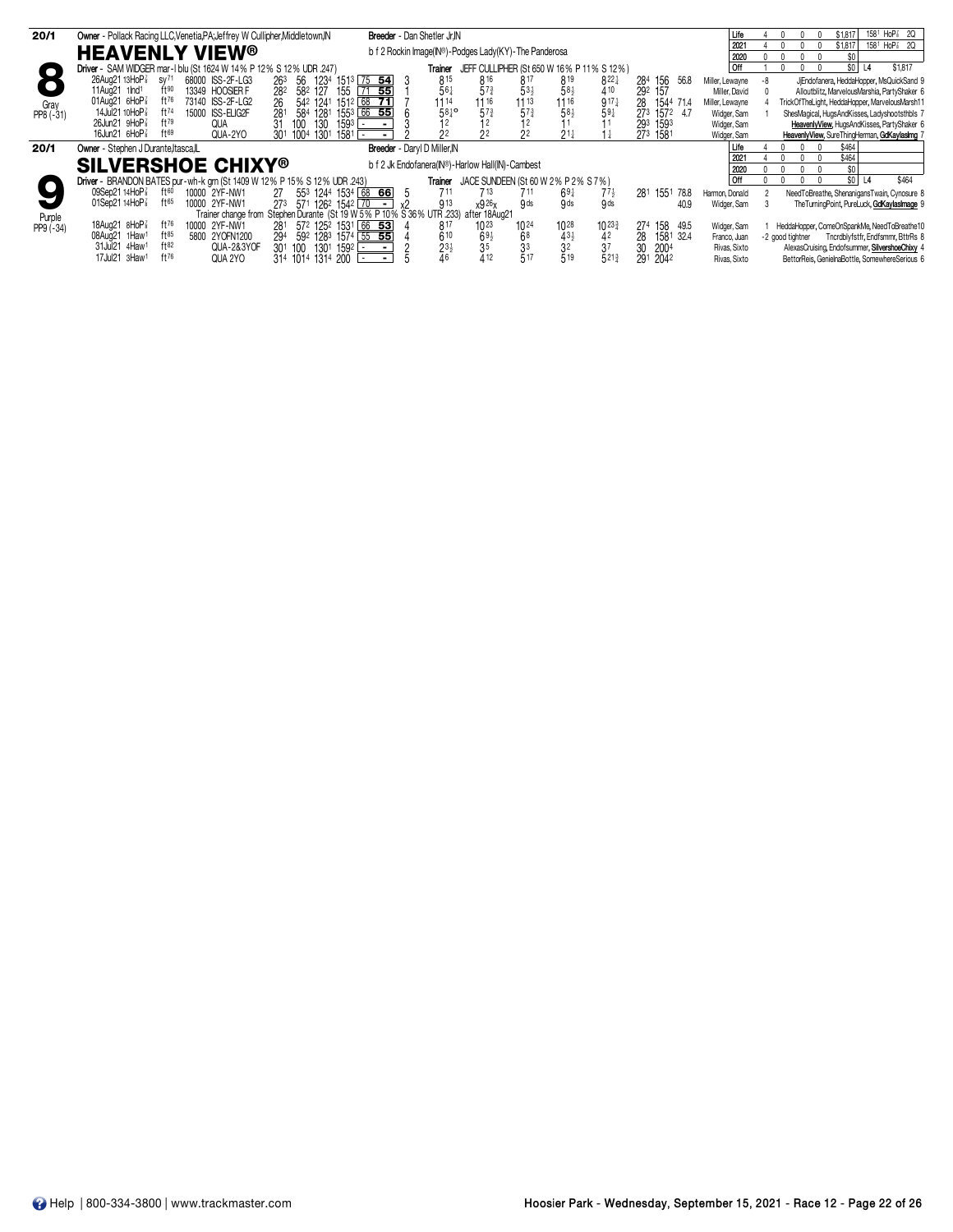## 8 — HEAVENLY VIEW® — 20/1 — Gray PP8 (-31)

**Owner** - Pollack Racing LLC,Venetia,PA;Jeffrey W Cullipher,Middletown,IN

**Breeder** - Dan Shetler Jr,IN

b f 2 Rockin Image(IN®)-Podges Lady(KY)-The Panderosa

**Driver** - SAM WIDGER mar-l blu (St 1624 W 14% P 12% S 12% UDR .247)

**Trainer** JEFF CULLIPHER (St 650 W 16% P 11% S 12%)

| | Starts | W | P | S | Earnings | Best |
|---|---|---|---|---|---|---|
| Life | 4 | 0 | 0 | 0 | $1,817 | 1581 HoP⅞ 2Q |
| 2021 | 4 | 0 | 0 | 0 | $1,817 | 1581 HoP⅞ 2Q |
| 2020 | 0 | 0 | 0 | 0 | $0 | |
| Off | 1 | 0 | 0 | 0 | $0 | L4 $1,817 |

| Date | Track | Cond | Purse | Class | Q1 | Q2 | Q3 | Fin Time | Spd | PP | 1/4 | 1/2 | 3/4 | Str | Fin | Last Q | Time | Odds | Driver | | Finishers |
|---|---|---|---|---|---|---|---|---|---|---|---|---|---|---|---|---|---|---|---|---|---|
| 26Aug21 13HoP⅞ | | sy71 | 68000 | ISS-2F-LG3 | 263 | 56 | 1234 | 1513 | 75 54 | 3 | 815 | 816 | 817 | 819 | 822¼ | 284 | 156 | 56.8 | Miller, Lewayne | -8 | JlEndofanera, HeddaHopper, MsQuickSand 9 |
| 11Aug21 1Ind1 | | ft90 | 13349 | HOOSIER F | 282 | 582 | 127 | 155 | 71 55 | 1 | 56¼ | 57¾ | 53½ | 58½ | 410 | 292 | 157 | | Miller, David | 0 | Alloutblitz, MarvelousMarshia, PartyShaker 6 |
| 01Aug21 6HoP⅞ | | ft76 | 73140 | ISS-2F-LG2 | 26 | 542 | 1241 | 1512 | 68 71 | 7 | 1114 | 1116 | 1113 | 1116 | 917¼ | 28 | 1544 | 71.4 | Miller, Lewayne | 4 | TrickOfTheLight, HeddaHopper, MarvelousMarsh11 |
| 14Jul21 10HoP⅞ | | ft74 | 15000 | ISS-ELIG2F | 281 | 584 | 1281 | 1553 | 66 55 | 6 | 58¼o | 57¾ | 57¾ | 58½ | 59¼ | 273 | 1572 | 4.7 | Widger, Sam | 1 | ShesMagical, HugsAndKisses, Ladyshootsthbls 7 |
| 26Jun21 9HoP⅞ | | ft79 | | QUA | 31 | 100 | 130 | 1593 | - - | 3 | 12 | 12 | 12 | 11 | 11 | 293 | 1593 | | Widger, Sam | | HeavenlyView, HugsAndKisses, PartyShaker 6 |
| 16Jun21 6HoP⅞ | | ft69 | | QUA-2YO | 301 | 1004 | 1301 | 1581 | - - | 2 | 22 | 22 | 22 | 21½ | 1½ | 273 | 1581 | | Widger, Sam | | HeavenlyView, SureThingHerman, GdKaylasImg 7 |

## 9 — SILVERSHOE CHIXY® — 20/1 — Purple PP9 (-34)

**Owner** - Stephen J Durante,Itasca,IL

**Breeder** - Daryl D Miller,IN

b f 2 Jk Endofanera(IN®)-Harlow Hall(IN)-Cambest

**Driver** - BRANDON BATES pur-wh-k grn (St 1409 W 12% P 15% S 12% UDR .243)

**Trainer** JACE SUNDEEN (St 60 W 2% P 2% S 7%)

| | Starts | W | P | S | Earnings | Best |
|---|---|---|---|---|---|---|
| Life | 4 | 0 | 0 | 0 | $464 | |
| 2021 | 4 | 0 | 0 | 0 | $464 | |
| 2020 | 0 | 0 | 0 | 0 | $0 | |
| Off | 0 | 0 | 0 | 0 | $0 | L4 $464 |

| Date | Track | Cond | Purse | Class | Q1 | Q2 | Q3 | Fin Time | Spd | PP | 1/4 | 1/2 | 3/4 | Str | Fin | Last Q | Time | Odds | Driver | | Finishers |
|---|---|---|---|---|---|---|---|---|---|---|---|---|---|---|---|---|---|---|---|---|---|
| 09Sep21 14HoP⅞ | | ft60 | 10000 | 2YF-NW1 | 27 | 553 | 1244 | 1534 | 68 66 | 5 | 711 | 713 | 711 | 69¼ | 77½ | 281 | 1551 | 78.8 | Harmon, Donald | 2 | NeedToBreathe, ShenanigansTwain, Cynosure 8 |
| 01Sep21 14HoP⅞ | | ft65 | 10000 | 2YF-NW1 | 273 | 571 | 1262 | 1542 | 70 - | x2 | 913 | x926x | 9ds | 9ds | 9ds | | | 40.9 | Widger, Sam | 3 | TheTurningPoint, PureLuck, GdKaylasImage 9 |

Trainer change from Stephen Durante (St 19 W 5% P 10% S 36% UTR .233) after 18Aug21

| Date | Track | Cond | Purse | Class | Q1 | Q2 | Q3 | Fin Time | Spd | PP | 1/4 | 1/2 | 3/4 | Str | Fin | Last Q | Time | Odds | Driver | | Finishers |
|---|---|---|---|---|---|---|---|---|---|---|---|---|---|---|---|---|---|---|---|---|---|
| 18Aug21 8HoP⅞ | | ft76 | 10000 | 2YF-NW1 | 281 | 572 | 1252 | 1531 | 66 53 | 4 | 817 | 1023 | 1024 | 1028 | 1023¾ | 274 | 158 | 49.5 | Widger, Sam | 1 | HeddaHopper, ComeOnSpankMe, NeedToBreathe10 |
| 08Aug21 1Haw1 | | ft85 | 5800 | 2YOFN1200 | 294 | 592 | 1283 | 1574 | 55 55 | 4 | 610 | 69½ | 68 | 43½ | 42 | 28 | 1581 | 32.4 | Franco, Juan | -2 good tightner | Tncrdblyfstfr, Endfsmmr, BttrRs 8 |
| 31Jul21 4Haw1 | | ft82 | | QUA-2&3YOF | 301 | 100 | 1301 | 1592 | - - | 2 | 23½ | 35 | 33 | 32 | 37 | 30 | 2004 | | Rivas, Sixto | | AlexasCruising, Endofsummer, SilvershoeChixy 4 |
| 17Jul21 3Haw1 | | ft76 | | QUA 2YO | 314 | 1014 | 1314 | 200 | - - | 5 | 46 | 412 | 517 | 519 | 521¾ | 291 | 2042 | | Rivas, Sixto | | BettorReis, GenielnaBottle, SomewhereSerious 6 |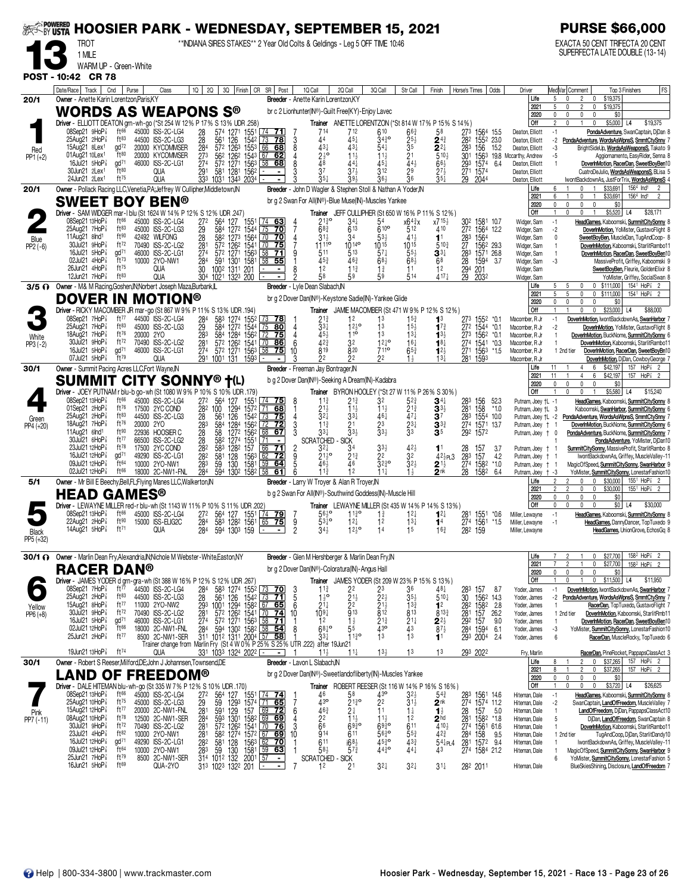# HOOSIER PARK - WEDNESDAY, SEPTEMBER 15, 2021

**PURSE $66,000**

**13** TROT 1 MILE WARM UP - Green-White
**POST - 10:42 CR 78**

**INDIANA SIRES STAKES** 2 Year Old Colts & Geldings - Leg 5 OFF TIME 10:46

EXACTA 50 CENT TRIFECTA 20 CENT SUPERFECTA LATE DOUBLE (13-14)

---

## 1 — WORDS AS WEAPONS S® — 20/1 — Red — PP1 (+2)

Owner - Anette Karin Lorentzen,Paris,KY
Breeder - Anette Karin Lorentzen,KY
br c 2 Lionhunter(IN®)-Guilt Free(KY)-Enjoy Lavec
Driver - ELLIOTT DEATON grn-wh-go (*St 254 W 12% P 17% S 13% UDR .258)
Trainer ANETTE LORENTZON (*St 814 W 17% P 15% S 14%)

Life 5 0 2 0 $19,375 | 2021 5 0 2 0 $19,375 | 2020 0 0 0 0 $0 | Off 2 0 1 0 $5,000 L4 $19,375

| Date/Race | Track | Cnd | Purse | Class | 1Q | 2Q | 3Q | Finish | CR | SR | Post | 1Q Call | 2Q Call | 3Q Call | Str Call | Finish | Horse's Times | Odds | Driver | Med | Comment | Top 3 Finishers | FS |
|---|---|---|---|---|---|---|---|---|---|---|---|---|---|---|---|---|---|---|---|---|---|---|---|
| 08Sep21 9HoP⅝ | ft66 | | 45000 | ISS-2C-LG4 | 28 | 57⁴ | 127¹ | 155¹ | 74 | 71 | 7 | 7¹⁴ | 7¹² | 6¹⁰ | 6⁶¾ | 5⁸ | 27³ 156⁴ | 15.5 | Deaton, Elliott | -1 | | PondaAdventure, SwanCaptain, DjDan | 8 |
| 25Aug21 2HoP⅝ | ft83 | | 44500 | ISS-2C-LG3 | 28 | 56¹ | 126 | 154² | 73 | 78 | 3 | 4⁴ | 4⁵½ | 3⁴³° | 2⁵½ | 2⁴¾ | 28² 155² | 23.0 | Deaton, Elliott | -2 | | PondaAdventure, WordsAsWpnsS, SmmtCtySnny | 7 |
| 15Aug21 8Lex1 | gd72 | | 20000 | KYCOMMSER | 28⁴ | 57² | 126³ | 155³ | 66 | 68 | 8 | 4³½ | 4³½ | 5⁴½ | 3⁵ | 2²½ | 28³ 156 | 15.2 | Deaton, Elliott | -3 | | BrightSideUp, WordsAsWeaponsS, Takato | 9 |
| 01Aug21 10Lex1 | ft80 | | 20000 | KYCOMMSER | 27³ | 56² | 126² | 154³ | 67 | 62 | 4 | 2½° | 1½ | 1¹½ | 2¹ | 5¹⁰½ | 30¹ 156³ | 19.8 | Mccarthy, Andrew | -5 | | Aggiornamento, EasyRider, Senna | 8 |
| 16Jul21 5HoP⅝ | gd71 | | 46000 | ISS-2C-LG1 | 27⁴ | 57² | 127¹ | 156³ | 58 | 68 | 8 | 4⁸ | 4⁴½ | 4⁵½ | 4⁴½ | 6⁶½ | 29³ 157⁴ | 6.4 | Deaton, Elliott | 1 | | DoverInMotion, RacerDan, SweetBoyBen | 10 |
| 30Jun21 2Lex1 | ft80 | | | QUA | 29¹ | 58¹ | 128¹ | 156² | - | - | 3 | 3⁷ | 3⁷½ | 3¹² | 2⁹ | 2⁷½ | 27¹ 157⁴ | | Deaton, Elliott | | | CuatroDeJulio, WordsAsWeaponsS, BLisa | 5 |
| 24Jun21 2Lex1 | ft75 | | | QUA | 33³ | 103¹ | 134³ | 203⁴ | - | - | 3 | 3⁵½ | 3⁹½ | 3⁶½ | 3⁶ | 3⁵½ | 29 204⁴ | | Deaton, Elliott | | | IwontBackdownAs, JustForTrix, WordsAsWpnsS | 4 |

## 2 — SWEET BOY BEN® — 20/1 — Blue — PP2 (-6)

Owner - Pollack Racing LLC,Venetia,PA;Jeffrey W Cullipher,Middletown,IN
Breeder - John D Wagler & Stephen Stoll & Nathan A Yoder,IN
br g 2 Swan For All(IN®)-Blue Muse(IN)-Muscles Yankee
Driver - SAM WIDGER mar-l blu (St 1624 W 14% P 12% S 12% UDR .247)
Trainer JEFF CULLIPHER (St 650 W 16% P 11% S 12%)

Life 6 1 0 1 $33,691 156⁴ Ind¹ 2 | 2021 6 1 0 1 $33,691 156⁴ Ind¹ 2 | 2020 0 0 0 0 $0 | Off 1 0 0 1 $5,520 L4 $28,171

| Date/Race | Track | Cnd | Purse | Class | 1Q | 2Q | 3Q | Finish | CR | SR | Post | 1Q Call | 2Q Call | 3Q Call | Str Call | Finish | Horse's Times | Odds | Driver | Med | Comment | Top 3 Finishers | FS |
|---|---|---|---|---|---|---|---|---|---|---|---|---|---|---|---|---|---|---|---|---|---|---|---|
| 08Sep21 13HoP⅝ | ft66 | | 45000 | ISS-2C-LG4 | 27² | 56⁴ | 127 | 155¹ | 74 | 63 | 4 | 2¹³° | 3⁴½ | 5⁴ | x6⁴³x | x7¹⁵½ | 30² 158¹ | 10.7 | Widger, Sam | -1 | | HeadGames, Kaboomski, SummitCitySonny | 8 |
| 25Aug21 7HoP⅝ | ft83 | | 45000 | ISS-2C-LG3 | 29 | 58⁴ | 127² | 154⁴ | 75 | 70 | 7 | 6⁸¾ | 6¹³ | 6¹⁰° | 5¹² | 4¹⁰ | 27² 156⁴ | 12.2 | Widger, Sam | -2 | | DoverInMotion, YoMister, GustavoFlight | 8 |
| 11Aug21 8Ind1 | ft90 | | 42492 | WILFONG | 28 | 58² | 127³ | 156⁴ | 70 | 70 | 4 | 3¹½ | 3⁴ | 5³½ | 4¹½ | 1¹ | 28³ 156⁴ | | Widger, Sam | 0 | | SweetBoyBen, MuscleDan, TugAndCoop | 8 |
| 30Jul21 9HoP⅝ | ft72 | | 70490 | ISS-2C-LG2 | 28¹ | 57² | 126² | 154¹ | 70 | 75 | 7 | 11¹¹° | 10¹⁴° | 10¹⁵ | 10¹⁵ | 5¹⁰¾ | 27 156² | 29.3 | Widger, Sam | 1 | | DoverInMotion, Kaboomski, StarlitRambo | 11 |
| 16Jul21 5HoP⅝ | gd71 | | 46000 | ISS-2C-LG1 | 27⁴ | 57² | 127¹ | 156³ | 58 | 71 | 9 | 5¹¹ | 5¹³ | 5⁷½ | 5⁵½ | 3³¼ | 28³ 157¹ | 26.8 | Widger, Sam | 1 | | DoverInMotion, RacerDan, SweetBoyBen | 10 |
| 02Jul21 4HoP⅝ | ft73 | | 10000 | 2YO-NW1 | 28⁴ | 59¹ | 130¹ | 158¹ | 58 | 55 | 1 | 4⁵¾ | 4⁶¾ | 6⁸½ | 6⁸½ | 6⁸ | 28 159⁴ | 3.7 | Widger, Sam | -3 | | MassiveProfit, Griffey, Kaboomski | 9 |
| 26Jun21 4HoP⅝ | ft75 | | | QUA | 30 | 100² | 131¹ | 201 | - | - | 8 | 1² | 1¹¾ | 1¾ | 1¹ | 1² | 29⁴ 201 | | Widger, Sam | | | SweetBoyBen, Fleurie, GoldenElixir | 8 |
| 12Jun21 7HoP⅝ | ft63 | | | QUA | 30⁴ | 102¹ | 132³ | 200 | - | - | 2 | 5⁸ | 5⁹ | 5⁹ | 5¹⁴ | 4¹⁷½ | 29 203² | | Widger, Sam | | | YoMister, Griffey, SocialSwan | 8 |

## 3 — DOVER IN MOTION® — 3/5 — White — PP3 (-2)

Owner - M& M Racing,Goshen,IN;Norbert Joseph Maza,Burbank,IL
Breeder - Lyle Dean Slabach,IN
br g 2 Dover Dan(IN®)-Keystone Sadie(IN)-Yankee Glide
Driver - RICKY MACOMBER JR mar-go (St 867 W 9% P 11% S 13% UDR .194)
Trainer JAMIE MACOMBER (St 471 W 9% P 12% S 12%)

Life 5 5 0 0 $111,000 154¹ HoP⅝ 2 | 2021 5 5 0 0 $111,000 154¹ HoP⅝ 2 | 2020 0 0 0 0 $0 | Off 1 1 0 0 $23,000 L4 $88,000

| Date/Race | Track | Cnd | Purse | Class | 1Q | 2Q | 3Q | Finish | CR | SR | Post | 1Q Call | 2Q Call | 3Q Call | Str Call | Finish | Horse's Times | Odds | Driver | Med | Comment | Top 3 Finishers | FS |
|---|---|---|---|---|---|---|---|---|---|---|---|---|---|---|---|---|---|---|---|---|---|---|---|
| 08Sep21 7HoP⅝ | ft77 | | 44500 | ISS-2C-LG4 | 28⁴ | 58³ | 127⁴ | 155² | 73 | 78 | 3 | 2¹½ | 1² | 1³ | 1⁵½ | 1³ | 27³ 155² | *0.1 | Macomber, R Jr | -1 | | DoverInMotion, IwontBackdownAs, SwanHarbor | 7 |
| 25Aug21 7HoP⅝ | ft83 | | 45000 | ISS-2C-LG3 | 29 | 58⁴ | 127² | 154⁴ | 75 | 80 | 4 | 3³½ | 1²½° | 1³ | 1⁵½ | 1⁷¾ | 27² 154⁴ | *0.1 | Macomber, R Jr | -2 | | DoverInMotion, YoMister, GustavoFlight | 8 |
| 18Aug21 7HoP⅝ | ft76 | | 20000 | 2YO | 28³ | 58⁴ | 128⁴ | 156² | 72 | 75 | 4 | 4⁵½ | 1¹° | 1³ | 1³½ | 1³½ | 27³ 156² | *0.1 | Macomber, R Jr | 1 | | DoverInMotion, BuckNome, SummitCitySonny | 6 |
| 30Jul21 9HoP⅝ | ft72 | | 70490 | ISS-2C-LG2 | 28¹ | 57² | 126² | 154¹ | 70 | 86 | 6 | 4²¾ | 3² | 1²½° | 1⁶½ | 1⁸½ | 27⁴ 154¹ | *0.3 | Macomber, R Jr | 1 | | DoverInMotion, Kaboomski, StarlitRambo | 11 |
| 16Jul21 5HoP⅝ | gd71 | | 46000 | ISS-2C-LG1 | 27⁴ | 57² | 127¹ | 156³ | 58 | 75 | 10 | 8¹⁹ | 8²⁰ | 7¹¹° | 6⁵¾ | 1²½ | 27¹ 156³ | *1.5 | Macomber, R Jr | 1 | 2nd tier | DoverInMotion, RacerDan, SweetBoyBen | 10 |
| 07Jul21 5HoP⅝ | ft79 | | | QUA | 29¹ | 100¹ | 131 | 159³ | - | - | 3 | 2² | 2² | 2² | 1½ | 1³¼ | 28¹ 159³ | | Macomber, R Jr | | | DoverInMotion, DjDan, CowboyGeorge | 7 |

## 4 — SUMMIT CITY SONNY® †(L) — 30/1 — Green — PP4 (+20)

Owner - Summit Pacing Acres LLC,Fort Wayne,IN
Breeder - Freeman Jay Bontrager,IN
b g 2 Dover Dan(IN®)-Seeking A Dream(IN)-Kadabra
Driver - JOEY PUTNAM r blu-b go-wh (St 1080 W 9% P 10% S 10% UDR .179)
Trainer BYRON HOOLEY (*St 27 W 11% P 26% S 30%)

Life 11 1 4 6 $42,197 157 HoP⅝ 2 | 2021 11 1 4 6 $42,197 157 HoP⅝ 2 | 2020 0 0 0 0 $0 | Off 1 0 0 1 $5,580 L4 $15,240

| Date/Race | Track | Cnd | Purse | Class | 1Q | 2Q | 3Q | Finish | CR | SR | Post | 1Q Call | 2Q Call | 3Q Call | Str Call | Finish | Horse's Times | Odds | Driver | Med | Comment | Top 3 Finishers | FS |
|---|---|---|---|---|---|---|---|---|---|---|---|---|---|---|---|---|---|---|---|---|---|---|---|
| 08Sep21 13HoP⅝ | ft66 | | 45000 | ISS-2C-LG4 | 27² | 56⁴ | 127 | 155¹ | 74 | 75 | 8 | 1¹¾ | 2¹¾ | 3² | 5²¾ | 3⁴¼ | 28³ 156 | 52.3 | Putnam, Joey †L | -1 | | HeadGames, Kaboomski, SummitCitySonny | 8 |
| 01Sep21 2HoP⅝ | ft76 | | 17500 | 2YC COND | 28² | 100 | 129⁴ | 157² | 71 | 68 | 1 | 2¹½ | 1¹½ | 1¹½ | 2¹¾ | 3³½ | 28¹ 158 | *1.0 | Putnam, Joey †L | 3 | | Kaboomski, SwanHarbor, SummitCitySonny | 6 |
| 25Aug21 2HoP⅝ | ft83 | | 44500 | ISS-2C-LG3 | 28 | 56¹ | 126 | 154² | 73 | 75 | 4 | 3²½ | 3³½ | 4⁶½ | 4⁷½ | 3⁷ | 28³ 155⁴ | 10.0 | Putnam, Joey †L | -2 | | PondaAdventure, WordsAsWpnsS, SmmtCtySnny | 7 |
| 18Aug21 7HoP⅝ | ft76 | | 20000 | 2YO | 28³ | 58⁴ | 128⁴ | 156² | 72 | 72 | 3 | 1¹½ | 2¹ | 2³ | 2³½ | 3³¾ | 27⁴ 157¹ | 13.7 | Putnam, Joey † | 1 | | DoverInMotion, BuckNome, SummitCitySonny | 6 |
| 11Aug21 6Ind1 | ft90 | | 22936 | HOOSIER C | 28 | 58 | 127² | 156² | 68 | 67 | 3 | 3³½ | 3³½ | 3³½ | 3³ | 3⁵ | 29² 157² | | Putnam, Joey † | 0 | | PondaAdventure, SummitCitySonny | 5 |
| 30Jul21 6HoP⅝ | ft77 | | 66500 | ISS-2C-LG2 | 28 | 58² | 127⁴ | 155¹ | 71 | - | | SCRATCHED - SICK | | | | | | | | 1 | | PondaAdventure, YoMister, DjDan | 10 |
| 23Jul21 12HoP⅝ | ft78 | | 17500 | 2YC COND | 28² | 58³ | 128² | 157 | 66 | 71 | 2 | 3²½ | 3⁴ | 3³½ | 4²½ | 1¹ | 28 157 | 3.7 | Putnam, Joey † | 1 | | SummitCitySonny, MassiveProfit, StarlitRambo | 8 |
| 16Jul21 12HoP⅝ | gd71 | | 49290 | ISS-2C-LG1 | 28² | 58¹ | 128 | 156³ | 62 | 72 | 9 | 2¹½° | 2¹¾ | 2² | 3² | 4²½PL3 | 28³ 157 | 4.2 | Putnam, Joey † | 1 | | IwontBackdownAs, Griffey, MuscleValley | 11 |
| 09Jul21 12HoP⅝ | ft64 | | 10000 | 2YO-NW1 | 28³ | 59 | 130 | 158¹ | 59 | 64 | 5 | 4⁶½ | 4⁶ | 3²³° | 3²½ | 2¹½ | 27⁴ 158² | *1.0 | Putnam, Joey † | 1 | | MagicOfSpeed, SummitCitySonny, SwanHarbor | 9 |
| 02Jul21 12HoP⅝ | ft66 | | 18000 | 2C-NW1-FNL | 28⁴ | 59⁴ | 130² | 158² | 58 | 61 | 6 | 1¹¾ | 1² | 1¹¾ | 1¾ | 2nk | 28 158² | 6.4 | Putnam, Joey † | -3 | | YoMister, SummitCitySonny, LonestarFashion | 10 |

## 5 — HEAD GAMES® — 5/1 — Black — PP5 (+32)

Owner - Mr Bill E Beechy,Bell,FL;Flying Manes LLC,Walkerton,IN
Breeder - Larry W Troyer & Alan R Troyer,IN
b g 2 Swan For All(IN®)-Southwind Goddess(IN)-Muscle Hill
Driver - LEWAYNE MILLER red-r blu-wh (St 1143 W 11% P 10% S 11% UDR .202)
Trainer LEWAYNE MILLER (St 435 W 14% P 14% S 13%)

Life 2 2 0 0 $30,000 155¹ HoP⅝ 2 | 2021 2 2 0 0 $30,000 155¹ HoP⅝ 2 | 2020 0 0 0 0 $0 | Off 0 0 0 0 $0 L4 $30,000

| Date/Race | Track | Cnd | Purse | Class | 1Q | 2Q | 3Q | Finish | CR | SR | Post | 1Q Call | 2Q Call | 3Q Call | Str Call | Finish | Horse's Times | Odds | Driver | Med | Comment | Top 3 Finishers | FS |
|---|---|---|---|---|---|---|---|---|---|---|---|---|---|---|---|---|---|---|---|---|---|---|---|
| 08Sep21 13HoP⅝ | ft66 | | 45000 | ISS-2C-LG4 | 27² | 56⁴ | 127 | 155¹ | 74 | 79 | 7 | 5⁶½° | 1¹¾° | 1¾ | 1²½ | 1²½ | 28¹ 155¹ | *0.6 | Miller, Lewayne | -1 | | HeadGames, Kaboomski, SummitCitySonny | 8 |
| 22Aug21 2HoP⅝ | ft90 | | 15000 | ISS-ELIG2C | 28⁴ | 58³ | 128² | 156¹ | 65 | 75 | 9 | 5³½° | 1²½ | 1² | 1³½ | 1⁴ | 27⁴ 156¹ | *1.5 | Miller, Lewayne | -1 | | HeadGames, DannyDancer, TopTuxedo | 9 |
| 14Aug21 5HoP⅝ | ft71 | | | QUA | 28⁴ | 59⁴ | 130³ | 159 | - | - | 2 | 3⁴½ | 1²½° | 1⁴ | 1⁵ | 1⁶¾ | 28² 159 | | Miller, Lewayne | | | HeadGames, UnionGrove, EchosGq | 8 |

## 6 — RACER DAN® — 30/1 — Yellow — PP6 (+8)

Owner - Marlin Dean Fry,Alexandria,IN;Nichole M Webster-White,Easton,NY
Breeder - Glen M Hershberger & Marlin Dean Fry,IN
br g 2 Dover Dan(IN®)-Coloratura(IN)-Angus Hall
Driver - JAMES YODER d grn-gra-wh (St 388 W 16% P 12% S 12% UDR .267)
Trainer JAMES YODER (St 209 W 23% P 15% S 13%)

Life 7 2 1 0 $27,700 158² HoP⅝ 2 | 2021 7 2 1 0 $27,700 158² HoP⅝ 2 | 2020 0 0 0 0 $0 | Off 1 0 1 0 $11,500 L4 $11,950

| Date/Race | Track | Cnd | Purse | Class | 1Q | 2Q | 3Q | Finish | CR | SR | Post | 1Q Call | 2Q Call | 3Q Call | Str Call | Finish | Horse's Times | Odds | Driver | Med | Comment | Top 3 Finishers | FS |
|---|---|---|---|---|---|---|---|---|---|---|---|---|---|---|---|---|---|---|---|---|---|---|---|
| 08Sep21 7HoP⅝ | ft77 | | 44500 | ISS-2C-LG4 | 28⁴ | 58³ | 127⁴ | 155² | 73 | 70 | 3 | 1¹½ | 2² | 2³ | 3⁶ | 4⁸¼ | 28³ 157 | 8.7 | Yoder, James | -1 | | DoverInMotion, IwontBackdownAs, SwanHarbor | 7 |
| 25Aug21 2HoP⅝ | ft83 | | 44500 | ISS-2C-LG3 | 28 | 56¹ | 126 | 154² | 73 | 71 | 5 | 1½° | 2¹½ | 2²½ | 3⁵½ | 5¹⁰½ | 30 156² | 14.3 | Yoder, James | -2 | | PondaAdventure, WordsAsWpnsS, SmmtCtySnny | 7 |
| 15Aug21 8HoP⅝ | ft77 | | 11000 | 2YO-NW2 | 29³ | 100¹ | 129⁴ | 158² | 67 | 65 | 6 | 2¹½ | 2² | 2¹½ | 1³¾ | 1² | 28² 158² | 2.8 | Yoder, James | 1 | | RacerDan, TopTuxedo, GustavoFlight | 8 |
| 30Jul21 9HoP⅝ | ft72 | | 70490 | ISS-2C-LG2 | 28¹ | 57² | 126² | 154¹ | 70 | 74 | 10 | 10⁹½ | 9¹³ | 8¹² | 8¹³ | 8¹³¾ | 28¹ 157 | 26.2 | Yoder, James | 1 | 2nd tier | DoverInMotion, Kaboomski, StarlitRmb | 11 |
| 16Jul21 5HoP⅝ | gd71 | | 46000 | ISS-2C-LG1 | 27⁴ | 57² | 127¹ | 156³ | 58 | 71 | 1 | 1² | 1½ | 2¹¾ | 2¹½ | 2²½ | 29² 157 | 9.0 | Yoder, James | 1 | | DoverInMotion, RacerDan, SweetBoyBen | 10 |
| 02Jul21 12HoP⅝ | ft66 | | 18000 | 2C-NW1-FNL | 28⁴ | 59⁴ | 130² | 158² | 58 | 54 | 8 | 6⁸½° | 5⁵ | 4³° | 4³ | 8⁷½ | 28⁴ 159⁴ | 6.1 | Yoder, James | -3 | | YoMister, SummitCitySonny, LonestarFashion | 10 |
| 25Jun21 2HoP⅝ | ft77 | | 8500 | 2C-NW1-SER | 31¹ | 101² | 131¹ | 200⁴ | 57 | 58 | 1 | 3³½ | 1¹½° | 1³ | 1³ | 1¹ | 29³ 200⁴ | 2.4 | Yoder, James | 6 | | RacerDan, MuscleRocky, TopTuxedo | 6 |

Trainer change from Marlin Fry (St 4 W 0% P 25% S 25% UTR .222) after 19Jun21

| Date/Race | Track | Cnd | Purse | Class | 1Q | 2Q | 3Q | Finish | CR | SR | Post | 1Q Call | 2Q Call | 3Q Call | Str Call | Finish | Horse's Times | Odds | Driver | Med | Comment | Top 3 Finishers | FS |
|---|---|---|---|---|---|---|---|---|---|---|---|---|---|---|---|---|---|---|---|---|---|---|---|
| 19Jun21 13HoP⅝ | ft74 | | | QUA | 33¹ | 103³ | 132⁴ | 202² | - | - | 1 | 1¹½ | 1¹½ | 1³½ | 1³ | 1³ | 29³ 202² | | Fry, Marlin | | | RacerDan, PineRocket, PappapsClassAct | 3 |

## 7 — LAND OF FREEDOM® — 30/1 — Pink — PP7 (-11)

Owner - Robert S Reeser,Milford,DE;John J Johannsen,Townsend,DE
Breeder - Lavon L Slabach,IN
br g 2 Dover Dan(IN®)-Sweetlandofliberty(IN)-Muscles Yankee
Driver - DALE HITEMAN blu-wh-go (St 335 W 7% P 12% S 10% UDR .170)
Trainer ROBERT REESER (St 116 W 14% P 16% S 16%)

Life 8 1 2 0 $37,265 157 HoP⅝ 2 | 2021 8 1 2 0 $37,265 157 HoP⅝ 2 | 2020 0 0 0 0 $0 | Off 1 0 0 0 $3,720 L4 $26,625

| Date/Race | Track | Cnd | Purse | Class | 1Q | 2Q | 3Q | Finish | CR | SR | Post | 1Q Call | 2Q Call | 3Q Call | Str Call | Finish | Horse's Times | Odds | Driver | Med | Comment | Top 3 Finishers | FS |
|---|---|---|---|---|---|---|---|---|---|---|---|---|---|---|---|---|---|---|---|---|---|---|---|
| 08Sep21 13HoP⅝ | ft66 | | 45000 | ISS-2C-LG4 | 27² | 56⁴ | 127 | 155¹ | 74 | 74 | 3 | 4⁶ | 5⁸ | 4³° | 3²½ | 5⁴¾ | 28³ 156¹ | 14.6 | Hiteman, Dale | -1 | | HeadGames, Kaboomski, SummitCitySonny | 8 |
| 25Aug21 10HoP⅝ | ft75 | | 45000 | ISS-2C-LG3 | 29 | 59 | 129³ | 157⁴ | 71 | 65 | 4 | 4³° | 2¹³° | 2² | 3¹½ | 2nk | 27⁴ 157⁴ | 11.2 | Hiteman, Dale | -2 | | SwanCaptain, LandOfFreedom, MuscleValley | 7 |
| 15Aug21 12HoP⅝ | ft77 | | 20000 | 2C-NW1-FNL | 28¹ | 59¹ | 129 | 157 | 69 | 72 | 6 | 4⁶¾ | 2¾ | 1¹ | 1½ | 1½ | 28 157 | 5.0 | Hiteman, Dale | 1 | | LandOfFreedom, DjDan, PappapsClassAct | 10 |
| 08Aug21 10HoP⅝ | ft78 | | 12500 | 2C-NW1-SER | 28⁴ | 59³ | 130¹ | 158² | 69 | 69 | 4 | 2² | 1¹½ | 1¹½ | 1² | 2hd | 28¹ 158² | *1.8 | Hiteman, Dale | 5 | | DjDan, LandOfFreedom, SwanCaptain | 8 |
| 30Jul21 9HoP⅝ | ft72 | | 70490 | ISS-2C-LG2 | 28¹ | 57² | 126² | 154¹ | 70 | 76 | 3 | 6⁶ | 6⁹³° | 6⁹³° | 6¹¹ | 4¹⁰½ | 27⁴ 156¹ | 61.6 | Hiteman, Dale | 1 | | DoverInMotion, Kaboomski, StarlitRambo | 11 |
| 23Jul21 4HoP⅝ | ft82 | | 10000 | 2YO-NW1 | 28¹ | 58² | 127⁴ | 157² | 67 | 69 | 10 | 9¹⁴ | 6¹¹ | 5⁶³° | 5⁵¾ | 4²¾ | 28⁴ 158 | 9.5 | Hiteman, Dale | 1 | 2nd tier | TugAndCoop, DjDan, StarlitDandy | 10 |
| 16Jul21 12HoP⅝ | gd71 | | 49290 | ISS-2C-LG1 | 28² | 58¹ | 128 | 156³ | 62 | 70 | 10 | 6¹¹ | i6⁸½ | 4⁵³° | 4³¾ | 5⁴¼PL4 | 28¹ 157² | 9.4 | Hiteman, Dale | 1 | | IwontBackdownAs, Griffey, MuscleValley | 11 |
| 09Jul21 12HoP⅝ | ft64 | | 10000 | 2YO-NW1 | 28³ | 59 | 130 | 158¹ | 59 | 63 | 9 | 5⁸½ | 5⁷¾ | 4⁴³° | 4⁴½ | 4³ | 27⁴ 158⁴ | 21.2 | Hiteman, Dale | 1 | | MagicOfSpeed, SummitCitySonny, SwanHarbor | 9 |
| 25Jun21 7HoP⅝ | ft79 | | 8500 | 2C-NW1-SER | 31⁴ | 101² | 132 | 201 | 57 | - | | SCRATCHED - SICK | | | | | | | | 6 | | YoMister, SummitCitySonny, LonestarFashion | 5 |
| 16Jun21 5HoP⅝ | ft69 | | | QUA-2YO | 31³ | 102³ | 132² | 201 | - | - | 7 | 1² | 2¹ | 3²½ | 3²½ | 3¹½ | 28² 201¹ | | Hiteman, Dale | | | BlueSkiesShining, Disclosure, LandOfFreedom | 7 |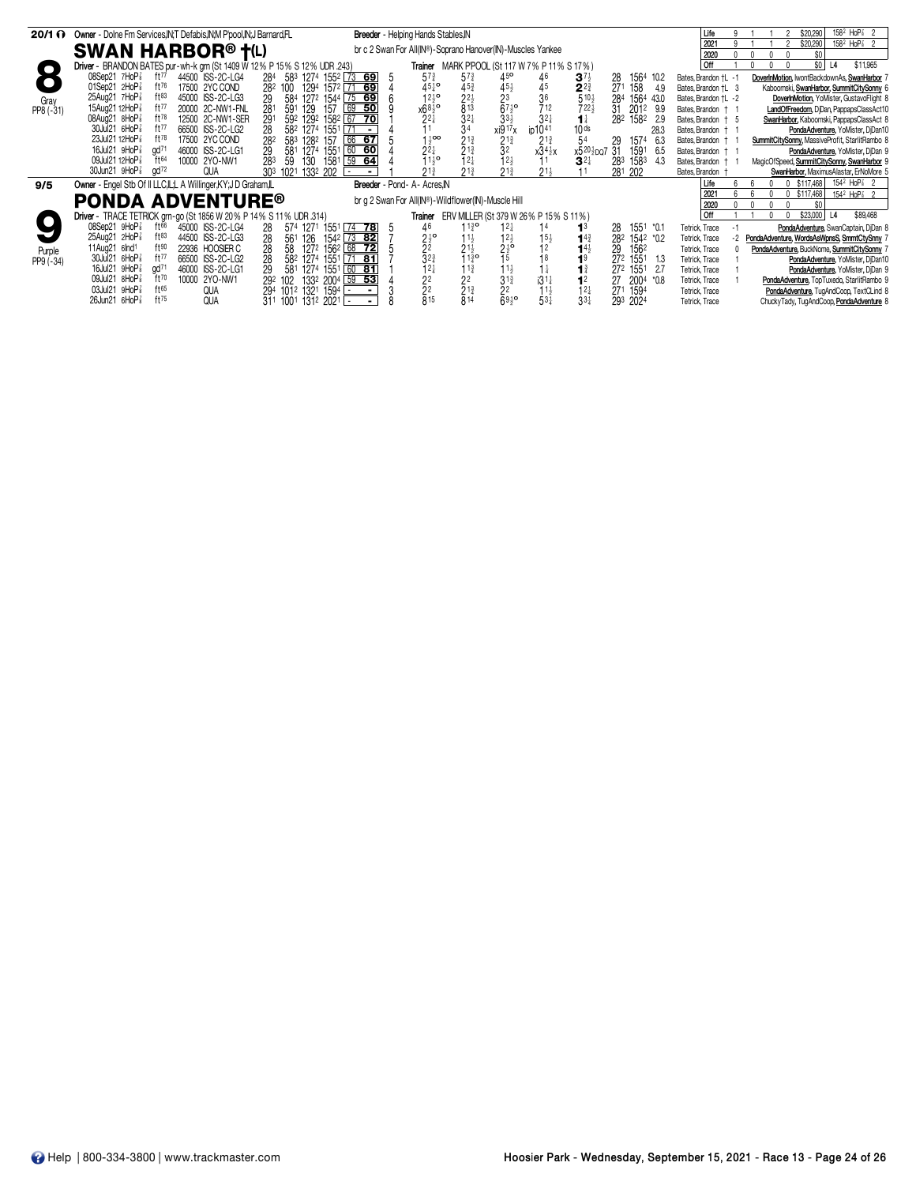## 20/1 — 8 — SWAN HARBOR® †(L)

Gray PP8 (-31)

Owner - Dolne Fm Services,IN;T Defabis,IN;M P'pool,IN;J Barnard,FL

Breeder - Helping Hands Stables,IN

br c 2 Swan For All(IN®)-Soprano Hanover(IN)-Muscles Yankee

Driver - BRANDON BATES pur-wh-k grn (St 1409 W 12% P 15% S 12% UDR .243)

Trainer MARK PPOOL (St 117 W 7% P 11% S 17%)

| | Starts | Win | Place | Show | Earnings | Best |
|---|---|---|---|---|---|---|
| Life | 9 | 1 | 1 | 2 | $20,290 | 158² HoP⅞ 2 |
| 2021 | 9 | 1 | 1 | 2 | $20,290 | 158² HoP⅞ 2 |
| 2020 | 0 | 0 | 0 | 0 | $0 | |
| Off | 1 | 0 | 0 | 0 | $0 | L4 $11,965 |

| Date | Track | Cond | Purse | Class | 1/4 | 1/2 | 3/4 | Time | Rating | PP | 1/4 | 1/2 | 3/4 | Str | Fin | Last Q | Time | Odds | Driver | Top Finishers |
|---|---|---|---|---|---|---|---|---|---|---|---|---|---|---|---|---|---|---|---|---|
| 08Sep21 7HoP⅞ | | ft77 | 44500 | ISS-2C-LG4 | 28⁴ | 58³ | 127⁴ | 155² | 73 69 | 5 | 5 7¾ | 5 7¾ | 4 5° | 4 6 | 3 7½ | 28 | 156⁴ | 10.2 | Bates, Brandon †L -1 | DoverInMotion, IwontBackdownAs, SwanHarbor 7 |
| 01Sep21 2HoP⅞ | | ft76 | 17500 | 2YC COND | 28² | 100 | 129⁴ | 157² | 71 69 | 4 | 4 5½° | 4 5¾ | 4 5½ | 4 5 | 2 2¾ | 27¹ | 158 | 4.9 | Bates, Brandon †L 3 | Kaboomski, SwanHarbor, SummitCitySonny 6 |
| 25Aug21 7HoP⅞ | | ft83 | 45000 | ISS-2C-LG3 | 29 | 58⁴ | 127² | 154⁴ | 75 69 | 6 | 1 2½° | 2 2½ | 2 3 | 3 6 | 5 10½ | 28⁴ | 156⁴ | 43.0 | Bates, Brandon †L -2 | DoverInMotion, YoMister, GustavoFlight 8 |
| 15Aug21 12HoP⅞ | | ft77 | 20000 | 2C-NW1-FNL | 28¹ | 59¹ | 129 | 157 | 69 50 | 9 | x6 8¾° | 8 13 | 6 7¾° | 7 12 | 7 22½ | 31 | 201² | 9.9 | Bates, Brandon † 1 | LandOfFreedom, DjDan, PappapsClassAct10 |
| 08Aug21 8HoP⅞ | | ft78 | 12500 | 2C-NW1-SER | 29¹ | 59² | 129² | 158² | 67 70 | 1 | 2 2¼ | 3 2½ | 3 3½ | 3 2¼ | 1 ¾ | 28² | 158² | 2.9 | Bates, Brandon † 5 | SwanHarbor, Kaboomski, PappapsClassAct 8 |
| 30Jul21 6HoP⅞ | | ft77 | 66500 | ISS-2C-LG2 | 28 | 58² | 127⁴ | 155¹ | 71 - | 4 | 1 1 | 3 4 | xi9 17x | ip10 41 | 10 ds | | | 28.3 | Bates, Brandon † 1 | PondaAdventure, YoMister, DjDan10 |
| 23Jul21 12HoP⅞ | | ft78 | 17500 | 2YC COND | 28² | 58³ | 128² | 157 | 66 67 | 5 | 1 ½°° | 2 1¾ | 2 1¾ | 2 1¾ | 5 4 | 29 | 157⁴ | 6.3 | Bates, Brandon † 1 | SummitCitySonny, MassiveProfit, StarlitRambo 8 |
| 16Jul21 9HoP⅞ | | gd71 | 46000 | ISS-2C-LG1 | 29 | 58¹ | 127⁴ | 155¹ | 60 60 | 4 | 2 2¼ | 2 1¾ | 3 2 | x3 4½x | x5 20¾ DQ7 | 31 | 159¹ | 6.5 | Bates, Brandon † 1 | PondaAdventure, YoMister, DjDan 9 |
| 09Jul21 12HoP⅞ | | ft64 | 10000 | 2YO-NW1 | 28³ | 59 | 130 | 158¹ | 59 64 | 4 | 1 1½° | 1 2¼ | 1 2½ | 1 1 | 3 2¼ | 28³ | 158³ | 4.3 | Bates, Brandon † 1 | MagicOfSpeed, SummitCitySonny, SwanHarbor 9 |
| 30Jun21 9HoP⅞ | | gd72 | | QUA | 30³ | 102¹ | 133² | 202 | - - | 1 | 2 1¾ | 2 1¾ | 2 1¾ | 2 1½ | 1 1 | 28¹ | 202 | | Bates, Brandon † | SwanHarbor, MaximusAlastar, ErNoMore 5 |

## 9/5 — 9 — PONDA ADVENTURE®

Purple PP9 (-34)

Owner - Engel Stb Of Il LLC,IL;L A Willinger,KY;J D Graham,IL

Breeder - Pond- A- Acres,IN

br g 2 Swan For All(IN®)-Wildflower(IN)-Muscle Hill

Driver - TRACE TETRICK grn-go (St 1856 W 20% P 14% S 11% UDR .314)

Trainer ERV MILLER (St 379 W 26% P 15% S 11%)

| | Starts | Win | Place | Show | Earnings | Best |
|---|---|---|---|---|---|---|
| Life | 6 | 6 | 0 | 0 | $117,468 | 154² HoP⅞ 2 |
| 2021 | 6 | 6 | 0 | 0 | $117,468 | 154² HoP⅞ 2 |
| 2020 | 0 | 0 | 0 | 0 | $0 | |
| Off | 1 | 1 | 0 | 0 | $23,000 | L4 $89,468 |

| Date | Track | Cond | Purse | Class | 1/4 | 1/2 | 3/4 | Time | Rating | PP | 1/4 | 1/2 | 3/4 | Str | Fin | Last Q | Time | Odds | Driver | Top Finishers |
|---|---|---|---|---|---|---|---|---|---|---|---|---|---|---|---|---|---|---|---|---|
| 08Sep21 9HoP⅞ | | ft66 | 45000 | ISS-2C-LG4 | 28 | 57⁴ | 127¹ | 155¹ | 74 78 | 5 | 4 6 | 1 1¾° | 1 2¼ | 1 4 | 1 3 | 28 | 155¹ | *0.1 | Tetrick, Trace -1 | PondaAdventure, SwanCaptain, DjDan 8 |
| 25Aug21 2HoP⅞ | | ft83 | 44500 | ISS-2C-LG3 | 28 | 56¹ | 126 | 154² | 73 82 | 7 | 2 ½° | 1 1½ | 1 2¾ | 1 5½ | 1 4¾ | 28² | 154² | *0.2 | Tetrick, Trace -2 | PondaAdventure, WordsAsWpnsS, SmmtCtySnny 7 |
| 11Aug21 6Ind¹ | | ft90 | 22936 | HOOSIER C | 28 | 58 | 127² | 156² | 68 72 | 5 | 2 2 | 2 1½ | 2 ½° | 1 2 | 1 4½ | 29 | 156² | | Tetrick, Trace 0 | PondaAdventure, BuckNome, SummitCitySonny 7 |
| 30Jul21 6HoP⅞ | | ft77 | 66500 | ISS-2C-LG2 | 28 | 58² | 127⁴ | 155¹ | 71 81 | 7 | 3 2¾ | 1 1¾° | 1 5 | 1 8 | 1 9 | 27² | 155¹ | 1.3 | Tetrick, Trace 1 | PondaAdventure, YoMister, DjDan10 |
| 16Jul21 9HoP⅞ | | gd71 | 46000 | ISS-2C-LG1 | 29 | 58¹ | 127⁴ | 155¹ | 60 81 | 1 | 1 2¼ | 1 1¾ | 1 1½ | 1 ¾ | 1 ¾ | 27² | 155¹ | 2.7 | Tetrick, Trace 1 | PondaAdventure, YoMister, DjDan 9 |
| 09Jul21 8HoP⅞ | | ft70 | 10000 | 2YO-NW1 | 29² | 102 | 133² | 200⁴ | 59 53 | 4 | 2 2 | 2 2 | 3 1¾ | i3 1½ | 1 2 | 27 | 200⁴ | *0.8 | Tetrick, Trace 1 | PondaAdventure, TopTuxedo, StarlitRambo 9 |
| 03Jul21 9HoP⅞ | | ft65 | | QUA | 29⁴ | 101² | 132¹ | 159⁴ | - - | 3 | 2 2 | 2 1¾ | 2 2 | 1 1½ | 1 2¼ | 27¹ | 159⁴ | | Tetrick, Trace | PondaAdventure, TugAndCoop, TextCLind 8 |
| 26Jun21 6HoP⅞ | | ft75 | | QUA | 31¹ | 100¹ | 131² | 202¹ | - - | 8 | 8 15 | 8 14 | 6 9½° | 5 3¼ | 3 3¼ | 29³ | 202⁴ | | Tetrick, Trace | ChuckyTady, TugAndCoop, PondaAdventure 8 |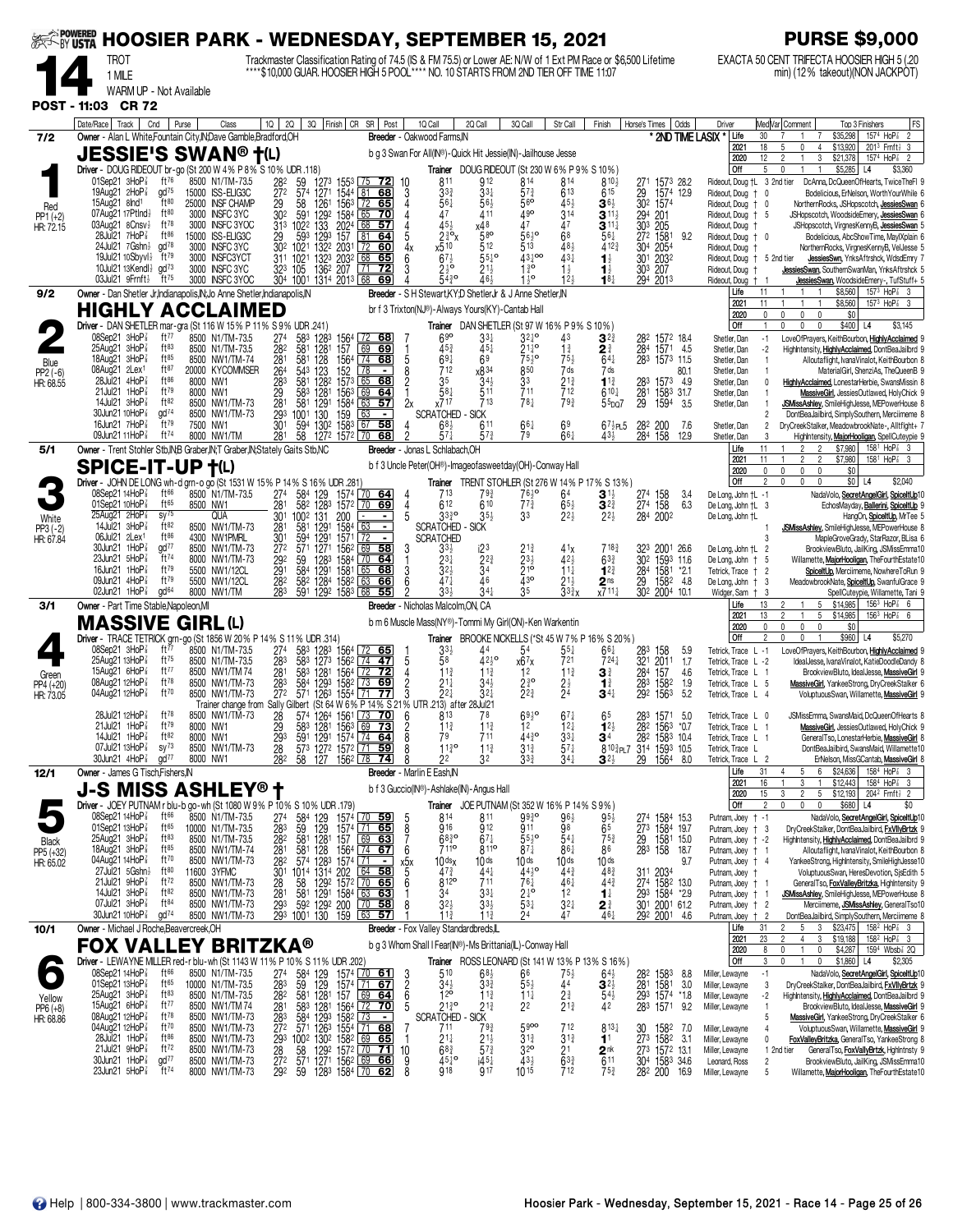# HOOSIER PARK - WEDNESDAY, SEPTEMBER 15, 2021

**PURSE $9,000**

**14** — TROT, 1 MILE, WARM UP - Not Available

Trackmaster Classification Rating of 74.5 (IS & FM 75.5) or Lower AE: N/W of 1 Ext PM Race or $6,500 Lifetime
****$10,000 GUAR. HOOSIER HIGH 5 POOL**** NO. 10 STARTS FROM 2ND TIER OFF TIME 11:07

EXACTA 50 CENT TRIFECTA HOOSIER HIGH 5 (.20 min) (12% takeout)(NON JACKPOT)

**POST - 11:03 CR 72**

---

## 1 — Red — 7/2 — JESSIE'S SWAN® †(L)
PP1 (+2) HR: 72.15

Owner - Alan L White,Fountain City,IN;Dave Gamble,Bradford,OH — Breeder - Oakwood Farms,IN — * 2ND TIME LASIX *
b g 3 Swan For All(IN®)-Quick Hit Jessie(IN)-Jailhouse Jesse
Driver - DOUG RIDEOUT br-go (St 200 W 4% P 8% S 10% UDR .118) — Trainer DOUG RIDEOUT (St 230 W 6% P 9% S 10%)

| | Starts | W | P | S | Earnings | Best |
|---|---|---|---|---|---|---|
| Life | 30 | 7 | 1 | 7 | $35,298 | 1574 HoP⅞ 2 |
| 2021 | 18 | 5 | 0 | 4 | $13,920 | 2013 Frnft½ 3 |
| 2020 | 12 | 2 | 1 | 3 | $21,378 | 1574 HoP⅞ 2 |
| Off | 5 | 0 | 1 | 1 | $5,285 | L4 $3,360 |

| Date/Race | Track | Cnd | Purse | Class | 1Q | 2Q | 3Q | Finish | CR | SR | Post | 1Q Call | 2Q Call | 3Q Call | Str Call | Finish | Horse's Times | Odds | Driver | Med | Var | Top 3 Finishers | FS |
|---|---|---|---|---|---|---|---|---|---|---|---|---|---|---|---|---|---|---|---|---|---|---|---|
| 01Sep21 3HoP⅞ | ft76 | | 8500 | N1/TM-73.5 | 282 | 59 | 1273 | 1553 | 75 | 72 | 10 | 811 | 912 | 814 | 814 | 810½ | 271 1573 | 28.2 | Rideout, Doug | †L | 3 2nd tier | DcAnna, DcQueenOfHearts, TwiceTheFl | 9 |
| 19Aug21 2HoP⅞ | gd75 | | 15000 | ISS-ELIG3C | 272 | 574 | 1271 | 1544 | 81 | 68 | 3 | 33¾ | 33½ | 57¾ | 613 | 615 | 29 1574 | 12.9 | Rideout, Doug | † | 0 | Bodelicious, ErNelson, WorthYourWhile | 6 |
| 15Aug21 8Ind1 | ft80 | | 25000 | INSF CHAMP | 29 | 58 | 1261 | 1563 | 72 | 65 | 4 | 56¼ | 56½ | 56º | 45½ | 3¾ | 302 1574 | | Rideout, Doug | † | 0 | NorthernRocks, JSHopscotch, JessiesSwan | 6 |
| 07Aug21 17PtInd⅞ | ft80 | | 3000 | INSFC 3YC | 302 | 591 | 1292 | 1584 | 65 | 70 | 4 | 47 | 411 | 49º | 314 | 311½ | 294 201 | | Rideout, Doug | † | 5 | JSHopscotch, WoodsideEmery, JessiesSwan | 6 |
| 03Aug21 8Cnsv½ | ft78 | | 3000 | INSFC 3YOC | 313 | 1022 | 133 | 2024 | 68 | 57 | 4 | 45½ | x48 | 47 | 47 | 311¼ | 303 205 | | Rideout, Doug | † | | JSHopscotch, VirgnesKennyB, JessiesSwan | 5 |
| 28Jul21 7HoP⅞ | ft86 | | 15000 | ISS-ELIG3C | 29 | 593 | 1293 | 157 | 81 | 64 | 5 | 2¾ºx | 58º | 56½º | 68 | 56¼ | 272 1581 | 9.2 | Rideout, Doug | † | 0 | Bodelicious, AbcShowTime, MaylXplain | 6 |
| 24Jul21 7Gshn½ | gd78 | | 3000 | INSFC 3YC | 302 | 1021 | 1322 | 2031 | 72 | 60 | 4x | x510 | 512 | 513 | 48½ | 412¾ | 304 2054 | | Rideout, Doug | † | | NorthernRocks, VirgnesKennyB, VelJesse | 5 |
| 19Jul21 10Sbyvl½ | ft79 | | 3000 | INSFC3YCT | 311 | 1021 | 1323 | 2032 | 68 | 65 | 6 | 67½ | 55½º | 43¼ºº | 43¼ | 1½ | 301 2032 | | Rideout, Doug | † | 5 2nd tier | JessiesSwn, YrksAftrshck, WdsdEmry | 7 |
| 10Jul21 13Kendl½ | gd73 | | 3000 | INSFC 3YC | 323 | 105 | 1362 | 207 | 71 | 72 | 3 | 2½º | 21½ | 1½º | 1½ | 1½ | 303 207 | | Rideout, Doug | † | | JessiesSwan, SouthernSwanMan, YnksAftrshck | 5 |
| 03Jul21 9Frnft½ | ft75 | | 3000 | INSFC 3YOC | 304 | 1001 | 1314 | 2013 | 68 | 69 | 4 | 54¾º | 46½ | 1½º | 12½ | 18¼ | 294 2013 | | Rideout, Doug | † | 1 | JessiesSwan, WoodsideEmery-, TufStuff+ | 5 |

---

## 2 — Blue — 9/2 — HIGHLY ACCLAIMED
PP2 (-6) HR: 68.55

Owner - Dan Shetler Jr,Indianapolis,IN;Jo Anne Shetler,Indianapolis,IN — Breeder - S H Stewart,KY;D Shetler Jr & J Anne Shetler,IN
br f 3 Trixton(NJ®)-Always Yours(KY)-Cantab Hall
Driver - DAN SHETLER mar-gra (St 116 W 15% P 11% S 9% UDR .241) — Trainer DAN SHETLER (St 97 W 16% P 9% S 10%)

| | Starts | W | P | S | Earnings | Best |
|---|---|---|---|---|---|---|
| Life | 11 | 1 | 1 | 1 | $8,560 | 1573 HoP⅞ 3 |
| 2021 | 11 | 1 | 1 | 1 | $8,560 | 1573 HoP⅞ 3 |
| 2020 | 0 | 0 | 0 | 0 | $0 | |
| Off | 1 | 0 | 0 | 0 | $400 | L4 $3,145 |

| Date/Race | Track | Cnd | Purse | Class | 1Q | 2Q | 3Q | Finish | CR | SR | Post | 1Q Call | 2Q Call | 3Q Call | Str Call | Finish | Horse's Times | Odds | Driver | Med | Var | Top 3 Finishers | FS |
|---|---|---|---|---|---|---|---|---|---|---|---|---|---|---|---|---|---|---|---|---|---|---|---|
| 08Sep21 3HoP⅞ | ft77 | | 8500 | N1/TM-73.5 | 274 | 583 | 1283 | 1564 | 72 | 68 | 7 | 69º | 33½ | 32¼º | 43 | 32¾ | 282 1572 | 18.4 | Shetler, Dan | | -1 | LoveOfPrayers, KeithBourbon, HighlyAcclaimed | 9 |
| 25Aug21 3HoP⅞ | ft63 | | 8500 | N1/TM-73.5 | 282 | 581 | 1281 | 157 | 69 | 69 | 1 | 45¾ | 45½ | 21½º | 1¾ | 2¾ | 284 1571 | 4.5 | Shetler, Dan | | -2 | HighIntensity, HighlyAcclaimed, DontBeaJailbrd | 9 |
| 18Aug21 3HoP⅞ | ft85 | | 8500 | NW1/TM-74 | 281 | 581 | 128 | 1564 | 74 | 68 | 5 | 69¼ | 69 | 75¾º | 75½ | 64¼ | 283 1573 | 11.5 | Shetler, Dan | | 1 | Alloutaflight, IvanaVinalot, KeithBourbon | 8 |
| 08Aug21 2Lex1 | ft87 | | 20000 | KYCOMMSER | 264 | 543 | 123 | 152 | 78 | - | 8 | 712 | x834 | 850 | 7ds | 7ds | | 80.1 | Shetler, Dan | | | MaterialGirl, ShenziAs, TheQueenB | 9 |
| 28Jul21 4HoP⅞ | ft86 | | 8000 | NW1 | 283 | 581 | 1282 | 1573 | 65 | 68 | 2 | 35 | 34½ | 33 | 21¾ | 1¾ | 283 1573 | 4.9 | Shetler, Dan | | 0 | HighlyAcclaimed, LonestarHerbie, SwansMissin | 8 |
| 21Jul21 1HoP⅞ | ft79 | | 8000 | NW1 | 29 | 583 | 1281 | 1563 | 69 | 64 | 1 | 58¼ | 511 | 711 | 712 | 610¼ | 281 1583 | 31.7 | Shetler, Dan | | 1 | MassiveGirl, JessiesOutlawed, HolyChick | 9 |
| 14Jul21 3HoP⅞ | ft82 | | 8500 | NW1/TM-73 | 281 | 581 | 1291 | 1584 | 63 | 57 | 2x | x717 | 713 | 78¼ | 79¾ | 55DQ7 | 29 1594 | 3.5 | Shetler, Dan | | 1 | JSMissAshley, SmileHighJesse, MEPowerHouse | 8 |
| 30Jun21 10HoP⅞ | gd74 | | 8500 | NW1/TM-73 | 293 | 1001 | 130 | 159 | 63 | - | | SCRATCHED - SICK | | | | | | | | | 2 | DontBeaJailbird, SimplySouthern, Merciiimeme | 8 |
| 16Jun21 7HoP⅞ | ft79 | | 7500 | NW1 | 301 | 594 | 1302 | 1583 | 67 | 58 | 4 | 68½ | 611 | 66¼ | 69 | 67½PL5 | 282 200 | 7.6 | Shetler, Dan | | 2 | DryCreekStalker, MeadowbrookNate-, Alltflght+ | 7 |
| 09Jun21 11HoP⅞ | ft74 | | 8000 | NW1/TM | 281 | 58 | 1272 | 1572 | 70 | 68 | 2 | 57¼ | 57¾ | 79 | 66¼ | 43½ | 284 158 | 12.9 | Shetler, Dan | | 3 | HighIntensity, MajorHooligan, SpellCuteypie | 9 |

---

## 3 — White — 5/1 — SPICE-IT-UP †(L)
PP3 (-2) HR: 67.84

Owner - Trent Stohler Stb,IN;B Graber,IN;T Graber,IN;Stately Gaits Stb,NC — Breeder - Jonas L Schlabach,OH
b f 3 Uncle Peter(OH®)-Imageofasweetday(OH)-Conway Hall
Driver - JOHN DE LONG wh-d grn-o go (St 1531 W 15% P 14% S 16% UDR .281) — Trainer TRENT STOHLER (St 276 W 14% P 17% S 13%)

| | Starts | W | P | S | Earnings | Best |
|---|---|---|---|---|---|---|
| Life | 11 | 1 | 2 | 2 | $7,980 | 1581 HoP⅞ 3 |
| 2021 | 11 | 1 | 2 | 2 | $7,980 | 1581 HoP⅞ 3 |
| 2020 | 0 | 0 | 0 | 0 | $0 | |
| Off | 2 | 0 | 0 | 0 | $0 | L4 $2,040 |

| Date/Race | Track | Cnd | Purse | Class | 1Q | 2Q | 3Q | Finish | CR | SR | Post | 1Q Call | 2Q Call | 3Q Call | Str Call | Finish | Horse's Times | Odds | Driver | Med | Var | Top 3 Finishers | FS |
|---|---|---|---|---|---|---|---|---|---|---|---|---|---|---|---|---|---|---|---|---|---|---|---|
| 08Sep21 14HoP⅞ | ft66 | | 8500 | N1/TM-73.5 | 274 | 584 | 129 | 1574 | 70 | 64 | 4 | 713 | 79¾ | 76½º | 64 | 3½ | 274 158 | 3.4 | De Long, John | †L | -1 | NadaVolo, SecretAngelGirl, SpiceItUp | 10 |
| 01Sep21 10HoP⅞ | ft65 | | 8500 | NW1 | 281 | 582 | 1283 | 1572 | 70 | 69 | 4 | 612 | 610 | 77¾ | 65½ | 32¾ | 274 158 | 6.3 | De Long, John | †L | 3 | EchosMayday, Ballerini, SpiceItUp | 9 |
| 25Aug21 2HoP⅞ | sy75 | | | QUA | 301 | 1002 | 131 | 200 | - | - | 5 | 33¾º | 35½ | 33 | 22½ | 22½ | 284 2002 | | De Long, John | †L | | HangOn, SpiceItUp, MrTee | 5 |
| 14Jul21 3HoP⅞ | ft82 | | 8500 | NW1/TM-73 | 281 | 581 | 1291 | 1584 | 63 | - | | SCRATCHED - SICK | | | | | | | | | 1 | JSMissAshley, SmileHighJesse, MEPowerHouse | 8 |
| 06Jul21 2Lex1 | ft86 | | 4300 | NW1PMRL | 301 | 594 | 1291 | 1571 | 72 | - | | SCRATCHED | | | | | | | | | | MapleGroveGrady, StarRazor, BLisa | 6 |
| 30Jun21 1HoP⅞ | gd77 | | 8500 | NW1/TM-73 | 272 | 571 | 1271 | 1562 | 69 | 58 | 3 | 33½ | i23 | 21¾ | 41x | 718¾ | 323 2001 | 26.6 | De Long, John | †L | 2 | BrookviewBluto, JailKing, JSMissEmma | 10 |
| 23Jun21 5HoP⅞ | ft74 | | 8000 | NW1/TM-73 | 292 | 59 | 1283 | 1584 | 70 | 64 | 1 | 23¼ | 22¾ | 23½ | 42½ | 63¾ | 302 1593 | 11.6 | De Long, John | † | 5 | Willamette, MajorHooligan, TheFourthEstate | 10 |
| 16Jun21 1HoP⅞ | ft79 | | 5500 | NW1/12CL | 291 | 584 | 1291 | 1581 | 65 | 68 | 3 | 32½ | 34 | 21º | 11¼ | 1²¾ | 284 1581 | *2.1 | Tetrick, Trace | † | 2 | SpiceItUp, Merciiimeme, NowhereToRun | 9 |
| 09Jun21 4HoP⅞ | ft79 | | 5500 | NW1/12CL | 282 | 582 | 1284 | 1582 | 63 | 66 | 6 | 47½ | 46 | 43º | 21½ | 2ns | 29 1582 | 4.8 | De Long, John | † | 3 | MeadowbrookNate, SpiceItUp, SwanfulGrace | 9 |
| 02Jun21 1HoP⅞ | gd64 | | 8000 | NW1/TM | 283 | 591 | 1292 | 1583 | 68 | 55 | 2 | 33½ | 34½ | 35 | 33¾x | x711¼ | 302 2004 | 10.1 | Widger, Sam | † | 3 | SpellCuteypie, Willamette, Tani | 9 |

---

## 4 — Green — 3/1 — MASSIVE GIRL (L)
PP4 (+20) HR: 73.05

Owner - Part Time Stable,Napoleon,MI — Breeder - Nicholas Malcolm,ON, CA
b m 6 Muscle Mass(NY®)-Tommi My Girl(ON)-Ken Warkentin
Driver - TRACE TETRICK grn-go (St 1856 W 20% P 14% S 11% UDR .314) — Trainer BROOKE NICKELLS (*St 45 W 7% P 16% S 20%)

| | Starts | W | P | S | Earnings | Best |
|---|---|---|---|---|---|---|
| Life | 13 | 2 | 1 | 5 | $14,995 | 1563 HoP⅞ 6 |
| 2021 | 13 | 2 | 1 | 5 | $14,995 | 1563 HoP⅞ 6 |
| 2020 | 0 | 0 | 0 | 0 | $0 | |
| Off | 2 | 0 | 0 | 1 | $960 | L4 $5,270 |

| Date/Race | Track | Cnd | Purse | Class | 1Q | 2Q | 3Q | Finish | CR | SR | Post | 1Q Call | 2Q Call | 3Q Call | Str Call | Finish | Horse's Times | Odds | Driver | Med | Var | Top 3 Finishers | FS |
|---|---|---|---|---|---|---|---|---|---|---|---|---|---|---|---|---|---|---|---|---|---|---|---|
| 08Sep21 3HoP⅞ | ft77 | | 8500 | N1/TM-73.5 | 274 | 583 | 1283 | 1564 | 72 | 65 | 4 | 33½ | 44 | 54 | 55½ | 66¼ | 283 158 | 5.9 | Tetrick, Trace | L | -1 | LoveOfPrayers, KeithBourbon, HighlyAcclaimed | 9 |
| 25Aug21 3HoP⅞ | ft75 | | 8500 | N1/TM-73.5 | 283 | 583 | 1273 | 1562 | 74 | 47 | 5 | 58 | 42½º | x67x | 721 | 724½ | 321 2011 | 1.7 | Tetrick, Trace | L | -2 | IdealJesse, IvanaVinalot, KatieDoodleDandy | 8 |
| 15Aug21 6HoP⅞ | ft77 | | 8500 | NW1/TM-74 | 281 | 583 | 1281 | 1564 | 72 | 72 | 4 | 11¾ | 11¾ | 12 | 11¾ | 3¾ | 284 157 | 4.6 | Tetrick, Trace | L | 1 | BrookviewBluto, IdealJesse, MassiveGirl | 9 |
| 08Aug21 12HoP⅞ | ft78 | | 8500 | NW1/TM-73 | 283 | 584 | 1293 | 1582 | 73 | 69 | 2 | 21¼ | 34½ | 23º | 2½ | 1¾ | 283 1582 | 1.9 | Tetrick, Trace | L | 5 | MassiveGirl, YankeeStrong, DryCreekStalker | 6 |
| 04Aug21 12HoP⅞ | ft70 | | 8500 | NW1/TM-73 | 272 | 571 | 1263 | 1554 | 71 | 77 | 3 | 22¼ | 32¼ | 22¾ | 24 | 34¼ | 292 1563 | 5.2 | Tetrick, Trace | L | 4 | VoluptuousSwan, Willamette, MassiveGirl | 9 |

Trainer change from Sally Gilbert (St 64 W 6% P 14% S 21% UTR .213) after 28Jul21

| Date/Race | Track | Cnd | Purse | Class | 1Q | 2Q | 3Q | Finish | CR | SR | Post | 1Q Call | 2Q Call | 3Q Call | Str Call | Finish | Horse's Times | Odds | Driver | Med | Var | Top 3 Finishers | FS |
|---|---|---|---|---|---|---|---|---|---|---|---|---|---|---|---|---|---|---|---|---|---|---|---|
| 28Jul21 12HoP⅞ | ft78 | | 8500 | NW1/TM-73 | 28 | 574 | 1264 | 1561 | 73 | 70 | 6 | 813 | 78 | 69½º | 67¼ | 65 | 283 1571 | 5.0 | Tetrick, Trace | L | 0 | JSMissEmma, SwansMaid, DcQueenOfHearts | 8 |
| 21Jul21 1HoP⅞ | ft79 | | 8000 | NW1 | 29 | 583 | 1281 | 1563 | 69 | 73 | 2 | 11¾ | 11¾ | 12 | 12¼ | 1²½ | 282 1563 | *0.7 | Tetrick, Trace | L | 1 | MassiveGirl, JessiesOutlawed, HolyChick | 9 |
| 14Jul21 1HoP⅞ | ft82 | | 8000 | NW1 | 293 | 591 | 1291 | 1574 | 74 | 64 | 8 | 79 | 711 | 44¾º | 33¼ | 34 | 282 1583 | 10.4 | Tetrick, Trace | L | 1 | GeneralTso, LonestarHerbie, MassiveGirl | 8 |
| 07Jul21 13HoP⅞ | sy73 | | 8500 | NW1/TM-73 | 28 | 573 | 1272 | 1572 | 71 | 59 | 8 | 11¾º | 11¾ | 31¾ | 57¼ | 810¾PL7 | 314 1593 | 10.5 | Tetrick, Trace | L | | DontBeaJailbird, SwansMaid, Willamette | 10 |
| 30Jun21 4HoP⅞ | gd77 | | 8000 | NW1 | 282 | 58 | 127 | 1562 | 78 | 74 | 8 | 22 | 32 | 33¾ | 34¼ | 3²½ | 29 1564 | 8.0 | Tetrick, Trace | L | 2 | ErNelson, MissGCantab, MassiveGirl | 8 |

---

## 5 — Black — 12/1 — J-S MISS ASHLEY® †
PP5 (+92) HR: 65.02

Owner - James G Tisch,Fishers,IN — Breeder - Marlin E Eash,IN
b f 3 Guccio(IN®)-Ashlake(IN)-Angus Hall
Driver - JOEY PUTNAM r blu-b go-wh (St 1080 W 9% P 10% S 10% UDR .179) — Trainer JOE PUTNAM (St 352 W 16% P 14% S 9%)

| | Starts | W | P | S | Earnings | Best |
|---|---|---|---|---|---|---|
| Life | 31 | 4 | 5 | 6 | $24,636 | 1584 HoP⅞ 3 |
| 2021 | 16 | 1 | 3 | 1 | $12,443 | 1584 HoP⅞ 3 |
| 2020 | 15 | 3 | 2 | 5 | $12,193 | 2042 Frnft½ 2 |
| Off | 2 | 0 | 0 | 0 | $680 | L4 $0 |

| Date/Race | Track | Cnd | Purse | Class | 1Q | 2Q | 3Q | Finish | CR | SR | Post | 1Q Call | 2Q Call | 3Q Call | Str Call | Finish | Horse's Times | Odds | Driver | Med | Var | Top 3 Finishers | FS |
|---|---|---|---|---|---|---|---|---|---|---|---|---|---|---|---|---|---|---|---|---|---|---|---|
| 08Sep21 14HoP⅞ | ft66 | | 8500 | N1/TM-73.5 | 274 | 584 | 129 | 1574 | 70 | 59 | 5 | 814 | 811 | 99¾º | 96½ | 95½ | 273 1584 | 15.3 | Putnam, Joey | † | -1 | NadaVolo, SecretAngelGirl, SpiceItUp | 10 |
| 01Sep21 13HoP⅞ | ft65 | | 10000 | N1/TM-73.5 | 283 | 59 | 129 | 1574 | 71 | 65 | 8 | 916 | 912 | 911 | 98 | 65 | 273 1584 | 19.7 | Putnam, Joey | † | 3 | DryCreekStalker, DontBeaJailbrd, FxVllyBrtzk | 9 |
| 25Aug21 3HoP⅞ | ft63 | | 8500 | N1/TM-73.5 | 282 | 581 | 1281 | 157 | 69 | 63 | 8 | 68¾º | 67½ | 55¼º | 54¼ | 75¾ | 29 1581 | 15.0 | Putnam, Joey | † | -2 | HighIntensity, HighlyAcclaimed, DontBeaJailbrd | 9 |
| 18Aug21 3HoP⅞ | ft85 | | 8500 | NW1/TM-74 | 281 | 581 | 128 | 1564 | 74 | 67 | 8 | 711º | 811º | 87½ | 86¼ | 86 | 283 158 | 18.7 | Putnam, Joey | † | 1 | Alloutaflight, IvanaVinalot, KeithBourbon | 8 |
| 04Aug21 12HoP⅞ | ft70 | | 8500 | NW1/TM-73 | 272 | 574 | 1263 | 1554 | 71 | - | x5x | 10ds x | 10ds | 10ds | 10ds | 10ds | | 9.7 | Putnam, Joey | † | 4 | YankeeStrong, HighIntensity, SmileHighJesse | 10 |
| 27Jul21 5Gshn½ | ft80 | | 11600 | 3YFMC | 301 | 1014 | 1314 | 202 | 64 | 58 | 5 | 47¾ | 44¼ | 44¼º | 44¾ | 48¾ | 311 2034 | | Putnam, Joey | † | | VoluptuousSwan, HeresDevotion, SjsEdith | 5 |
| 21Jul21 9HoP⅞ | ft72 | | 8500 | NW1/TM-73 | 28 | 58 | 1292 | 1572 | 70 | 65 | 6 | 812º | 711 | 76¼ | 46¼ | 44¾ | 274 1582 | 13.0 | Putnam, Joey | † | 1 | GeneralTso, FoxValleyBritzka, HighIntensity | 9 |
| 14Jul21 3HoP⅞ | ft82 | | 8500 | NW1/TM-73 | 281 | 581 | 1291 | 1584 | 63 | 63 | 1 | 34 | 33¼ | 21º | 12 | 1¾ | 293 1584 | *2.9 | Putnam, Joey | † | 1 | JSMissAshley, SmileHighJesse, MEPowerHouse | 8 |
| 07Jul21 3HoP⅞ | ft84 | | 8500 | NW1/TM-73 | 293 | 592 | 1292 | 200 | 70 | 58 | 8 | 32½ | 33½ | 53¼ | 32¼ | 2¾ | 301 2001 | 61.2 | Putnam, Joey | † | 2 | Merciiimeme, JSMissAshley, GeneralTso | 10 |
| 30Jun21 10HoP⅞ | gd74 | | 8500 | NW1/TM-73 | 293 | 1001 | 130 | 159 | 63 | 57 | 3 | 11¾ | 11¾ | 24 | 47 | 46½ | 292 2001 | 4.6 | Putnam, Joey | † | 2 | DontBeaJailbird, SimplySouthern, Merciiimeme | 8 |

---

## 6 — Yellow — 10/1 — FOX VALLEY BRITZKA®
PP6 (+8) HR: 68.86

Owner - Michael J Roche,Beavercreek,OH — Breeder - Fox Valley Standardbreds,IL
b g 3 Whom Shall I Fear(IN®)-Ms Brittania(IL)-Conway Hall
Driver - LEWAYNE MILLER red-r blu-wh (St 1143 W 11% P 10% S 11% UDR .202) — Trainer ROSS LEONARD (St 141 W 13% P 13% S 16%)

| | Starts | W | P | S | Earnings | Best |
|---|---|---|---|---|---|---|
| Life | 31 | 2 | 5 | 3 | $23,475 | 1582 HoP⅞ 3 |
| 2021 | 23 | 2 | 4 | 3 | $19,188 | 1582 HoP⅞ 3 |
| 2020 | 8 | 0 | 1 | 0 | $4,287 | 1594 Wbsb⅞ 2Q |
| Off | 3 | 0 | 1 | 0 | $1,860 | L4 $2,305 |

| Date/Race | Track | Cnd | Purse | Class | 1Q | 2Q | 3Q | Finish | CR | SR | Post | 1Q Call | 2Q Call | 3Q Call | Str Call | Finish | Horse's Times | Odds | Driver | Med | Var | Top 3 Finishers | FS |
|---|---|---|---|---|---|---|---|---|---|---|---|---|---|---|---|---|---|---|---|---|---|---|---|
| 08Sep21 14HoP⅞ | ft66 | | 8500 | N1/TM-73.5 | 274 | 584 | 129 | 1574 | 70 | 61 | 3 | 510 | 68½ | 66 | 75½ | 64½ | 282 1583 | 8.8 | Miller, Lewayne | | -1 | NadaVolo, SecretAngelGirl, SpiceItUp | 10 |
| 01Sep21 13HoP⅞ | ft65 | | 10000 | N1/TM-73.5 | 283 | 59 | 129 | 1574 | 71 | 67 | 2 | 34½ | 33¾ | 55½ | 44 | 32½ | 281 1581 | 3.0 | Miller, Lewayne | | 3 | DryCreekStalker, DontBeaJailbrd, FxVllyBrtzk | 9 |
| 25Aug21 3HoP⅞ | ft63 | | 8500 | N1/TM-73.5 | 282 | 581 | 1281 | 157 | 69 | 64 | 6 | 12º | 11¾ | 11¼ | 2¼ | 54½ | 293 1574 | *1.8 | Miller, Lewayne | | -2 | HighIntensity, HighlyAcclaimed, DontBeaJailbrd | 9 |
| 15Aug21 6HoP⅞ | ft77 | | 8500 | NW1/TM 74 | 281 | 583 | 1281 | 1564 | 72 | 70 | 5 | 21¾º | 21¾ | 22 | 21¾ | 42 | 283 1571 | 9.2 | Miller, Lewayne | | 1 | BrookviewBluto, IdealJesse, MassiveGirl | 9 |
| 08Aug21 12HoP⅞ | ft78 | | 8500 | NW1/TM-73 | 283 | 584 | 1293 | 1582 | 73 | - | | SCRATCHED - SICK | | | | | | | | | 5 | MassiveGirl, YankeeStrong, DryCreekStalker | 6 |
| 04Aug21 12HoP⅞ | ft70 | | 8500 | NW1/TM-73 | 272 | 571 | 1263 | 1554 | 71 | 68 | 7 | 711 | 79¾ | 59ºº | 712 | 813¼ | 30 1582 | 7.0 | Miller, Lewayne | | 4 | VoluptuousSwan, Willamette, MassiveGirl | 9 |
| 28Jul21 1HoP⅞ | ft86 | | 8000 | NW1/TM-73 | 293 | 1002 | 1302 | 1582 | 69 | 65 | 2 | 21¼ | 21½ | 31¾ | 31¾ | 1¹ | 273 1582 | 3.1 | Miller, Lewayne | | 0 | FoxValleyBritzka, GeneralTso, YankeeStrong | 8 |
| 21Jul21 9HoP⅞ | ft72 | | 8500 | NW1/TM-73 | 28 | 58 | 1292 | 1572 | 70 | 71 | 10 | 68¾ | 57¾ | 32º | 21 | 2nk | 273 1572 | 13.1 | Miller, Lewayne | | 1 2nd tier | GeneralTso, FoxValleyBritzka, HighIntensity | 9 |
| 30Jun21 1HoP⅞ | gd77 | | 8500 | NW1/TM-73 | 272 | 571 | 1271 | 1562 | 69 | 66 | 9 | 45¼º | i45¼ | 43½ | 63¾ | 611 | 304 1583 | 34.6 | Leonard, Ross | | 2 | BrookviewBluto, JailKing, JSMissEmma | 10 |
| 23Jun21 5HoP⅞ | ft74 | | 8000 | NW1/TM-73 | 292 | 59 | 1283 | 1584 | 70 | 62 | 8 | 918 | 917 | 1015 | 712 | 75¾ | 282 200 | 16.9 | Miller, Lewayne | | 5 | Willamette, MajorHooligan, TheFourthEstate | 10 |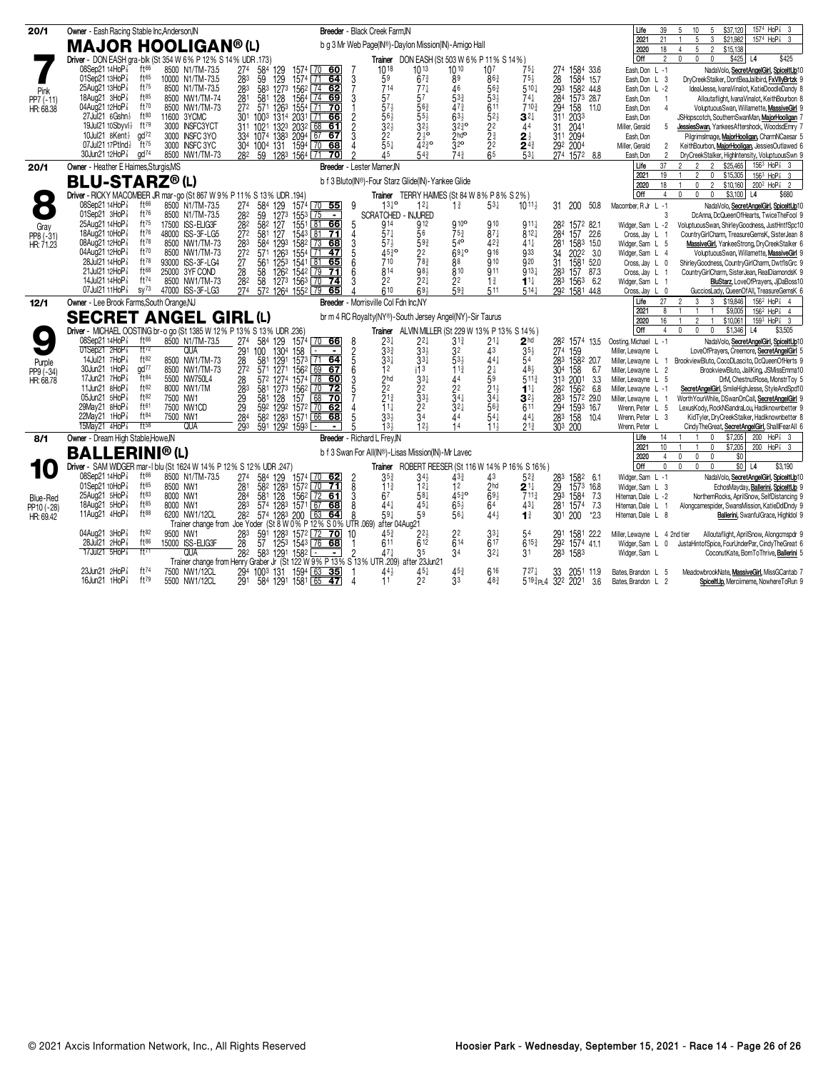## 20/1 — 7 — Pink — PP7 (-11) — HR: 68.38

**Owner** - Eash Racing Stable Inc,Anderson,IN
**Breeder** - Black Creek Farm,IN

# MAJOR HOOLIGAN® (L)

b g 3 Mr Web Page(IN®)-Daylon Mission(IN)-Amigo Hall

**Driver** - DON EASH gra-blk (St 354 W 6% P 12% S 14% UDR .173)
**Trainer** DON EASH (St 503 W 6% P 11% S 14%)

| | | | | | |
|---|---|---|---|---|---|
| Life | 39 | 5 | 10 | 5 | $37,120 1574 HoP⅞ 3 |
| 2021 | 21 | 1 | 5 | 3 | $21,982 1574 HoP⅞ 3 |
| 2020 | 18 | 4 | 5 | 2 | $15,138 |
| Off | 2 | 0 | 0 | 0 | $425 L4 $425 |

```
08Sep21 14HoP⅞ ft66  8500 N1/TM-73.5  27⁴ 58⁴ 129 157⁴ 70 60  7 10¹⁸ 10¹³ 10¹⁰ 10⁷ 7⁵¼ 27⁴ 158⁴ 33.6 Eash,Don L -1  NadaVolo,SecretAngelGirl,SpiceItUp10
01Sep21 13HoP⅞ ft65 10000 N1/TM-73.5  28³ 59 129 157⁴ 71 64  3 5⁹ 6⁷¾ 8⁹ 8⁶¾ 7⁵½ 28 158⁴ 15.7 Eash,Don L 3  DryCreekStalker,DontBeaJailbird,FxVllyBrtzk 9
25Aug21 13HoP⅞ ft75  8500 N1/TM-73.5  28³ 58³ 127³ 156² 74 62  7 7¹⁴ 7⁷¼ 4⁶ 5⁶¾ 5¹⁰¼ 29³ 158² 44.8 Eash,Don L -2  IdealJesse,IvanaVinalot,KatieDoodleDandy 8
18Aug21 3HoP⅞ ft85  8500 NW1/TM-74  28¹ 58¹ 128 156⁴ 74 69  3 5⁷ 5⁷ 5³¾ 5³½ 7⁴¼ 28⁴ 157³ 28.7 Eash,Don 1  Alloutaflight,IvanaVinalot,KeithBourbon 8
04Aug21 12HoP⅞ ft70  8500 NW1/TM-73  27² 57¹ 126³ 155⁴ 71 70  1 5⁷½ 5⁶¾ 4⁷¾ 6¹¹ 7¹⁰¾ 29⁴ 158 11.0 Eash,Don 4  VoluptuousSwan,Willamette,MassiveGirl 9
27Jul21 6Gshn½ ft80 11600 3YCMC  30¹ 100³ 131⁴ 203¹ 71 66  2 5⁶½ 5⁵½ 6³½ 5²½ 3²¼ 31¹ 203³ Eash,Don  JSHopscotch,SouthernSwanMan,MajorHooligan 7
19Jul21 10Sbyvl½ ft79  3000 INSFC3YCT  31¹ 102¹ 132³ 203² 68 61  2 3²½ 3²½ 3²¾o 2² 4⁴ 31 204¹ Miller,Gerald 5  JessiesSwan,YankeesAftershock,WoodsdEmry 7
10Jul21 8Kent½ gd72  3000 INSFC 3YO  33⁴ 107⁴ 138³ 209⁴ 67 67  3 2² 2¾o 2hdo 2¾ 2½ 31¹ 209⁴ Eash,Don  PilgrimsImage,MajorHooligan,CharmNCaesar 5
07Jul21 17PtInd½ ft75  3000 INSFC 3YC  30⁴ 100⁴ 131 159⁴ 70 68  4 5⁵¼ 4²¾o 3²o 2² 2⁴¾ 29² 200⁴ Miller,Gerald 2  KeithBourbon,MajorHooligan,JessiesOutlawed 6
30Jun21 12HoP⅞ gd74  8500 NW1/TM-73  28² 59 128³ 156⁴ 71 70  2 4⁵ 5⁴¾ 7⁴¾ 6⁵ 5³¼ 27⁴ 157² 8.8 Eash,Don 2  DryCreekStalker,HighIntensity,VoluptuousSwn 9
```

## 20/1 — 8 — Gray — PP8 (-31) — HR: 71.23

**Owner** - Heather E Haimes,Sturgis,MS
**Breeder** - Lester Mamer,IN

# BLU-STARZ® (L)

b f 3 Bluto(IN®)-Four Starz Glide(IN)-Yankee Glide

**Driver** - RICKY MACOMBER JR mar-go (St 867 W 9% P 11% S 13% UDR .194)
**Trainer** TERRY HAIMES (St 84 W 8% P 8% S 2%)

| | | | | | |
|---|---|---|---|---|---|
| Life | 37 | 2 | 2 | 2 | $25,465 156³ HoP⅞ 3 |
| 2021 | 19 | 1 | 2 | 0 | $15,305 156³ HoP⅞ 3 |
| 2020 | 18 | 1 | 0 | 2 | $10,160 200² HoP⅞ 2 |
| Off | 4 | 0 | 0 | 0 | $3,100 L4 $680 |

```
08Sep21 14HoP⅞ ft66  8500 N1/TM-73.5  27⁴ 58⁴ 129 157⁴ 70 55  9 13¼o 12½ 1¾ 5³¼ 10¹¹½ 31 200 50.8 Macomber,R Jr L -1  NadaVolo,SecretAngelGirl,SpiceItUp10
01Sep21 13HoP⅞ ft76  8500 N1/TM-73.5  28² 59 127³ 155³ 75 -  SCRATCHED - INJURED 3  DcAnna,DcQueenOfHearts,TwiceTheFool 9
25Aug21 12HoP⅞ ft75 17500 ISS-ELIG3F  28² 58² 127 155¹ 81 66  5 9¹⁴ 9¹² 9¹⁰o 9¹⁰ 9¹¹¼ 28² 157² 82.1 Widger,Sam L -2  VoluptuousSwan,ShirleyGoodness,JustHntfSpc10
18Aug21 10HoP⅞ ft76 48000 ISS-3F-LG5  27² 58¹ 127 154³ 81 71  4 5⁷¼ 5⁶ 7⁵¾ 8⁷¼ 8¹²¼ 28⁴ 157 22.6 Cross,Jay L 1  CountryGirlCharm,TreasureGemsK,SisterJean 8
08Aug21 12HoP⅞ ft78  8500 NW1/TM-73  28³ 58⁴ 129³ 158² 73 68  3 5⁷½ 5⁹¾ 5⁴o 4²¾ 4¹¼ 28¹ 158³ 15.0 Widger,Sam L 5  MassiveGirl,YankeeStrong,DryCreekStalker 6
04Aug21 12HoP⅞ ft70  8500 NW1/TM-73  27² 57¹ 126³ 155⁴ 71 47  5 4⁵¾o 2² 6⁹¼o 9¹⁶ 9³³ 34 202² 3.0 Widger,Sam L 4  VoluptuousSwan,Willamette,MassiveGirl 9
28Jul21 14HoP⅞ ft78 93000 ISS-3F-LG4  27 56¹ 125³ 154¹ 81 65  6 7¹⁰ 7⁸¾ 8⁸ 9¹⁰ 9²⁰ 31 158¹ 52.0 Cross,Jay L 0  ShirleyGoodness,CountryGirlCharm,DwtflsGrc 9
21Jul21 12HoP⅞ ft68 25000 3YF COND  28 58 126² 154² 79 71  6 8¹⁴ 9⁸½ 8¹⁰ 9¹¹ 9¹³¼ 28³ 157 87.3 Cross,Jay L 1  CountryGirlCharm,SisterJean,RealDiamondsK 9
14Jul21 14HoP⅞ ft74  8500 NW1/TM-73  28² 58 127³ 156³ 70 74  3 2² 2²¼ 2² 1¾ 1¾ 28³ 156³ 6.2 Widger,Sam L 1  BluStarz,LoveOfPrayers,JDaBoss10
07Jul21 11HoP⅞ sy73 47000 ISS-3F-LG3  27⁴ 57² 126⁴ 155² 79 65  4 6¹⁰ 6⁹½ 5⁹¾ 5¹¹ 5¹⁴¼ 29² 158¹ 44.8 Cross,Jay L 0  GucciosLady,QueenOfAll,TreasureGemsK 6
```

## 12/1 — 9 — Purple — PP9 (-34) — HR: 68.78

**Owner** - Lee Brook Farm,South Orange,NJ
**Breeder** - Morrisville Col Fdn Inc,NY

# SECRET ANGEL GIRL (L)

br m 4 RC Royalty(NY®)-South Jersey Angel(NY)-Sir Taurus

**Driver** - MICHAEL OOSTING br-o go (St 1385 W 12% P 13% S 13% UDR .236)
**Trainer** ALVIN MILLER (St 229 W 13% P 13% S 14%)

| | | | | | |
|---|---|---|---|---|---|
| Life | 27 | 2 | 3 | 3 | $19,846 156² HoP⅞ 4 |
| 2021 | 8 | 1 | 1 | 1 | $9,005 156² HoP⅞ 4 |
| 2020 | 16 | 1 | 2 | 1 | $10,061 159³ HoP⅞ 3 |
| Off | 4 | 0 | 0 | 0 | $1,346 L4 $3,505 |

```
08Sep21 14HoP⅞ ft66  8500 N1/TM-73.5  27⁴ 58⁴ 129 157⁴ 70 66  8 2³¼ 2²¼ 3¹¾ 2¹¼ 2hd 28² 157⁴ 13.5 Oosting,Michael L -1  NadaVolo,SecretAngelGirl,SpiceItUp10
01Sep21 2HoP⅞ ft72  QUA  29¹ 100 130⁴ 158 - -  2 3³¾ 3³½ 3² 4³ 3⁵½ 27⁴ 159 Miller,Lewayne L  LoveOfPrayers,Creemore,SecretAngelGirl 5
14Jul21 7HoP⅞ ft82  8500 NW1/TM-73.5  28 58¹ 129¹ 157³ 71 64  5 3³¼ 3³½ 5³½ 4⁴¼ 5⁴ 28³ 158² 20.7 Miller,Lewayne L 1  BrookviewBluto,CocoDLascito,DcQueenOfHerts 9
30Jun21 1HoP⅞ gd77  8500 NW1/TM-73  27² 57¹ 127¹ 156² 69 67  6 1² i1³ 1¹¾ 2¼ 4⁸½ 30⁴ 158 6.7 Miller,Lewayne L 2  BrookviewBluto,JailKing,JSMissEmma10
17Jun21 7HoP⅞ ft84  5500 NW750L4  28 57² 127⁴ 157⁴ 78 60  3 2hd 3³¼ 4⁴ 5⁹ 5¹¹¾ 31³ 200¹ 3.3 Miller,Lewayne L 5  DrM,ChestnutRose,MonstrToy 5
11Jun21 8HoP⅞ ft82  8000 NW1/TM  28³ 58¹ 127³ 156² 70 72  5 2² 2² 2² 2¹½ 1¹½ 28² 156² 6.8 Miller,Lewayne L -1  SecretAngelGirl,SmileHighJesse,StyleAndSpd10
05Jun21 5HoP⅞ ft82  7500 NW1  29 58¹ 128 157 68 70  7 2¹¾ 3³½ 3⁴¼ 3⁴¼ 3²½ 28³ 157² 29.0 Miller,Lewayne L 1  WorthYourWhile,DSwanOnCall,SecretAngelGirl 9
29May21 8HoP⅞ ft61  7500 NW1CD  29 59² 129² 157² 70 62  4 1¹¼ 2² 3²¼ 5⁶¾ 6¹¹ 29⁴ 159³ 16.7 Wrenn,Peter L 5  LexusKody,RockNSandraLou,Hadiknownbetter 9
22May21 1HoP⅞ ft84  7500 NW1  28⁴ 58² 128³ 157¹ 66 68  5 3³½ 3⁴ 4⁴ 5⁴¼ 4⁴¼ 28³ 158 10.4 Wrenn,Peter L 3  KidTyler,DryCreekStalker,Hadiknownbetter 8
15May21 4HoP⅞ ft58  QUA  29³ 59¹ 129² 159³ - -  5 1³½ 1²½ 1⁴ 1¹½ 2¹¾ 30³ 200 Wrenn,Peter L  CindyTheGreat,SecretAngelGirl,ShallFearAll 6
```

## 8/1 — 10 — Blue-Red — PP10 (-28) — HR: 69.42

**Owner** - Dream High Stable,Howe,IN
**Breeder** - Richard L Frey,IN

# BALLERINI® (L)

b f 3 Swan For All(IN®)-Lisas Mission(IN)-Mr Lavec

**Driver** - SAM WIDGER mar-l blu (St 1624 W 14% P 12% S 12% UDR .247)
**Trainer** ROBERT REESER (St 116 W 14% P 16% S 16%)

| | | | | | |
|---|---|---|---|---|---|
| Life | 14 | 1 | 1 | 0 | $7,205 200 HoP⅞ 3 |
| 2021 | 10 | 1 | 1 | 0 | $7,205 200 HoP⅞ 3 |
| 2020 | 4 | 0 | 0 | 0 | $0 |
| Off | 0 | 0 | 0 | 0 | $0 L4 $3,190 |

```
08Sep21 14HoP⅞ ft66  8500 N1/TM-73.5  27⁴ 58⁴ 129 157⁴ 70 62  2 3⁵¾ 3⁴½ 4³¾ 4³ 5²¾ 28³ 158² 6.1 Widger,Sam L -1  NadaVolo,SecretAngelGirl,SpiceItUp10
01Sep21 10HoP⅞ ft65  8500 NW1  28¹ 58² 128³ 157² 70 71  8 1¹¾ 1²¼ 1² 2hd 2¹¼ 29 157³ 16.8 Widger,Sam L 3  EchosMayday,Ballerini,SpiceItUp 9
25Aug21 5HoP⅞ ft83  8000 NW1  28⁴ 58¹ 128 156² 72 61  3 6⁷ 5⁸¼ 4⁵¾o 6⁹½ 7¹¹¾ 29³ 158⁴ 7.3 Hiteman,Dale L -2  NorthernRocks,AprilSnow,SelfDistancing 9
18Aug21 5HoP⅞ ft85  8000 NW1  28³ 57⁴ 128³ 157¹ 67 68  8 4⁴¼ 4⁵¼ 6⁵½ 6⁴ 4³¼ 28¹ 157⁴ 7.3 Hiteman,Dale L 1  Alongcamespider,SwansMission,KatieDdlDndy 9
11Aug21 4HoP⅞ ft88  6200 NW1/12CL  28² 57⁴ 128³ 200 63 64  8 5⁹¼ 5⁹ 5⁶¼ 4⁴½ 1¾ 30¹ 200 *2.3 Hiteman,Dale L 8  Ballerini,SwanfulGrace,Highldol 9
     Trainer change from Joe Yoder (St 8 W 0% P 12% S 0% UTR .069) after 04Aug21
04Aug21 3HoP⅞ ft82  9500 NW1  28³ 59¹ 128³ 157² 72 70 10 4⁵¾ 2²½ 2² 3³½ 5⁴ 29¹ 158¹ 22.2 Miller,Lewayne L 4 2nd tier  Alloutaflight,AprilSnow,Alongcmspdr 9
28Jul21 2HoP⅞ ft86 15000 ISS-ELIG3F  28 57 125³ 154³ 76 68  1 6¹¹ 6¹² 6¹⁴ 6¹⁷ 6¹⁵¾ 29² 157⁴ 41.1 Widger,Sam L 0  JustaHintofSpice,FourUnderPar,CindyTheGreat 6
17Jul21 5HoP⅞ ft71  QUA  28² 58³ 129¹ 158² - -  2 4⁷¼ 3⁵ 3⁴ 3²¼ 3¹ 28³ 158³ Widger,Sam L  CoconutKate,BornToThrive,Ballerini 5
     Trainer change from Henry Graber Jr (St 122 W 9% P 13% S 13% UTR .209) after 23Jun21
23Jun21 2HoP⅞ ft74  7500 NW1/12CL  29⁴ 100³ 131 159⁴ 63 35  1 4⁴½ 4⁵¼ 4⁵¾ 6¹⁶ 7²⁷¼ 33 205¹ 11.9 Bates,Brandon L 5  MeadowbrookNate,MassiveGirl,MissGCantab 7
16Jun21 1HoP⅞ ft79  5500 NW1/12CL  29¹ 58⁴ 129¹ 158¹ 65 47  4 1¹ 2² 3³ 4⁸¾ 5¹⁹¾PL4 32² 202¹ 3.6 Bates,Brandon L 2  SpiceItUp,Merciimeme,NowhereToRun 9
```